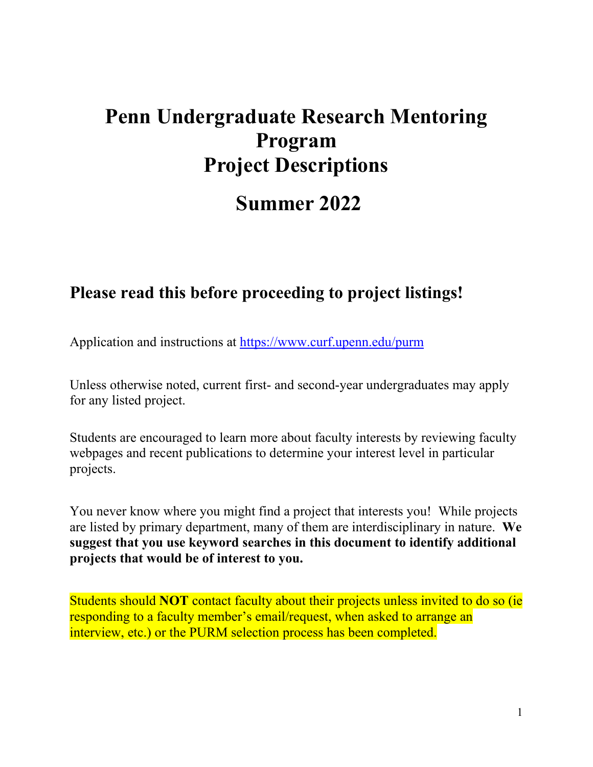# Penn Undergraduate Research Mentoring Program
# Project Descriptions

# Summer 2022

## Please read this before proceeding to project listings!

Application and instructions at https://www.curf.upenn.edu/purm

Unless otherwise noted, current first- and second-year undergraduates may apply for any listed project.

Students are encouraged to learn more about faculty interests by reviewing faculty webpages and recent publications to determine your interest level in particular projects.

You never know where you might find a project that interests you! While projects are listed by primary department, many of them are interdisciplinary in nature. **We suggest that you use keyword searches in this document to identify additional projects that would be of interest to you.**

Students should **NOT** contact faculty about their projects unless invited to do so (ie responding to a faculty member's email/request, when asked to arrange an interview, etc.) or the PURM selection process has been completed.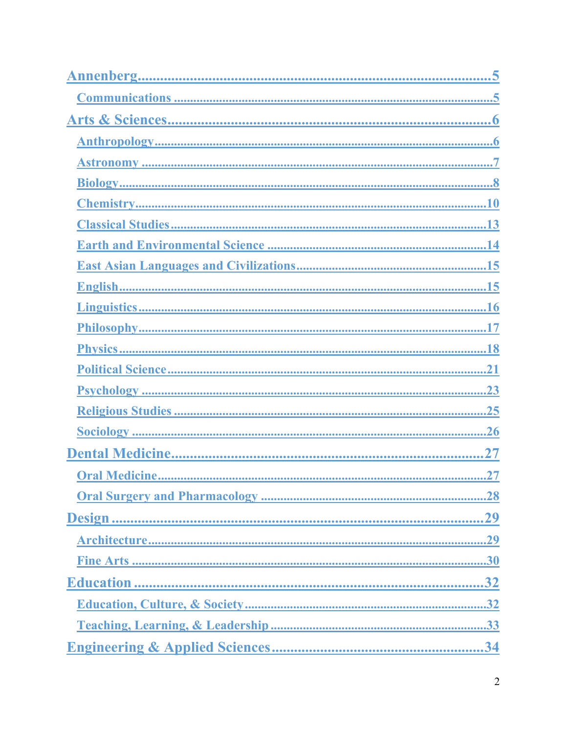[Annenberg ........................................................................................ 5](#)

  [Communications ........................................................................................ 5](#)

[Arts & Sciences ........................................................................................ 6](#)

  [Anthropology ........................................................................................ 6](#)

  [Astronomy ........................................................................................ 7](#)

  [Biology ........................................................................................ 8](#)

  [Chemistry ........................................................................................ 10](#)

  [Classical Studies ........................................................................................ 13](#)

  [Earth and Environmental Science ........................................................................................ 14](#)

  [East Asian Languages and Civilizations ........................................................................................ 15](#)

  [English ........................................................................................ 15](#)

  [Linguistics ........................................................................................ 16](#)

  [Philosophy ........................................................................................ 17](#)

  [Physics ........................................................................................ 18](#)

  [Political Science ........................................................................................ 21](#)

  [Psychology ........................................................................................ 23](#)

  [Religious Studies ........................................................................................ 25](#)

  [Sociology ........................................................................................ 26](#)

[Dental Medicine ........................................................................................ 27](#)

  [Oral Medicine ........................................................................................ 27](#)

  [Oral Surgery and Pharmacology ........................................................................................ 28](#)

[Design ........................................................................................ 29](#)

  [Architecture ........................................................................................ 29](#)

  [Fine Arts ........................................................................................ 30](#)

[Education ........................................................................................ 32](#)

  [Education, Culture, & Society ........................................................................................ 32](#)

  [Teaching, Learning, & Leadership ........................................................................................ 33](#)

[Engineering & Applied Sciences ........................................................................................ 34](#)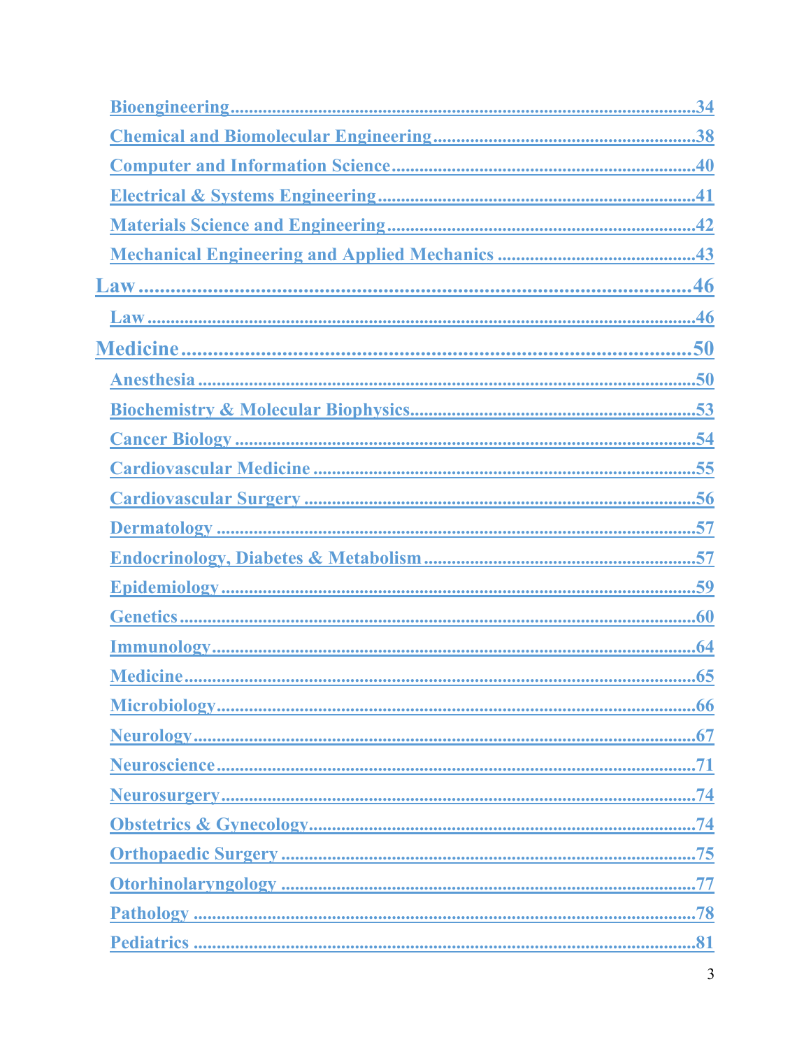[Bioengineering ........................................................................................ 34](#)
[Chemical and Biomolecular Engineering ........................................................ 38](#)
[Computer and Information Science ................................................................ 40](#)
[Electrical & Systems Engineering .................................................................. 41](#)
[Materials Science and Engineering ................................................................. 42](#)
[Mechanical Engineering and Applied Mechanics .......................................... 43](#)

[Law ........................................................................................................ 46](#)

[Law ........................................................................................................ 46](#)

[Medicine ................................................................................................ 50](#)

[Anesthesia ............................................................................................... 50](#)
[Biochemistry & Molecular Biophysics ............................................................ 53](#)
[Cancer Biology .......................................................................................... 54](#)
[Cardiovascular Medicine ............................................................................. 55](#)
[Cardiovascular Surgery ............................................................................... 56](#)
[Dermatology ............................................................................................. 57](#)
[Endocrinology, Diabetes & Metabolism .......................................................... 57](#)
[Epidemiology ............................................................................................ 59](#)
[Genetics .................................................................................................. 60](#)
[Immunology ............................................................................................. 64](#)
[Medicine .................................................................................................. 65](#)
[Microbiology ............................................................................................. 66](#)
[Neurology ................................................................................................ 67](#)
[Neuroscience ............................................................................................ 71](#)
[Neurosurgery ............................................................................................ 74](#)
[Obstetrics & Gynecology .............................................................................. 74](#)
[Orthopaedic Surgery ................................................................................... 75](#)
[Otorhinolaryngology ................................................................................... 77](#)
[Pathology ................................................................................................. 78](#)
[Pediatrics ................................................................................................. 81](#)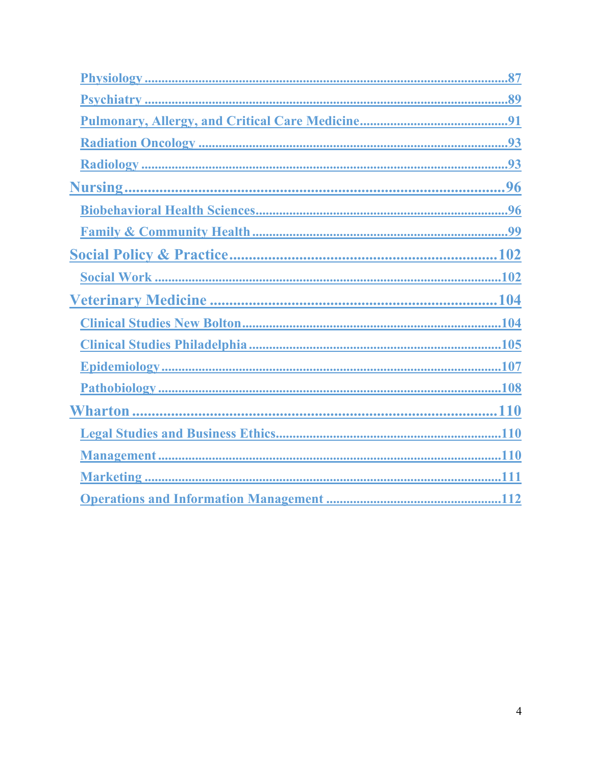- Physiology ........................................................................................................87
- Psychiatry ........................................................................................................89
- Pulmonary, Allergy, and Critical Care Medicine...........................................91
- Radiation Oncology .........................................................................................93
- Radiology .........................................................................................................93

Nursing .........................................................................................................96

- Biobehavioral Health Sciences.........................................................................96
- Family & Community Health ..........................................................................99

Social Policy & Practice...................................................................102

- Social Work ....................................................................................................102

Veterinary Medicine .......................................................................104

- Clinical Studies New Bolton...........................................................................104
- Clinical Studies Philadelphia .........................................................................105
- Epidemiology..................................................................................................107
- Pathobiology ...................................................................................................108

Wharton ........................................................................................110

- Legal Studies and Business Ethics..................................................................110
- Management ....................................................................................................110
- Marketing ........................................................................................................111
- Operations and Information Management ...................................................112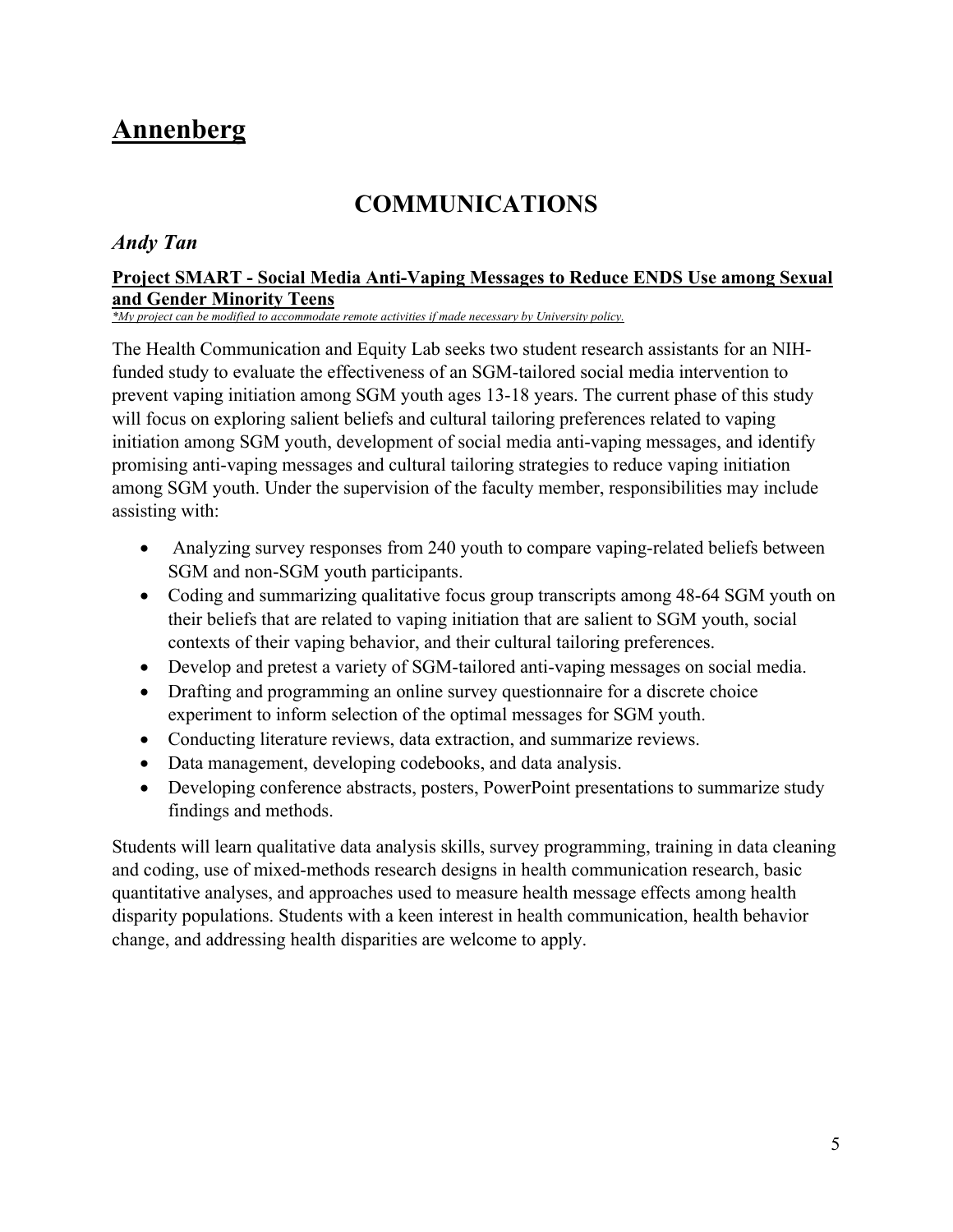# Annenberg

## COMMUNICATIONS

### *Andy Tan*

**Project SMART - Social Media Anti-Vaping Messages to Reduce ENDS Use among Sexual and Gender Minority Teens**

*\*My project can be modified to accommodate remote activities if made necessary by University policy.*

The Health Communication and Equity Lab seeks two student research assistants for an NIH-funded study to evaluate the effectiveness of an SGM-tailored social media intervention to prevent vaping initiation among SGM youth ages 13-18 years. The current phase of this study will focus on exploring salient beliefs and cultural tailoring preferences related to vaping initiation among SGM youth, development of social media anti-vaping messages, and identify promising anti-vaping messages and cultural tailoring strategies to reduce vaping initiation among SGM youth. Under the supervision of the faculty member, responsibilities may include assisting with:

- Analyzing survey responses from 240 youth to compare vaping-related beliefs between SGM and non-SGM youth participants.
- Coding and summarizing qualitative focus group transcripts among 48-64 SGM youth on their beliefs that are related to vaping initiation that are salient to SGM youth, social contexts of their vaping behavior, and their cultural tailoring preferences.
- Develop and pretest a variety of SGM-tailored anti-vaping messages on social media.
- Drafting and programming an online survey questionnaire for a discrete choice experiment to inform selection of the optimal messages for SGM youth.
- Conducting literature reviews, data extraction, and summarize reviews.
- Data management, developing codebooks, and data analysis.
- Developing conference abstracts, posters, PowerPoint presentations to summarize study findings and methods.

Students will learn qualitative data analysis skills, survey programming, training in data cleaning and coding, use of mixed-methods research designs in health communication research, basic quantitative analyses, and approaches used to measure health message effects among health disparity populations. Students with a keen interest in health communication, health behavior change, and addressing health disparities are welcome to apply.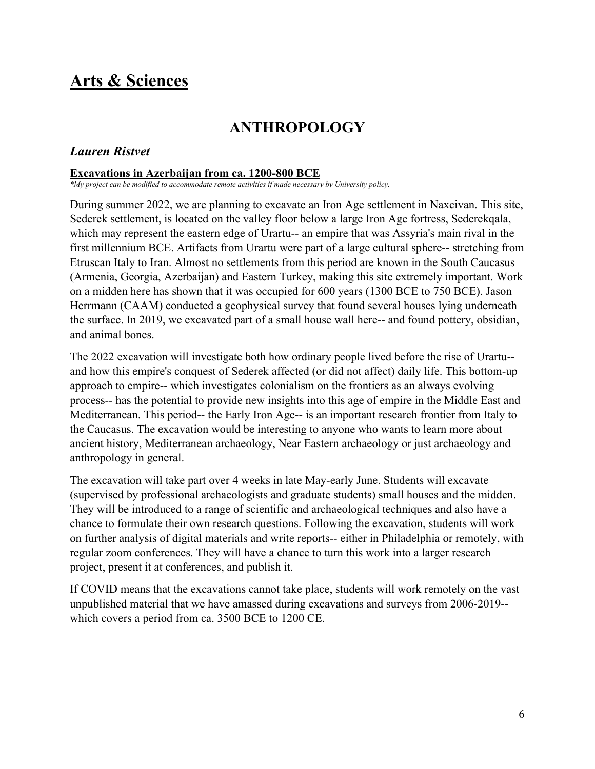# Arts & Sciences

## ANTHROPOLOGY

### *Lauren Ristvet*

**Excavations in Azerbaijan from ca. 1200-800 BCE**

*\*My project can be modified to accommodate remote activities if made necessary by University policy.*

During summer 2022, we are planning to excavate an Iron Age settlement in Naxcivan. This site, Sederek settlement, is located on the valley floor below a large Iron Age fortress, Sederekqala, which may represent the eastern edge of Urartu-- an empire that was Assyria's main rival in the first millennium BCE. Artifacts from Urartu were part of a large cultural sphere-- stretching from Etruscan Italy to Iran. Almost no settlements from this period are known in the South Caucasus (Armenia, Georgia, Azerbaijan) and Eastern Turkey, making this site extremely important. Work on a midden here has shown that it was occupied for 600 years (1300 BCE to 750 BCE). Jason Herrmann (CAAM) conducted a geophysical survey that found several houses lying underneath the surface. In 2019, we excavated part of a small house wall here-- and found pottery, obsidian, and animal bones.

The 2022 excavation will investigate both how ordinary people lived before the rise of Urartu-- and how this empire's conquest of Sederek affected (or did not affect) daily life. This bottom-up approach to empire-- which investigates colonialism on the frontiers as an always evolving process-- has the potential to provide new insights into this age of empire in the Middle East and Mediterranean. This period-- the Early Iron Age-- is an important research frontier from Italy to the Caucasus. The excavation would be interesting to anyone who wants to learn more about ancient history, Mediterranean archaeology, Near Eastern archaeology or just archaeology and anthropology in general.

The excavation will take part over 4 weeks in late May-early June. Students will excavate (supervised by professional archaeologists and graduate students) small houses and the midden. They will be introduced to a range of scientific and archaeological techniques and also have a chance to formulate their own research questions. Following the excavation, students will work on further analysis of digital materials and write reports-- either in Philadelphia or remotely, with regular zoom conferences. They will have a chance to turn this work into a larger research project, present it at conferences, and publish it.

If COVID means that the excavations cannot take place, students will work remotely on the vast unpublished material that we have amassed during excavations and surveys from 2006-2019-- which covers a period from ca. 3500 BCE to 1200 CE.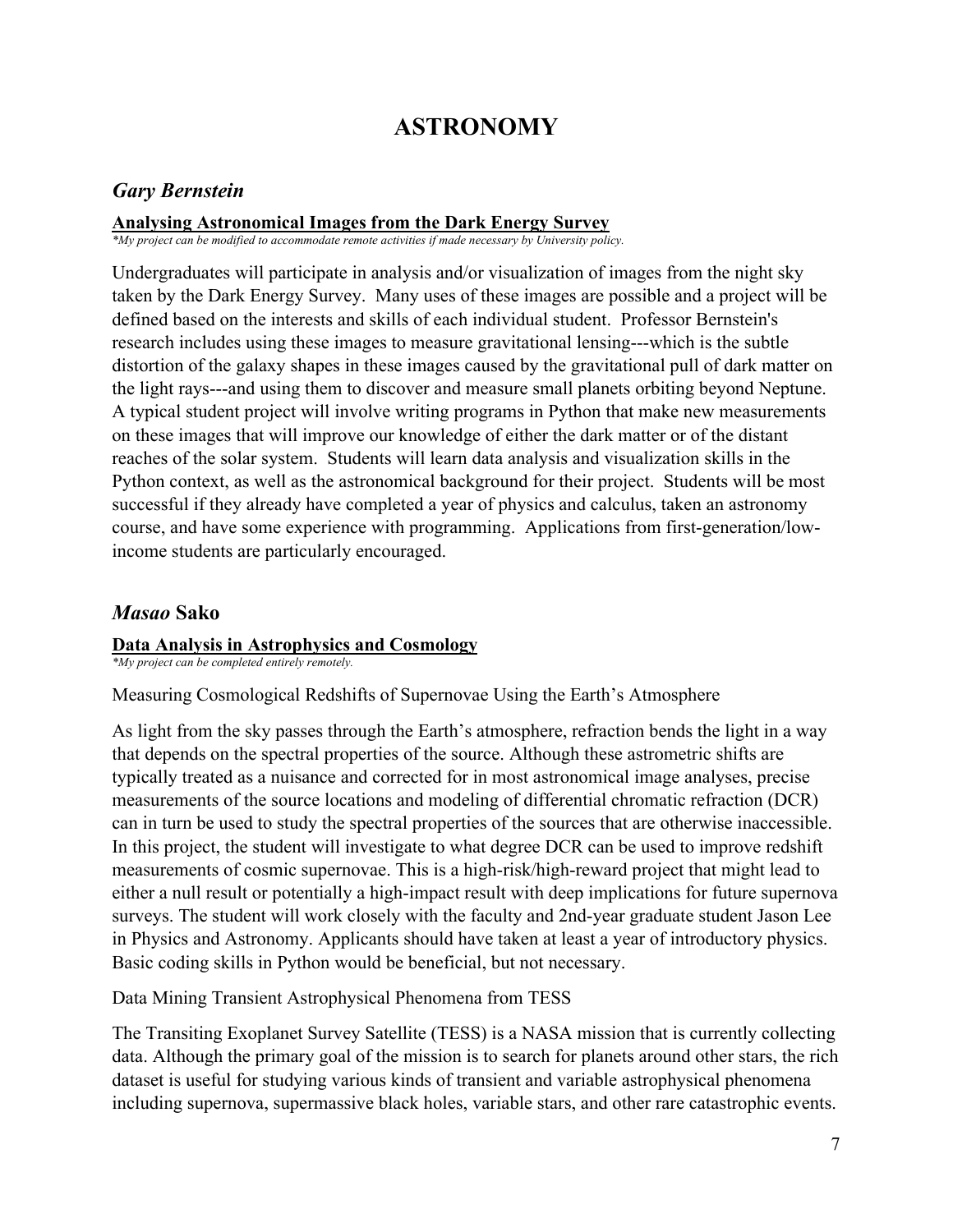# ASTRONOMY

## *Gary Bernstein*

**Analysing Astronomical Images from the Dark Energy Survey**

*\*My project can be modified to accommodate remote activities if made necessary by University policy.*

Undergraduates will participate in analysis and/or visualization of images from the night sky taken by the Dark Energy Survey. Many uses of these images are possible and a project will be defined based on the interests and skills of each individual student. Professor Bernstein's research includes using these images to measure gravitational lensing---which is the subtle distortion of the galaxy shapes in these images caused by the gravitational pull of dark matter on the light rays---and using them to discover and measure small planets orbiting beyond Neptune. A typical student project will involve writing programs in Python that make new measurements on these images that will improve our knowledge of either the dark matter or of the distant reaches of the solar system. Students will learn data analysis and visualization skills in the Python context, as well as the astronomical background for their project. Students will be most successful if they already have completed a year of physics and calculus, taken an astronomy course, and have some experience with programming. Applications from first-generation/low-income students are particularly encouraged.

## *Masao* Sako

**Data Analysis in Astrophysics and Cosmology**

*\*My project can be completed entirely remotely.*

Measuring Cosmological Redshifts of Supernovae Using the Earth's Atmosphere

As light from the sky passes through the Earth's atmosphere, refraction bends the light in a way that depends on the spectral properties of the source. Although these astrometric shifts are typically treated as a nuisance and corrected for in most astronomical image analyses, precise measurements of the source locations and modeling of differential chromatic refraction (DCR) can in turn be used to study the spectral properties of the sources that are otherwise inaccessible. In this project, the student will investigate to what degree DCR can be used to improve redshift measurements of cosmic supernovae. This is a high-risk/high-reward project that might lead to either a null result or potentially a high-impact result with deep implications for future supernova surveys. The student will work closely with the faculty and 2nd-year graduate student Jason Lee in Physics and Astronomy. Applicants should have taken at least a year of introductory physics. Basic coding skills in Python would be beneficial, but not necessary.

Data Mining Transient Astrophysical Phenomena from TESS

The Transiting Exoplanet Survey Satellite (TESS) is a NASA mission that is currently collecting data. Although the primary goal of the mission is to search for planets around other stars, the rich dataset is useful for studying various kinds of transient and variable astrophysical phenomena including supernova, supermassive black holes, variable stars, and other rare catastrophic events.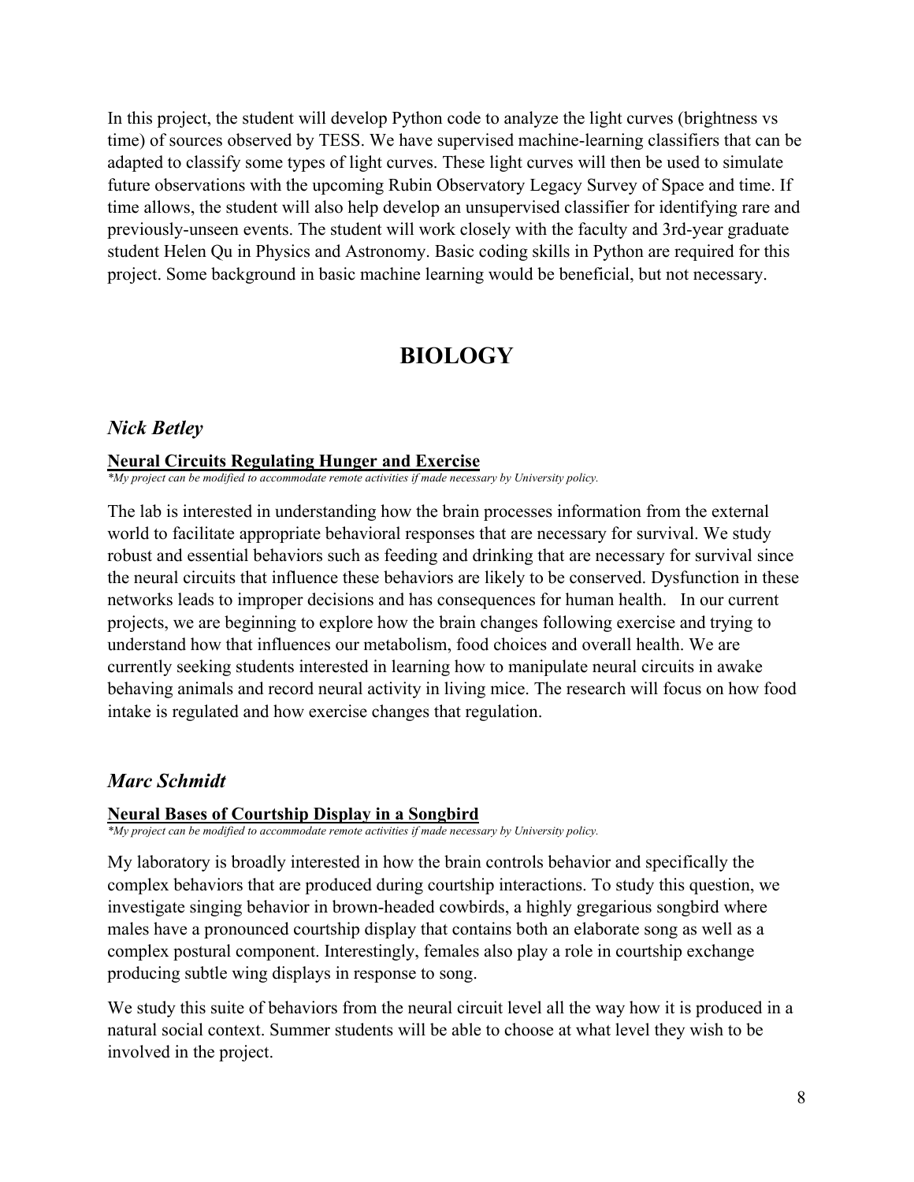In this project, the student will develop Python code to analyze the light curves (brightness vs time) of sources observed by TESS. We have supervised machine-learning classifiers that can be adapted to classify some types of light curves. These light curves will then be used to simulate future observations with the upcoming Rubin Observatory Legacy Survey of Space and time. If time allows, the student will also help develop an unsupervised classifier for identifying rare and previously-unseen events. The student will work closely with the faculty and 3rd-year graduate student Helen Qu in Physics and Astronomy. Basic coding skills in Python are required for this project. Some background in basic machine learning would be beneficial, but not necessary.

# BIOLOGY

### *Nick Betley*

**Neural Circuits Regulating Hunger and Exercise**

*\*My project can be modified to accommodate remote activities if made necessary by University policy.*

The lab is interested in understanding how the brain processes information from the external world to facilitate appropriate behavioral responses that are necessary for survival. We study robust and essential behaviors such as feeding and drinking that are necessary for survival since the neural circuits that influence these behaviors are likely to be conserved. Dysfunction in these networks leads to improper decisions and has consequences for human health. In our current projects, we are beginning to explore how the brain changes following exercise and trying to understand how that influences our metabolism, food choices and overall health. We are currently seeking students interested in learning how to manipulate neural circuits in awake behaving animals and record neural activity in living mice. The research will focus on how food intake is regulated and how exercise changes that regulation.

### *Marc Schmidt*

**Neural Bases of Courtship Display in a Songbird**

*\*My project can be modified to accommodate remote activities if made necessary by University policy.*

My laboratory is broadly interested in how the brain controls behavior and specifically the complex behaviors that are produced during courtship interactions. To study this question, we investigate singing behavior in brown-headed cowbirds, a highly gregarious songbird where males have a pronounced courtship display that contains both an elaborate song as well as a complex postural component. Interestingly, females also play a role in courtship exchange producing subtle wing displays in response to song.

We study this suite of behaviors from the neural circuit level all the way how it is produced in a natural social context. Summer students will be able to choose at what level they wish to be involved in the project.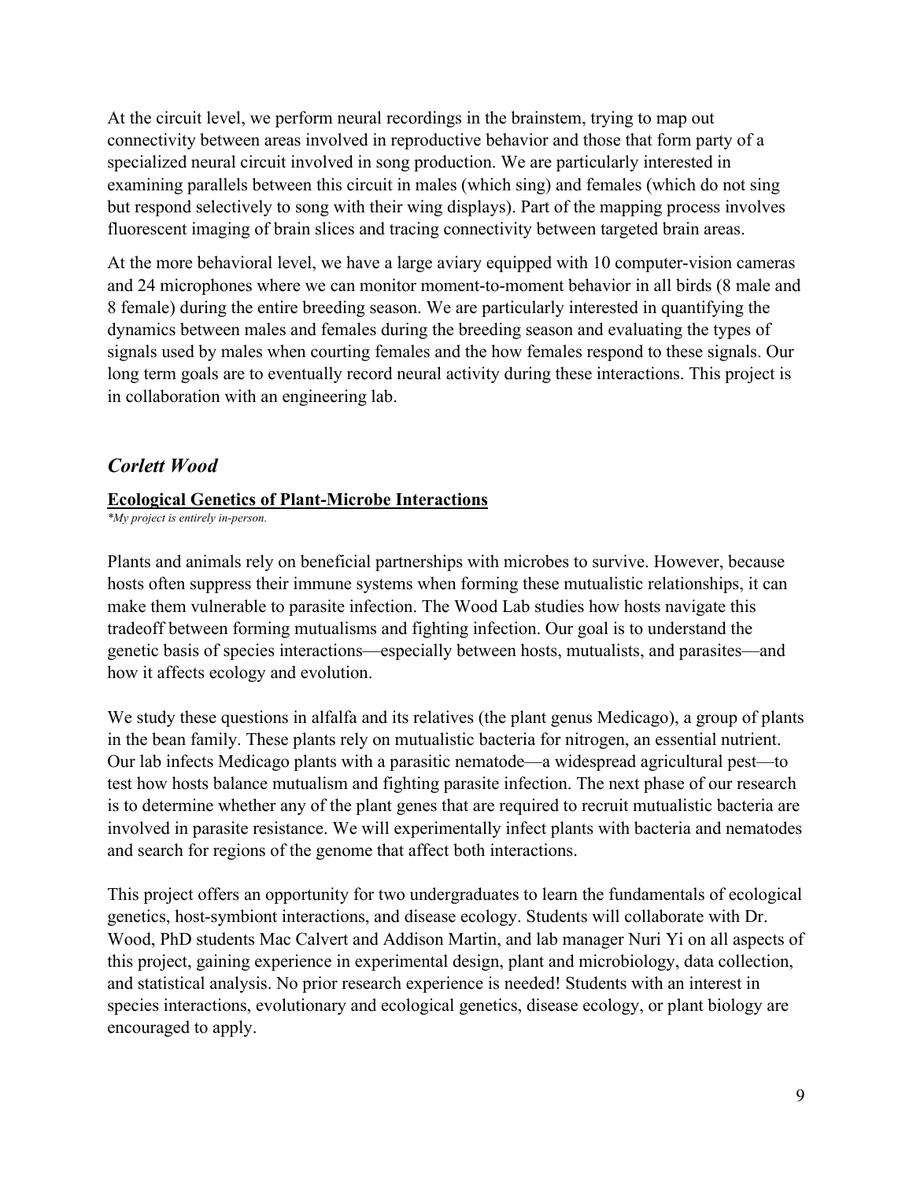At the circuit level, we perform neural recordings in the brainstem, trying to map out connectivity between areas involved in reproductive behavior and those that form party of a specialized neural circuit involved in song production. We are particularly interested in examining parallels between this circuit in males (which sing) and females (which do not sing but respond selectively to song with their wing displays). Part of the mapping process involves fluorescent imaging of brain slices and tracing connectivity between targeted brain areas.

At the more behavioral level, we have a large aviary equipped with 10 computer-vision cameras and 24 microphones where we can monitor moment-to-moment behavior in all birds (8 male and 8 female) during the entire breeding season. We are particularly interested in quantifying the dynamics between males and females during the breeding season and evaluating the types of signals used by males when courting females and the how females respond to these signals. Our long term goals are to eventually record neural activity during these interactions. This project is in collaboration with an engineering lab.

## *Corlett Wood*

### **Ecological Genetics of Plant-Microbe Interactions**

*\*My project is entirely in-person.*

Plants and animals rely on beneficial partnerships with microbes to survive. However, because hosts often suppress their immune systems when forming these mutualistic relationships, it can make them vulnerable to parasite infection. The Wood Lab studies how hosts navigate this tradeoff between forming mutualisms and fighting infection. Our goal is to understand the genetic basis of species interactions—especially between hosts, mutualists, and parasites—and how it affects ecology and evolution.

We study these questions in alfalfa and its relatives (the plant genus Medicago), a group of plants in the bean family. These plants rely on mutualistic bacteria for nitrogen, an essential nutrient. Our lab infects Medicago plants with a parasitic nematode—a widespread agricultural pest—to test how hosts balance mutualism and fighting parasite infection. The next phase of our research is to determine whether any of the plant genes that are required to recruit mutualistic bacteria are involved in parasite resistance. We will experimentally infect plants with bacteria and nematodes and search for regions of the genome that affect both interactions.

This project offers an opportunity for two undergraduates to learn the fundamentals of ecological genetics, host-symbiont interactions, and disease ecology. Students will collaborate with Dr. Wood, PhD students Mac Calvert and Addison Martin, and lab manager Nuri Yi on all aspects of this project, gaining experience in experimental design, plant and microbiology, data collection, and statistical analysis. No prior research experience is needed! Students with an interest in species interactions, evolutionary and ecological genetics, disease ecology, or plant biology are encouraged to apply.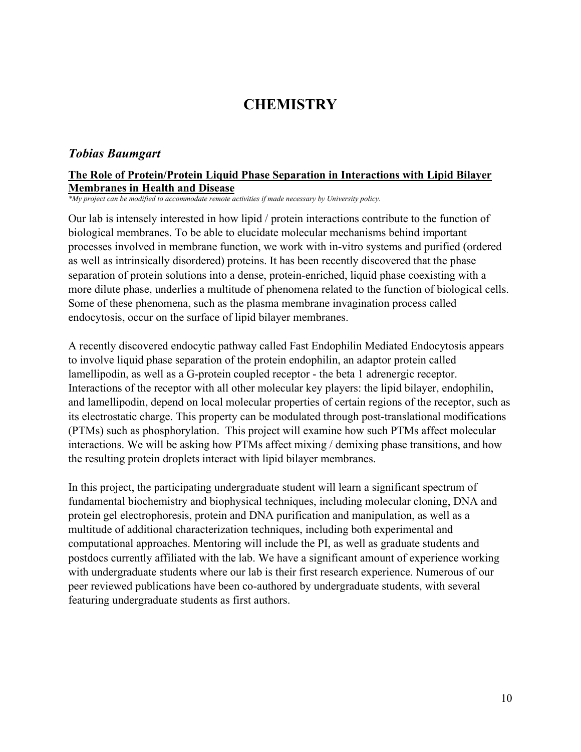# CHEMISTRY

## *Tobias Baumgart*

**The Role of Protein/Protein Liquid Phase Separation in Interactions with Lipid Bilayer Membranes in Health and Disease**

*\*My project can be modified to accommodate remote activities if made necessary by University policy.*

Our lab is intensely interested in how lipid / protein interactions contribute to the function of biological membranes. To be able to elucidate molecular mechanisms behind important processes involved in membrane function, we work with in-vitro systems and purified (ordered as well as intrinsically disordered) proteins. It has been recently discovered that the phase separation of protein solutions into a dense, protein-enriched, liquid phase coexisting with a more dilute phase, underlies a multitude of phenomena related to the function of biological cells. Some of these phenomena, such as the plasma membrane invagination process called endocytosis, occur on the surface of lipid bilayer membranes.

A recently discovered endocytic pathway called Fast Endophilin Mediated Endocytosis appears to involve liquid phase separation of the protein endophilin, an adaptor protein called lamellipodin, as well as a G-protein coupled receptor - the beta 1 adrenergic receptor. Interactions of the receptor with all other molecular key players: the lipid bilayer, endophilin, and lamellipodin, depend on local molecular properties of certain regions of the receptor, such as its electrostatic charge. This property can be modulated through post-translational modifications (PTMs) such as phosphorylation. This project will examine how such PTMs affect molecular interactions. We will be asking how PTMs affect mixing / demixing phase transitions, and how the resulting protein droplets interact with lipid bilayer membranes.

In this project, the participating undergraduate student will learn a significant spectrum of fundamental biochemistry and biophysical techniques, including molecular cloning, DNA and protein gel electrophoresis, protein and DNA purification and manipulation, as well as a multitude of additional characterization techniques, including both experimental and computational approaches. Mentoring will include the PI, as well as graduate students and postdocs currently affiliated with the lab. We have a significant amount of experience working with undergraduate students where our lab is their first research experience. Numerous of our peer reviewed publications have been co-authored by undergraduate students, with several featuring undergraduate students as first authors.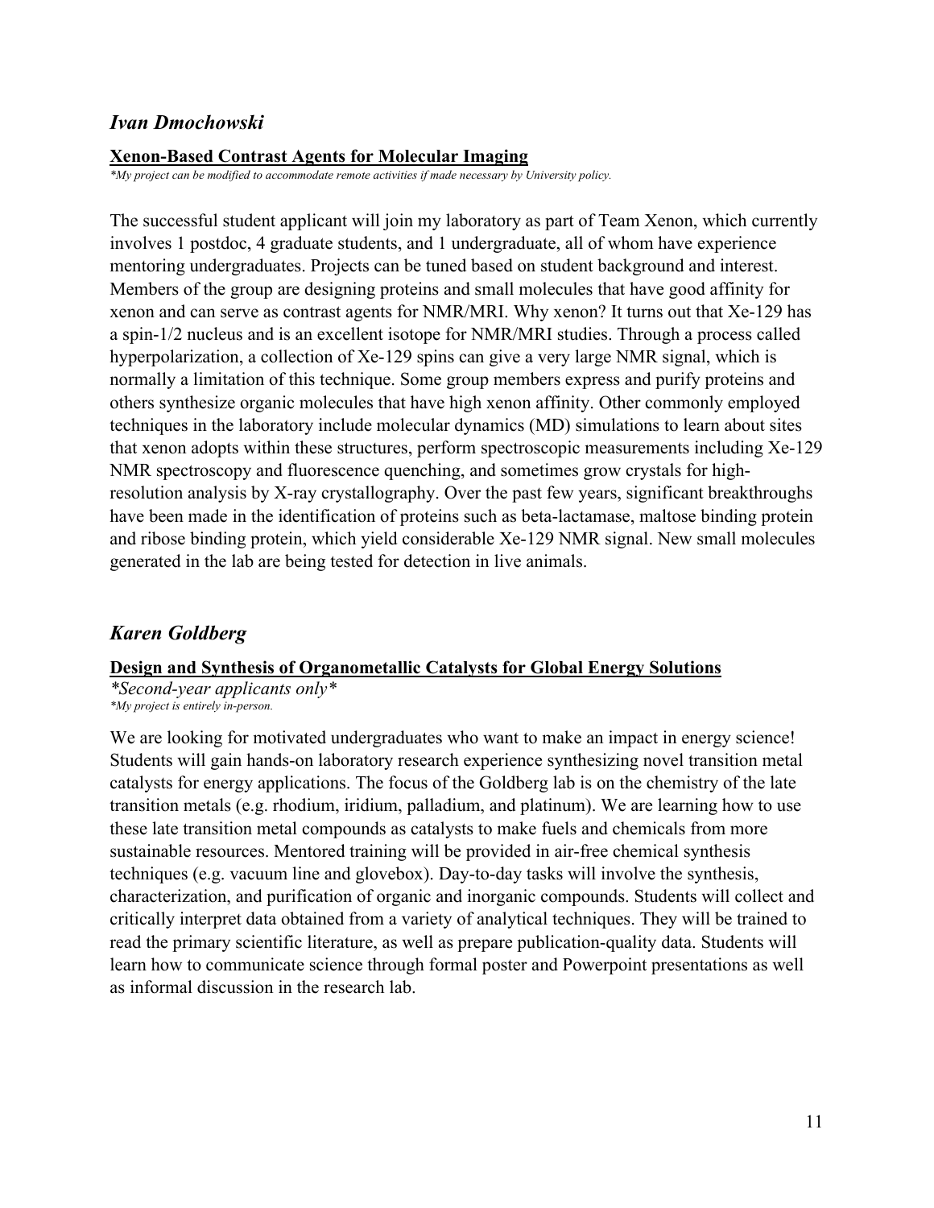## *Ivan Dmochowski*

**Xenon-Based Contrast Agents for Molecular Imaging**

*\*My project can be modified to accommodate remote activities if made necessary by University policy.*

The successful student applicant will join my laboratory as part of Team Xenon, which currently involves 1 postdoc, 4 graduate students, and 1 undergraduate, all of whom have experience mentoring undergraduates. Projects can be tuned based on student background and interest. Members of the group are designing proteins and small molecules that have good affinity for xenon and can serve as contrast agents for NMR/MRI. Why xenon? It turns out that Xe-129 has a spin-1/2 nucleus and is an excellent isotope for NMR/MRI studies. Through a process called hyperpolarization, a collection of Xe-129 spins can give a very large NMR signal, which is normally a limitation of this technique. Some group members express and purify proteins and others synthesize organic molecules that have high xenon affinity. Other commonly employed techniques in the laboratory include molecular dynamics (MD) simulations to learn about sites that xenon adopts within these structures, perform spectroscopic measurements including Xe-129 NMR spectroscopy and fluorescence quenching, and sometimes grow crystals for high-resolution analysis by X-ray crystallography. Over the past few years, significant breakthroughs have been made in the identification of proteins such as beta-lactamase, maltose binding protein and ribose binding protein, which yield considerable Xe-129 NMR signal. New small molecules generated in the lab are being tested for detection in live animals.

## *Karen Goldberg*

**Design and Synthesis of Organometallic Catalysts for Global Energy Solutions**

*\*Second-year applicants only\**

*\*My project is entirely in-person.*

We are looking for motivated undergraduates who want to make an impact in energy science! Students will gain hands-on laboratory research experience synthesizing novel transition metal catalysts for energy applications. The focus of the Goldberg lab is on the chemistry of the late transition metals (e.g. rhodium, iridium, palladium, and platinum). We are learning how to use these late transition metal compounds as catalysts to make fuels and chemicals from more sustainable resources. Mentored training will be provided in air-free chemical synthesis techniques (e.g. vacuum line and glovebox). Day-to-day tasks will involve the synthesis, characterization, and purification of organic and inorganic compounds. Students will collect and critically interpret data obtained from a variety of analytical techniques. They will be trained to read the primary scientific literature, as well as prepare publication-quality data. Students will learn how to communicate science through formal poster and Powerpoint presentations as well as informal discussion in the research lab.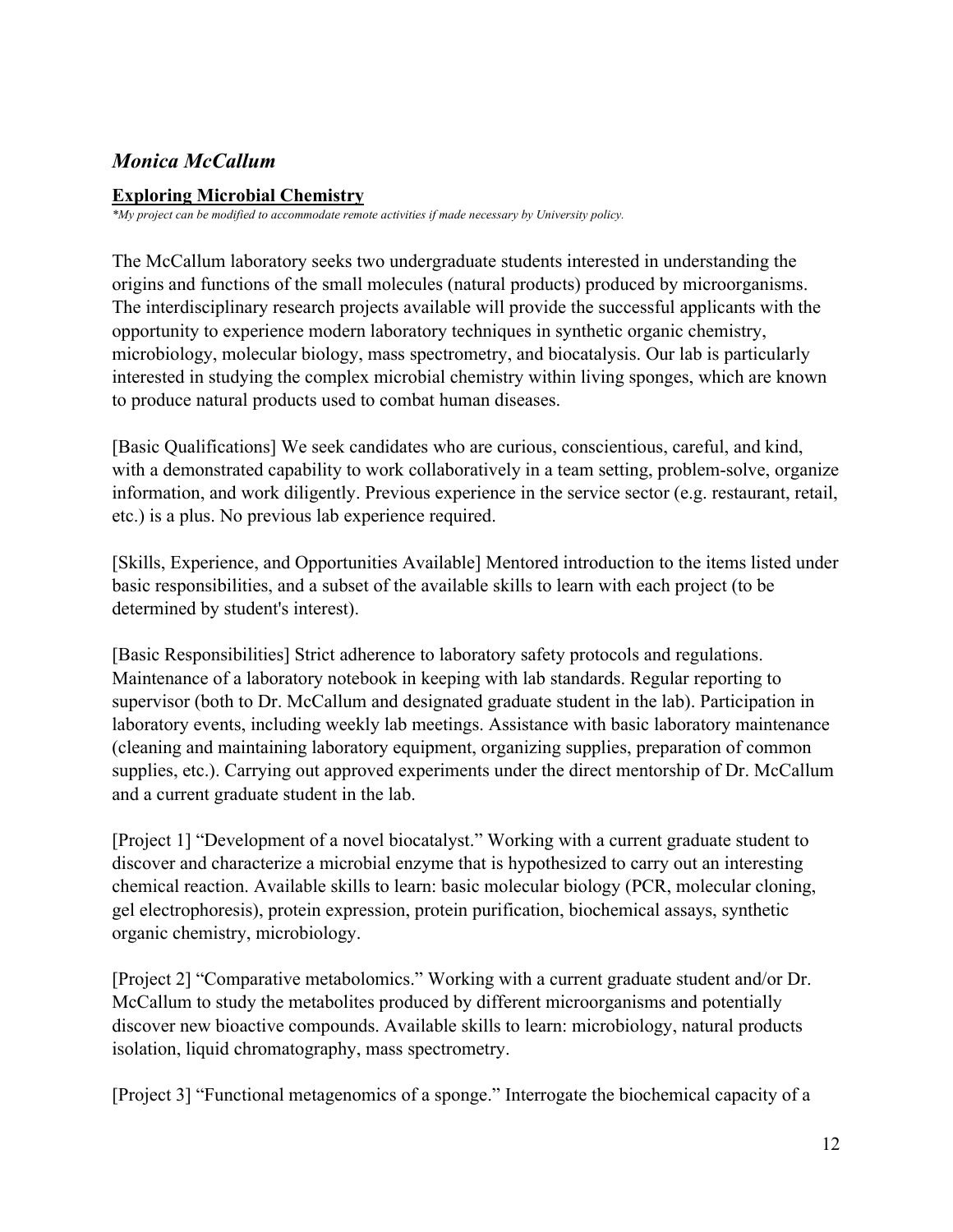## *Monica McCallum*

### Exploring Microbial Chemistry

*\*My project can be modified to accommodate remote activities if made necessary by University policy.*

The McCallum laboratory seeks two undergraduate students interested in understanding the origins and functions of the small molecules (natural products) produced by microorganisms. The interdisciplinary research projects available will provide the successful applicants with the opportunity to experience modern laboratory techniques in synthetic organic chemistry, microbiology, molecular biology, mass spectrometry, and biocatalysis. Our lab is particularly interested in studying the complex microbial chemistry within living sponges, which are known to produce natural products used to combat human diseases.

[Basic Qualifications] We seek candidates who are curious, conscientious, careful, and kind, with a demonstrated capability to work collaboratively in a team setting, problem-solve, organize information, and work diligently. Previous experience in the service sector (e.g. restaurant, retail, etc.) is a plus. No previous lab experience required.

[Skills, Experience, and Opportunities Available] Mentored introduction to the items listed under basic responsibilities, and a subset of the available skills to learn with each project (to be determined by student's interest).

[Basic Responsibilities] Strict adherence to laboratory safety protocols and regulations. Maintenance of a laboratory notebook in keeping with lab standards. Regular reporting to supervisor (both to Dr. McCallum and designated graduate student in the lab). Participation in laboratory events, including weekly lab meetings. Assistance with basic laboratory maintenance (cleaning and maintaining laboratory equipment, organizing supplies, preparation of common supplies, etc.). Carrying out approved experiments under the direct mentorship of Dr. McCallum and a current graduate student in the lab.

[Project 1] "Development of a novel biocatalyst." Working with a current graduate student to discover and characterize a microbial enzyme that is hypothesized to carry out an interesting chemical reaction. Available skills to learn: basic molecular biology (PCR, molecular cloning, gel electrophoresis), protein expression, protein purification, biochemical assays, synthetic organic chemistry, microbiology.

[Project 2] "Comparative metabolomics." Working with a current graduate student and/or Dr. McCallum to study the metabolites produced by different microorganisms and potentially discover new bioactive compounds. Available skills to learn: microbiology, natural products isolation, liquid chromatography, mass spectrometry.

[Project 3] "Functional metagenomics of a sponge." Interrogate the biochemical capacity of a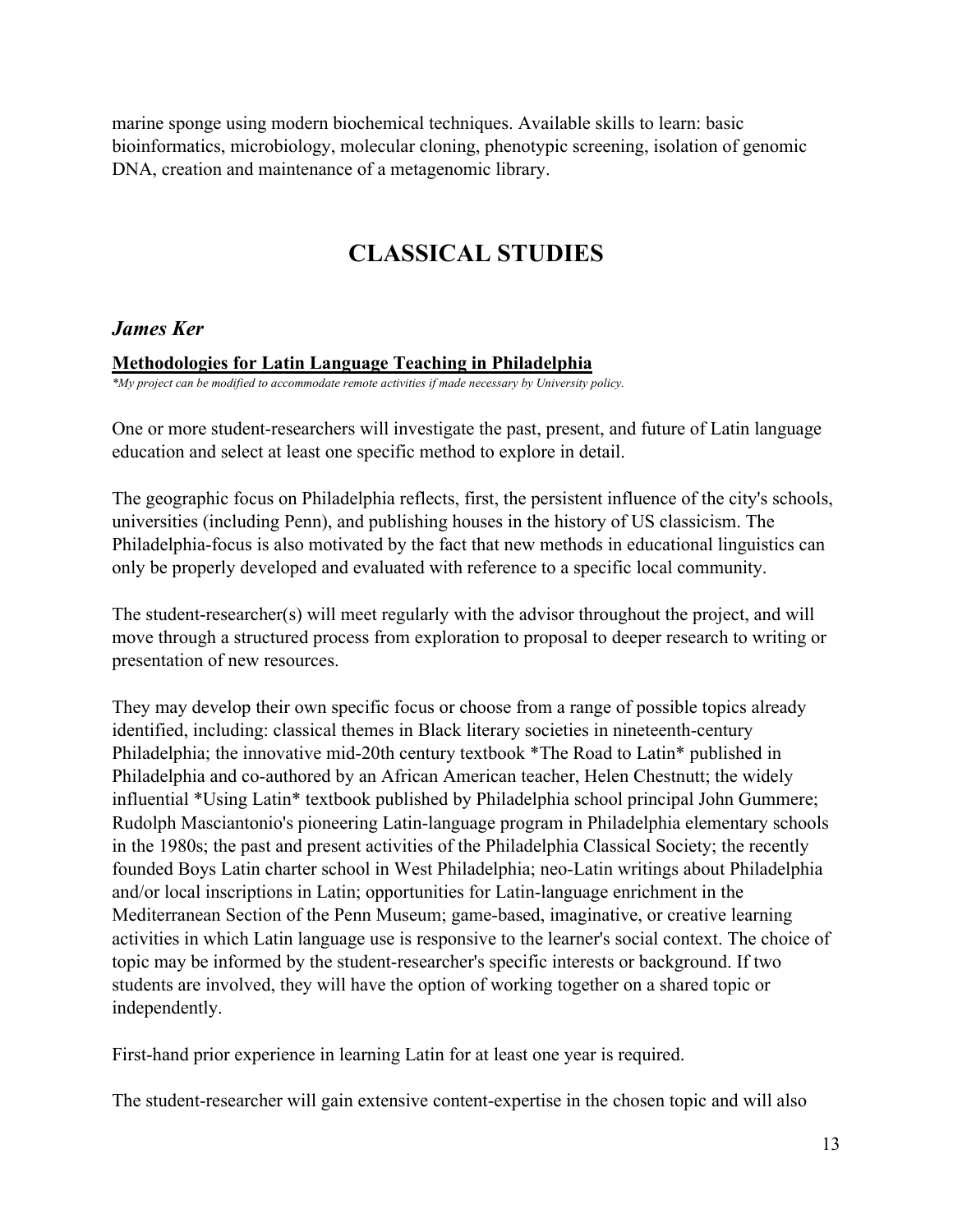marine sponge using modern biochemical techniques. Available skills to learn: basic bioinformatics, microbiology, molecular cloning, phenotypic screening, isolation of genomic DNA, creation and maintenance of a metagenomic library.

# CLASSICAL STUDIES

### *James Ker*

**Methodologies for Latin Language Teaching in Philadelphia**

*\*My project can be modified to accommodate remote activities if made necessary by University policy.*

One or more student-researchers will investigate the past, present, and future of Latin language education and select at least one specific method to explore in detail.

The geographic focus on Philadelphia reflects, first, the persistent influence of the city's schools, universities (including Penn), and publishing houses in the history of US classicism. The Philadelphia-focus is also motivated by the fact that new methods in educational linguistics can only be properly developed and evaluated with reference to a specific local community.

The student-researcher(s) will meet regularly with the advisor throughout the project, and will move through a structured process from exploration to proposal to deeper research to writing or presentation of new resources.

They may develop their own specific focus or choose from a range of possible topics already identified, including: classical themes in Black literary societies in nineteenth-century Philadelphia; the innovative mid-20th century textbook *The Road to Latin* published in Philadelphia and co-authored by an African American teacher, Helen Chestnutt; the widely influential *Using Latin* textbook published by Philadelphia school principal John Gummere; Rudolph Masciantonio's pioneering Latin-language program in Philadelphia elementary schools in the 1980s; the past and present activities of the Philadelphia Classical Society; the recently founded Boys Latin charter school in West Philadelphia; neo-Latin writings about Philadelphia and/or local inscriptions in Latin; opportunities for Latin-language enrichment in the Mediterranean Section of the Penn Museum; game-based, imaginative, or creative learning activities in which Latin language use is responsive to the learner's social context. The choice of topic may be informed by the student-researcher's specific interests or background. If two students are involved, they will have the option of working together on a shared topic or independently.

First-hand prior experience in learning Latin for at least one year is required.

The student-researcher will gain extensive content-expertise in the chosen topic and will also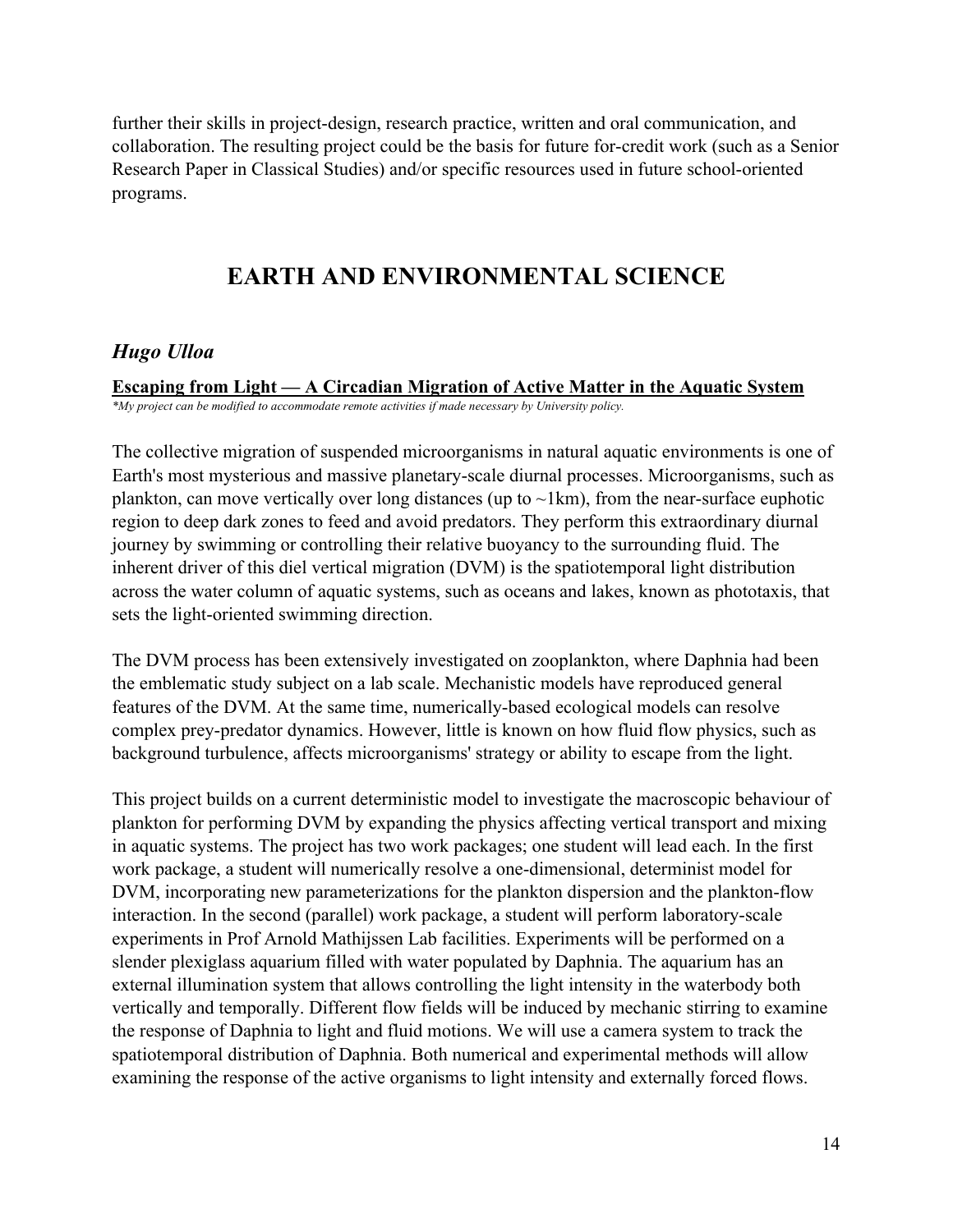further their skills in project-design, research practice, written and oral communication, and collaboration. The resulting project could be the basis for future for-credit work (such as a Senior Research Paper in Classical Studies) and/or specific resources used in future school-oriented programs.

# EARTH AND ENVIRONMENTAL SCIENCE

## *Hugo Ulloa*

**Escaping from Light — A Circadian Migration of Active Matter in the Aquatic System**

*\*My project can be modified to accommodate remote activities if made necessary by University policy.*

The collective migration of suspended microorganisms in natural aquatic environments is one of Earth's most mysterious and massive planetary-scale diurnal processes. Microorganisms, such as plankton, can move vertically over long distances (up to ~1km), from the near-surface euphotic region to deep dark zones to feed and avoid predators. They perform this extraordinary diurnal journey by swimming or controlling their relative buoyancy to the surrounding fluid. The inherent driver of this diel vertical migration (DVM) is the spatiotemporal light distribution across the water column of aquatic systems, such as oceans and lakes, known as phototaxis, that sets the light-oriented swimming direction.

The DVM process has been extensively investigated on zooplankton, where Daphnia had been the emblematic study subject on a lab scale. Mechanistic models have reproduced general features of the DVM. At the same time, numerically-based ecological models can resolve complex prey-predator dynamics. However, little is known on how fluid flow physics, such as background turbulence, affects microorganisms' strategy or ability to escape from the light.

This project builds on a current deterministic model to investigate the macroscopic behaviour of plankton for performing DVM by expanding the physics affecting vertical transport and mixing in aquatic systems. The project has two work packages; one student will lead each. In the first work package, a student will numerically resolve a one-dimensional, determinist model for DVM, incorporating new parameterizations for the plankton dispersion and the plankton-flow interaction. In the second (parallel) work package, a student will perform laboratory-scale experiments in Prof Arnold Mathijssen Lab facilities. Experiments will be performed on a slender plexiglass aquarium filled with water populated by Daphnia. The aquarium has an external illumination system that allows controlling the light intensity in the waterbody both vertically and temporally. Different flow fields will be induced by mechanic stirring to examine the response of Daphnia to light and fluid motions. We will use a camera system to track the spatiotemporal distribution of Daphnia. Both numerical and experimental methods will allow examining the response of the active organisms to light intensity and externally forced flows.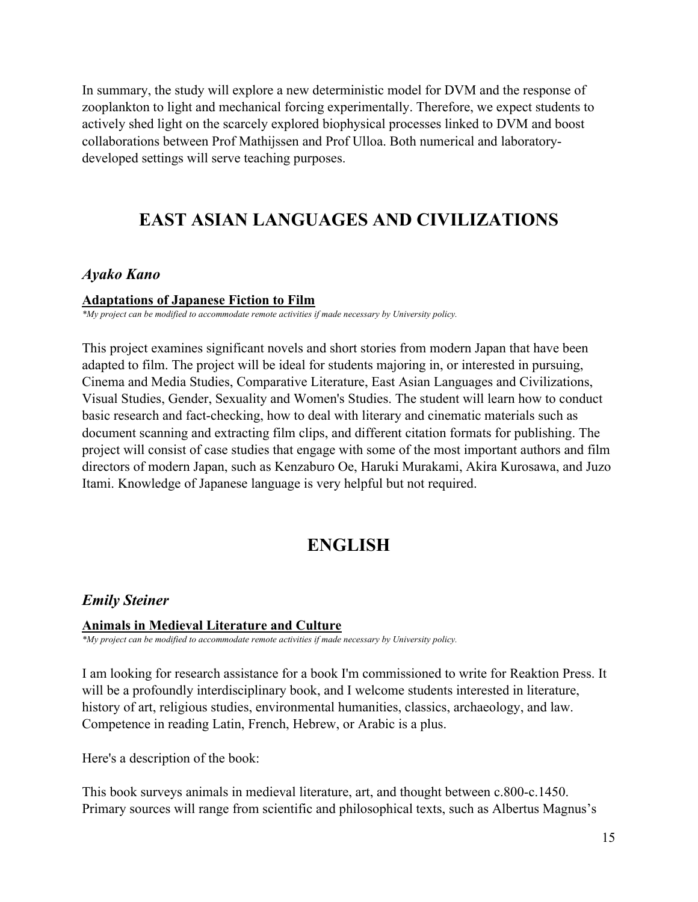In summary, the study will explore a new deterministic model for DVM and the response of zooplankton to light and mechanical forcing experimentally. Therefore, we expect students to actively shed light on the scarcely explored biophysical processes linked to DVM and boost collaborations between Prof Mathijssen and Prof Ulloa. Both numerical and laboratory-developed settings will serve teaching purposes.

## EAST ASIAN LANGUAGES AND CIVILIZATIONS

### *Ayako Kano*

**Adaptations of Japanese Fiction to Film**

*\*My project can be modified to accommodate remote activities if made necessary by University policy.*

This project examines significant novels and short stories from modern Japan that have been adapted to film. The project will be ideal for students majoring in, or interested in pursuing, Cinema and Media Studies, Comparative Literature, East Asian Languages and Civilizations, Visual Studies, Gender, Sexuality and Women's Studies. The student will learn how to conduct basic research and fact-checking, how to deal with literary and cinematic materials such as document scanning and extracting film clips, and different citation formats for publishing. The project will consist of case studies that engage with some of the most important authors and film directors of modern Japan, such as Kenzaburo Oe, Haruki Murakami, Akira Kurosawa, and Juzo Itami. Knowledge of Japanese language is very helpful but not required.

## ENGLISH

### *Emily Steiner*

**Animals in Medieval Literature and Culture**

*\*My project can be modified to accommodate remote activities if made necessary by University policy.*

I am looking for research assistance for a book I'm commissioned to write for Reaktion Press. It will be a profoundly interdisciplinary book, and I welcome students interested in literature, history of art, religious studies, environmental humanities, classics, archaeology, and law. Competence in reading Latin, French, Hebrew, or Arabic is a plus.

Here's a description of the book:

This book surveys animals in medieval literature, art, and thought between c.800-c.1450. Primary sources will range from scientific and philosophical texts, such as Albertus Magnus's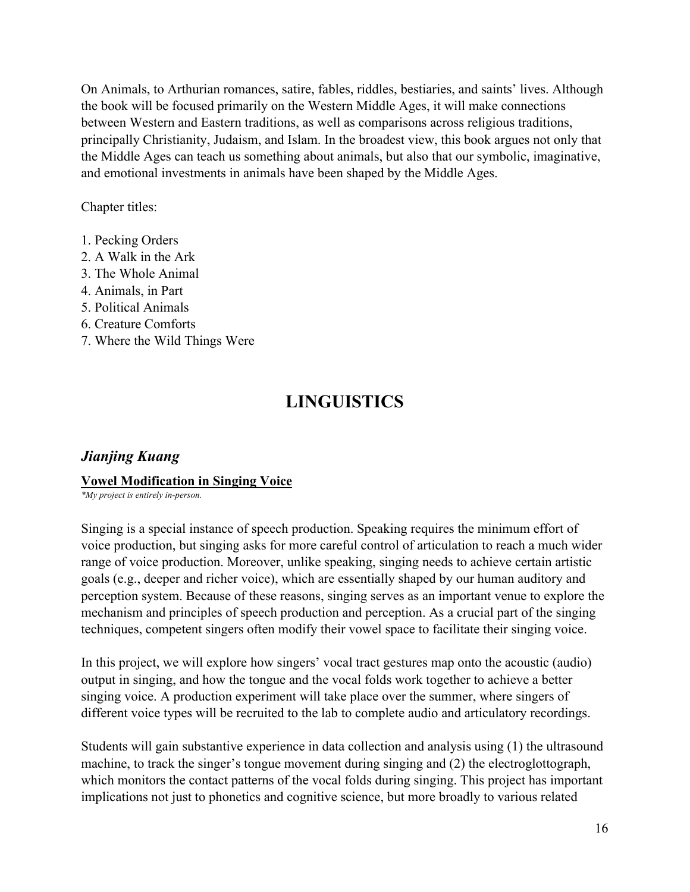On Animals, to Arthurian romances, satire, fables, riddles, bestiaries, and saints' lives. Although the book will be focused primarily on the Western Middle Ages, it will make connections between Western and Eastern traditions, as well as comparisons across religious traditions, principally Christianity, Judaism, and Islam. In the broadest view, this book argues not only that the Middle Ages can teach us something about animals, but also that our symbolic, imaginative, and emotional investments in animals have been shaped by the Middle Ages.

Chapter titles:

1. Pecking Orders
2. A Walk in the Ark
3. The Whole Animal
4. Animals, in Part
5. Political Animals
6. Creature Comforts
7. Where the Wild Things Were

# LINGUISTICS

## *Jianjing Kuang*

**Vowel Modification in Singing Voice**

*\*My project is entirely in-person.*

Singing is a special instance of speech production. Speaking requires the minimum effort of voice production, but singing asks for more careful control of articulation to reach a much wider range of voice production. Moreover, unlike speaking, singing needs to achieve certain artistic goals (e.g., deeper and richer voice), which are essentially shaped by our human auditory and perception system. Because of these reasons, singing serves as an important venue to explore the mechanism and principles of speech production and perception. As a crucial part of the singing techniques, competent singers often modify their vowel space to facilitate their singing voice.

In this project, we will explore how singers' vocal tract gestures map onto the acoustic (audio) output in singing, and how the tongue and the vocal folds work together to achieve a better singing voice. A production experiment will take place over the summer, where singers of different voice types will be recruited to the lab to complete audio and articulatory recordings.

Students will gain substantive experience in data collection and analysis using (1) the ultrasound machine, to track the singer's tongue movement during singing and (2) the electroglottograph, which monitors the contact patterns of the vocal folds during singing. This project has important implications not just to phonetics and cognitive science, but more broadly to various related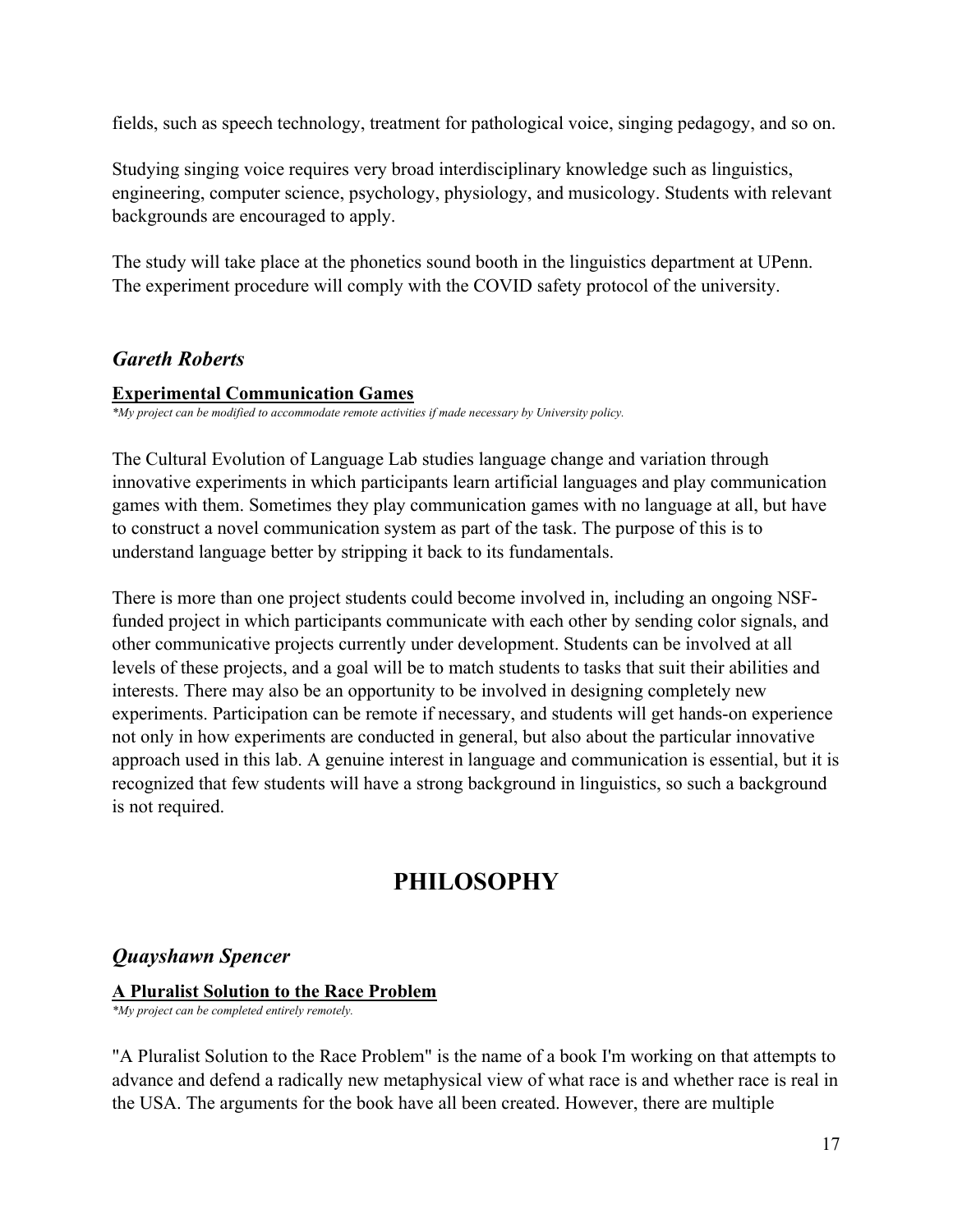fields, such as speech technology, treatment for pathological voice, singing pedagogy, and so on.

Studying singing voice requires very broad interdisciplinary knowledge such as linguistics, engineering, computer science, psychology, physiology, and musicology. Students with relevant backgrounds are encouraged to apply.

The study will take place at the phonetics sound booth in the linguistics department at UPenn. The experiment procedure will comply with the COVID safety protocol of the university.

### *Gareth Roberts*

**Experimental Communication Games**

*\*My project can be modified to accommodate remote activities if made necessary by University policy.*

The Cultural Evolution of Language Lab studies language change and variation through innovative experiments in which participants learn artificial languages and play communication games with them. Sometimes they play communication games with no language at all, but have to construct a novel communication system as part of the task. The purpose of this is to understand language better by stripping it back to its fundamentals.

There is more than one project students could become involved in, including an ongoing NSF-funded project in which participants communicate with each other by sending color signals, and other communicative projects currently under development. Students can be involved at all levels of these projects, and a goal will be to match students to tasks that suit their abilities and interests. There may also be an opportunity to be involved in designing completely new experiments. Participation can be remote if necessary, and students will get hands-on experience not only in how experiments are conducted in general, but also about the particular innovative approach used in this lab. A genuine interest in language and communication is essential, but it is recognized that few students will have a strong background in linguistics, so such a background is not required.

## PHILOSOPHY

### *Quayshawn Spencer*

**A Pluralist Solution to the Race Problem**

*\*My project can be completed entirely remotely.*

"A Pluralist Solution to the Race Problem" is the name of a book I'm working on that attempts to advance and defend a radically new metaphysical view of what race is and whether race is real in the USA. The arguments for the book have all been created. However, there are multiple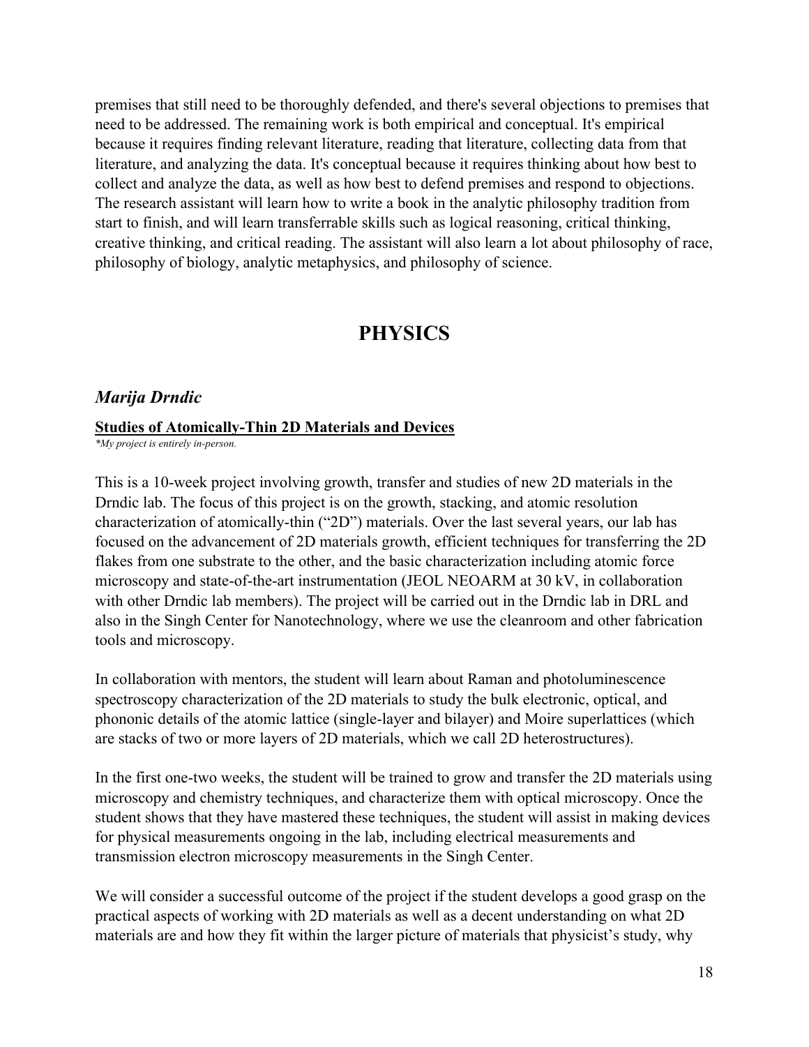premises that still need to be thoroughly defended, and there's several objections to premises that need to be addressed. The remaining work is both empirical and conceptual. It's empirical because it requires finding relevant literature, reading that literature, collecting data from that literature, and analyzing the data. It's conceptual because it requires thinking about how best to collect and analyze the data, as well as how best to defend premises and respond to objections. The research assistant will learn how to write a book in the analytic philosophy tradition from start to finish, and will learn transferrable skills such as logical reasoning, critical thinking, creative thinking, and critical reading. The assistant will also learn a lot about philosophy of race, philosophy of biology, analytic metaphysics, and philosophy of science.

# PHYSICS

## *Marija Drndic*

**Studies of Atomically-Thin 2D Materials and Devices**

*\*My project is entirely in-person.*

This is a 10-week project involving growth, transfer and studies of new 2D materials in the Drndic lab. The focus of this project is on the growth, stacking, and atomic resolution characterization of atomically-thin ("2D") materials. Over the last several years, our lab has focused on the advancement of 2D materials growth, efficient techniques for transferring the 2D flakes from one substrate to the other, and the basic characterization including atomic force microscopy and state-of-the-art instrumentation (JEOL NEOARM at 30 kV, in collaboration with other Drndic lab members). The project will be carried out in the Drndic lab in DRL and also in the Singh Center for Nanotechnology, where we use the cleanroom and other fabrication tools and microscopy.

In collaboration with mentors, the student will learn about Raman and photoluminescence spectroscopy characterization of the 2D materials to study the bulk electronic, optical, and phononic details of the atomic lattice (single-layer and bilayer) and Moire superlattices (which are stacks of two or more layers of 2D materials, which we call 2D heterostructures).

In the first one-two weeks, the student will be trained to grow and transfer the 2D materials using microscopy and chemistry techniques, and characterize them with optical microscopy. Once the student shows that they have mastered these techniques, the student will assist in making devices for physical measurements ongoing in the lab, including electrical measurements and transmission electron microscopy measurements in the Singh Center.

We will consider a successful outcome of the project if the student develops a good grasp on the practical aspects of working with 2D materials as well as a decent understanding on what 2D materials are and how they fit within the larger picture of materials that physicist's study, why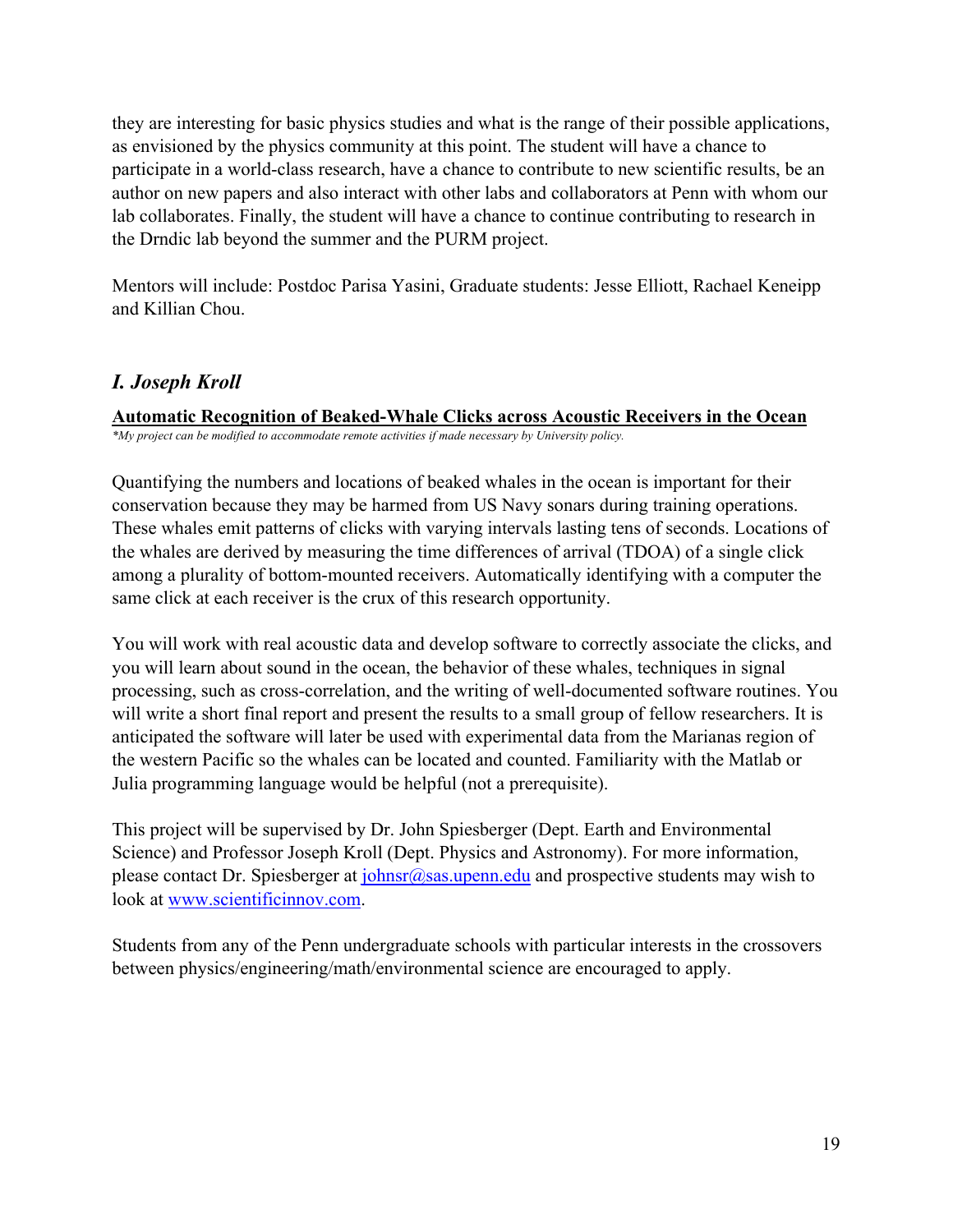they are interesting for basic physics studies and what is the range of their possible applications, as envisioned by the physics community at this point. The student will have a chance to participate in a world-class research, have a chance to contribute to new scientific results, be an author on new papers and also interact with other labs and collaborators at Penn with whom our lab collaborates. Finally, the student will have a chance to continue contributing to research in the Drndic lab beyond the summer and the PURM project.

Mentors will include: Postdoc Parisa Yasini, Graduate students: Jesse Elliott, Rachael Keneipp and Killian Chou.

## *I. Joseph Kroll*

**Automatic Recognition of Beaked-Whale Clicks across Acoustic Receivers in the Ocean**

*\*My project can be modified to accommodate remote activities if made necessary by University policy.*

Quantifying the numbers and locations of beaked whales in the ocean is important for their conservation because they may be harmed from US Navy sonars during training operations. These whales emit patterns of clicks with varying intervals lasting tens of seconds. Locations of the whales are derived by measuring the time differences of arrival (TDOA) of a single click among a plurality of bottom-mounted receivers. Automatically identifying with a computer the same click at each receiver is the crux of this research opportunity.

You will work with real acoustic data and develop software to correctly associate the clicks, and you will learn about sound in the ocean, the behavior of these whales, techniques in signal processing, such as cross-correlation, and the writing of well-documented software routines. You will write a short final report and present the results to a small group of fellow researchers. It is anticipated the software will later be used with experimental data from the Marianas region of the western Pacific so the whales can be located and counted. Familiarity with the Matlab or Julia programming language would be helpful (not a prerequisite).

This project will be supervised by Dr. John Spiesberger (Dept. Earth and Environmental Science) and Professor Joseph Kroll (Dept. Physics and Astronomy). For more information, please contact Dr. Spiesberger at johnsr@sas.upenn.edu and prospective students may wish to look at www.scientificinnov.com.

Students from any of the Penn undergraduate schools with particular interests in the crossovers between physics/engineering/math/environmental science are encouraged to apply.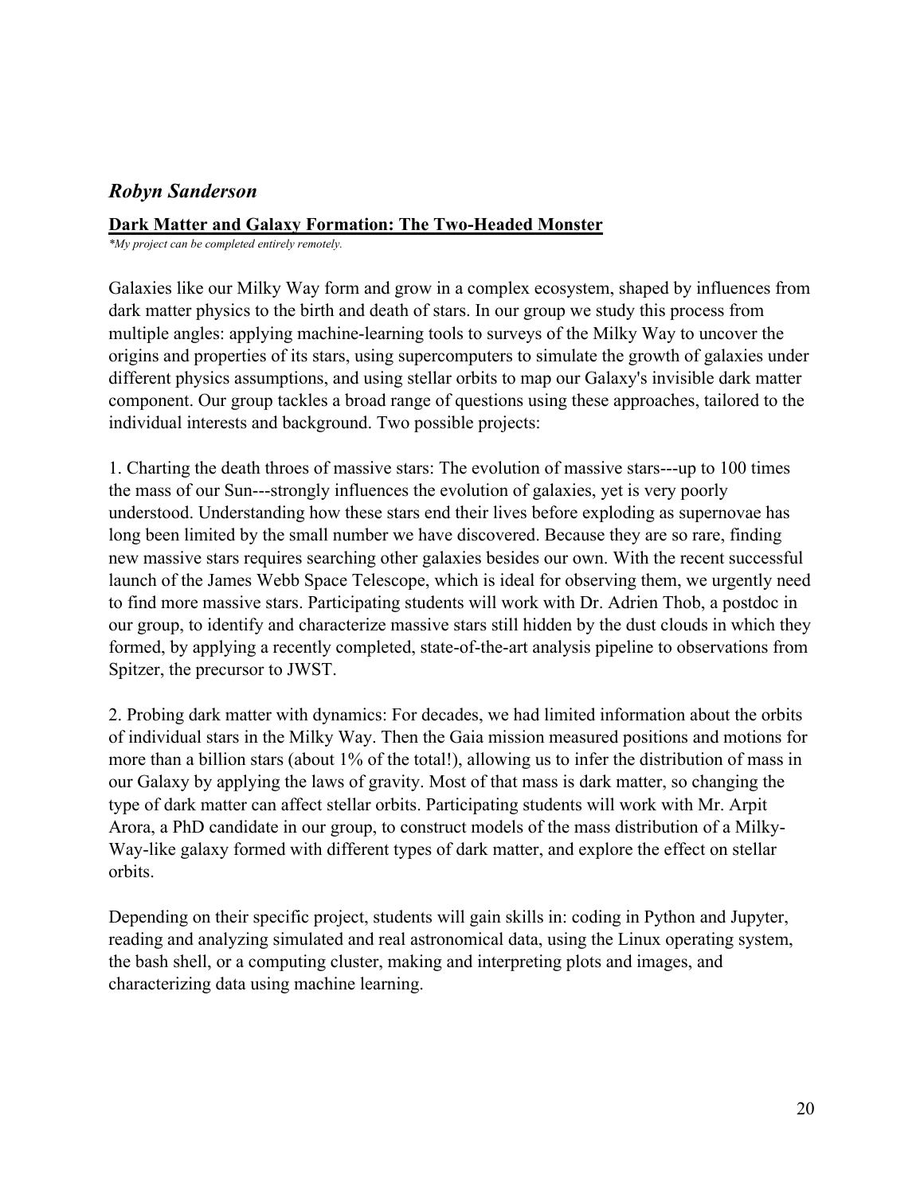## *Robyn Sanderson*

### **Dark Matter and Galaxy Formation: The Two-Headed Monster**

*\*My project can be completed entirely remotely.*

Galaxies like our Milky Way form and grow in a complex ecosystem, shaped by influences from dark matter physics to the birth and death of stars. In our group we study this process from multiple angles: applying machine-learning tools to surveys of the Milky Way to uncover the origins and properties of its stars, using supercomputers to simulate the growth of galaxies under different physics assumptions, and using stellar orbits to map our Galaxy's invisible dark matter component. Our group tackles a broad range of questions using these approaches, tailored to the individual interests and background. Two possible projects:

1. Charting the death throes of massive stars: The evolution of massive stars---up to 100 times the mass of our Sun---strongly influences the evolution of galaxies, yet is very poorly understood. Understanding how these stars end their lives before exploding as supernovae has long been limited by the small number we have discovered. Because they are so rare, finding new massive stars requires searching other galaxies besides our own. With the recent successful launch of the James Webb Space Telescope, which is ideal for observing them, we urgently need to find more massive stars. Participating students will work with Dr. Adrien Thob, a postdoc in our group, to identify and characterize massive stars still hidden by the dust clouds in which they formed, by applying a recently completed, state-of-the-art analysis pipeline to observations from Spitzer, the precursor to JWST.

2. Probing dark matter with dynamics: For decades, we had limited information about the orbits of individual stars in the Milky Way. Then the Gaia mission measured positions and motions for more than a billion stars (about 1% of the total!), allowing us to infer the distribution of mass in our Galaxy by applying the laws of gravity. Most of that mass is dark matter, so changing the type of dark matter can affect stellar orbits. Participating students will work with Mr. Arpit Arora, a PhD candidate in our group, to construct models of the mass distribution of a Milky-Way-like galaxy formed with different types of dark matter, and explore the effect on stellar orbits.

Depending on their specific project, students will gain skills in: coding in Python and Jupyter, reading and analyzing simulated and real astronomical data, using the Linux operating system, the bash shell, or a computing cluster, making and interpreting plots and images, and characterizing data using machine learning.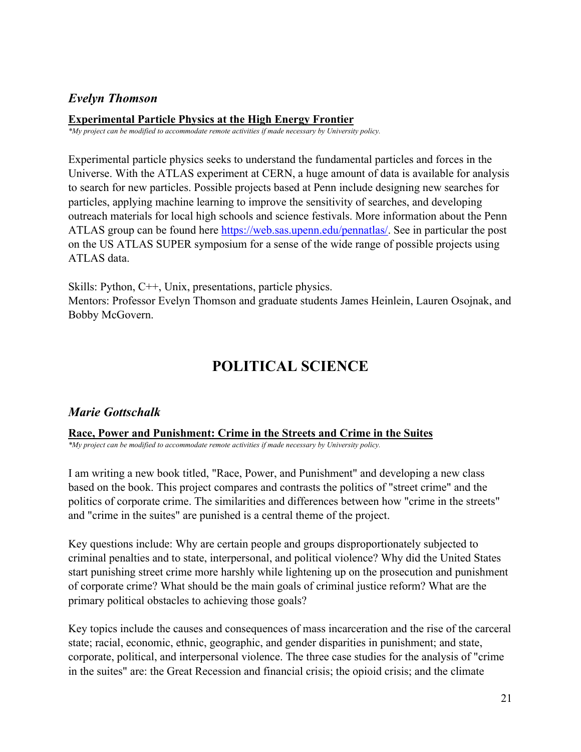### *Evelyn Thomson*

**<u>Experimental Particle Physics at the High Energy Frontier</u>**
*\*My project can be modified to accommodate remote activities if made necessary by University policy.*

Experimental particle physics seeks to understand the fundamental particles and forces in the Universe. With the ATLAS experiment at CERN, a huge amount of data is available for analysis to search for new particles. Possible projects based at Penn include designing new searches for particles, applying machine learning to improve the sensitivity of searches, and developing outreach materials for local high schools and science festivals. More information about the Penn ATLAS group can be found here https://web.sas.upenn.edu/pennatlas/. See in particular the post on the US ATLAS SUPER symposium for a sense of the wide range of possible projects using ATLAS data.

Skills: Python, C++, Unix, presentations, particle physics.
Mentors: Professor Evelyn Thomson and graduate students James Heinlein, Lauren Osojnak, and Bobby McGovern.

## POLITICAL SCIENCE

### *Marie Gottschalk*

**<u>Race, Power and Punishment: Crime in the Streets and Crime in the Suites</u>**
*\*My project can be modified to accommodate remote activities if made necessary by University policy.*

I am writing a new book titled, "Race, Power, and Punishment" and developing a new class based on the book. This project compares and contrasts the politics of "street crime" and the politics of corporate crime. The similarities and differences between how "crime in the streets" and "crime in the suites" are punished is a central theme of the project.

Key questions include: Why are certain people and groups disproportionately subjected to criminal penalties and to state, interpersonal, and political violence? Why did the United States start punishing street crime more harshly while lightening up on the prosecution and punishment of corporate crime? What should be the main goals of criminal justice reform? What are the primary political obstacles to achieving those goals?

Key topics include the causes and consequences of mass incarceration and the rise of the carceral state; racial, economic, ethnic, geographic, and gender disparities in punishment; and state, corporate, political, and interpersonal violence. The three case studies for the analysis of "crime in the suites" are: the Great Recession and financial crisis; the opioid crisis; and the climate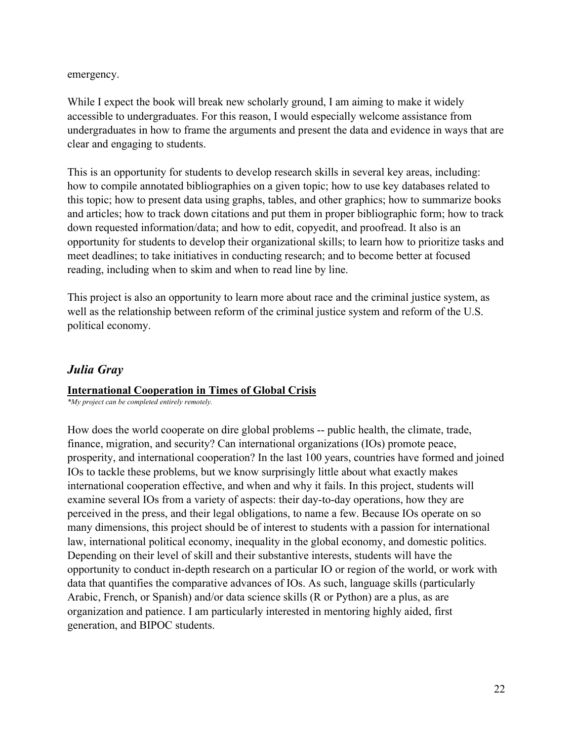emergency.

While I expect the book will break new scholarly ground, I am aiming to make it widely accessible to undergraduates. For this reason, I would especially welcome assistance from undergraduates in how to frame the arguments and present the data and evidence in ways that are clear and engaging to students.

This is an opportunity for students to develop research skills in several key areas, including: how to compile annotated bibliographies on a given topic; how to use key databases related to this topic; how to present data using graphs, tables, and other graphics; how to summarize books and articles; how to track down citations and put them in proper bibliographic form; how to track down requested information/data; and how to edit, copyedit, and proofread. It also is an opportunity for students to develop their organizational skills; to learn how to prioritize tasks and meet deadlines; to take initiatives in conducting research; and to become better at focused reading, including when to skim and when to read line by line.

This project is also an opportunity to learn more about race and the criminal justice system, as well as the relationship between reform of the criminal justice system and reform of the U.S. political economy.

## *Julia Gray*

**International Cooperation in Times of Global Crisis**

*\*My project can be completed entirely remotely.*

How does the world cooperate on dire global problems -- public health, the climate, trade, finance, migration, and security? Can international organizations (IOs) promote peace, prosperity, and international cooperation? In the last 100 years, countries have formed and joined IOs to tackle these problems, but we know surprisingly little about what exactly makes international cooperation effective, and when and why it fails. In this project, students will examine several IOs from a variety of aspects: their day-to-day operations, how they are perceived in the press, and their legal obligations, to name a few. Because IOs operate on so many dimensions, this project should be of interest to students with a passion for international law, international political economy, inequality in the global economy, and domestic politics. Depending on their level of skill and their substantive interests, students will have the opportunity to conduct in-depth research on a particular IO or region of the world, or work with data that quantifies the comparative advances of IOs. As such, language skills (particularly Arabic, French, or Spanish) and/or data science skills (R or Python) are a plus, as are organization and patience. I am particularly interested in mentoring highly aided, first generation, and BIPOC students.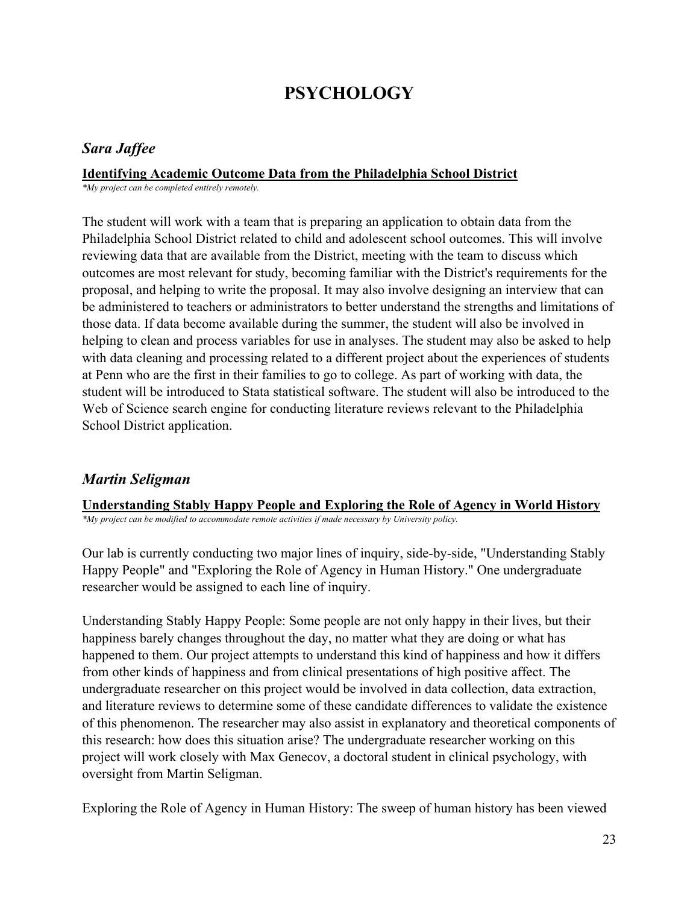# PSYCHOLOGY

## *Sara Jaffee*

### Identifying Academic Outcome Data from the Philadelphia School District

*\*My project can be completed entirely remotely.*

The student will work with a team that is preparing an application to obtain data from the Philadelphia School District related to child and adolescent school outcomes. This will involve reviewing data that are available from the District, meeting with the team to discuss which outcomes are most relevant for study, becoming familiar with the District's requirements for the proposal, and helping to write the proposal. It may also involve designing an interview that can be administered to teachers or administrators to better understand the strengths and limitations of those data. If data become available during the summer, the student will also be involved in helping to clean and process variables for use in analyses. The student may also be asked to help with data cleaning and processing related to a different project about the experiences of students at Penn who are the first in their families to go to college. As part of working with data, the student will be introduced to Stata statistical software. The student will also be introduced to the Web of Science search engine for conducting literature reviews relevant to the Philadelphia School District application.

## *Martin Seligman*

### Understanding Stably Happy People and Exploring the Role of Agency in World History

*\*My project can be modified to accommodate remote activities if made necessary by University policy.*

Our lab is currently conducting two major lines of inquiry, side-by-side, "Understanding Stably Happy People" and "Exploring the Role of Agency in Human History." One undergraduate researcher would be assigned to each line of inquiry.

Understanding Stably Happy People: Some people are not only happy in their lives, but their happiness barely changes throughout the day, no matter what they are doing or what has happened to them. Our project attempts to understand this kind of happiness and how it differs from other kinds of happiness and from clinical presentations of high positive affect. The undergraduate researcher on this project would be involved in data collection, data extraction, and literature reviews to determine some of these candidate differences to validate the existence of this phenomenon. The researcher may also assist in explanatory and theoretical components of this research: how does this situation arise? The undergraduate researcher working on this project will work closely with Max Genecov, a doctoral student in clinical psychology, with oversight from Martin Seligman.

Exploring the Role of Agency in Human History: The sweep of human history has been viewed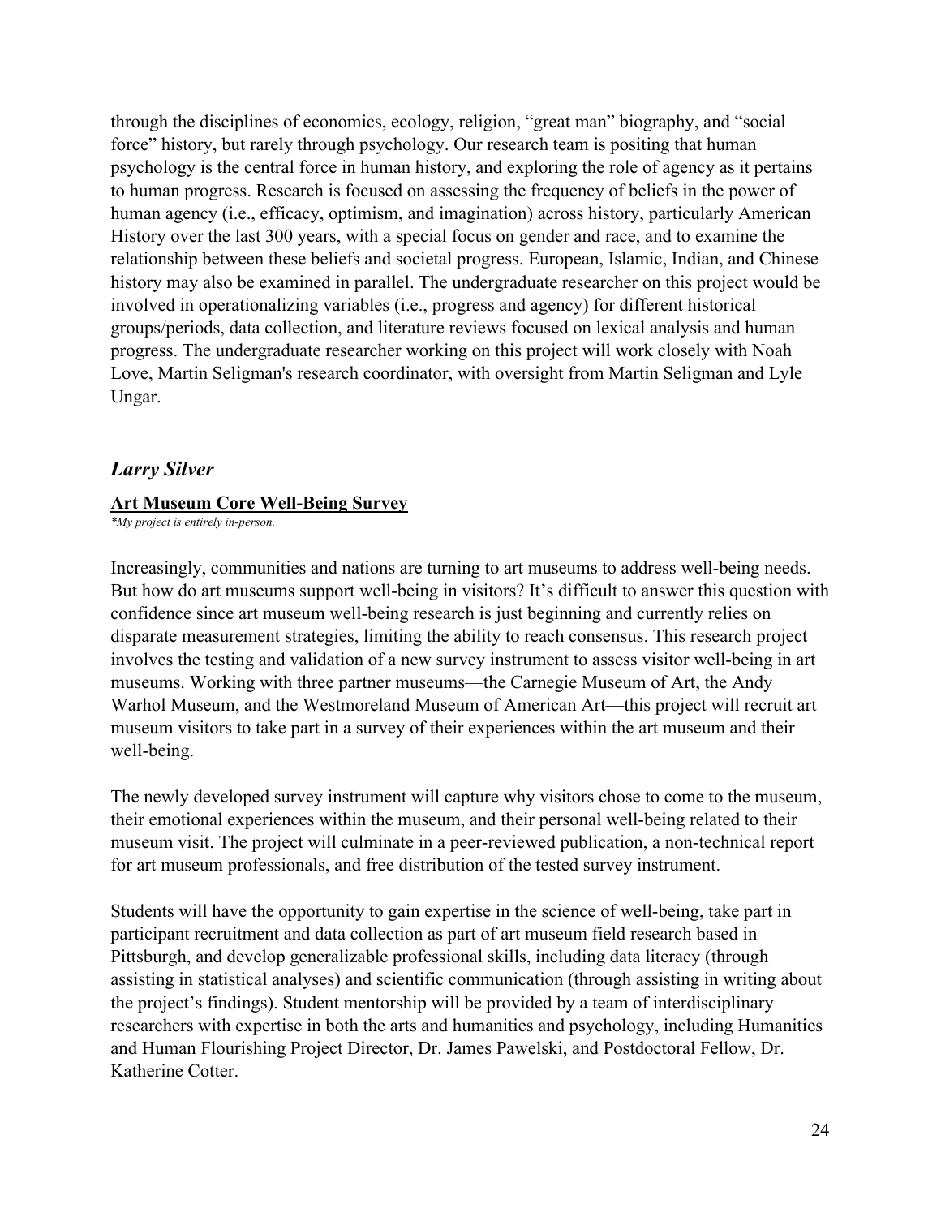through the disciplines of economics, ecology, religion, "great man" biography, and "social force" history, but rarely through psychology. Our research team is positing that human psychology is the central force in human history, and exploring the role of agency as it pertains to human progress. Research is focused on assessing the frequency of beliefs in the power of human agency (i.e., efficacy, optimism, and imagination) across history, particularly American History over the last 300 years, with a special focus on gender and race, and to examine the relationship between these beliefs and societal progress. European, Islamic, Indian, and Chinese history may also be examined in parallel. The undergraduate researcher on this project would be involved in operationalizing variables (i.e., progress and agency) for different historical groups/periods, data collection, and literature reviews focused on lexical analysis and human progress. The undergraduate researcher working on this project will work closely with Noah Love, Martin Seligman's research coordinator, with oversight from Martin Seligman and Lyle Ungar.

## *Larry Silver*

**Art Museum Core Well-Being Survey**

*\*My project is entirely in-person.*

Increasingly, communities and nations are turning to art museums to address well-being needs. But how do art museums support well-being in visitors? It's difficult to answer this question with confidence since art museum well-being research is just beginning and currently relies on disparate measurement strategies, limiting the ability to reach consensus. This research project involves the testing and validation of a new survey instrument to assess visitor well-being in art museums. Working with three partner museums—the Carnegie Museum of Art, the Andy Warhol Museum, and the Westmoreland Museum of American Art—this project will recruit art museum visitors to take part in a survey of their experiences within the art museum and their well-being.

The newly developed survey instrument will capture why visitors chose to come to the museum, their emotional experiences within the museum, and their personal well-being related to their museum visit. The project will culminate in a peer-reviewed publication, a non-technical report for art museum professionals, and free distribution of the tested survey instrument.

Students will have the opportunity to gain expertise in the science of well-being, take part in participant recruitment and data collection as part of art museum field research based in Pittsburgh, and develop generalizable professional skills, including data literacy (through assisting in statistical analyses) and scientific communication (through assisting in writing about the project's findings). Student mentorship will be provided by a team of interdisciplinary researchers with expertise in both the arts and humanities and psychology, including Humanities and Human Flourishing Project Director, Dr. James Pawelski, and Postdoctoral Fellow, Dr. Katherine Cotter.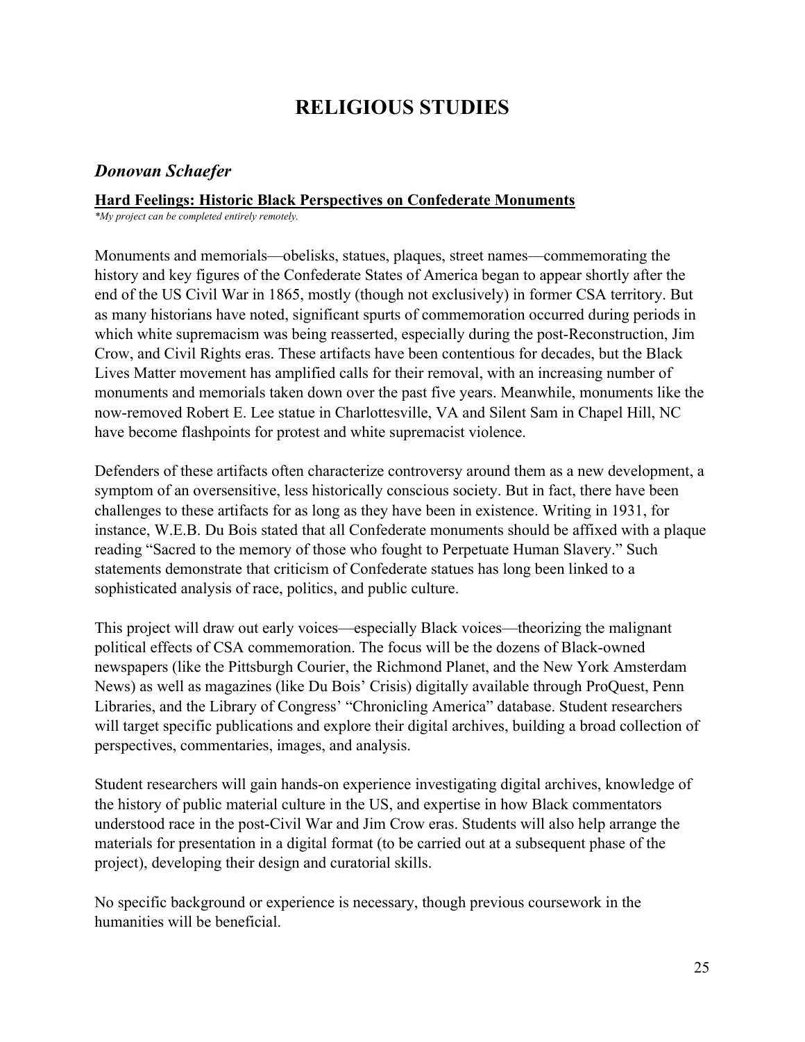# RELIGIOUS STUDIES

## *Donovan Schaefer*

**<u>Hard Feelings: Historic Black Perspectives on Confederate Monuments</u>**

*\*My project can be completed entirely remotely.*

Monuments and memorials—obelisks, statues, plaques, street names—commemorating the history and key figures of the Confederate States of America began to appear shortly after the end of the US Civil War in 1865, mostly (though not exclusively) in former CSA territory. But as many historians have noted, significant spurts of commemoration occurred during periods in which white supremacism was being reasserted, especially during the post-Reconstruction, Jim Crow, and Civil Rights eras. These artifacts have been contentious for decades, but the Black Lives Matter movement has amplified calls for their removal, with an increasing number of monuments and memorials taken down over the past five years. Meanwhile, monuments like the now-removed Robert E. Lee statue in Charlottesville, VA and Silent Sam in Chapel Hill, NC have become flashpoints for protest and white supremacist violence.

Defenders of these artifacts often characterize controversy around them as a new development, a symptom of an oversensitive, less historically conscious society. But in fact, there have been challenges to these artifacts for as long as they have been in existence. Writing in 1931, for instance, W.E.B. Du Bois stated that all Confederate monuments should be affixed with a plaque reading "Sacred to the memory of those who fought to Perpetuate Human Slavery." Such statements demonstrate that criticism of Confederate statues has long been linked to a sophisticated analysis of race, politics, and public culture.

This project will draw out early voices—especially Black voices—theorizing the malignant political effects of CSA commemoration. The focus will be the dozens of Black-owned newspapers (like the Pittsburgh Courier, the Richmond Planet, and the New York Amsterdam News) as well as magazines (like Du Bois' Crisis) digitally available through ProQuest, Penn Libraries, and the Library of Congress' "Chronicling America" database. Student researchers will target specific publications and explore their digital archives, building a broad collection of perspectives, commentaries, images, and analysis.

Student researchers will gain hands-on experience investigating digital archives, knowledge of the history of public material culture in the US, and expertise in how Black commentators understood race in the post-Civil War and Jim Crow eras. Students will also help arrange the materials for presentation in a digital format (to be carried out at a subsequent phase of the project), developing their design and curatorial skills.

No specific background or experience is necessary, though previous coursework in the humanities will be beneficial.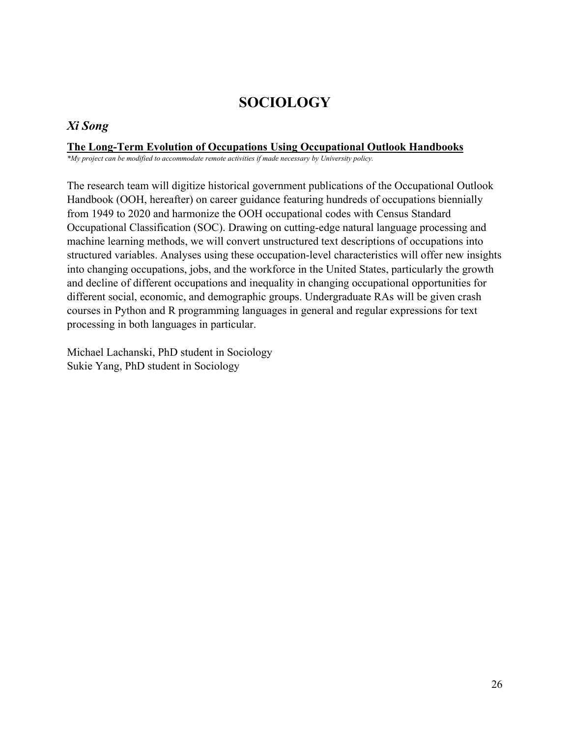# SOCIOLOGY

## *Xi Song*

**<u>The Long-Term Evolution of Occupations Using Occupational Outlook Handbooks</u>**

*\*My project can be modified to accommodate remote activities if made necessary by University policy.*

The research team will digitize historical government publications of the Occupational Outlook Handbook (OOH, hereafter) on career guidance featuring hundreds of occupations biennially from 1949 to 2020 and harmonize the OOH occupational codes with Census Standard Occupational Classification (SOC). Drawing on cutting-edge natural language processing and machine learning methods, we will convert unstructured text descriptions of occupations into structured variables. Analyses using these occupation-level characteristics will offer new insights into changing occupations, jobs, and the workforce in the United States, particularly the growth and decline of different occupations and inequality in changing occupational opportunities for different social, economic, and demographic groups. Undergraduate RAs will be given crash courses in Python and R programming languages in general and regular expressions for text processing in both languages in particular.

Michael Lachanski, PhD student in Sociology
Sukie Yang, PhD student in Sociology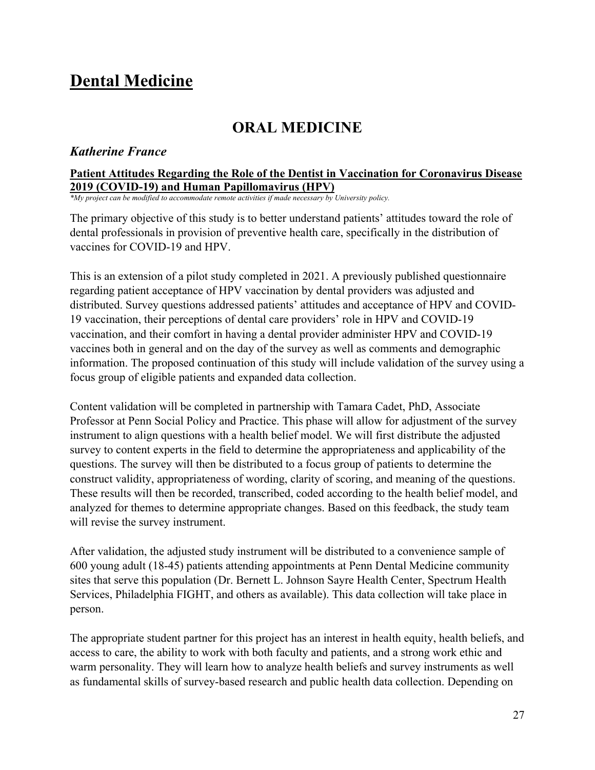# Dental Medicine

## ORAL MEDICINE

### *Katherine France*

**Patient Attitudes Regarding the Role of the Dentist in Vaccination for Coronavirus Disease 2019 (COVID-19) and Human Papillomavirus (HPV)**

*\*My project can be modified to accommodate remote activities if made necessary by University policy.*

The primary objective of this study is to better understand patients' attitudes toward the role of dental professionals in provision of preventive health care, specifically in the distribution of vaccines for COVID-19 and HPV.

This is an extension of a pilot study completed in 2021. A previously published questionnaire regarding patient acceptance of HPV vaccination by dental providers was adjusted and distributed. Survey questions addressed patients' attitudes and acceptance of HPV and COVID-19 vaccination, their perceptions of dental care providers' role in HPV and COVID-19 vaccination, and their comfort in having a dental provider administer HPV and COVID-19 vaccines both in general and on the day of the survey as well as comments and demographic information. The proposed continuation of this study will include validation of the survey using a focus group of eligible patients and expanded data collection.

Content validation will be completed in partnership with Tamara Cadet, PhD, Associate Professor at Penn Social Policy and Practice. This phase will allow for adjustment of the survey instrument to align questions with a health belief model. We will first distribute the adjusted survey to content experts in the field to determine the appropriateness and applicability of the questions. The survey will then be distributed to a focus group of patients to determine the construct validity, appropriateness of wording, clarity of scoring, and meaning of the questions. These results will then be recorded, transcribed, coded according to the health belief model, and analyzed for themes to determine appropriate changes. Based on this feedback, the study team will revise the survey instrument.

After validation, the adjusted study instrument will be distributed to a convenience sample of 600 young adult (18-45) patients attending appointments at Penn Dental Medicine community sites that serve this population (Dr. Bernett L. Johnson Sayre Health Center, Spectrum Health Services, Philadelphia FIGHT, and others as available). This data collection will take place in person.

The appropriate student partner for this project has an interest in health equity, health beliefs, and access to care, the ability to work with both faculty and patients, and a strong work ethic and warm personality. They will learn how to analyze health beliefs and survey instruments as well as fundamental skills of survey-based research and public health data collection. Depending on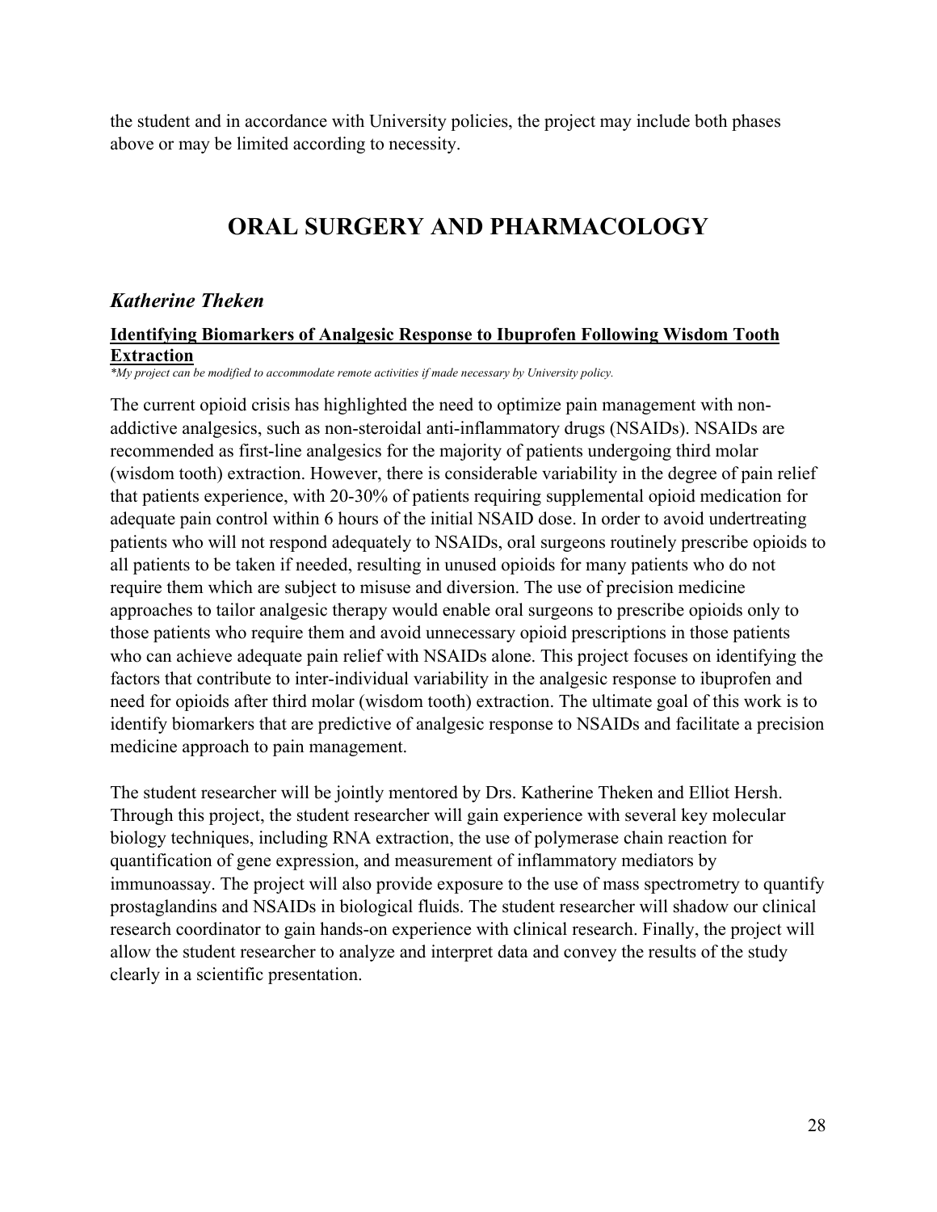the student and in accordance with University policies, the project may include both phases above or may be limited according to necessity.

# ORAL SURGERY AND PHARMACOLOGY

### *Katherine Theken*

**Identifying Biomarkers of Analgesic Response to Ibuprofen Following Wisdom Tooth Extraction**

*\*My project can be modified to accommodate remote activities if made necessary by University policy.*

The current opioid crisis has highlighted the need to optimize pain management with non-addictive analgesics, such as non-steroidal anti-inflammatory drugs (NSAIDs). NSAIDs are recommended as first-line analgesics for the majority of patients undergoing third molar (wisdom tooth) extraction. However, there is considerable variability in the degree of pain relief that patients experience, with 20-30% of patients requiring supplemental opioid medication for adequate pain control within 6 hours of the initial NSAID dose. In order to avoid undertreating patients who will not respond adequately to NSAIDs, oral surgeons routinely prescribe opioids to all patients to be taken if needed, resulting in unused opioids for many patients who do not require them which are subject to misuse and diversion. The use of precision medicine approaches to tailor analgesic therapy would enable oral surgeons to prescribe opioids only to those patients who require them and avoid unnecessary opioid prescriptions in those patients who can achieve adequate pain relief with NSAIDs alone. This project focuses on identifying the factors that contribute to inter-individual variability in the analgesic response to ibuprofen and need for opioids after third molar (wisdom tooth) extraction. The ultimate goal of this work is to identify biomarkers that are predictive of analgesic response to NSAIDs and facilitate a precision medicine approach to pain management.

The student researcher will be jointly mentored by Drs. Katherine Theken and Elliot Hersh. Through this project, the student researcher will gain experience with several key molecular biology techniques, including RNA extraction, the use of polymerase chain reaction for quantification of gene expression, and measurement of inflammatory mediators by immunoassay. The project will also provide exposure to the use of mass spectrometry to quantify prostaglandins and NSAIDs in biological fluids. The student researcher will shadow our clinical research coordinator to gain hands-on experience with clinical research. Finally, the project will allow the student researcher to analyze and interpret data and convey the results of the study clearly in a scientific presentation.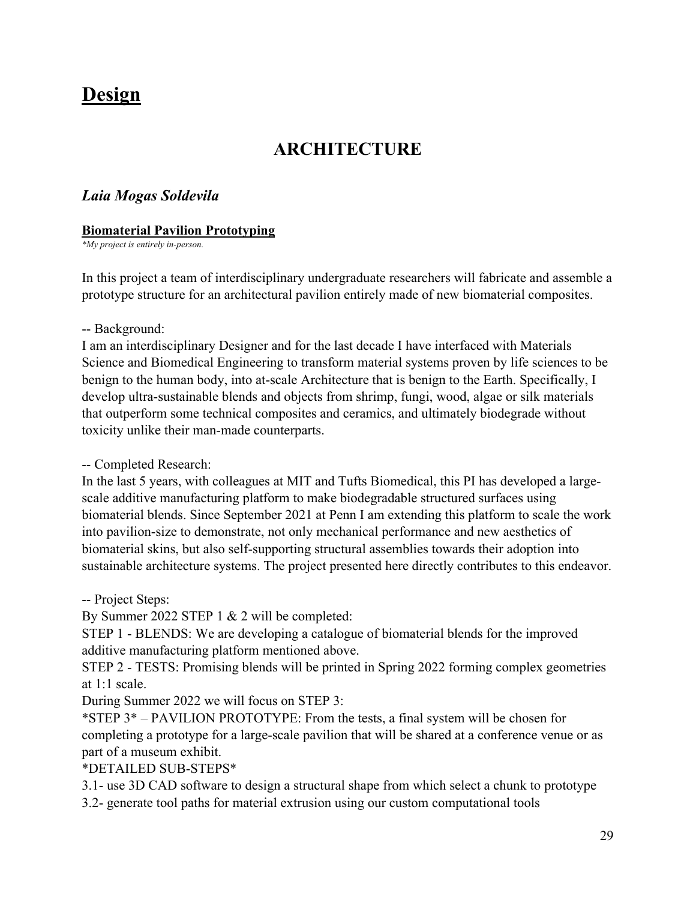# Design

## ARCHITECTURE

### *Laia Mogas Soldevila*

**Biomaterial Pavilion Prototyping**

*\*My project is entirely in-person.*

In this project a team of interdisciplinary undergraduate researchers will fabricate and assemble a prototype structure for an architectural pavilion entirely made of new biomaterial composites.

-- Background:
I am an interdisciplinary Designer and for the last decade I have interfaced with Materials Science and Biomedical Engineering to transform material systems proven by life sciences to be benign to the human body, into at-scale Architecture that is benign to the Earth. Specifically, I develop ultra-sustainable blends and objects from shrimp, fungi, wood, algae or silk materials that outperform some technical composites and ceramics, and ultimately biodegrade without toxicity unlike their man-made counterparts.

-- Completed Research:
In the last 5 years, with colleagues at MIT and Tufts Biomedical, this PI has developed a large-scale additive manufacturing platform to make biodegradable structured surfaces using biomaterial blends. Since September 2021 at Penn I am extending this platform to scale the work into pavilion-size to demonstrate, not only mechanical performance and new aesthetics of biomaterial skins, but also self-supporting structural assemblies towards their adoption into sustainable architecture systems. The project presented here directly contributes to this endeavor.

-- Project Steps:
By Summer 2022 STEP 1 & 2 will be completed:
STEP 1 - BLENDS: We are developing a catalogue of biomaterial blends for the improved additive manufacturing platform mentioned above.
STEP 2 - TESTS: Promising blends will be printed in Spring 2022 forming complex geometries at 1:1 scale.
During Summer 2022 we will focus on STEP 3:
\*STEP 3\* – PAVILION PROTOTYPE: From the tests, a final system will be chosen for completing a prototype for a large-scale pavilion that will be shared at a conference venue or as part of a museum exhibit.
\*DETAILED SUB-STEPS\*
3.1- use 3D CAD software to design a structural shape from which select a chunk to prototype
3.2- generate tool paths for material extrusion using our custom computational tools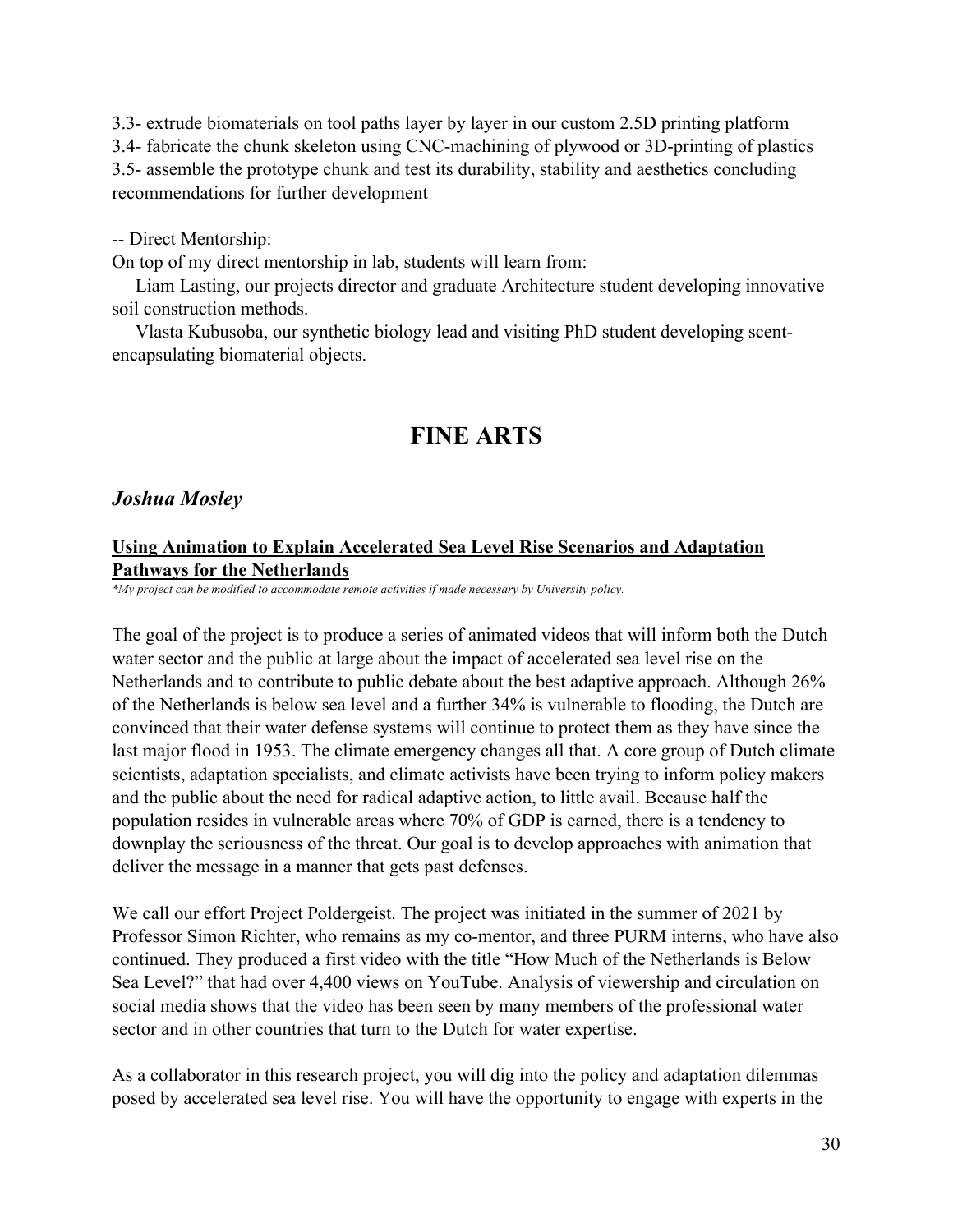3.3- extrude biomaterials on tool paths layer by layer in our custom 2.5D printing platform
3.4- fabricate the chunk skeleton using CNC-machining of plywood or 3D-printing of plastics
3.5- assemble the prototype chunk and test its durability, stability and aesthetics concluding recommendations for further development

-- Direct Mentorship:
On top of my direct mentorship in lab, students will learn from:
— Liam Lasting, our projects director and graduate Architecture student developing innovative soil construction methods.
— Vlasta Kubusoba, our synthetic biology lead and visiting PhD student developing scent-encapsulating biomaterial objects.

# FINE ARTS

## *Joshua Mosley*

### Using Animation to Explain Accelerated Sea Level Rise Scenarios and Adaptation Pathways for the Netherlands

***My project can be modified to accommodate remote activities if made necessary by University policy.*

The goal of the project is to produce a series of animated videos that will inform both the Dutch water sector and the public at large about the impact of accelerated sea level rise on the Netherlands and to contribute to public debate about the best adaptive approach. Although 26% of the Netherlands is below sea level and a further 34% is vulnerable to flooding, the Dutch are convinced that their water defense systems will continue to protect them as they have since the last major flood in 1953. The climate emergency changes all that. A core group of Dutch climate scientists, adaptation specialists, and climate activists have been trying to inform policy makers and the public about the need for radical adaptive action, to little avail. Because half the population resides in vulnerable areas where 70% of GDP is earned, there is a tendency to downplay the seriousness of the threat. Our goal is to develop approaches with animation that deliver the message in a manner that gets past defenses.

We call our effort Project Poldergeist. The project was initiated in the summer of 2021 by Professor Simon Richter, who remains as my co-mentor, and three PURM interns, who have also continued. They produced a first video with the title "How Much of the Netherlands is Below Sea Level?" that had over 4,400 views on YouTube. Analysis of viewership and circulation on social media shows that the video has been seen by many members of the professional water sector and in other countries that turn to the Dutch for water expertise.

As a collaborator in this research project, you will dig into the policy and adaptation dilemmas posed by accelerated sea level rise. You will have the opportunity to engage with experts in the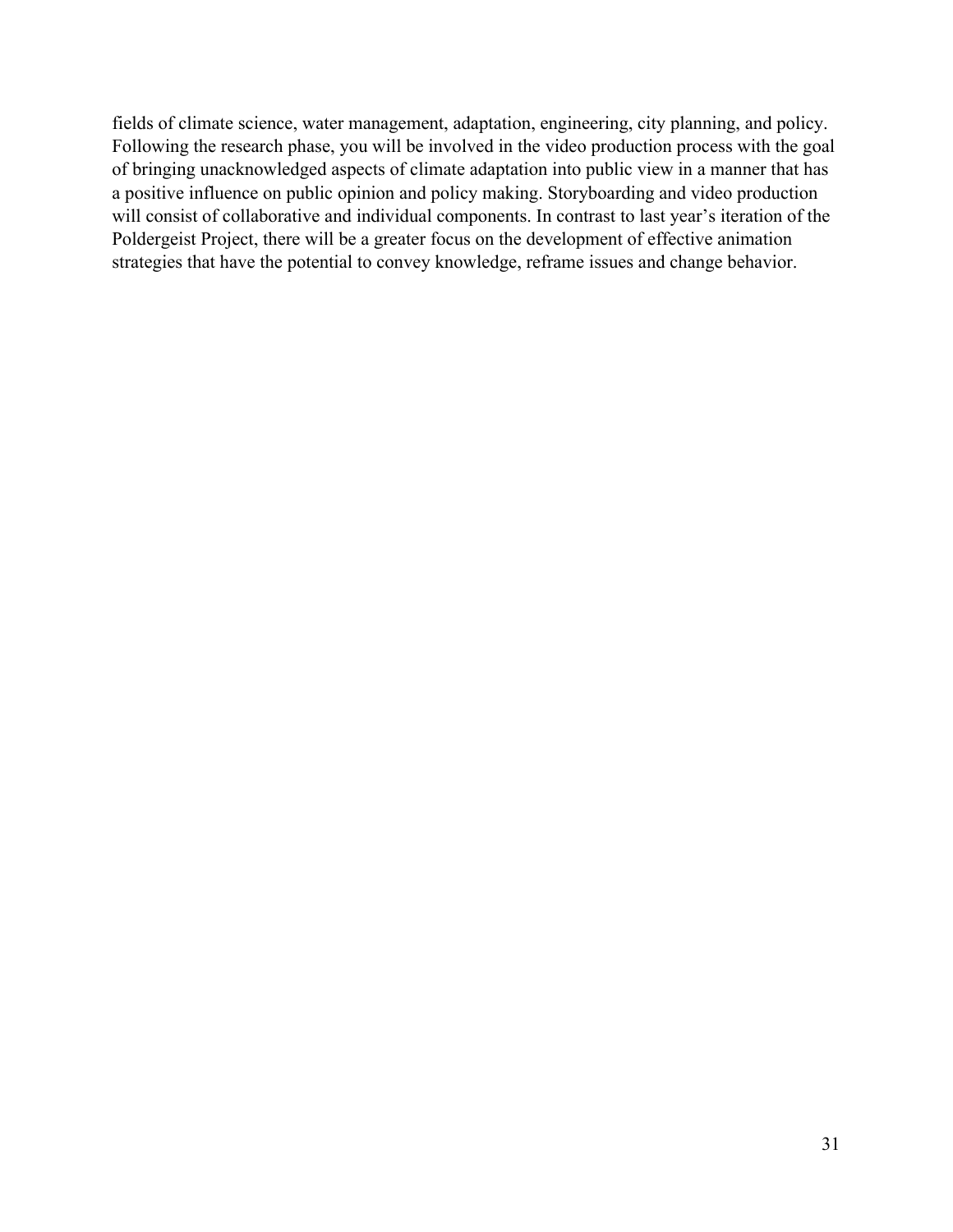fields of climate science, water management, adaptation, engineering, city planning, and policy. Following the research phase, you will be involved in the video production process with the goal of bringing unacknowledged aspects of climate adaptation into public view in a manner that has a positive influence on public opinion and policy making. Storyboarding and video production will consist of collaborative and individual components. In contrast to last year's iteration of the Poldergeist Project, there will be a greater focus on the development of effective animation strategies that have the potential to convey knowledge, reframe issues and change behavior.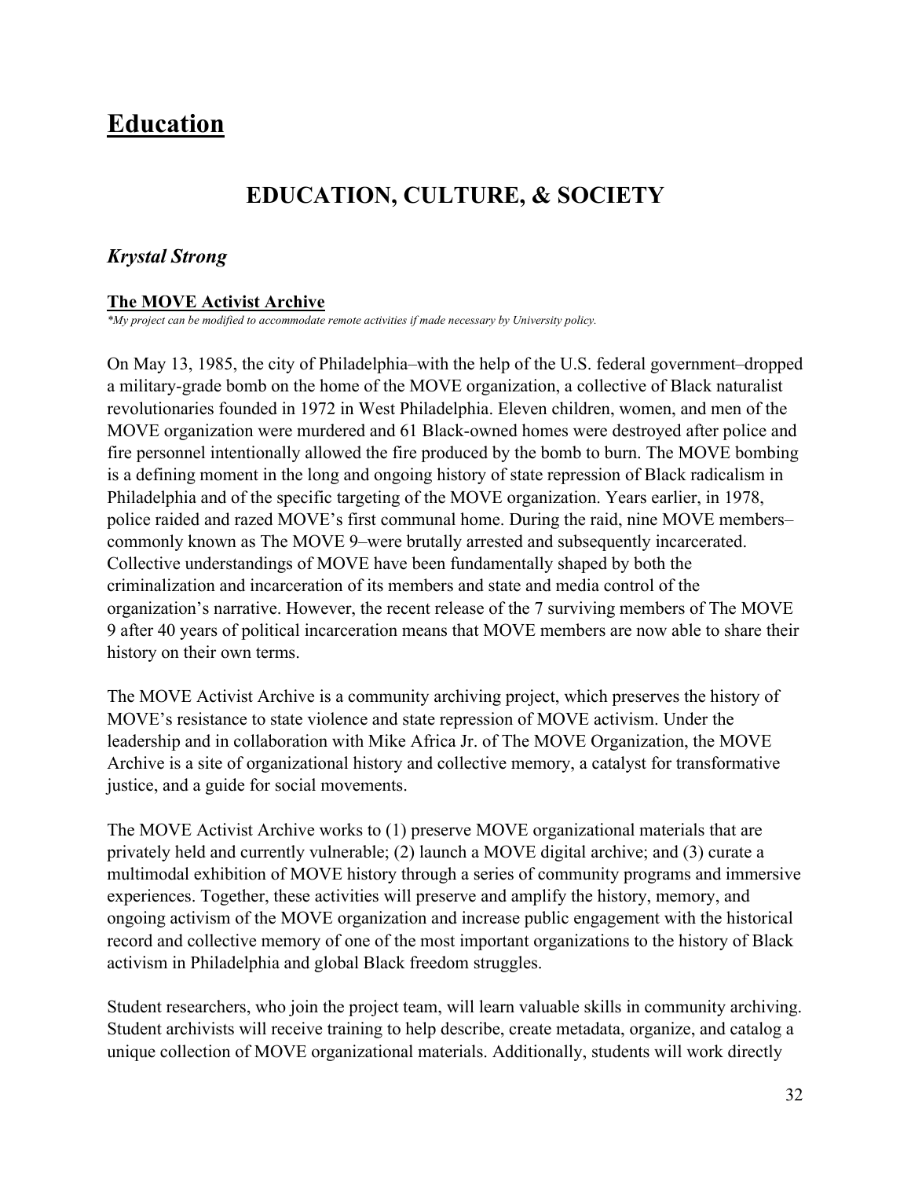# Education

## EDUCATION, CULTURE, & SOCIETY

### *Krystal Strong*

**The MOVE Activist Archive**

*\*My project can be modified to accommodate remote activities if made necessary by University policy.*

On May 13, 1985, the city of Philadelphia–with the help of the U.S. federal government–dropped a military-grade bomb on the home of the MOVE organization, a collective of Black naturalist revolutionaries founded in 1972 in West Philadelphia. Eleven children, women, and men of the MOVE organization were murdered and 61 Black-owned homes were destroyed after police and fire personnel intentionally allowed the fire produced by the bomb to burn. The MOVE bombing is a defining moment in the long and ongoing history of state repression of Black radicalism in Philadelphia and of the specific targeting of the MOVE organization. Years earlier, in 1978, police raided and razed MOVE's first communal home. During the raid, nine MOVE members–commonly known as The MOVE 9–were brutally arrested and subsequently incarcerated. Collective understandings of MOVE have been fundamentally shaped by both the criminalization and incarceration of its members and state and media control of the organization's narrative. However, the recent release of the 7 surviving members of The MOVE 9 after 40 years of political incarceration means that MOVE members are now able to share their history on their own terms.

The MOVE Activist Archive is a community archiving project, which preserves the history of MOVE's resistance to state violence and state repression of MOVE activism. Under the leadership and in collaboration with Mike Africa Jr. of The MOVE Organization, the MOVE Archive is a site of organizational history and collective memory, a catalyst for transformative justice, and a guide for social movements.

The MOVE Activist Archive works to (1) preserve MOVE organizational materials that are privately held and currently vulnerable; (2) launch a MOVE digital archive; and (3) curate a multimodal exhibition of MOVE history through a series of community programs and immersive experiences. Together, these activities will preserve and amplify the history, memory, and ongoing activism of the MOVE organization and increase public engagement with the historical record and collective memory of one of the most important organizations to the history of Black activism in Philadelphia and global Black freedom struggles.

Student researchers, who join the project team, will learn valuable skills in community archiving. Student archivists will receive training to help describe, create metadata, organize, and catalog a unique collection of MOVE organizational materials. Additionally, students will work directly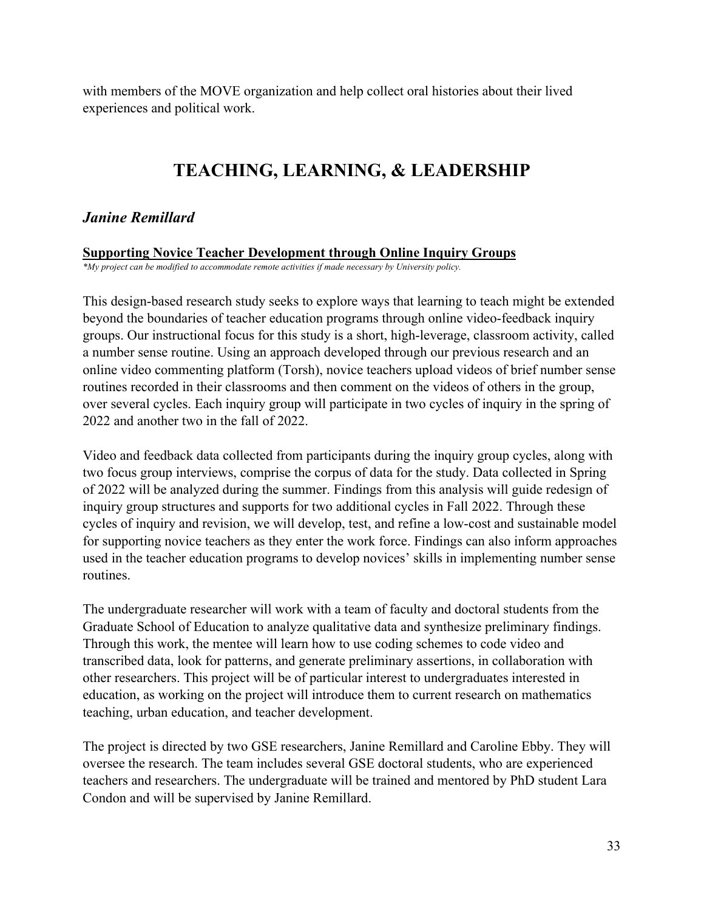with members of the MOVE organization and help collect oral histories about their lived experiences and political work.

# TEACHING, LEARNING, & LEADERSHIP

## *Janine Remillard*

**Supporting Novice Teacher Development through Online Inquiry Groups**

*\*My project can be modified to accommodate remote activities if made necessary by University policy.*

This design-based research study seeks to explore ways that learning to teach might be extended beyond the boundaries of teacher education programs through online video-feedback inquiry groups. Our instructional focus for this study is a short, high-leverage, classroom activity, called a number sense routine. Using an approach developed through our previous research and an online video commenting platform (Torsh), novice teachers upload videos of brief number sense routines recorded in their classrooms and then comment on the videos of others in the group, over several cycles. Each inquiry group will participate in two cycles of inquiry in the spring of 2022 and another two in the fall of 2022.

Video and feedback data collected from participants during the inquiry group cycles, along with two focus group interviews, comprise the corpus of data for the study. Data collected in Spring of 2022 will be analyzed during the summer. Findings from this analysis will guide redesign of inquiry group structures and supports for two additional cycles in Fall 2022. Through these cycles of inquiry and revision, we will develop, test, and refine a low-cost and sustainable model for supporting novice teachers as they enter the work force. Findings can also inform approaches used in the teacher education programs to develop novices' skills in implementing number sense routines.

The undergraduate researcher will work with a team of faculty and doctoral students from the Graduate School of Education to analyze qualitative data and synthesize preliminary findings. Through this work, the mentee will learn how to use coding schemes to code video and transcribed data, look for patterns, and generate preliminary assertions, in collaboration with other researchers. This project will be of particular interest to undergraduates interested in education, as working on the project will introduce them to current research on mathematics teaching, urban education, and teacher development.

The project is directed by two GSE researchers, Janine Remillard and Caroline Ebby. They will oversee the research. The team includes several GSE doctoral students, who are experienced teachers and researchers. The undergraduate will be trained and mentored by PhD student Lara Condon and will be supervised by Janine Remillard.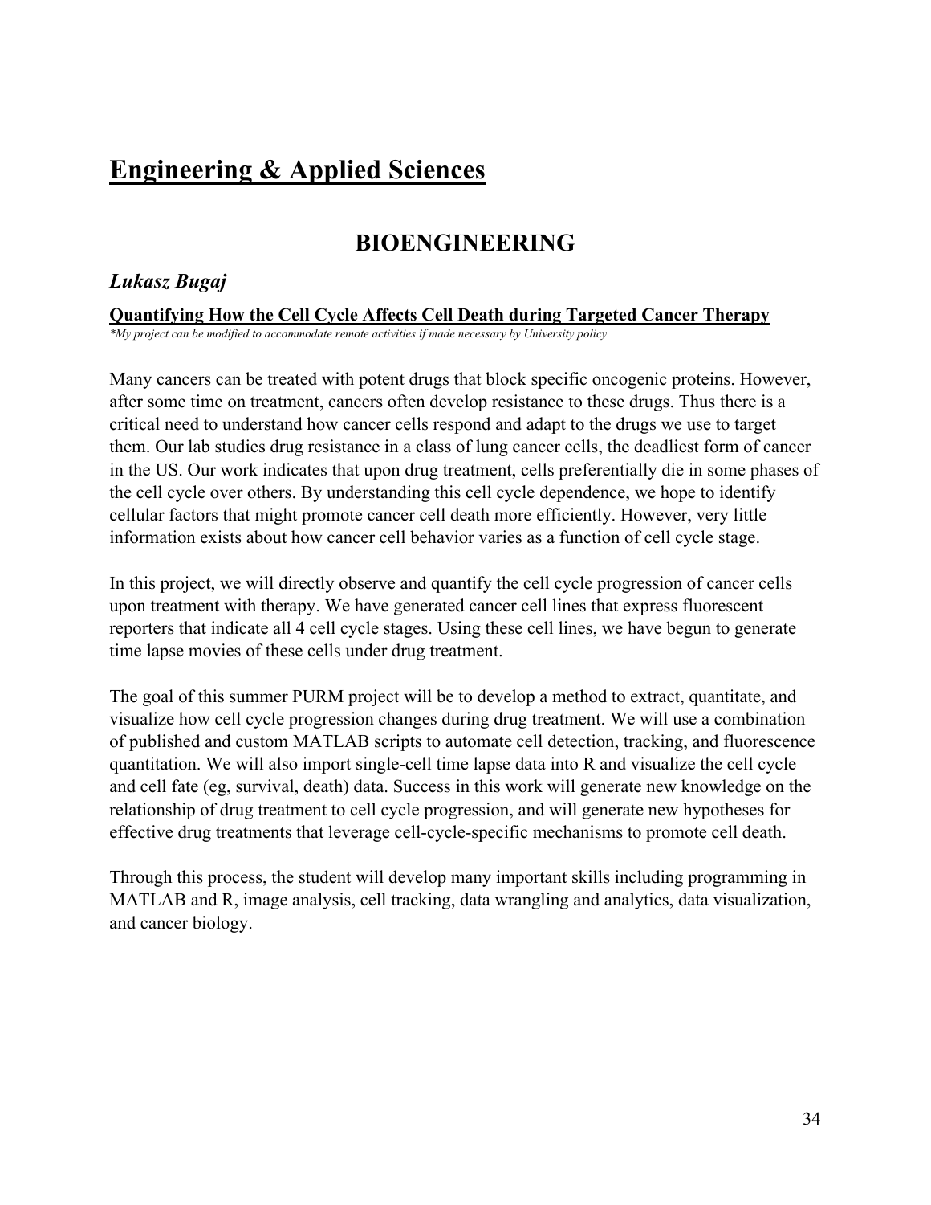# Engineering & Applied Sciences

## BIOENGINEERING

### *Lukasz Bugaj*

**Quantifying How the Cell Cycle Affects Cell Death during Targeted Cancer Therapy**

*\*My project can be modified to accommodate remote activities if made necessary by University policy.*

Many cancers can be treated with potent drugs that block specific oncogenic proteins. However, after some time on treatment, cancers often develop resistance to these drugs. Thus there is a critical need to understand how cancer cells respond and adapt to the drugs we use to target them. Our lab studies drug resistance in a class of lung cancer cells, the deadliest form of cancer in the US. Our work indicates that upon drug treatment, cells preferentially die in some phases of the cell cycle over others. By understanding this cell cycle dependence, we hope to identify cellular factors that might promote cancer cell death more efficiently. However, very little information exists about how cancer cell behavior varies as a function of cell cycle stage.

In this project, we will directly observe and quantify the cell cycle progression of cancer cells upon treatment with therapy. We have generated cancer cell lines that express fluorescent reporters that indicate all 4 cell cycle stages. Using these cell lines, we have begun to generate time lapse movies of these cells under drug treatment.

The goal of this summer PURM project will be to develop a method to extract, quantitate, and visualize how cell cycle progression changes during drug treatment. We will use a combination of published and custom MATLAB scripts to automate cell detection, tracking, and fluorescence quantitation. We will also import single-cell time lapse data into R and visualize the cell cycle and cell fate (eg, survival, death) data. Success in this work will generate new knowledge on the relationship of drug treatment to cell cycle progression, and will generate new hypotheses for effective drug treatments that leverage cell-cycle-specific mechanisms to promote cell death.

Through this process, the student will develop many important skills including programming in MATLAB and R, image analysis, cell tracking, data wrangling and analytics, data visualization, and cancer biology.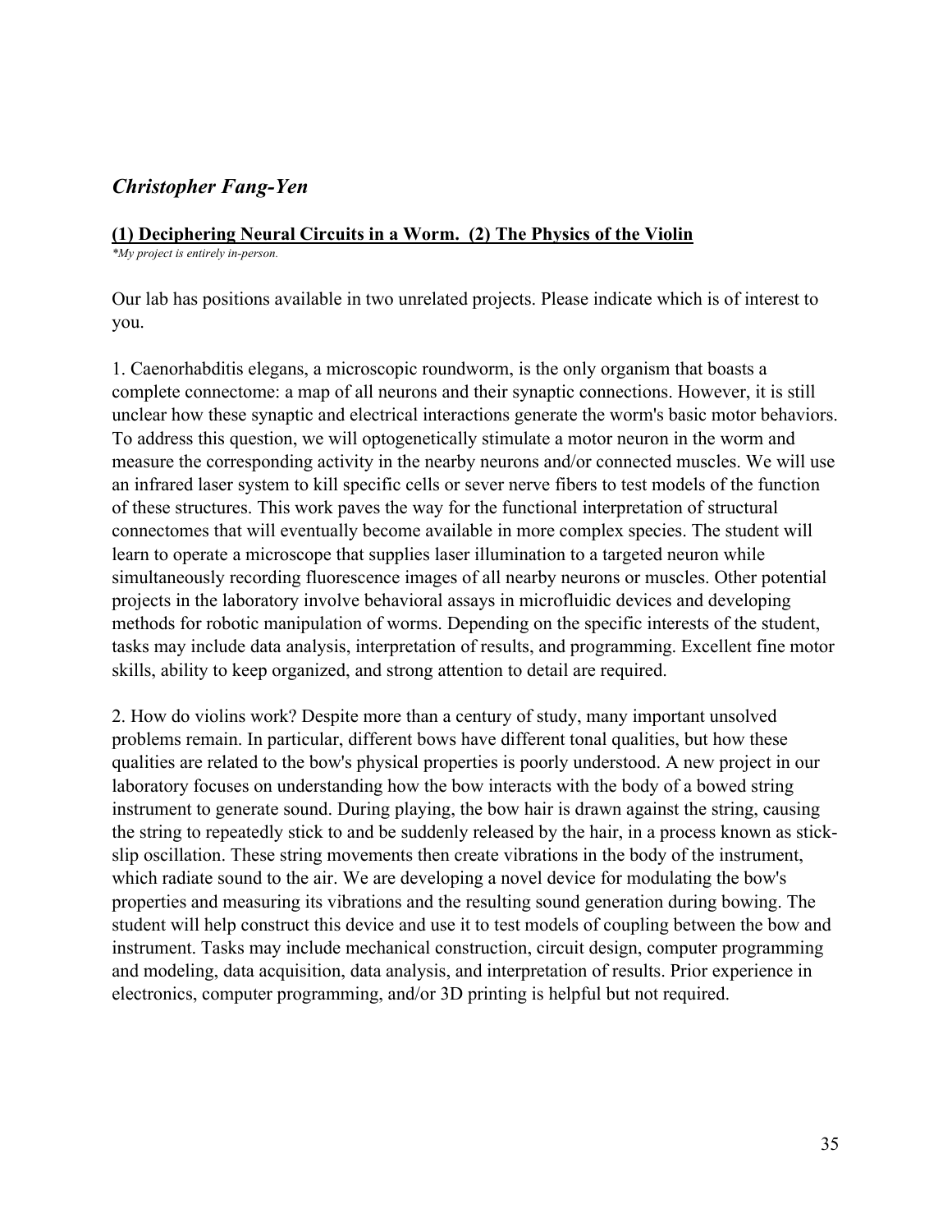## *Christopher Fang-Yen*

**(1) Deciphering Neural Circuits in a Worm. (2) The Physics of the Violin**

*\*My project is entirely in-person.*

Our lab has positions available in two unrelated projects. Please indicate which is of interest to you.

1. Caenorhabditis elegans, a microscopic roundworm, is the only organism that boasts a complete connectome: a map of all neurons and their synaptic connections. However, it is still unclear how these synaptic and electrical interactions generate the worm's basic motor behaviors. To address this question, we will optogenetically stimulate a motor neuron in the worm and measure the corresponding activity in the nearby neurons and/or connected muscles. We will use an infrared laser system to kill specific cells or sever nerve fibers to test models of the function of these structures. This work paves the way for the functional interpretation of structural connectomes that will eventually become available in more complex species. The student will learn to operate a microscope that supplies laser illumination to a targeted neuron while simultaneously recording fluorescence images of all nearby neurons or muscles. Other potential projects in the laboratory involve behavioral assays in microfluidic devices and developing methods for robotic manipulation of worms. Depending on the specific interests of the student, tasks may include data analysis, interpretation of results, and programming. Excellent fine motor skills, ability to keep organized, and strong attention to detail are required.

2. How do violins work? Despite more than a century of study, many important unsolved problems remain. In particular, different bows have different tonal qualities, but how these qualities are related to the bow's physical properties is poorly understood. A new project in our laboratory focuses on understanding how the bow interacts with the body of a bowed string instrument to generate sound. During playing, the bow hair is drawn against the string, causing the string to repeatedly stick to and be suddenly released by the hair, in a process known as stick-slip oscillation. These string movements then create vibrations in the body of the instrument, which radiate sound to the air. We are developing a novel device for modulating the bow's properties and measuring its vibrations and the resulting sound generation during bowing. The student will help construct this device and use it to test models of coupling between the bow and instrument. Tasks may include mechanical construction, circuit design, computer programming and modeling, data acquisition, data analysis, and interpretation of results. Prior experience in electronics, computer programming, and/or 3D printing is helpful but not required.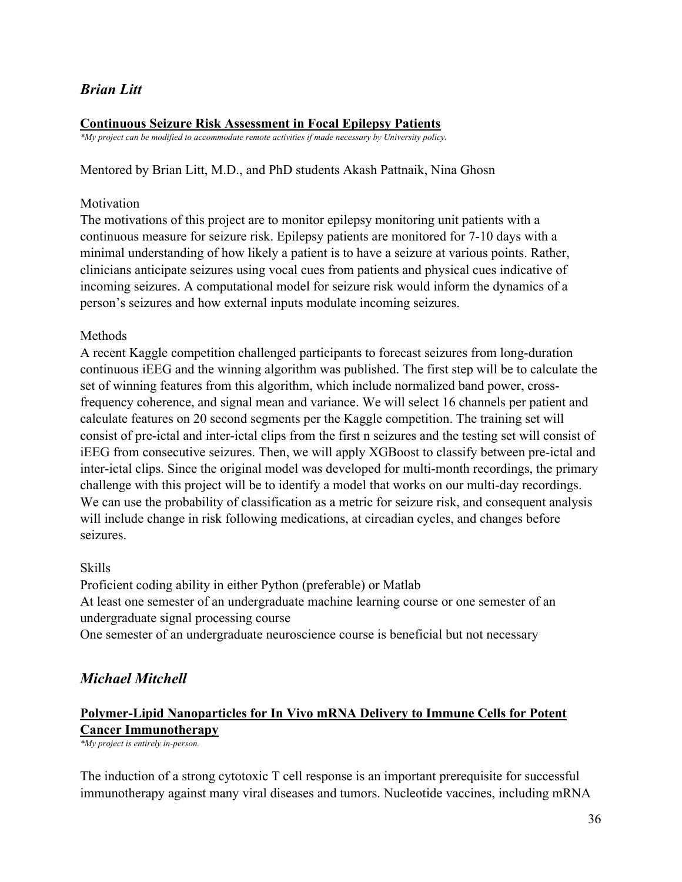## *Brian Litt*

**Continuous Seizure Risk Assessment in Focal Epilepsy Patients**

*\*My project can be modified to accommodate remote activities if made necessary by University policy.*

Mentored by Brian Litt, M.D., and PhD students Akash Pattnaik, Nina Ghosn

Motivation

The motivations of this project are to monitor epilepsy monitoring unit patients with a continuous measure for seizure risk. Epilepsy patients are monitored for 7-10 days with a minimal understanding of how likely a patient is to have a seizure at various points. Rather, clinicians anticipate seizures using vocal cues from patients and physical cues indicative of incoming seizures. A computational model for seizure risk would inform the dynamics of a person's seizures and how external inputs modulate incoming seizures.

Methods

A recent Kaggle competition challenged participants to forecast seizures from long-duration continuous iEEG and the winning algorithm was published. The first step will be to calculate the set of winning features from this algorithm, which include normalized band power, cross-frequency coherence, and signal mean and variance. We will select 16 channels per patient and calculate features on 20 second segments per the Kaggle competition. The training set will consist of pre-ictal and inter-ictal clips from the first n seizures and the testing set will consist of iEEG from consecutive seizures. Then, we will apply XGBoost to classify between pre-ictal and inter-ictal clips. Since the original model was developed for multi-month recordings, the primary challenge with this project will be to identify a model that works on our multi-day recordings. We can use the probability of classification as a metric for seizure risk, and consequent analysis will include change in risk following medications, at circadian cycles, and changes before seizures.

Skills

Proficient coding ability in either Python (preferable) or Matlab

At least one semester of an undergraduate machine learning course or one semester of an undergraduate signal processing course

One semester of an undergraduate neuroscience course is beneficial but not necessary

## *Michael Mitchell*

**Polymer-Lipid Nanoparticles for In Vivo mRNA Delivery to Immune Cells for Potent Cancer Immunotherapy**

*\*My project is entirely in-person.*

The induction of a strong cytotoxic T cell response is an important prerequisite for successful immunotherapy against many viral diseases and tumors. Nucleotide vaccines, including mRNA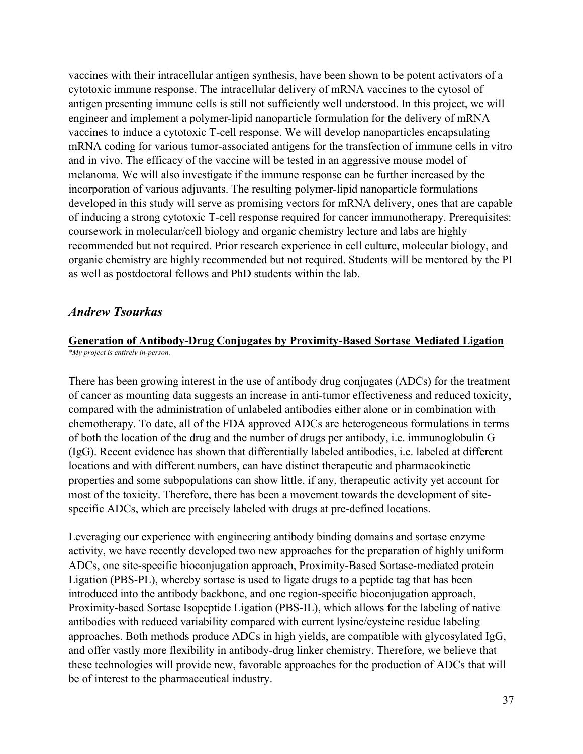vaccines with their intracellular antigen synthesis, have been shown to be potent activators of a cytotoxic immune response. The intracellular delivery of mRNA vaccines to the cytosol of antigen presenting immune cells is still not sufficiently well understood. In this project, we will engineer and implement a polymer-lipid nanoparticle formulation for the delivery of mRNA vaccines to induce a cytotoxic T-cell response. We will develop nanoparticles encapsulating mRNA coding for various tumor-associated antigens for the transfection of immune cells in vitro and in vivo. The efficacy of the vaccine will be tested in an aggressive mouse model of melanoma. We will also investigate if the immune response can be further increased by the incorporation of various adjuvants. The resulting polymer-lipid nanoparticle formulations developed in this study will serve as promising vectors for mRNA delivery, ones that are capable of inducing a strong cytotoxic T-cell response required for cancer immunotherapy. Prerequisites: coursework in molecular/cell biology and organic chemistry lecture and labs are highly recommended but not required. Prior research experience in cell culture, molecular biology, and organic chemistry are highly recommended but not required. Students will be mentored by the PI as well as postdoctoral fellows and PhD students within the lab.

## *Andrew Tsourkas*

### **Generation of Antibody-Drug Conjugates by Proximity-Based Sortase Mediated Ligation**

*\*My project is entirely in-person.*

There has been growing interest in the use of antibody drug conjugates (ADCs) for the treatment of cancer as mounting data suggests an increase in anti-tumor effectiveness and reduced toxicity, compared with the administration of unlabeled antibodies either alone or in combination with chemotherapy. To date, all of the FDA approved ADCs are heterogeneous formulations in terms of both the location of the drug and the number of drugs per antibody, i.e. immunoglobulin G (IgG). Recent evidence has shown that differentially labeled antibodies, i.e. labeled at different locations and with different numbers, can have distinct therapeutic and pharmacokinetic properties and some subpopulations can show little, if any, therapeutic activity yet account for most of the toxicity. Therefore, there has been a movement towards the development of site-specific ADCs, which are precisely labeled with drugs at pre-defined locations.

Leveraging our experience with engineering antibody binding domains and sortase enzyme activity, we have recently developed two new approaches for the preparation of highly uniform ADCs, one site-specific bioconjugation approach, Proximity-Based Sortase-mediated protein Ligation (PBS-PL), whereby sortase is used to ligate drugs to a peptide tag that has been introduced into the antibody backbone, and one region-specific bioconjugation approach, Proximity-based Sortase Isopeptide Ligation (PBS-IL), which allows for the labeling of native antibodies with reduced variability compared with current lysine/cysteine residue labeling approaches. Both methods produce ADCs in high yields, are compatible with glycosylated IgG, and offer vastly more flexibility in antibody-drug linker chemistry. Therefore, we believe that these technologies will provide new, favorable approaches for the production of ADCs that will be of interest to the pharmaceutical industry.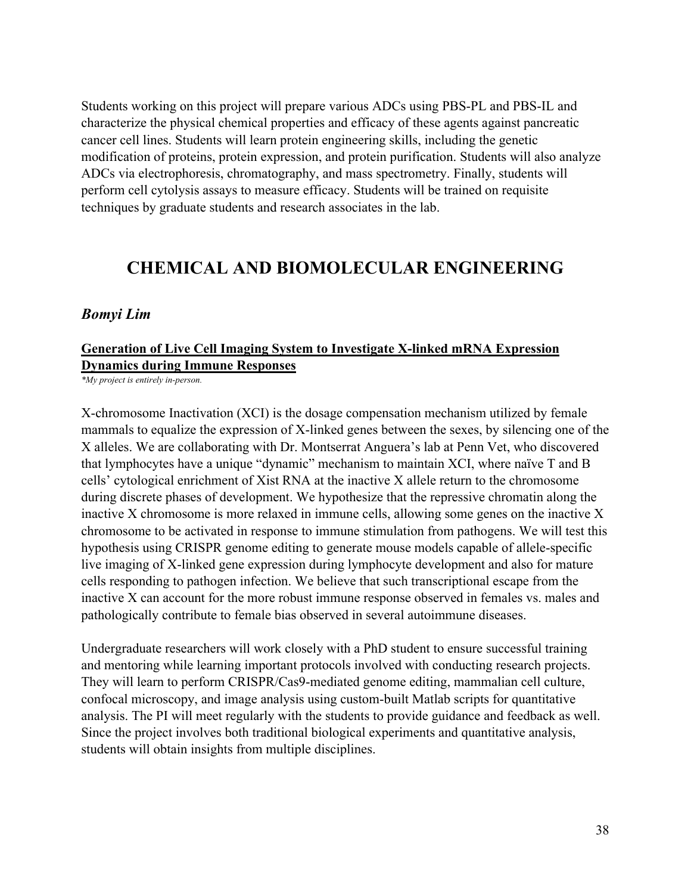Students working on this project will prepare various ADCs using PBS-PL and PBS-IL and characterize the physical chemical properties and efficacy of these agents against pancreatic cancer cell lines. Students will learn protein engineering skills, including the genetic modification of proteins, protein expression, and protein purification. Students will also analyze ADCs via electrophoresis, chromatography, and mass spectrometry. Finally, students will perform cell cytolysis assays to measure efficacy. Students will be trained on requisite techniques by graduate students and research associates in the lab.

# CHEMICAL AND BIOMOLECULAR ENGINEERING

## *Bomyi Lim*

**Generation of Live Cell Imaging System to Investigate X-linked mRNA Expression Dynamics during Immune Responses**

*\*My project is entirely in-person.*

X-chromosome Inactivation (XCI) is the dosage compensation mechanism utilized by female mammals to equalize the expression of X-linked genes between the sexes, by silencing one of the X alleles. We are collaborating with Dr. Montserrat Anguera's lab at Penn Vet, who discovered that lymphocytes have a unique "dynamic" mechanism to maintain XCI, where naïve T and B cells' cytological enrichment of Xist RNA at the inactive X allele return to the chromosome during discrete phases of development. We hypothesize that the repressive chromatin along the inactive X chromosome is more relaxed in immune cells, allowing some genes on the inactive X chromosome to be activated in response to immune stimulation from pathogens. We will test this hypothesis using CRISPR genome editing to generate mouse models capable of allele-specific live imaging of X-linked gene expression during lymphocyte development and also for mature cells responding to pathogen infection. We believe that such transcriptional escape from the inactive X can account for the more robust immune response observed in females vs. males and pathologically contribute to female bias observed in several autoimmune diseases.

Undergraduate researchers will work closely with a PhD student to ensure successful training and mentoring while learning important protocols involved with conducting research projects. They will learn to perform CRISPR/Cas9-mediated genome editing, mammalian cell culture, confocal microscopy, and image analysis using custom-built Matlab scripts for quantitative analysis. The PI will meet regularly with the students to provide guidance and feedback as well. Since the project involves both traditional biological experiments and quantitative analysis, students will obtain insights from multiple disciplines.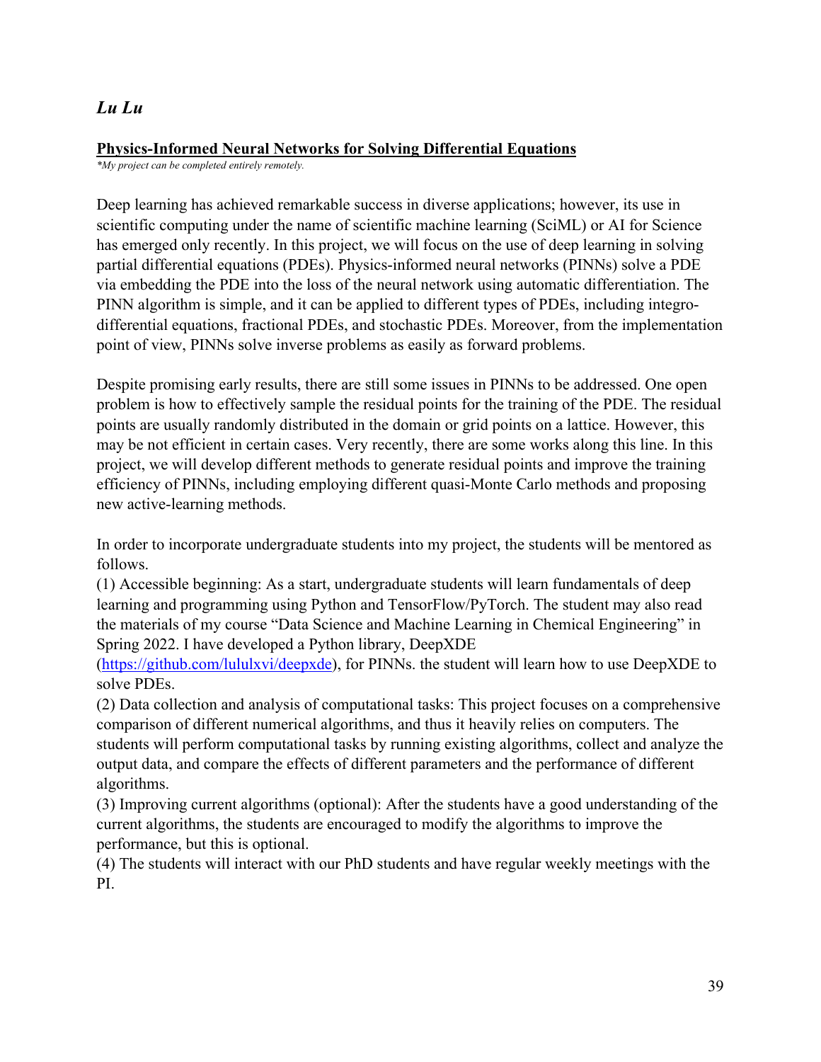## *Lu Lu*

### Physics-Informed Neural Networks for Solving Differential Equations

*\*My project can be completed entirely remotely.*

Deep learning has achieved remarkable success in diverse applications; however, its use in scientific computing under the name of scientific machine learning (SciML) or AI for Science has emerged only recently. In this project, we will focus on the use of deep learning in solving partial differential equations (PDEs). Physics-informed neural networks (PINNs) solve a PDE via embedding the PDE into the loss of the neural network using automatic differentiation. The PINN algorithm is simple, and it can be applied to different types of PDEs, including integro-differential equations, fractional PDEs, and stochastic PDEs. Moreover, from the implementation point of view, PINNs solve inverse problems as easily as forward problems.

Despite promising early results, there are still some issues in PINNs to be addressed. One open problem is how to effectively sample the residual points for the training of the PDE. The residual points are usually randomly distributed in the domain or grid points on a lattice. However, this may be not efficient in certain cases. Very recently, there are some works along this line. In this project, we will develop different methods to generate residual points and improve the training efficiency of PINNs, including employing different quasi-Monte Carlo methods and proposing new active-learning methods.

In order to incorporate undergraduate students into my project, the students will be mentored as follows.

(1) Accessible beginning: As a start, undergraduate students will learn fundamentals of deep learning and programming using Python and TensorFlow/PyTorch. The student may also read the materials of my course "Data Science and Machine Learning in Chemical Engineering" in Spring 2022. I have developed a Python library, DeepXDE ([https://github.com/lululxvi/deepxde](https://github.com/lululxvi/deepxde)), for PINNs. the student will learn how to use DeepXDE to solve PDEs.

(2) Data collection and analysis of computational tasks: This project focuses on a comprehensive comparison of different numerical algorithms, and thus it heavily relies on computers. The students will perform computational tasks by running existing algorithms, collect and analyze the output data, and compare the effects of different parameters and the performance of different algorithms.

(3) Improving current algorithms (optional): After the students have a good understanding of the current algorithms, the students are encouraged to modify the algorithms to improve the performance, but this is optional.

(4) The students will interact with our PhD students and have regular weekly meetings with the PI.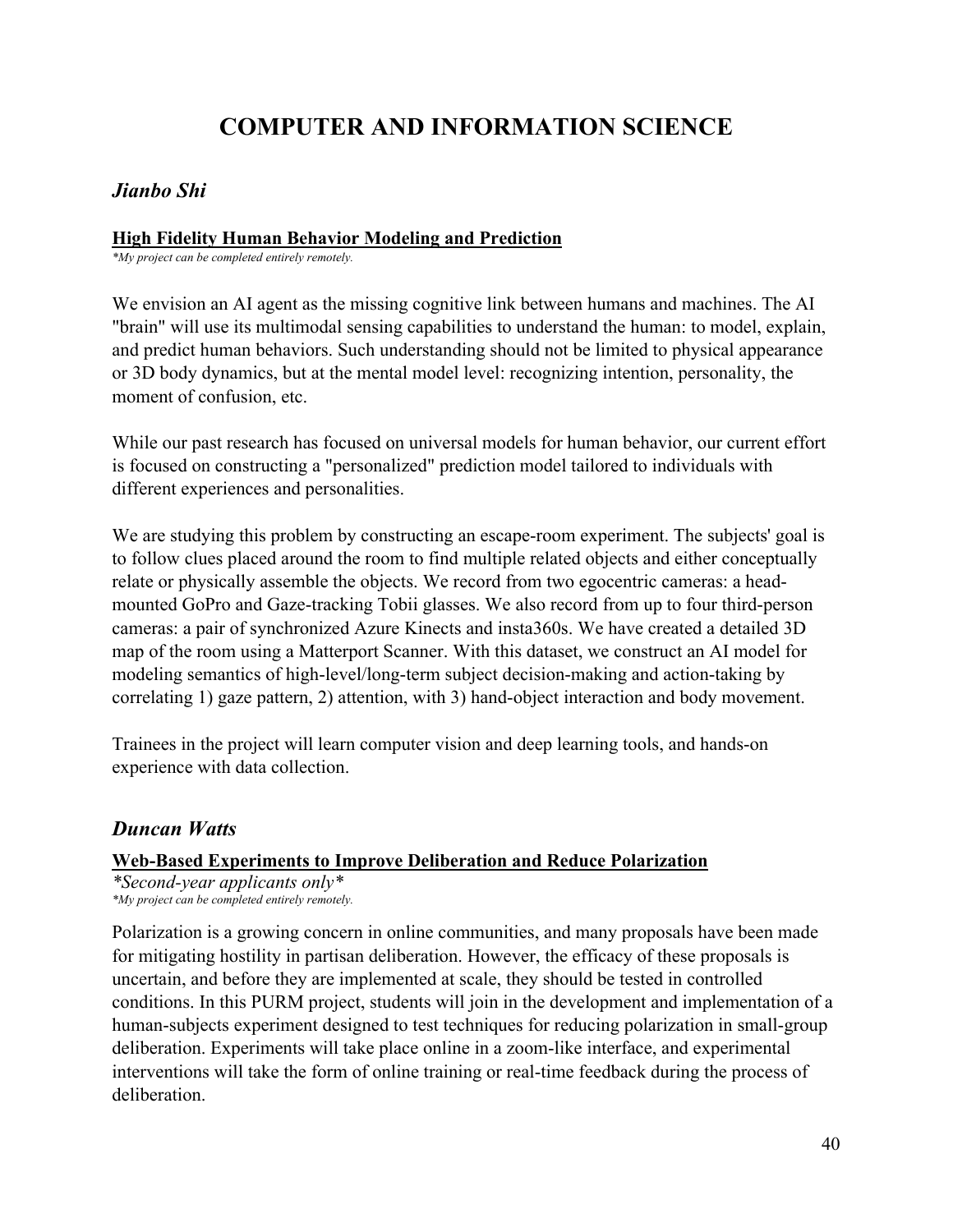# COMPUTER AND INFORMATION SCIENCE

## *Jianbo Shi*

### High Fidelity Human Behavior Modeling and Prediction

*\*My project can be completed entirely remotely.*

We envision an AI agent as the missing cognitive link between humans and machines. The AI "brain" will use its multimodal sensing capabilities to understand the human: to model, explain, and predict human behaviors. Such understanding should not be limited to physical appearance or 3D body dynamics, but at the mental model level: recognizing intention, personality, the moment of confusion, etc.

While our past research has focused on universal models for human behavior, our current effort is focused on constructing a "personalized" prediction model tailored to individuals with different experiences and personalities.

We are studying this problem by constructing an escape-room experiment. The subjects' goal is to follow clues placed around the room to find multiple related objects and either conceptually relate or physically assemble the objects. We record from two egocentric cameras: a head-mounted GoPro and Gaze-tracking Tobii glasses. We also record from up to four third-person cameras: a pair of synchronized Azure Kinects and insta360s. We have created a detailed 3D map of the room using a Matterport Scanner. With this dataset, we construct an AI model for modeling semantics of high-level/long-term subject decision-making and action-taking by correlating 1) gaze pattern, 2) attention, with 3) hand-object interaction and body movement.

Trainees in the project will learn computer vision and deep learning tools, and hands-on experience with data collection.

## *Duncan Watts*

### Web-Based Experiments to Improve Deliberation and Reduce Polarization

*\*Second-year applicants only\**

*\*My project can be completed entirely remotely.*

Polarization is a growing concern in online communities, and many proposals have been made for mitigating hostility in partisan deliberation. However, the efficacy of these proposals is uncertain, and before they are implemented at scale, they should be tested in controlled conditions. In this PURM project, students will join in the development and implementation of a human-subjects experiment designed to test techniques for reducing polarization in small-group deliberation. Experiments will take place online in a zoom-like interface, and experimental interventions will take the form of online training or real-time feedback during the process of deliberation.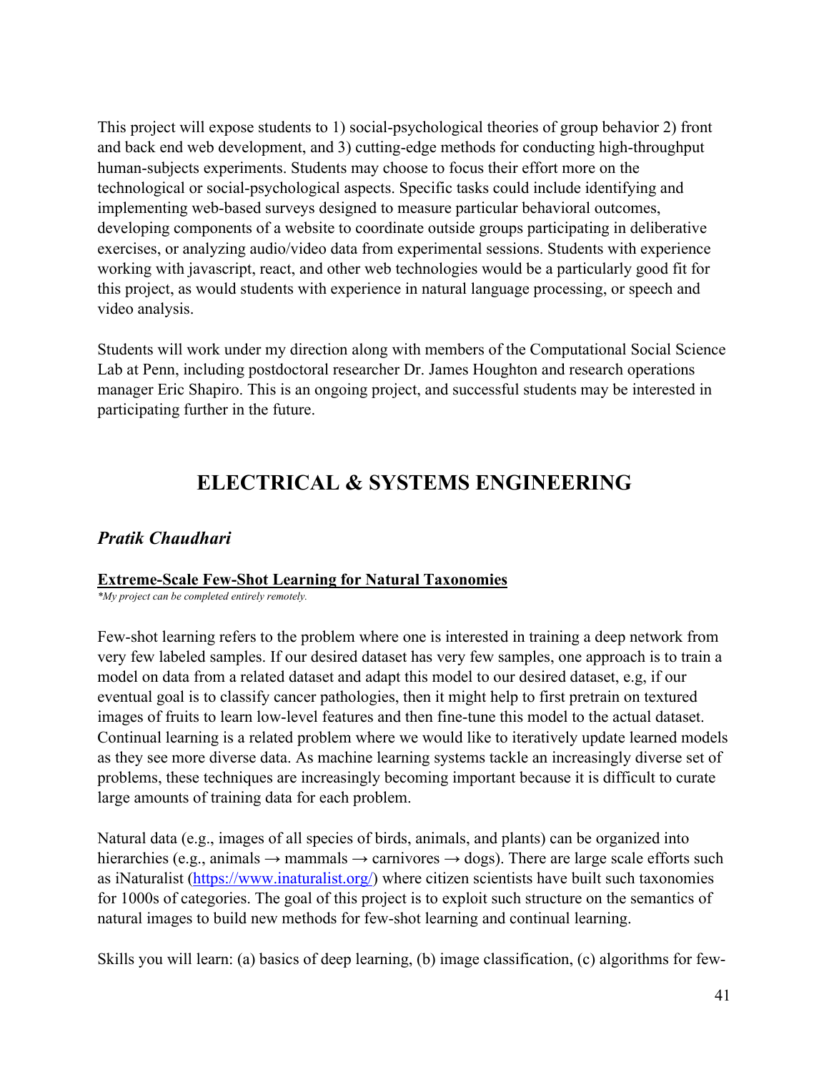This project will expose students to 1) social-psychological theories of group behavior 2) front and back end web development, and 3) cutting-edge methods for conducting high-throughput human-subjects experiments. Students may choose to focus their effort more on the technological or social-psychological aspects. Specific tasks could include identifying and implementing web-based surveys designed to measure particular behavioral outcomes, developing components of a website to coordinate outside groups participating in deliberative exercises, or analyzing audio/video data from experimental sessions. Students with experience working with javascript, react, and other web technologies would be a particularly good fit for this project, as would students with experience in natural language processing, or speech and video analysis.

Students will work under my direction along with members of the Computational Social Science Lab at Penn, including postdoctoral researcher Dr. James Houghton and research operations manager Eric Shapiro. This is an ongoing project, and successful students may be interested in participating further in the future.

# ELECTRICAL & SYSTEMS ENGINEERING

## *Pratik Chaudhari*

### Extreme-Scale Few-Shot Learning for Natural Taxonomies

*\*My project can be completed entirely remotely.*

Few-shot learning refers to the problem where one is interested in training a deep network from very few labeled samples. If our desired dataset has very few samples, one approach is to train a model on data from a related dataset and adapt this model to our desired dataset, e.g, if our eventual goal is to classify cancer pathologies, then it might help to first pretrain on textured images of fruits to learn low-level features and then fine-tune this model to the actual dataset. Continual learning is a related problem where we would like to iteratively update learned models as they see more diverse data. As machine learning systems tackle an increasingly diverse set of problems, these techniques are increasingly becoming important because it is difficult to curate large amounts of training data for each problem.

Natural data (e.g., images of all species of birds, animals, and plants) can be organized into hierarchies (e.g., animals → mammals → carnivores → dogs). There are large scale efforts such as iNaturalist (https://www.inaturalist.org/) where citizen scientists have built such taxonomies for 1000s of categories. The goal of this project is to exploit such structure on the semantics of natural images to build new methods for few-shot learning and continual learning.

Skills you will learn: (a) basics of deep learning, (b) image classification, (c) algorithms for few-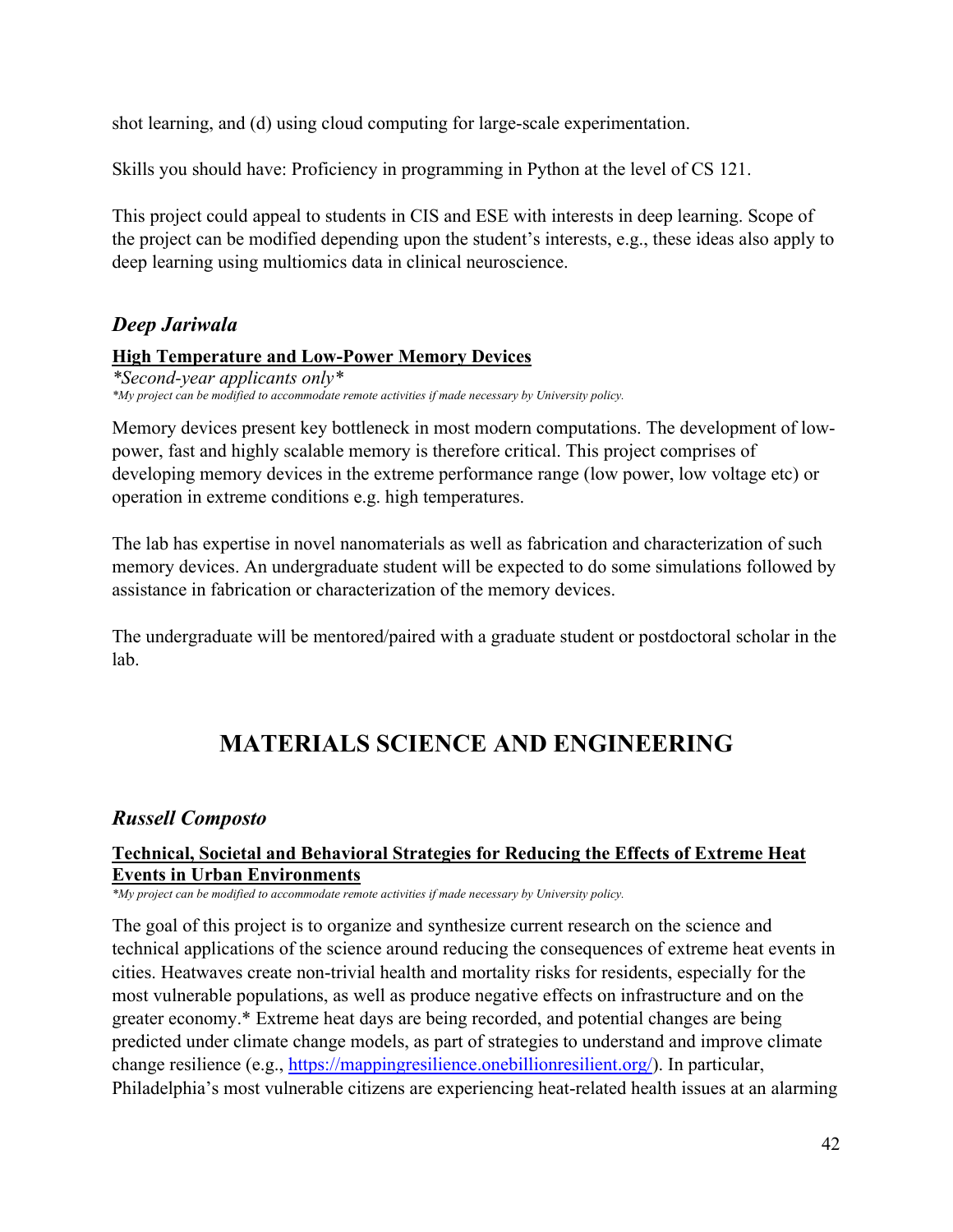shot learning, and (d) using cloud computing for large-scale experimentation.

Skills you should have: Proficiency in programming in Python at the level of CS 121.

This project could appeal to students in CIS and ESE with interests in deep learning. Scope of the project can be modified depending upon the student's interests, e.g., these ideas also apply to deep learning using multiomics data in clinical neuroscience.

### *Deep Jariwala*

**High Temperature and Low-Power Memory Devices**

*\*Second-year applicants only\**

*\*My project can be modified to accommodate remote activities if made necessary by University policy.*

Memory devices present key bottleneck in most modern computations. The development of low-power, fast and highly scalable memory is therefore critical. This project comprises of developing memory devices in the extreme performance range (low power, low voltage etc) or operation in extreme conditions e.g. high temperatures.

The lab has expertise in novel nanomaterials as well as fabrication and characterization of such memory devices. An undergraduate student will be expected to do some simulations followed by assistance in fabrication or characterization of the memory devices.

The undergraduate will be mentored/paired with a graduate student or postdoctoral scholar in the lab.

## MATERIALS SCIENCE AND ENGINEERING

### *Russell Composto*

**Technical, Societal and Behavioral Strategies for Reducing the Effects of Extreme Heat Events in Urban Environments**

*\*My project can be modified to accommodate remote activities if made necessary by University policy.*

The goal of this project is to organize and synthesize current research on the science and technical applications of the science around reducing the consequences of extreme heat events in cities. Heatwaves create non-trivial health and mortality risks for residents, especially for the most vulnerable populations, as well as produce negative effects on infrastructure and on the greater economy.\* Extreme heat days are being recorded, and potential changes are being predicted under climate change models, as part of strategies to understand and improve climate change resilience (e.g., https://mappingresilience.onebillionresilient.org/). In particular, Philadelphia's most vulnerable citizens are experiencing heat-related health issues at an alarming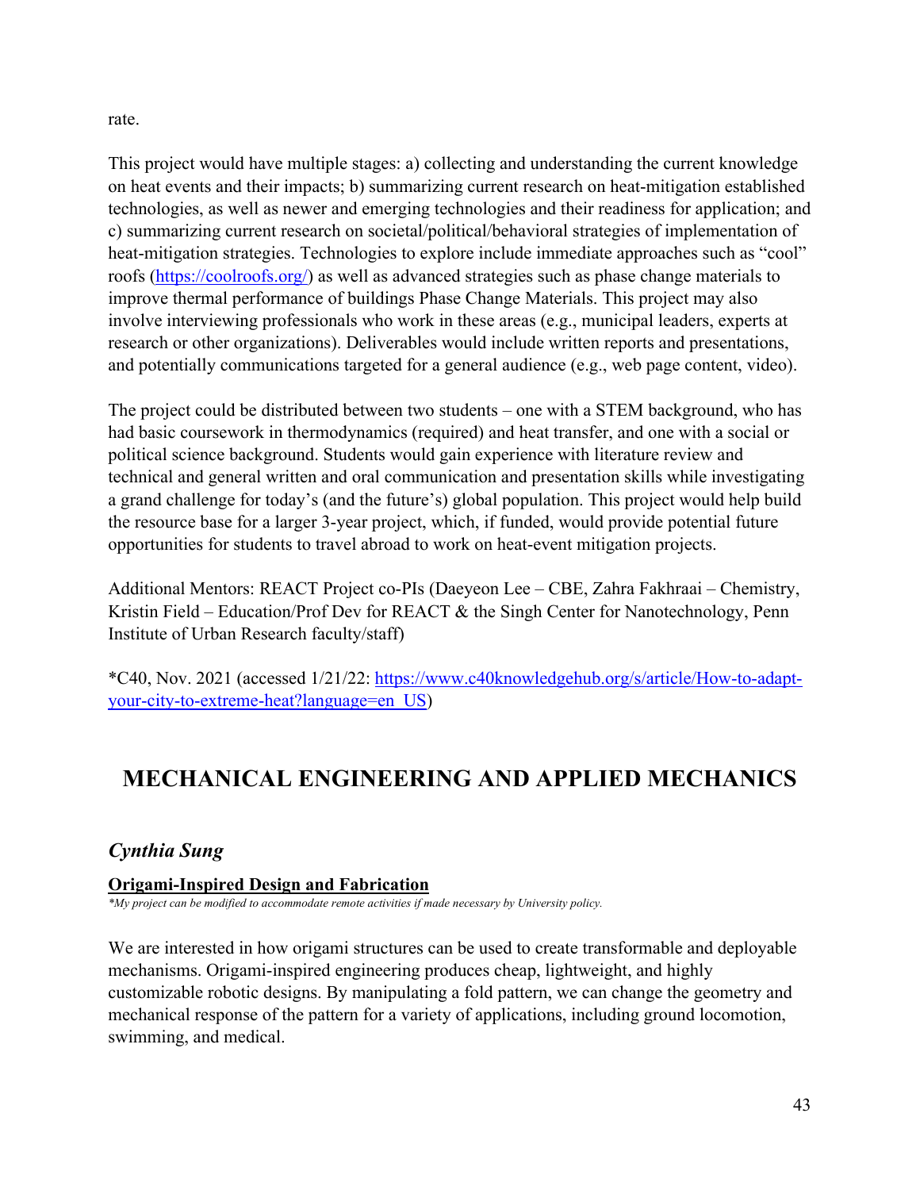rate.

This project would have multiple stages: a) collecting and understanding the current knowledge on heat events and their impacts; b) summarizing current research on heat-mitigation established technologies, as well as newer and emerging technologies and their readiness for application; and c) summarizing current research on societal/political/behavioral strategies of implementation of heat-mitigation strategies. Technologies to explore include immediate approaches such as "cool" roofs (https://coolroofs.org/) as well as advanced strategies such as phase change materials to improve thermal performance of buildings Phase Change Materials. This project may also involve interviewing professionals who work in these areas (e.g., municipal leaders, experts at research or other organizations). Deliverables would include written reports and presentations, and potentially communications targeted for a general audience (e.g., web page content, video).

The project could be distributed between two students – one with a STEM background, who has had basic coursework in thermodynamics (required) and heat transfer, and one with a social or political science background. Students would gain experience with literature review and technical and general written and oral communication and presentation skills while investigating a grand challenge for today's (and the future's) global population. This project would help build the resource base for a larger 3-year project, which, if funded, would provide potential future opportunities for students to travel abroad to work on heat-event mitigation projects.

Additional Mentors: REACT Project co-PIs (Daeyeon Lee – CBE, Zahra Fakhraai – Chemistry, Kristin Field – Education/Prof Dev for REACT & the Singh Center for Nanotechnology, Penn Institute of Urban Research faculty/staff)

*C40, Nov. 2021 (accessed 1/21/22: https://www.c40knowledgehub.org/s/article/How-to-adapt-your-city-to-extreme-heat?language=en_US)

## MECHANICAL ENGINEERING AND APPLIED MECHANICS

### *Cynthia Sung*

**Origami-Inspired Design and Fabrication**

*\*My project can be modified to accommodate remote activities if made necessary by University policy.*

We are interested in how origami structures can be used to create transformable and deployable mechanisms. Origami-inspired engineering produces cheap, lightweight, and highly customizable robotic designs. By manipulating a fold pattern, we can change the geometry and mechanical response of the pattern for a variety of applications, including ground locomotion, swimming, and medical.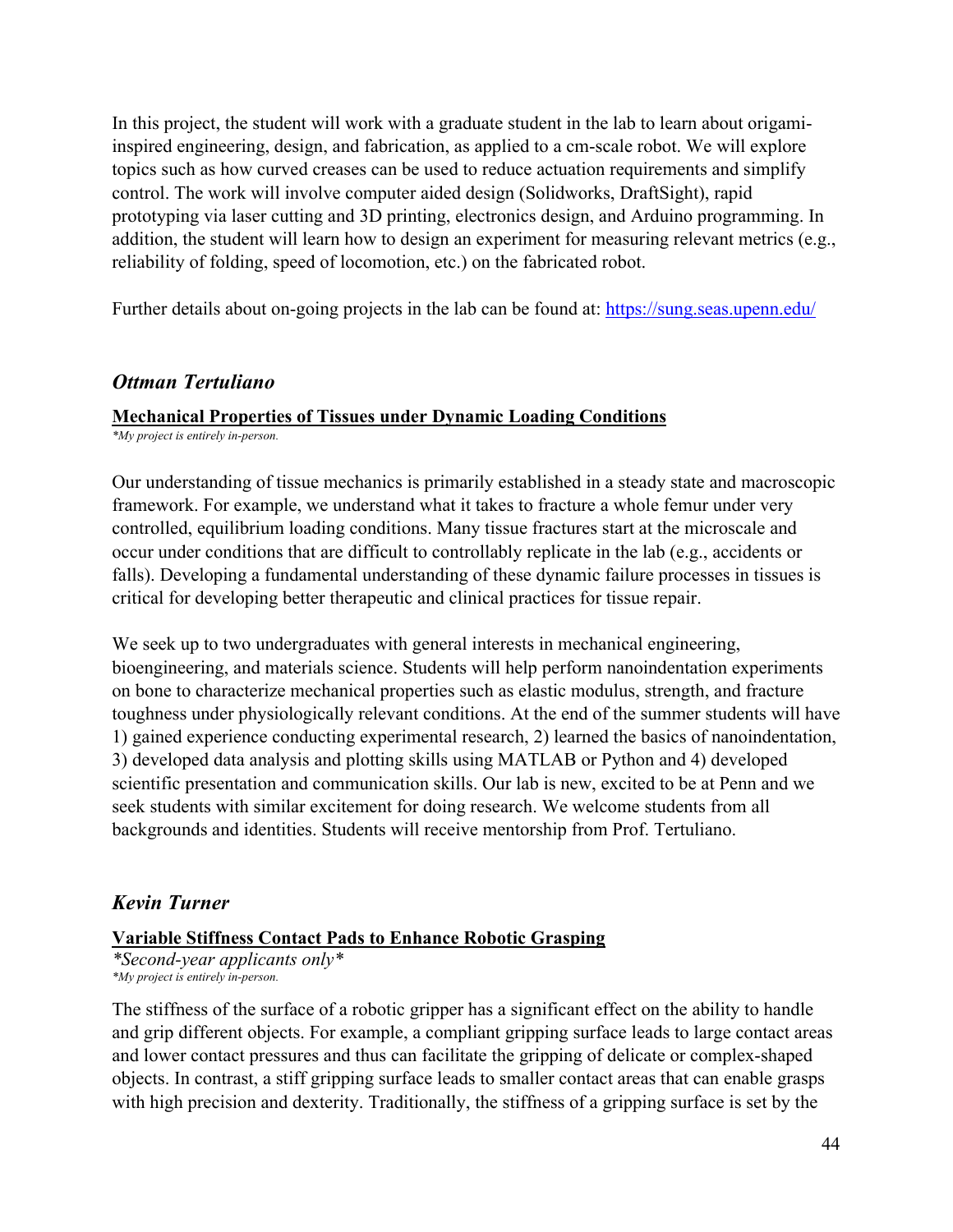In this project, the student will work with a graduate student in the lab to learn about origami-inspired engineering, design, and fabrication, as applied to a cm-scale robot. We will explore topics such as how curved creases can be used to reduce actuation requirements and simplify control. The work will involve computer aided design (Solidworks, DraftSight), rapid prototyping via laser cutting and 3D printing, electronics design, and Arduino programming. In addition, the student will learn how to design an experiment for measuring relevant metrics (e.g., reliability of folding, speed of locomotion, etc.) on the fabricated robot.

Further details about on-going projects in the lab can be found at: [https://sung.seas.upenn.edu/](https://sung.seas.upenn.edu/)

## *Ottman Tertuliano*

**Mechanical Properties of Tissues under Dynamic Loading Conditions**

*\*My project is entirely in-person.*

Our understanding of tissue mechanics is primarily established in a steady state and macroscopic framework. For example, we understand what it takes to fracture a whole femur under very controlled, equilibrium loading conditions. Many tissue fractures start at the microscale and occur under conditions that are difficult to controllably replicate in the lab (e.g., accidents or falls). Developing a fundamental understanding of these dynamic failure processes in tissues is critical for developing better therapeutic and clinical practices for tissue repair.

We seek up to two undergraduates with general interests in mechanical engineering, bioengineering, and materials science. Students will help perform nanoindentation experiments on bone to characterize mechanical properties such as elastic modulus, strength, and fracture toughness under physiologically relevant conditions. At the end of the summer students will have 1) gained experience conducting experimental research, 2) learned the basics of nanoindentation, 3) developed data analysis and plotting skills using MATLAB or Python and 4) developed scientific presentation and communication skills. Our lab is new, excited to be at Penn and we seek students with similar excitement for doing research. We welcome students from all backgrounds and identities. Students will receive mentorship from Prof. Tertuliano.

## *Kevin Turner*

**Variable Stiffness Contact Pads to Enhance Robotic Grasping**

*\*Second-year applicants only\**

*\*My project is entirely in-person.*

The stiffness of the surface of a robotic gripper has a significant effect on the ability to handle and grip different objects. For example, a compliant gripping surface leads to large contact areas and lower contact pressures and thus can facilitate the gripping of delicate or complex-shaped objects. In contrast, a stiff gripping surface leads to smaller contact areas that can enable grasps with high precision and dexterity. Traditionally, the stiffness of a gripping surface is set by the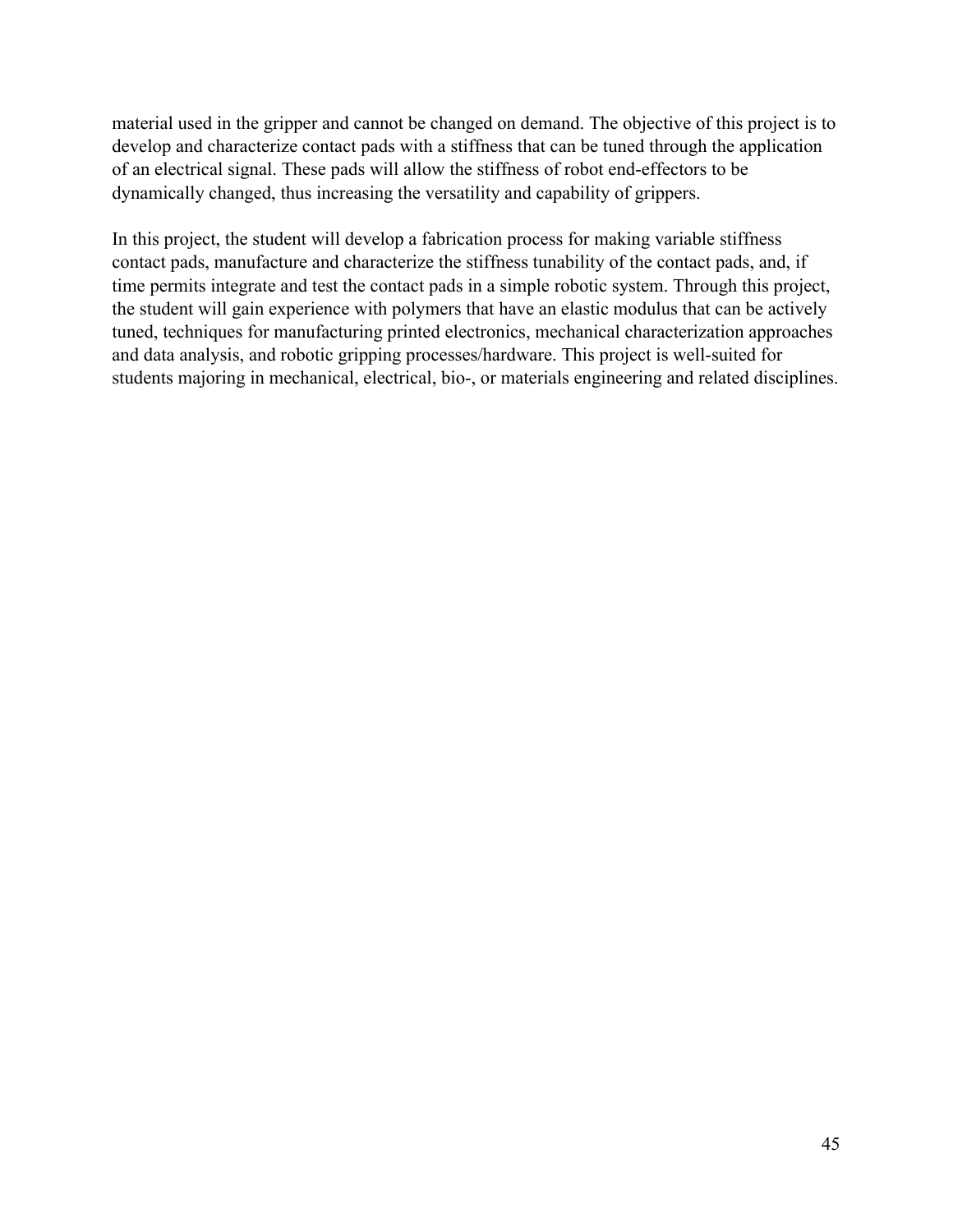material used in the gripper and cannot be changed on demand. The objective of this project is to develop and characterize contact pads with a stiffness that can be tuned through the application of an electrical signal. These pads will allow the stiffness of robot end-effectors to be dynamically changed, thus increasing the versatility and capability of grippers.

In this project, the student will develop a fabrication process for making variable stiffness contact pads, manufacture and characterize the stiffness tunability of the contact pads, and, if time permits integrate and test the contact pads in a simple robotic system. Through this project, the student will gain experience with polymers that have an elastic modulus that can be actively tuned, techniques for manufacturing printed electronics, mechanical characterization approaches and data analysis, and robotic gripping processes/hardware. This project is well-suited for students majoring in mechanical, electrical, bio-, or materials engineering and related disciplines.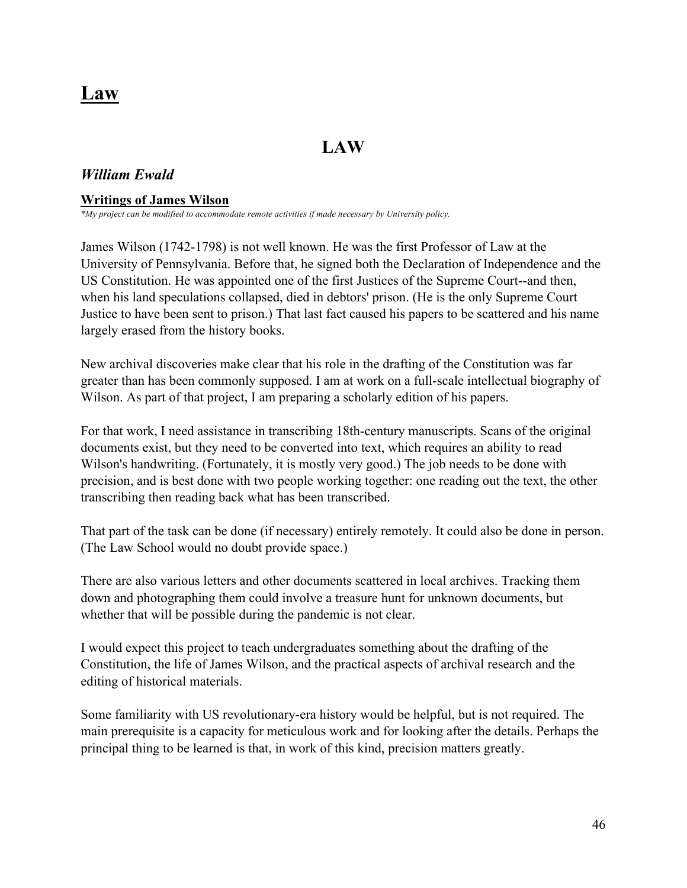# Law

## LAW

### *William Ewald*

**Writings of James Wilson**

*\*My project can be modified to accommodate remote activities if made necessary by University policy.*

James Wilson (1742-1798) is not well known. He was the first Professor of Law at the University of Pennsylvania. Before that, he signed both the Declaration of Independence and the US Constitution. He was appointed one of the first Justices of the Supreme Court--and then, when his land speculations collapsed, died in debtors' prison. (He is the only Supreme Court Justice to have been sent to prison.) That last fact caused his papers to be scattered and his name largely erased from the history books.

New archival discoveries make clear that his role in the drafting of the Constitution was far greater than has been commonly supposed. I am at work on a full-scale intellectual biography of Wilson. As part of that project, I am preparing a scholarly edition of his papers.

For that work, I need assistance in transcribing 18th-century manuscripts. Scans of the original documents exist, but they need to be converted into text, which requires an ability to read Wilson's handwriting. (Fortunately, it is mostly very good.) The job needs to be done with precision, and is best done with two people working together: one reading out the text, the other transcribing then reading back what has been transcribed.

That part of the task can be done (if necessary) entirely remotely. It could also be done in person. (The Law School would no doubt provide space.)

There are also various letters and other documents scattered in local archives. Tracking them down and photographing them could involve a treasure hunt for unknown documents, but whether that will be possible during the pandemic is not clear.

I would expect this project to teach undergraduates something about the drafting of the Constitution, the life of James Wilson, and the practical aspects of archival research and the editing of historical materials.

Some familiarity with US revolutionary-era history would be helpful, but is not required. The main prerequisite is a capacity for meticulous work and for looking after the details. Perhaps the principal thing to be learned is that, in work of this kind, precision matters greatly.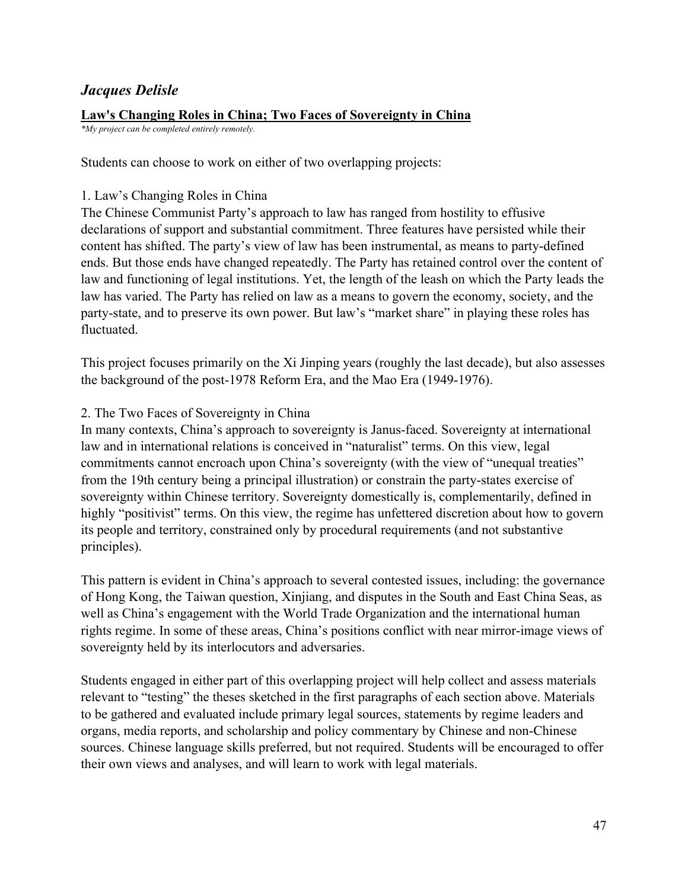## *Jacques Delisle*

**Law's Changing Roles in China; Two Faces of Sovereignty in China**

*\*My project can be completed entirely remotely.*

Students can choose to work on either of two overlapping projects:

1. Law's Changing Roles in China

The Chinese Communist Party's approach to law has ranged from hostility to effusive declarations of support and substantial commitment. Three features have persisted while their content has shifted. The party's view of law has been instrumental, as means to party-defined ends. But those ends have changed repeatedly. The Party has retained control over the content of law and functioning of legal institutions. Yet, the length of the leash on which the Party leads the law has varied. The Party has relied on law as a means to govern the economy, society, and the party-state, and to preserve its own power. But law's "market share" in playing these roles has fluctuated.

This project focuses primarily on the Xi Jinping years (roughly the last decade), but also assesses the background of the post-1978 Reform Era, and the Mao Era (1949-1976).

2. The Two Faces of Sovereignty in China

In many contexts, China's approach to sovereignty is Janus-faced. Sovereignty at international law and in international relations is conceived in "naturalist" terms. On this view, legal commitments cannot encroach upon China's sovereignty (with the view of "unequal treaties" from the 19th century being a principal illustration) or constrain the party-states exercise of sovereignty within Chinese territory. Sovereignty domestically is, complementarily, defined in highly "positivist" terms. On this view, the regime has unfettered discretion about how to govern its people and territory, constrained only by procedural requirements (and not substantive principles).

This pattern is evident in China's approach to several contested issues, including: the governance of Hong Kong, the Taiwan question, Xinjiang, and disputes in the South and East China Seas, as well as China's engagement with the World Trade Organization and the international human rights regime. In some of these areas, China's positions conflict with near mirror-image views of sovereignty held by its interlocutors and adversaries.

Students engaged in either part of this overlapping project will help collect and assess materials relevant to "testing" the theses sketched in the first paragraphs of each section above. Materials to be gathered and evaluated include primary legal sources, statements by regime leaders and organs, media reports, and scholarship and policy commentary by Chinese and non-Chinese sources. Chinese language skills preferred, but not required. Students will be encouraged to offer their own views and analyses, and will learn to work with legal materials.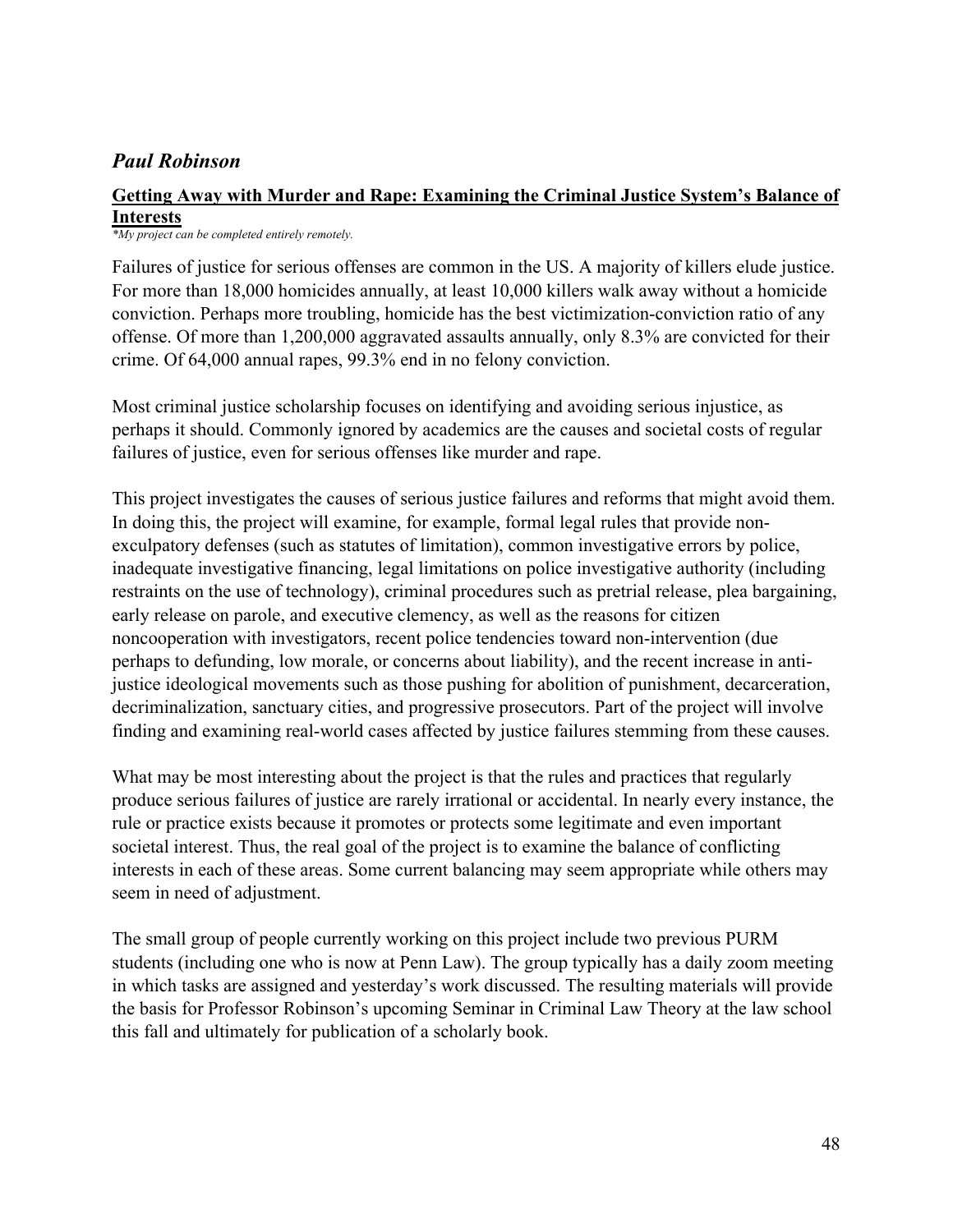## *Paul Robinson*

**Getting Away with Murder and Rape: Examining the Criminal Justice System's Balance of Interests**

*\*My project can be completed entirely remotely.*

Failures of justice for serious offenses are common in the US. A majority of killers elude justice. For more than 18,000 homicides annually, at least 10,000 killers walk away without a homicide conviction. Perhaps more troubling, homicide has the best victimization-conviction ratio of any offense. Of more than 1,200,000 aggravated assaults annually, only 8.3% are convicted for their crime. Of 64,000 annual rapes, 99.3% end in no felony conviction.

Most criminal justice scholarship focuses on identifying and avoiding serious injustice, as perhaps it should. Commonly ignored by academics are the causes and societal costs of regular failures of justice, even for serious offenses like murder and rape.

This project investigates the causes of serious justice failures and reforms that might avoid them. In doing this, the project will examine, for example, formal legal rules that provide non-exculpatory defenses (such as statutes of limitation), common investigative errors by police, inadequate investigative financing, legal limitations on police investigative authority (including restraints on the use of technology), criminal procedures such as pretrial release, plea bargaining, early release on parole, and executive clemency, as well as the reasons for citizen noncooperation with investigators, recent police tendencies toward non-intervention (due perhaps to defunding, low morale, or concerns about liability), and the recent increase in anti-justice ideological movements such as those pushing for abolition of punishment, decarceration, decriminalization, sanctuary cities, and progressive prosecutors. Part of the project will involve finding and examining real-world cases affected by justice failures stemming from these causes.

What may be most interesting about the project is that the rules and practices that regularly produce serious failures of justice are rarely irrational or accidental. In nearly every instance, the rule or practice exists because it promotes or protects some legitimate and even important societal interest. Thus, the real goal of the project is to examine the balance of conflicting interests in each of these areas. Some current balancing may seem appropriate while others may seem in need of adjustment.

The small group of people currently working on this project include two previous PURM students (including one who is now at Penn Law). The group typically has a daily zoom meeting in which tasks are assigned and yesterday's work discussed. The resulting materials will provide the basis for Professor Robinson's upcoming Seminar in Criminal Law Theory at the law school this fall and ultimately for publication of a scholarly book.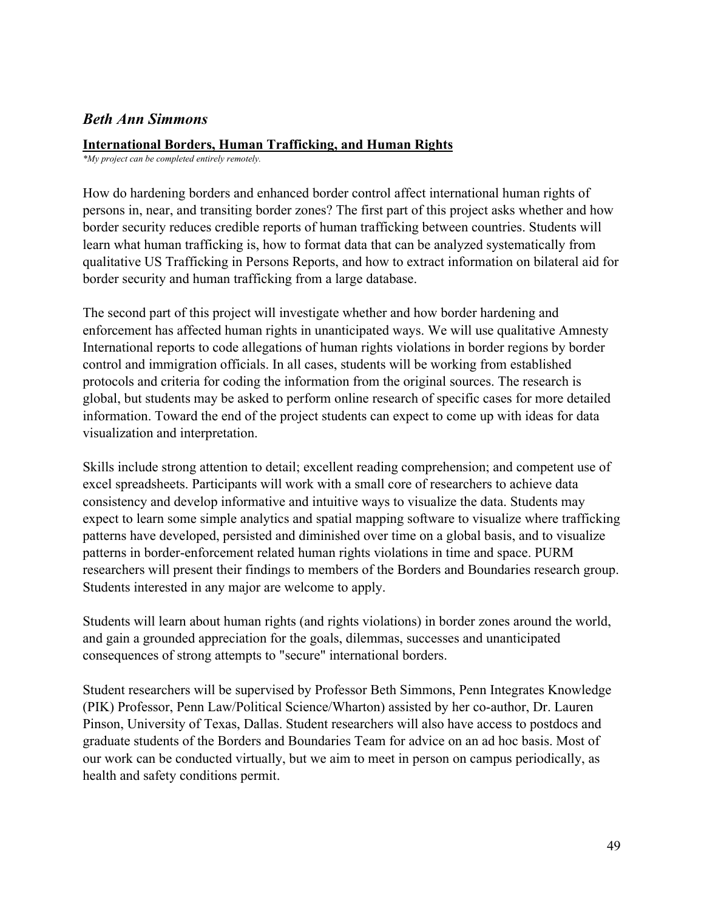### *Beth Ann Simmons*

**International Borders, Human Trafficking, and Human Rights**

*\*My project can be completed entirely remotely.*

How do hardening borders and enhanced border control affect international human rights of persons in, near, and transiting border zones? The first part of this project asks whether and how border security reduces credible reports of human trafficking between countries. Students will learn what human trafficking is, how to format data that can be analyzed systematically from qualitative US Trafficking in Persons Reports, and how to extract information on bilateral aid for border security and human trafficking from a large database.

The second part of this project will investigate whether and how border hardening and enforcement has affected human rights in unanticipated ways. We will use qualitative Amnesty International reports to code allegations of human rights violations in border regions by border control and immigration officials. In all cases, students will be working from established protocols and criteria for coding the information from the original sources. The research is global, but students may be asked to perform online research of specific cases for more detailed information. Toward the end of the project students can expect to come up with ideas for data visualization and interpretation.

Skills include strong attention to detail; excellent reading comprehension; and competent use of excel spreadsheets. Participants will work with a small core of researchers to achieve data consistency and develop informative and intuitive ways to visualize the data. Students may expect to learn some simple analytics and spatial mapping software to visualize where trafficking patterns have developed, persisted and diminished over time on a global basis, and to visualize patterns in border-enforcement related human rights violations in time and space. PURM researchers will present their findings to members of the Borders and Boundaries research group. Students interested in any major are welcome to apply.

Students will learn about human rights (and rights violations) in border zones around the world, and gain a grounded appreciation for the goals, dilemmas, successes and unanticipated consequences of strong attempts to "secure" international borders.

Student researchers will be supervised by Professor Beth Simmons, Penn Integrates Knowledge (PIK) Professor, Penn Law/Political Science/Wharton) assisted by her co-author, Dr. Lauren Pinson, University of Texas, Dallas. Student researchers will also have access to postdocs and graduate students of the Borders and Boundaries Team for advice on an ad hoc basis. Most of our work can be conducted virtually, but we aim to meet in person on campus periodically, as health and safety conditions permit.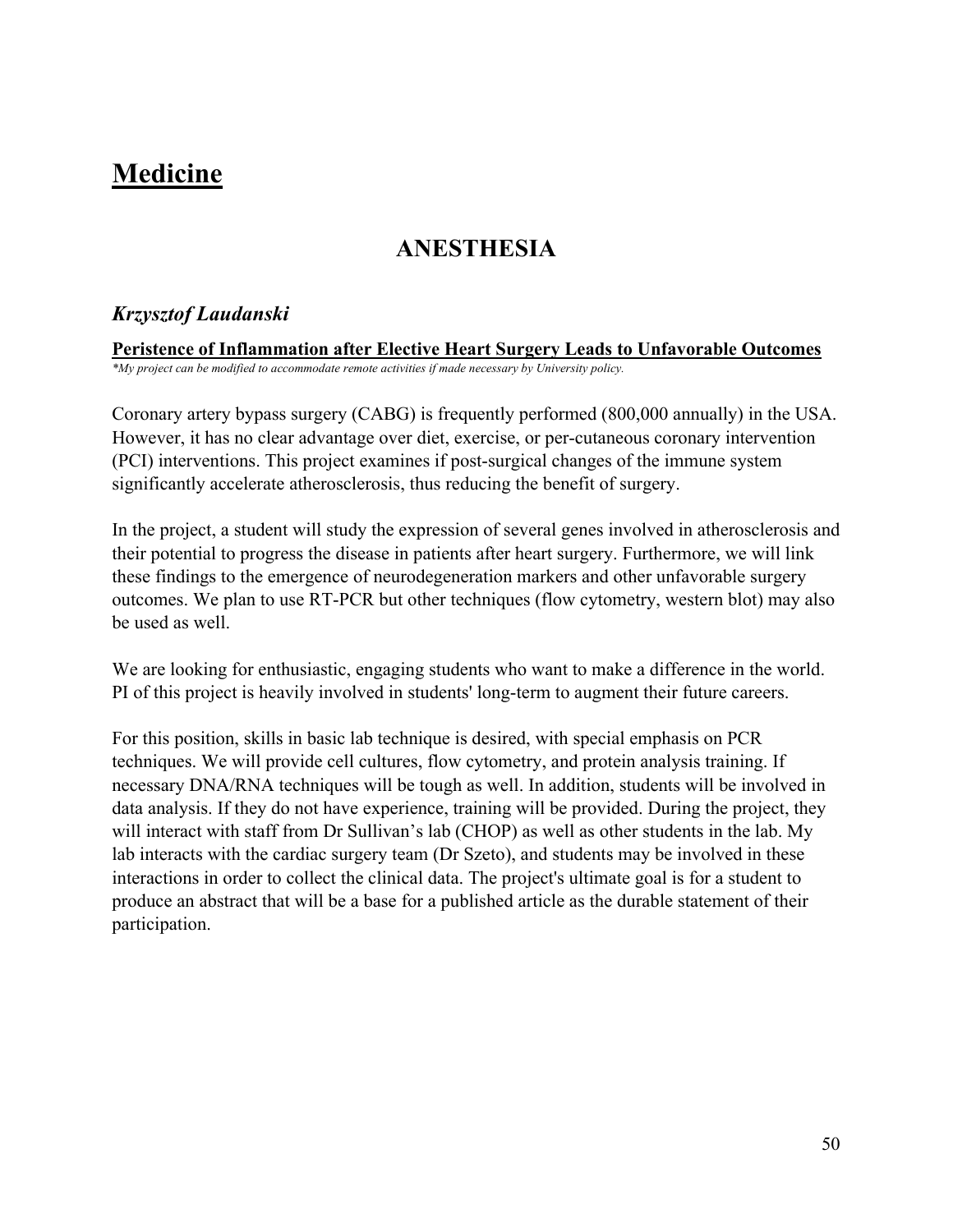# Medicine

## ANESTHESIA

### *Krzysztof Laudanski*

**Peristence of Inflammation after Elective Heart Surgery Leads to Unfavorable Outcomes**

*\*My project can be modified to accommodate remote activities if made necessary by University policy.*

Coronary artery bypass surgery (CABG) is frequently performed (800,000 annually) in the USA. However, it has no clear advantage over diet, exercise, or per-cutaneous coronary intervention (PCI) interventions. This project examines if post-surgical changes of the immune system significantly accelerate atherosclerosis, thus reducing the benefit of surgery.

In the project, a student will study the expression of several genes involved in atherosclerosis and their potential to progress the disease in patients after heart surgery. Furthermore, we will link these findings to the emergence of neurodegeneration markers and other unfavorable surgery outcomes. We plan to use RT-PCR but other techniques (flow cytometry, western blot) may also be used as well.

We are looking for enthusiastic, engaging students who want to make a difference in the world. PI of this project is heavily involved in students' long-term to augment their future careers.

For this position, skills in basic lab technique is desired, with special emphasis on PCR techniques. We will provide cell cultures, flow cytometry, and protein analysis training. If necessary DNA/RNA techniques will be tough as well. In addition, students will be involved in data analysis. If they do not have experience, training will be provided. During the project, they will interact with staff from Dr Sullivan's lab (CHOP) as well as other students in the lab. My lab interacts with the cardiac surgery team (Dr Szeto), and students may be involved in these interactions in order to collect the clinical data. The project's ultimate goal is for a student to produce an abstract that will be a base for a published article as the durable statement of their participation.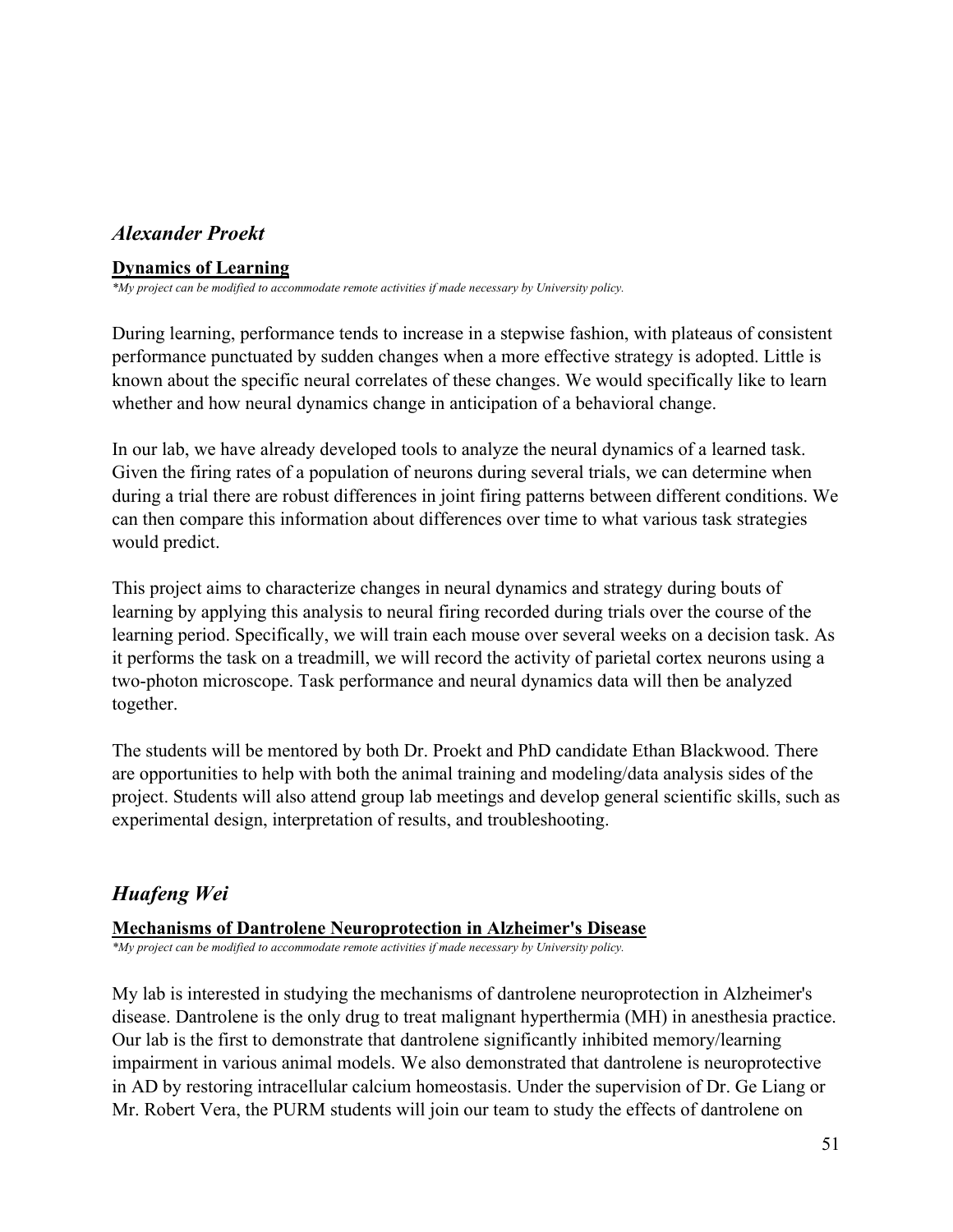## *Alexander Proekt*

**Dynamics of Learning**

*\*My project can be modified to accommodate remote activities if made necessary by University policy.*

During learning, performance tends to increase in a stepwise fashion, with plateaus of consistent performance punctuated by sudden changes when a more effective strategy is adopted. Little is known about the specific neural correlates of these changes. We would specifically like to learn whether and how neural dynamics change in anticipation of a behavioral change.

In our lab, we have already developed tools to analyze the neural dynamics of a learned task. Given the firing rates of a population of neurons during several trials, we can determine when during a trial there are robust differences in joint firing patterns between different conditions. We can then compare this information about differences over time to what various task strategies would predict.

This project aims to characterize changes in neural dynamics and strategy during bouts of learning by applying this analysis to neural firing recorded during trials over the course of the learning period. Specifically, we will train each mouse over several weeks on a decision task. As it performs the task on a treadmill, we will record the activity of parietal cortex neurons using a two-photon microscope. Task performance and neural dynamics data will then be analyzed together.

The students will be mentored by both Dr. Proekt and PhD candidate Ethan Blackwood. There are opportunities to help with both the animal training and modeling/data analysis sides of the project. Students will also attend group lab meetings and develop general scientific skills, such as experimental design, interpretation of results, and troubleshooting.

## *Huafeng Wei*

**Mechanisms of Dantrolene Neuroprotection in Alzheimer's Disease**

*\*My project can be modified to accommodate remote activities if made necessary by University policy.*

My lab is interested in studying the mechanisms of dantrolene neuroprotection in Alzheimer's disease. Dantrolene is the only drug to treat malignant hyperthermia (MH) in anesthesia practice. Our lab is the first to demonstrate that dantrolene significantly inhibited memory/learning impairment in various animal models. We also demonstrated that dantrolene is neuroprotective in AD by restoring intracellular calcium homeostasis. Under the supervision of Dr. Ge Liang or Mr. Robert Vera, the PURM students will join our team to study the effects of dantrolene on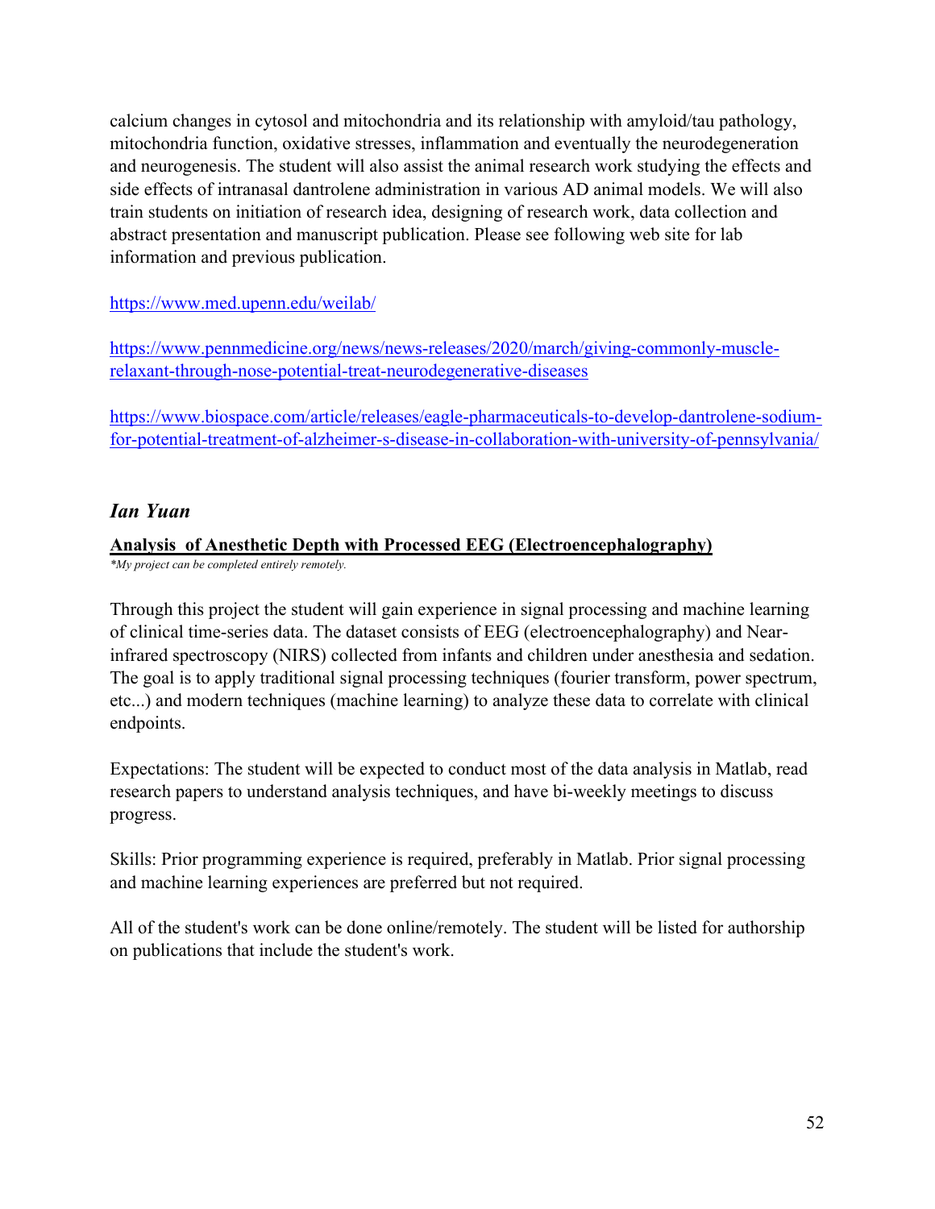calcium changes in cytosol and mitochondria and its relationship with amyloid/tau pathology, mitochondria function, oxidative stresses, inflammation and eventually the neurodegeneration and neurogenesis. The student will also assist the animal research work studying the effects and side effects of intranasal dantrolene administration in various AD animal models. We will also train students on initiation of research idea, designing of research work, data collection and abstract presentation and manuscript publication. Please see following web site for lab information and previous publication.

https://www.med.upenn.edu/weilab/

https://www.pennmedicine.org/news/news-releases/2020/march/giving-commonly-muscle-relaxant-through-nose-potential-treat-neurodegenerative-diseases

https://www.biospace.com/article/releases/eagle-pharmaceuticals-to-develop-dantrolene-sodium-for-potential-treatment-of-alzheimer-s-disease-in-collaboration-with-university-of-pennsylvania/

## *Ian Yuan*

**Analysis of Anesthetic Depth with Processed EEG (Electroencephalography)**

*\*My project can be completed entirely remotely.*

Through this project the student will gain experience in signal processing and machine learning of clinical time-series data. The dataset consists of EEG (electroencephalography) and Near-infrared spectroscopy (NIRS) collected from infants and children under anesthesia and sedation. The goal is to apply traditional signal processing techniques (fourier transform, power spectrum, etc...) and modern techniques (machine learning) to analyze these data to correlate with clinical endpoints.

Expectations: The student will be expected to conduct most of the data analysis in Matlab, read research papers to understand analysis techniques, and have bi-weekly meetings to discuss progress.

Skills: Prior programming experience is required, preferably in Matlab. Prior signal processing and machine learning experiences are preferred but not required.

All of the student's work can be done online/remotely. The student will be listed for authorship on publications that include the student's work.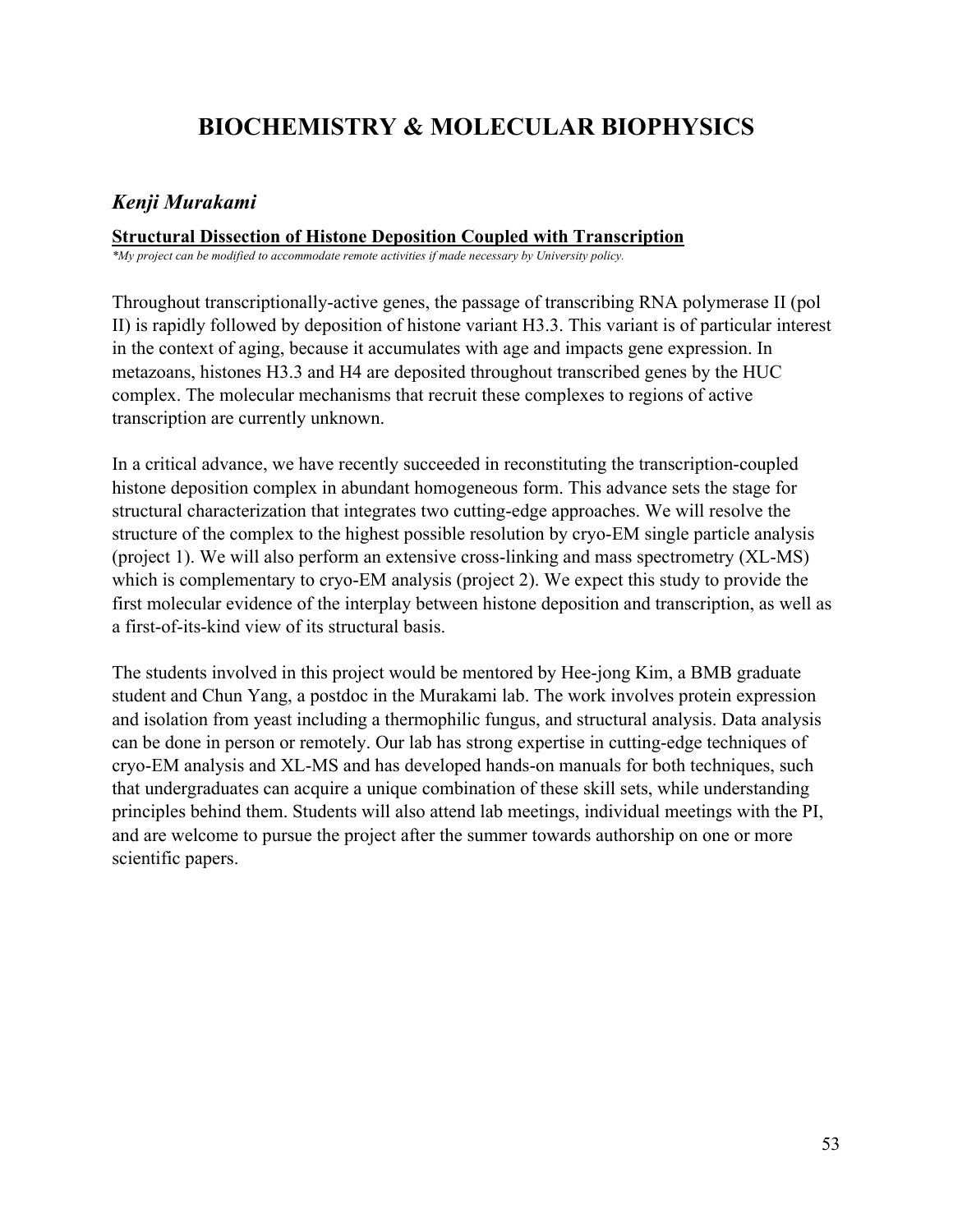# BIOCHEMISTRY & MOLECULAR BIOPHYSICS

## *Kenji Murakami*

**Structural Dissection of Histone Deposition Coupled with Transcription**

*\*My project can be modified to accommodate remote activities if made necessary by University policy.*

Throughout transcriptionally-active genes, the passage of transcribing RNA polymerase II (pol II) is rapidly followed by deposition of histone variant H3.3. This variant is of particular interest in the context of aging, because it accumulates with age and impacts gene expression. In metazoans, histones H3.3 and H4 are deposited throughout transcribed genes by the HUC complex. The molecular mechanisms that recruit these complexes to regions of active transcription are currently unknown.

In a critical advance, we have recently succeeded in reconstituting the transcription-coupled histone deposition complex in abundant homogeneous form. This advance sets the stage for structural characterization that integrates two cutting-edge approaches. We will resolve the structure of the complex to the highest possible resolution by cryo-EM single particle analysis (project 1). We will also perform an extensive cross-linking and mass spectrometry (XL-MS) which is complementary to cryo-EM analysis (project 2). We expect this study to provide the first molecular evidence of the interplay between histone deposition and transcription, as well as a first-of-its-kind view of its structural basis.

The students involved in this project would be mentored by Hee-jong Kim, a BMB graduate student and Chun Yang, a postdoc in the Murakami lab. The work involves protein expression and isolation from yeast including a thermophilic fungus, and structural analysis. Data analysis can be done in person or remotely. Our lab has strong expertise in cutting-edge techniques of cryo-EM analysis and XL-MS and has developed hands-on manuals for both techniques, such that undergraduates can acquire a unique combination of these skill sets, while understanding principles behind them. Students will also attend lab meetings, individual meetings with the PI, and are welcome to pursue the project after the summer towards authorship on one or more scientific papers.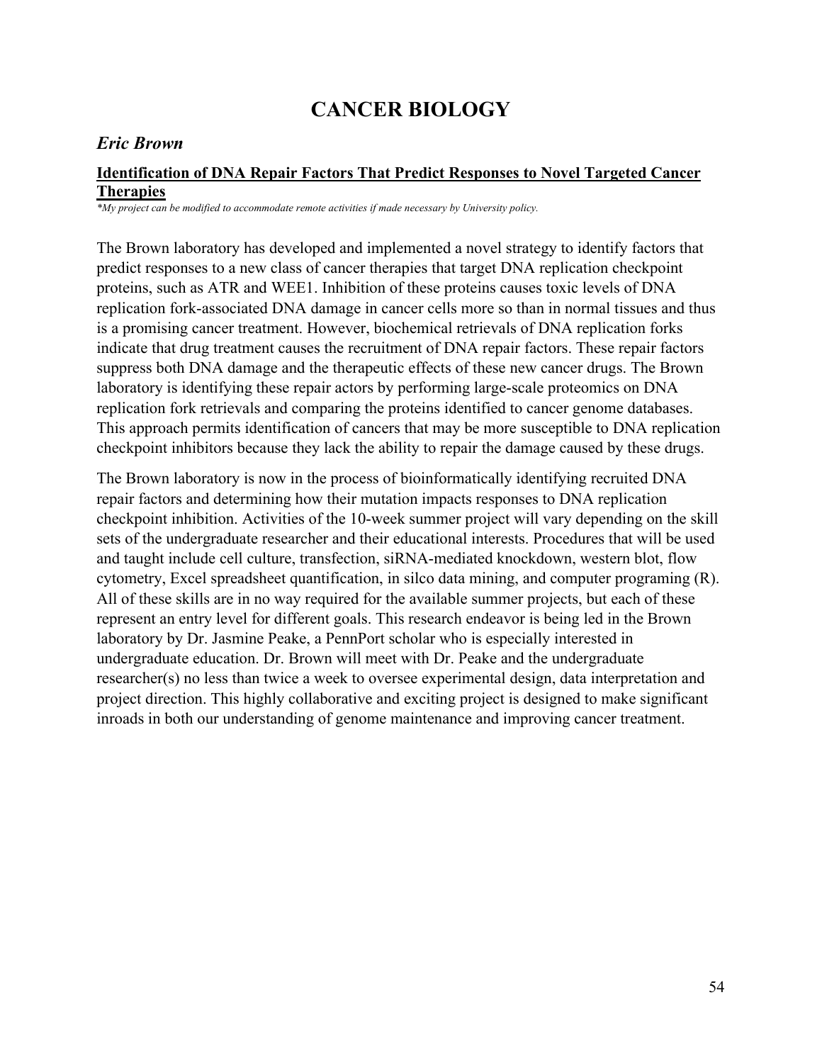# CANCER BIOLOGY

## *Eric Brown*

**Identification of DNA Repair Factors That Predict Responses to Novel Targeted Cancer Therapies**

*\*My project can be modified to accommodate remote activities if made necessary by University policy.*

The Brown laboratory has developed and implemented a novel strategy to identify factors that predict responses to a new class of cancer therapies that target DNA replication checkpoint proteins, such as ATR and WEE1. Inhibition of these proteins causes toxic levels of DNA replication fork-associated DNA damage in cancer cells more so than in normal tissues and thus is a promising cancer treatment. However, biochemical retrievals of DNA replication forks indicate that drug treatment causes the recruitment of DNA repair factors. These repair factors suppress both DNA damage and the therapeutic effects of these new cancer drugs. The Brown laboratory is identifying these repair actors by performing large-scale proteomics on DNA replication fork retrievals and comparing the proteins identified to cancer genome databases. This approach permits identification of cancers that may be more susceptible to DNA replication checkpoint inhibitors because they lack the ability to repair the damage caused by these drugs.

The Brown laboratory is now in the process of bioinformatically identifying recruited DNA repair factors and determining how their mutation impacts responses to DNA replication checkpoint inhibition. Activities of the 10-week summer project will vary depending on the skill sets of the undergraduate researcher and their educational interests. Procedures that will be used and taught include cell culture, transfection, siRNA-mediated knockdown, western blot, flow cytometry, Excel spreadsheet quantification, in silco data mining, and computer programing (R). All of these skills are in no way required for the available summer projects, but each of these represent an entry level for different goals. This research endeavor is being led in the Brown laboratory by Dr. Jasmine Peake, a PennPort scholar who is especially interested in undergraduate education. Dr. Brown will meet with Dr. Peake and the undergraduate researcher(s) no less than twice a week to oversee experimental design, data interpretation and project direction. This highly collaborative and exciting project is designed to make significant inroads in both our understanding of genome maintenance and improving cancer treatment.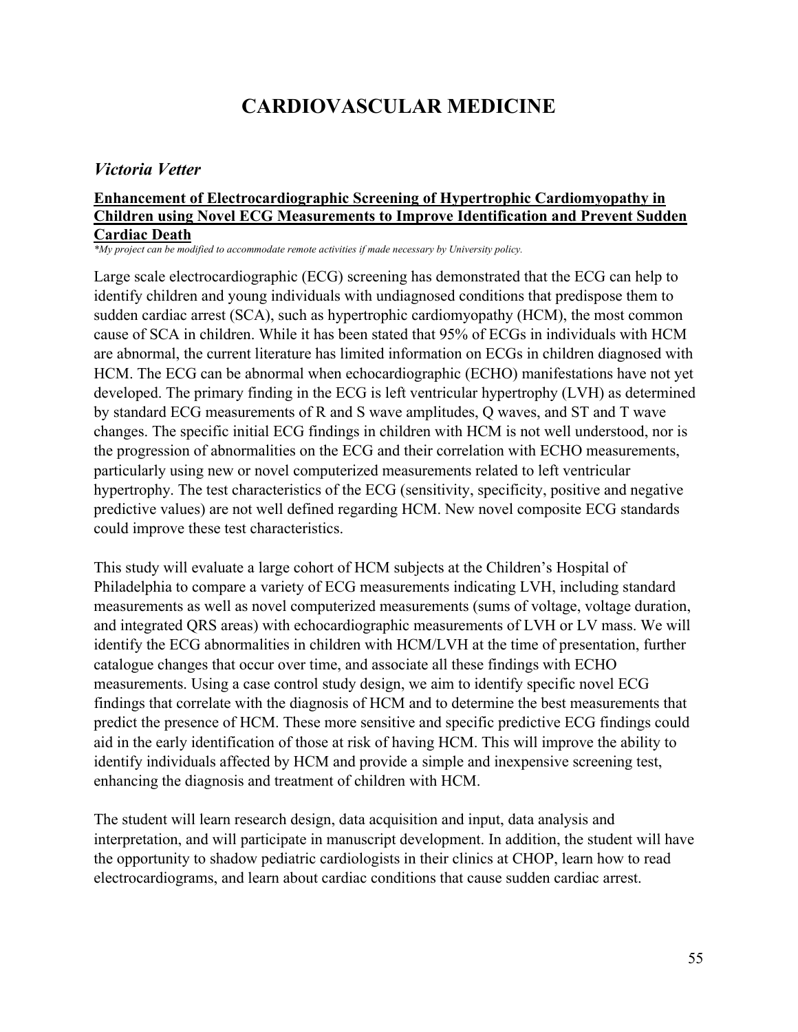# CARDIOVASCULAR MEDICINE

## *Victoria Vetter*

**Enhancement of Electrocardiographic Screening of Hypertrophic Cardiomyopathy in Children using Novel ECG Measurements to Improve Identification and Prevent Sudden Cardiac Death**

*\*My project can be modified to accommodate remote activities if made necessary by University policy.*

Large scale electrocardiographic (ECG) screening has demonstrated that the ECG can help to identify children and young individuals with undiagnosed conditions that predispose them to sudden cardiac arrest (SCA), such as hypertrophic cardiomyopathy (HCM), the most common cause of SCA in children. While it has been stated that 95% of ECGs in individuals with HCM are abnormal, the current literature has limited information on ECGs in children diagnosed with HCM. The ECG can be abnormal when echocardiographic (ECHO) manifestations have not yet developed. The primary finding in the ECG is left ventricular hypertrophy (LVH) as determined by standard ECG measurements of R and S wave amplitudes, Q waves, and ST and T wave changes. The specific initial ECG findings in children with HCM is not well understood, nor is the progression of abnormalities on the ECG and their correlation with ECHO measurements, particularly using new or novel computerized measurements related to left ventricular hypertrophy. The test characteristics of the ECG (sensitivity, specificity, positive and negative predictive values) are not well defined regarding HCM. New novel composite ECG standards could improve these test characteristics.

This study will evaluate a large cohort of HCM subjects at the Children's Hospital of Philadelphia to compare a variety of ECG measurements indicating LVH, including standard measurements as well as novel computerized measurements (sums of voltage, voltage duration, and integrated QRS areas) with echocardiographic measurements of LVH or LV mass. We will identify the ECG abnormalities in children with HCM/LVH at the time of presentation, further catalogue changes that occur over time, and associate all these findings with ECHO measurements. Using a case control study design, we aim to identify specific novel ECG findings that correlate with the diagnosis of HCM and to determine the best measurements that predict the presence of HCM. These more sensitive and specific predictive ECG findings could aid in the early identification of those at risk of having HCM. This will improve the ability to identify individuals affected by HCM and provide a simple and inexpensive screening test, enhancing the diagnosis and treatment of children with HCM.

The student will learn research design, data acquisition and input, data analysis and interpretation, and will participate in manuscript development. In addition, the student will have the opportunity to shadow pediatric cardiologists in their clinics at CHOP, learn how to read electrocardiograms, and learn about cardiac conditions that cause sudden cardiac arrest.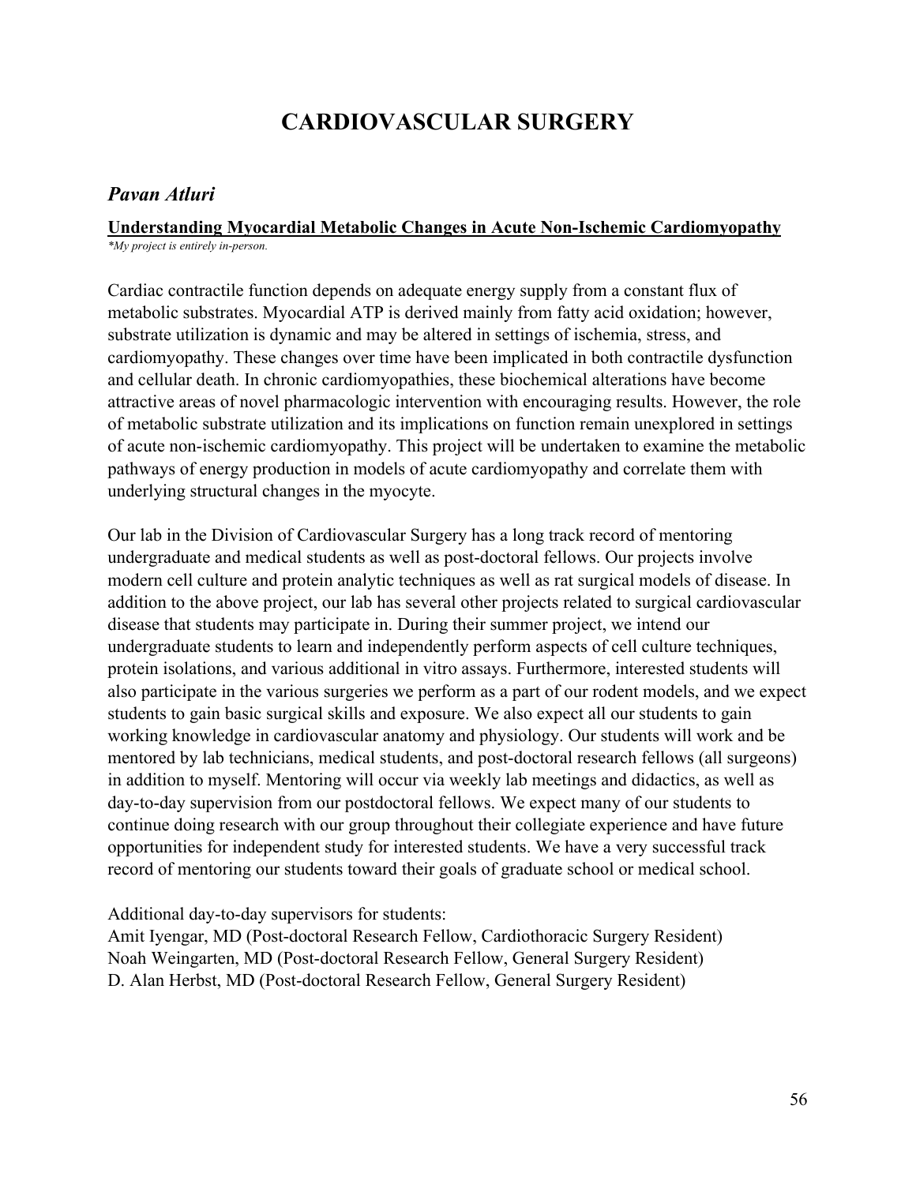# CARDIOVASCULAR SURGERY

## *Pavan Atluri*

**Understanding Myocardial Metabolic Changes in Acute Non-Ischemic Cardiomyopathy**

*\*My project is entirely in-person.*

Cardiac contractile function depends on adequate energy supply from a constant flux of metabolic substrates. Myocardial ATP is derived mainly from fatty acid oxidation; however, substrate utilization is dynamic and may be altered in settings of ischemia, stress, and cardiomyopathy. These changes over time have been implicated in both contractile dysfunction and cellular death. In chronic cardiomyopathies, these biochemical alterations have become attractive areas of novel pharmacologic intervention with encouraging results. However, the role of metabolic substrate utilization and its implications on function remain unexplored in settings of acute non-ischemic cardiomyopathy. This project will be undertaken to examine the metabolic pathways of energy production in models of acute cardiomyopathy and correlate them with underlying structural changes in the myocyte.

Our lab in the Division of Cardiovascular Surgery has a long track record of mentoring undergraduate and medical students as well as post-doctoral fellows. Our projects involve modern cell culture and protein analytic techniques as well as rat surgical models of disease. In addition to the above project, our lab has several other projects related to surgical cardiovascular disease that students may participate in. During their summer project, we intend our undergraduate students to learn and independently perform aspects of cell culture techniques, protein isolations, and various additional in vitro assays. Furthermore, interested students will also participate in the various surgeries we perform as a part of our rodent models, and we expect students to gain basic surgical skills and exposure. We also expect all our students to gain working knowledge in cardiovascular anatomy and physiology. Our students will work and be mentored by lab technicians, medical students, and post-doctoral research fellows (all surgeons) in addition to myself. Mentoring will occur via weekly lab meetings and didactics, as well as day-to-day supervision from our postdoctoral fellows. We expect many of our students to continue doing research with our group throughout their collegiate experience and have future opportunities for independent study for interested students. We have a very successful track record of mentoring our students toward their goals of graduate school or medical school.

Additional day-to-day supervisors for students:
Amit Iyengar, MD (Post-doctoral Research Fellow, Cardiothoracic Surgery Resident)
Noah Weingarten, MD (Post-doctoral Research Fellow, General Surgery Resident)
D. Alan Herbst, MD (Post-doctoral Research Fellow, General Surgery Resident)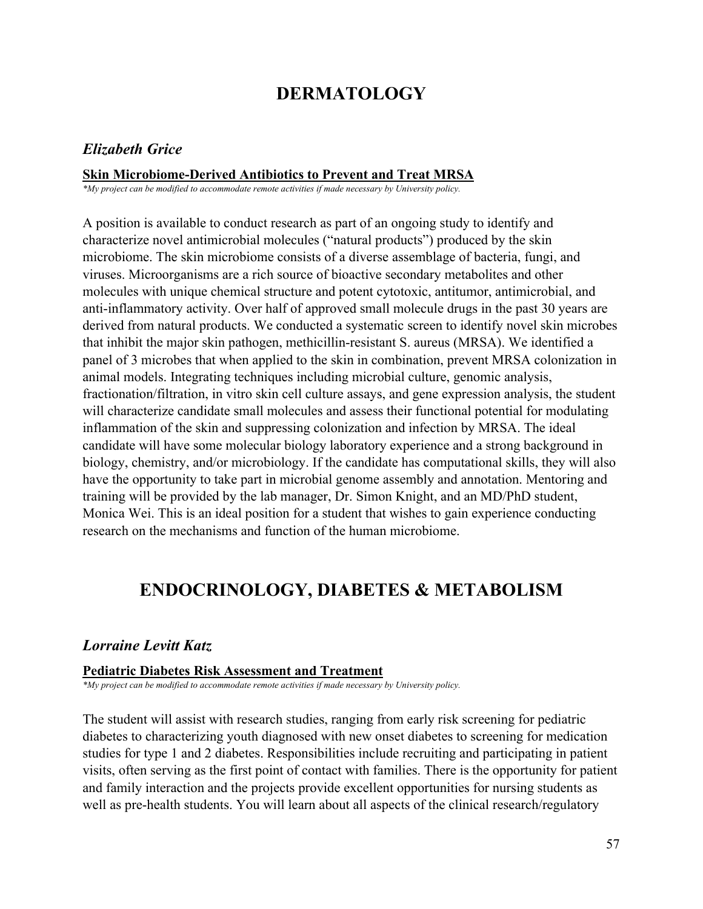# DERMATOLOGY

## *Elizabeth Grice*

### Skin Microbiome-Derived Antibiotics to Prevent and Treat MRSA

*\*My project can be modified to accommodate remote activities if made necessary by University policy.*

A position is available to conduct research as part of an ongoing study to identify and characterize novel antimicrobial molecules ("natural products") produced by the skin microbiome. The skin microbiome consists of a diverse assemblage of bacteria, fungi, and viruses. Microorganisms are a rich source of bioactive secondary metabolites and other molecules with unique chemical structure and potent cytotoxic, antitumor, antimicrobial, and anti-inflammatory activity. Over half of approved small molecule drugs in the past 30 years are derived from natural products. We conducted a systematic screen to identify novel skin microbes that inhibit the major skin pathogen, methicillin-resistant S. aureus (MRSA). We identified a panel of 3 microbes that when applied to the skin in combination, prevent MRSA colonization in animal models. Integrating techniques including microbial culture, genomic analysis, fractionation/filtration, in vitro skin cell culture assays, and gene expression analysis, the student will characterize candidate small molecules and assess their functional potential for modulating inflammation of the skin and suppressing colonization and infection by MRSA. The ideal candidate will have some molecular biology laboratory experience and a strong background in biology, chemistry, and/or microbiology. If the candidate has computational skills, they will also have the opportunity to take part in microbial genome assembly and annotation. Mentoring and training will be provided by the lab manager, Dr. Simon Knight, and an MD/PhD student, Monica Wei. This is an ideal position for a student that wishes to gain experience conducting research on the mechanisms and function of the human microbiome.

# ENDOCRINOLOGY, DIABETES & METABOLISM

## *Lorraine Levitt Katz*

### Pediatric Diabetes Risk Assessment and Treatment

*\*My project can be modified to accommodate remote activities if made necessary by University policy.*

The student will assist with research studies, ranging from early risk screening for pediatric diabetes to characterizing youth diagnosed with new onset diabetes to screening for medication studies for type 1 and 2 diabetes. Responsibilities include recruiting and participating in patient visits, often serving as the first point of contact with families. There is the opportunity for patient and family interaction and the projects provide excellent opportunities for nursing students as well as pre-health students. You will learn about all aspects of the clinical research/regulatory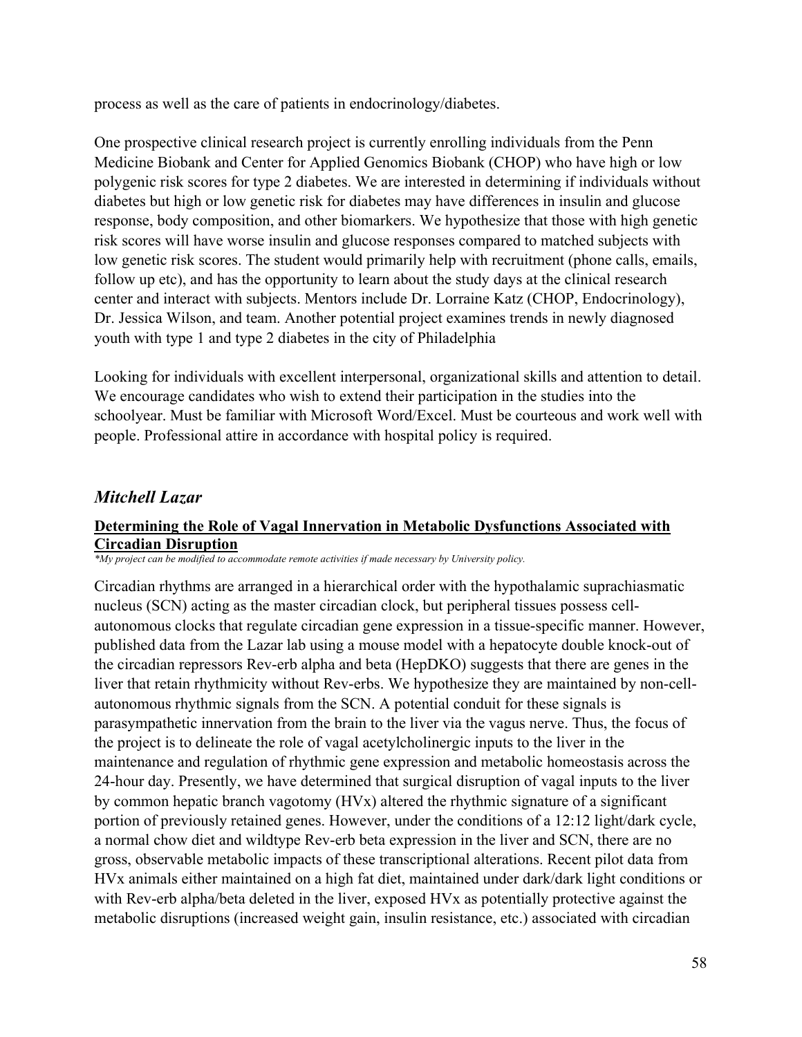process as well as the care of patients in endocrinology/diabetes.

One prospective clinical research project is currently enrolling individuals from the Penn Medicine Biobank and Center for Applied Genomics Biobank (CHOP) who have high or low polygenic risk scores for type 2 diabetes. We are interested in determining if individuals without diabetes but high or low genetic risk for diabetes may have differences in insulin and glucose response, body composition, and other biomarkers. We hypothesize that those with high genetic risk scores will have worse insulin and glucose responses compared to matched subjects with low genetic risk scores. The student would primarily help with recruitment (phone calls, emails, follow up etc), and has the opportunity to learn about the study days at the clinical research center and interact with subjects. Mentors include Dr. Lorraine Katz (CHOP, Endocrinology), Dr. Jessica Wilson, and team. Another potential project examines trends in newly diagnosed youth with type 1 and type 2 diabetes in the city of Philadelphia

Looking for individuals with excellent interpersonal, organizational skills and attention to detail. We encourage candidates who wish to extend their participation in the studies into the schoolyear. Must be familiar with Microsoft Word/Excel. Must be courteous and work well with people. Professional attire in accordance with hospital policy is required.

## *Mitchell Lazar*

### **Determining the Role of Vagal Innervation in Metabolic Dysfunctions Associated with Circadian Disruption**

***My project can be modified to accommodate remote activities if made necessary by University policy.***

Circadian rhythms are arranged in a hierarchical order with the hypothalamic suprachiasmatic nucleus (SCN) acting as the master circadian clock, but peripheral tissues possess cell-autonomous clocks that regulate circadian gene expression in a tissue-specific manner. However, published data from the Lazar lab using a mouse model with a hepatocyte double knock-out of the circadian repressors Rev-erb alpha and beta (HepDKO) suggests that there are genes in the liver that retain rhythmicity without Rev-erbs. We hypothesize they are maintained by non-cell-autonomous rhythmic signals from the SCN. A potential conduit for these signals is parasympathetic innervation from the brain to the liver via the vagus nerve. Thus, the focus of the project is to delineate the role of vagal acetylcholinergic inputs to the liver in the maintenance and regulation of rhythmic gene expression and metabolic homeostasis across the 24-hour day. Presently, we have determined that surgical disruption of vagal inputs to the liver by common hepatic branch vagotomy (HVx) altered the rhythmic signature of a significant portion of previously retained genes. However, under the conditions of a 12:12 light/dark cycle, a normal chow diet and wildtype Rev-erb beta expression in the liver and SCN, there are no gross, observable metabolic impacts of these transcriptional alterations. Recent pilot data from HVx animals either maintained on a high fat diet, maintained under dark/dark light conditions or with Rev-erb alpha/beta deleted in the liver, exposed HVx as potentially protective against the metabolic disruptions (increased weight gain, insulin resistance, etc.) associated with circadian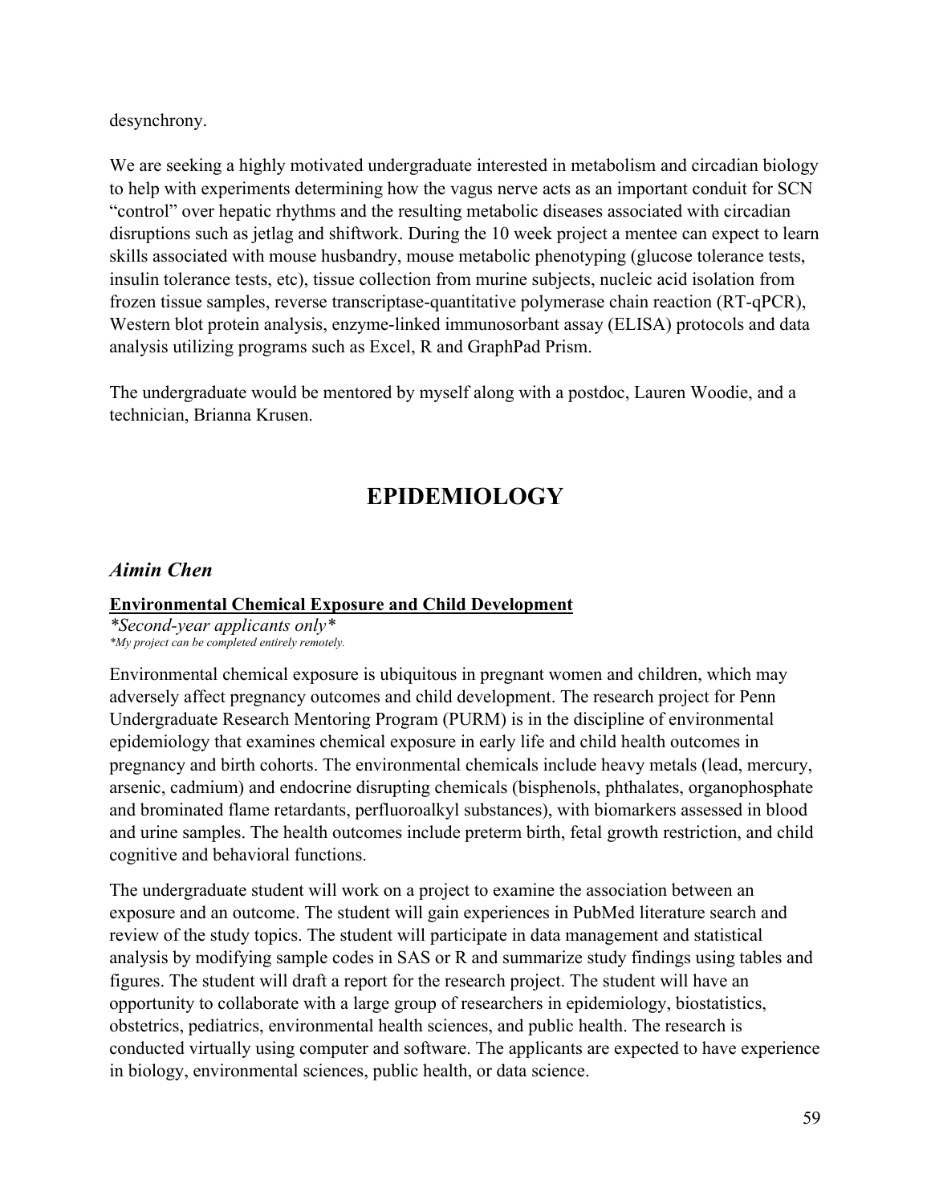desynchrony.

We are seeking a highly motivated undergraduate interested in metabolism and circadian biology to help with experiments determining how the vagus nerve acts as an important conduit for SCN "control" over hepatic rhythms and the resulting metabolic diseases associated with circadian disruptions such as jetlag and shiftwork. During the 10 week project a mentee can expect to learn skills associated with mouse husbandry, mouse metabolic phenotyping (glucose tolerance tests, insulin tolerance tests, etc), tissue collection from murine subjects, nucleic acid isolation from frozen tissue samples, reverse transcriptase-quantitative polymerase chain reaction (RT-qPCR), Western blot protein analysis, enzyme-linked immunosorbant assay (ELISA) protocols and data analysis utilizing programs such as Excel, R and GraphPad Prism.

The undergraduate would be mentored by myself along with a postdoc, Lauren Woodie, and a technician, Brianna Krusen.

# EPIDEMIOLOGY

### *Aimin Chen*

**Environmental Chemical Exposure and Child Development**

*\*Second-year applicants only\**

*\*My project can be completed entirely remotely.*

Environmental chemical exposure is ubiquitous in pregnant women and children, which may adversely affect pregnancy outcomes and child development. The research project for Penn Undergraduate Research Mentoring Program (PURM) is in the discipline of environmental epidemiology that examines chemical exposure in early life and child health outcomes in pregnancy and birth cohorts. The environmental chemicals include heavy metals (lead, mercury, arsenic, cadmium) and endocrine disrupting chemicals (bisphenols, phthalates, organophosphate and brominated flame retardants, perfluoroalkyl substances), with biomarkers assessed in blood and urine samples. The health outcomes include preterm birth, fetal growth restriction, and child cognitive and behavioral functions.

The undergraduate student will work on a project to examine the association between an exposure and an outcome. The student will gain experiences in PubMed literature search and review of the study topics. The student will participate in data management and statistical analysis by modifying sample codes in SAS or R and summarize study findings using tables and figures. The student will draft a report for the research project. The student will have an opportunity to collaborate with a large group of researchers in epidemiology, biostatistics, obstetrics, pediatrics, environmental health sciences, and public health. The research is conducted virtually using computer and software. The applicants are expected to have experience in biology, environmental sciences, public health, or data science.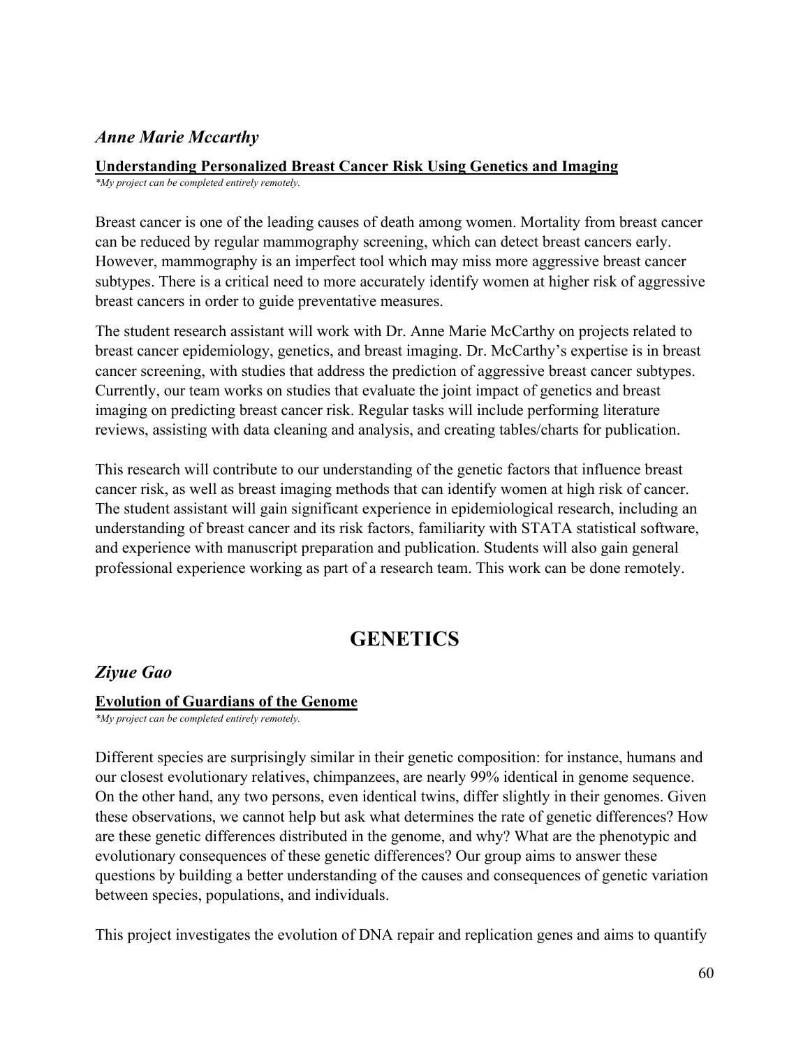### *Anne Marie Mccarthy*

**Understanding Personalized Breast Cancer Risk Using Genetics and Imaging**

*\*My project can be completed entirely remotely.*

Breast cancer is one of the leading causes of death among women. Mortality from breast cancer can be reduced by regular mammography screening, which can detect breast cancers early. However, mammography is an imperfect tool which may miss more aggressive breast cancer subtypes. There is a critical need to more accurately identify women at higher risk of aggressive breast cancers in order to guide preventative measures.

The student research assistant will work with Dr. Anne Marie McCarthy on projects related to breast cancer epidemiology, genetics, and breast imaging. Dr. McCarthy's expertise is in breast cancer screening, with studies that address the prediction of aggressive breast cancer subtypes. Currently, our team works on studies that evaluate the joint impact of genetics and breast imaging on predicting breast cancer risk. Regular tasks will include performing literature reviews, assisting with data cleaning and analysis, and creating tables/charts for publication.

This research will contribute to our understanding of the genetic factors that influence breast cancer risk, as well as breast imaging methods that can identify women at high risk of cancer. The student assistant will gain significant experience in epidemiological research, including an understanding of breast cancer and its risk factors, familiarity with STATA statistical software, and experience with manuscript preparation and publication. Students will also gain general professional experience working as part of a research team. This work can be done remotely.

## GENETICS

### *Ziyue Gao*

**Evolution of Guardians of the Genome**

*\*My project can be completed entirely remotely.*

Different species are surprisingly similar in their genetic composition: for instance, humans and our closest evolutionary relatives, chimpanzees, are nearly 99% identical in genome sequence. On the other hand, any two persons, even identical twins, differ slightly in their genomes. Given these observations, we cannot help but ask what determines the rate of genetic differences? How are these genetic differences distributed in the genome, and why? What are the phenotypic and evolutionary consequences of these genetic differences? Our group aims to answer these questions by building a better understanding of the causes and consequences of genetic variation between species, populations, and individuals.

This project investigates the evolution of DNA repair and replication genes and aims to quantify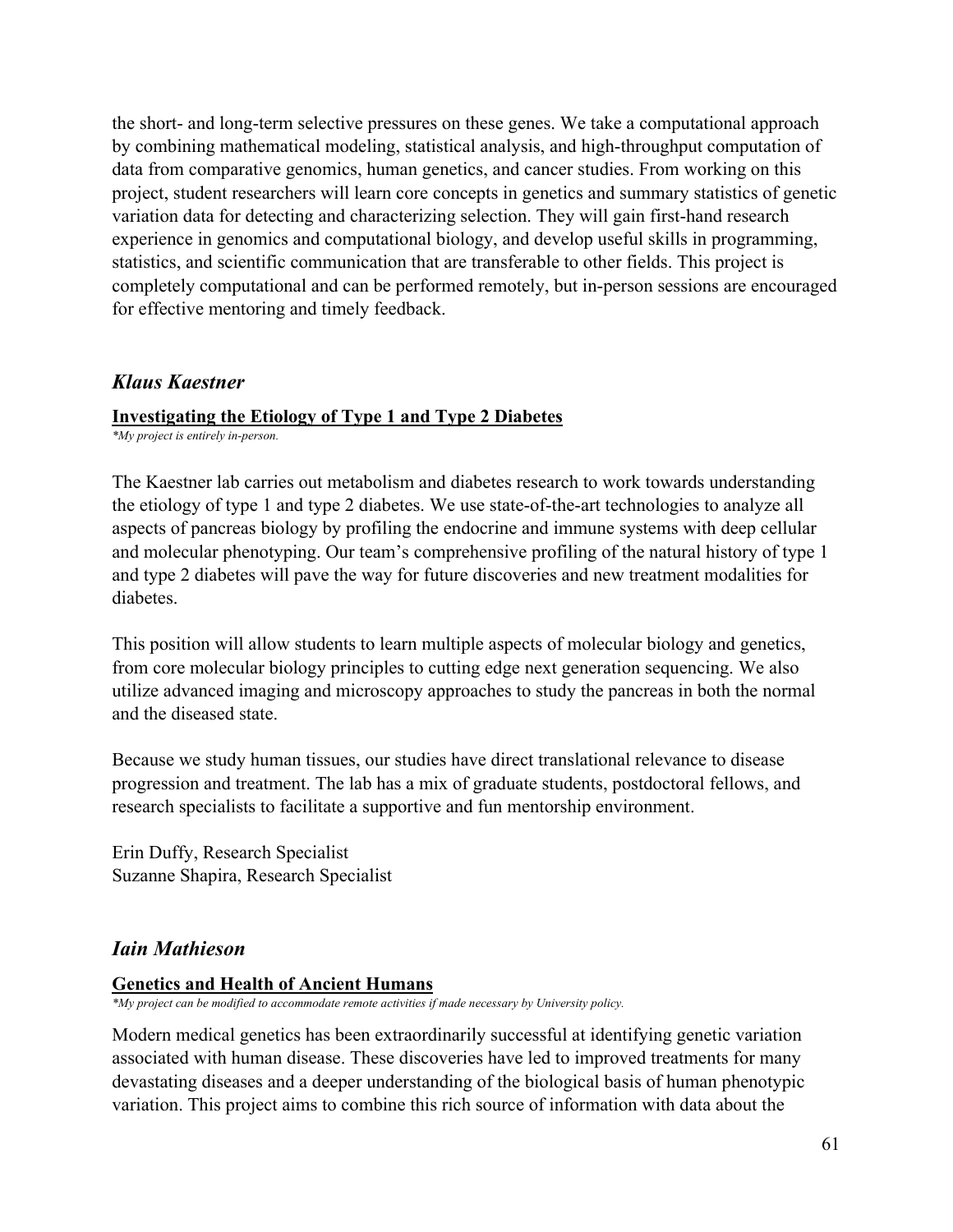the short- and long-term selective pressures on these genes. We take a computational approach by combining mathematical modeling, statistical analysis, and high-throughput computation of data from comparative genomics, human genetics, and cancer studies. From working on this project, student researchers will learn core concepts in genetics and summary statistics of genetic variation data for detecting and characterizing selection. They will gain first-hand research experience in genomics and computational biology, and develop useful skills in programming, statistics, and scientific communication that are transferable to other fields. This project is completely computational and can be performed remotely, but in-person sessions are encouraged for effective mentoring and timely feedback.

## *Klaus Kaestner*

**Investigating the Etiology of Type 1 and Type 2 Diabetes**

*\*My project is entirely in-person.*

The Kaestner lab carries out metabolism and diabetes research to work towards understanding the etiology of type 1 and type 2 diabetes. We use state-of-the-art technologies to analyze all aspects of pancreas biology by profiling the endocrine and immune systems with deep cellular and molecular phenotyping. Our team's comprehensive profiling of the natural history of type 1 and type 2 diabetes will pave the way for future discoveries and new treatment modalities for diabetes.

This position will allow students to learn multiple aspects of molecular biology and genetics, from core molecular biology principles to cutting edge next generation sequencing. We also utilize advanced imaging and microscopy approaches to study the pancreas in both the normal and the diseased state.

Because we study human tissues, our studies have direct translational relevance to disease progression and treatment. The lab has a mix of graduate students, postdoctoral fellows, and research specialists to facilitate a supportive and fun mentorship environment.

Erin Duffy, Research Specialist
Suzanne Shapira, Research Specialist

## *Iain Mathieson*

**Genetics and Health of Ancient Humans**

*\*My project can be modified to accommodate remote activities if made necessary by University policy.*

Modern medical genetics has been extraordinarily successful at identifying genetic variation associated with human disease. These discoveries have led to improved treatments for many devastating diseases and a deeper understanding of the biological basis of human phenotypic variation. This project aims to combine this rich source of information with data about the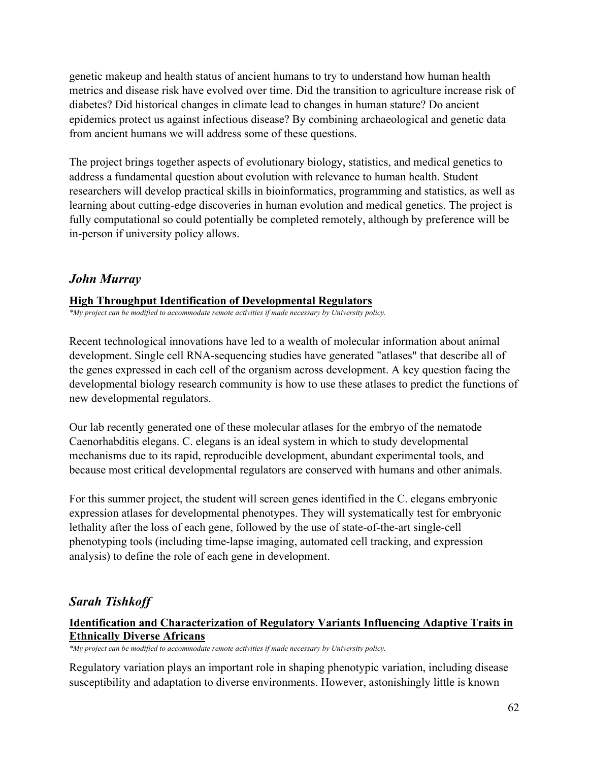genetic makeup and health status of ancient humans to try to understand how human health metrics and disease risk have evolved over time. Did the transition to agriculture increase risk of diabetes? Did historical changes in climate lead to changes in human stature? Do ancient epidemics protect us against infectious disease? By combining archaeological and genetic data from ancient humans we will address some of these questions.

The project brings together aspects of evolutionary biology, statistics, and medical genetics to address a fundamental question about evolution with relevance to human health. Student researchers will develop practical skills in bioinformatics, programming and statistics, as well as learning about cutting-edge discoveries in human evolution and medical genetics. The project is fully computational so could potentially be completed remotely, although by preference will be in-person if university policy allows.

## *John Murray*

**High Throughput Identification of Developmental Regulators**

*\*My project can be modified to accommodate remote activities if made necessary by University policy.*

Recent technological innovations have led to a wealth of molecular information about animal development. Single cell RNA-sequencing studies have generated "atlases" that describe all of the genes expressed in each cell of the organism across development. A key question facing the developmental biology research community is how to use these atlases to predict the functions of new developmental regulators.

Our lab recently generated one of these molecular atlases for the embryo of the nematode Caenorhabditis elegans. C. elegans is an ideal system in which to study developmental mechanisms due to its rapid, reproducible development, abundant experimental tools, and because most critical developmental regulators are conserved with humans and other animals.

For this summer project, the student will screen genes identified in the C. elegans embryonic expression atlases for developmental phenotypes. They will systematically test for embryonic lethality after the loss of each gene, followed by the use of state-of-the-art single-cell phenotyping tools (including time-lapse imaging, automated cell tracking, and expression analysis) to define the role of each gene in development.

## *Sarah Tishkoff*

**Identification and Characterization of Regulatory Variants Influencing Adaptive Traits in Ethnically Diverse Africans**

*\*My project can be modified to accommodate remote activities if made necessary by University policy.*

Regulatory variation plays an important role in shaping phenotypic variation, including disease susceptibility and adaptation to diverse environments. However, astonishingly little is known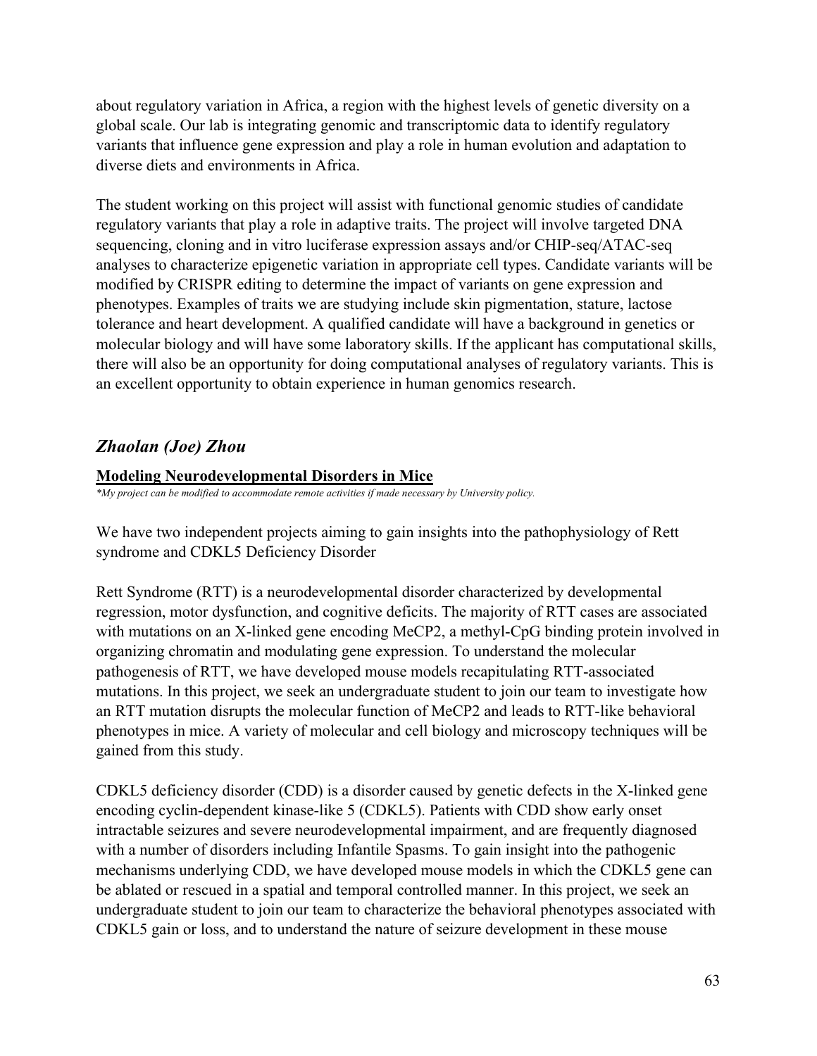about regulatory variation in Africa, a region with the highest levels of genetic diversity on a global scale. Our lab is integrating genomic and transcriptomic data to identify regulatory variants that influence gene expression and play a role in human evolution and adaptation to diverse diets and environments in Africa.

The student working on this project will assist with functional genomic studies of candidate regulatory variants that play a role in adaptive traits. The project will involve targeted DNA sequencing, cloning and in vitro luciferase expression assays and/or CHIP-seq/ATAC-seq analyses to characterize epigenetic variation in appropriate cell types. Candidate variants will be modified by CRISPR editing to determine the impact of variants on gene expression and phenotypes. Examples of traits we are studying include skin pigmentation, stature, lactose tolerance and heart development. A qualified candidate will have a background in genetics or molecular biology and will have some laboratory skills. If the applicant has computational skills, there will also be an opportunity for doing computational analyses of regulatory variants. This is an excellent opportunity to obtain experience in human genomics research.

## *Zhaolan (Joe) Zhou*

**Modeling Neurodevelopmental Disorders in Mice**

*\*My project can be modified to accommodate remote activities if made necessary by University policy.*

We have two independent projects aiming to gain insights into the pathophysiology of Rett syndrome and CDKL5 Deficiency Disorder

Rett Syndrome (RTT) is a neurodevelopmental disorder characterized by developmental regression, motor dysfunction, and cognitive deficits. The majority of RTT cases are associated with mutations on an X-linked gene encoding MeCP2, a methyl-CpG binding protein involved in organizing chromatin and modulating gene expression. To understand the molecular pathogenesis of RTT, we have developed mouse models recapitulating RTT-associated mutations. In this project, we seek an undergraduate student to join our team to investigate how an RTT mutation disrupts the molecular function of MeCP2 and leads to RTT-like behavioral phenotypes in mice. A variety of molecular and cell biology and microscopy techniques will be gained from this study.

CDKL5 deficiency disorder (CDD) is a disorder caused by genetic defects in the X-linked gene encoding cyclin-dependent kinase-like 5 (CDKL5). Patients with CDD show early onset intractable seizures and severe neurodevelopmental impairment, and are frequently diagnosed with a number of disorders including Infantile Spasms. To gain insight into the pathogenic mechanisms underlying CDD, we have developed mouse models in which the CDKL5 gene can be ablated or rescued in a spatial and temporal controlled manner. In this project, we seek an undergraduate student to join our team to characterize the behavioral phenotypes associated with CDKL5 gain or loss, and to understand the nature of seizure development in these mouse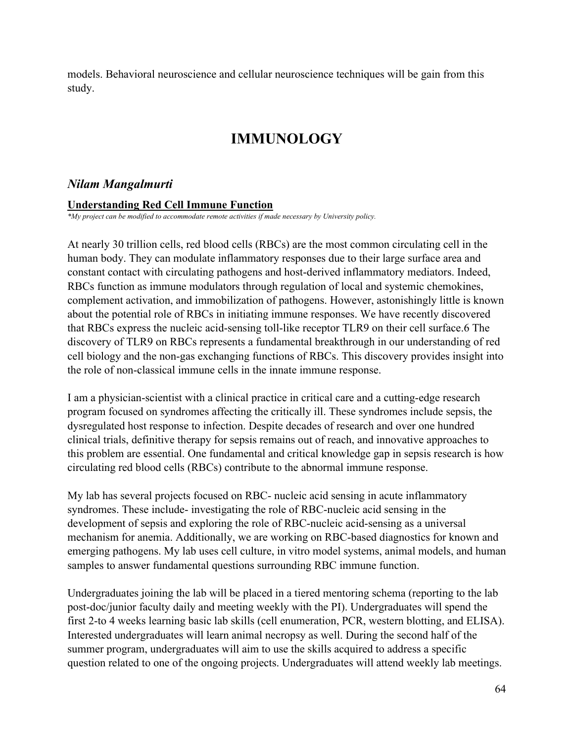models. Behavioral neuroscience and cellular neuroscience techniques will be gain from this study.

# IMMUNOLOGY

### *Nilam Mangalmurti*

**Understanding Red Cell Immune Function**

*\*My project can be modified to accommodate remote activities if made necessary by University policy.*

At nearly 30 trillion cells, red blood cells (RBCs) are the most common circulating cell in the human body. They can modulate inflammatory responses due to their large surface area and constant contact with circulating pathogens and host-derived inflammatory mediators. Indeed, RBCs function as immune modulators through regulation of local and systemic chemokines, complement activation, and immobilization of pathogens. However, astonishingly little is known about the potential role of RBCs in initiating immune responses. We have recently discovered that RBCs express the nucleic acid-sensing toll-like receptor TLR9 on their cell surface.6 The discovery of TLR9 on RBCs represents a fundamental breakthrough in our understanding of red cell biology and the non-gas exchanging functions of RBCs. This discovery provides insight into the role of non-classical immune cells in the innate immune response.

I am a physician-scientist with a clinical practice in critical care and a cutting-edge research program focused on syndromes affecting the critically ill. These syndromes include sepsis, the dysregulated host response to infection. Despite decades of research and over one hundred clinical trials, definitive therapy for sepsis remains out of reach, and innovative approaches to this problem are essential. One fundamental and critical knowledge gap in sepsis research is how circulating red blood cells (RBCs) contribute to the abnormal immune response.

My lab has several projects focused on RBC- nucleic acid sensing in acute inflammatory syndromes. These include- investigating the role of RBC-nucleic acid sensing in the development of sepsis and exploring the role of RBC-nucleic acid-sensing as a universal mechanism for anemia. Additionally, we are working on RBC-based diagnostics for known and emerging pathogens. My lab uses cell culture, in vitro model systems, animal models, and human samples to answer fundamental questions surrounding RBC immune function.

Undergraduates joining the lab will be placed in a tiered mentoring schema (reporting to the lab post-doc/junior faculty daily and meeting weekly with the PI). Undergraduates will spend the first 2-to 4 weeks learning basic lab skills (cell enumeration, PCR, western blotting, and ELISA). Interested undergraduates will learn animal necropsy as well. During the second half of the summer program, undergraduates will aim to use the skills acquired to address a specific question related to one of the ongoing projects. Undergraduates will attend weekly lab meetings.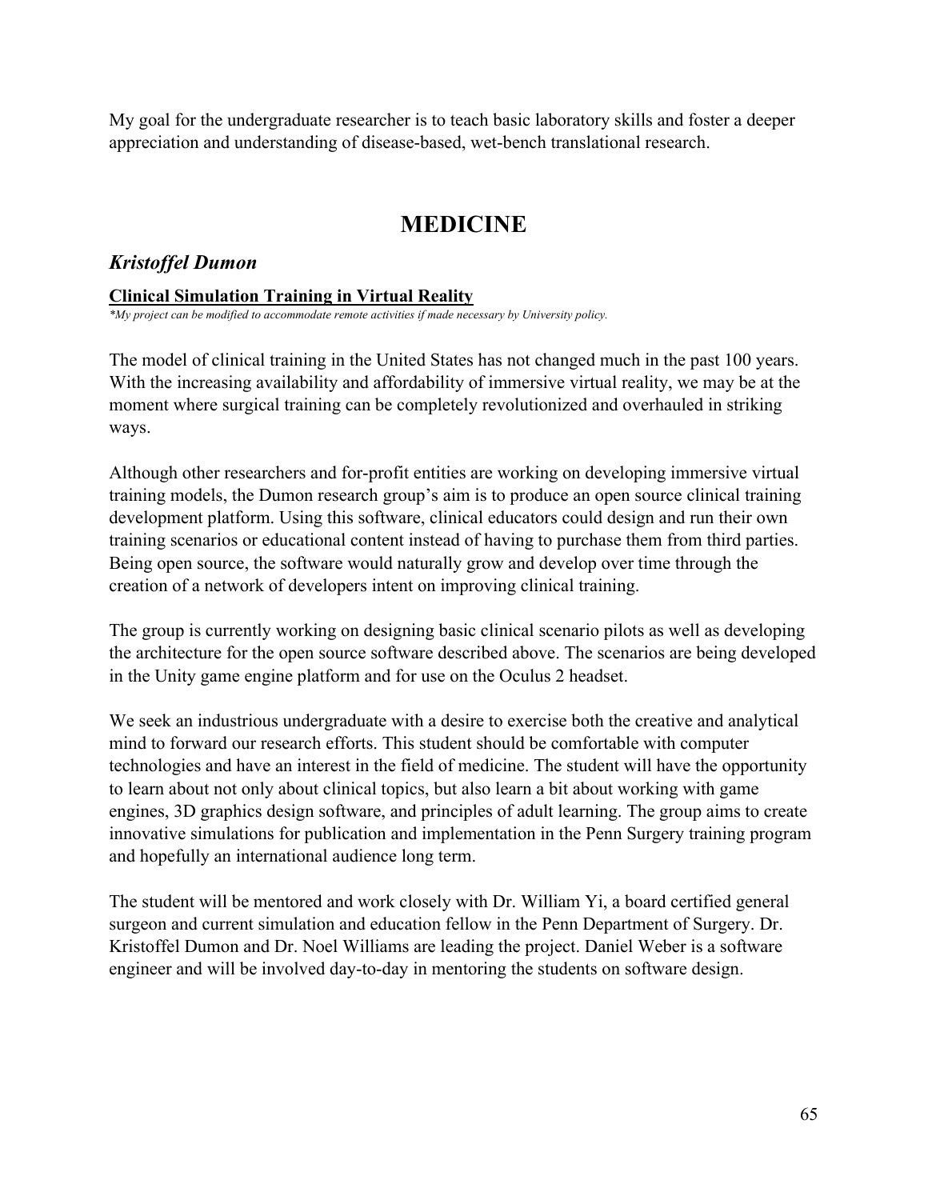My goal for the undergraduate researcher is to teach basic laboratory skills and foster a deeper appreciation and understanding of disease-based, wet-bench translational research.

# MEDICINE

## *Kristoffel Dumon*

**Clinical Simulation Training in Virtual Reality**

*\*My project can be modified to accommodate remote activities if made necessary by University policy.*

The model of clinical training in the United States has not changed much in the past 100 years. With the increasing availability and affordability of immersive virtual reality, we may be at the moment where surgical training can be completely revolutionized and overhauled in striking ways.

Although other researchers and for-profit entities are working on developing immersive virtual training models, the Dumon research group's aim is to produce an open source clinical training development platform. Using this software, clinical educators could design and run their own training scenarios or educational content instead of having to purchase them from third parties. Being open source, the software would naturally grow and develop over time through the creation of a network of developers intent on improving clinical training.

The group is currently working on designing basic clinical scenario pilots as well as developing the architecture for the open source software described above. The scenarios are being developed in the Unity game engine platform and for use on the Oculus 2 headset.

We seek an industrious undergraduate with a desire to exercise both the creative and analytical mind to forward our research efforts. This student should be comfortable with computer technologies and have an interest in the field of medicine. The student will have the opportunity to learn about not only about clinical topics, but also learn a bit about working with game engines, 3D graphics design software, and principles of adult learning. The group aims to create innovative simulations for publication and implementation in the Penn Surgery training program and hopefully an international audience long term.

The student will be mentored and work closely with Dr. William Yi, a board certified general surgeon and current simulation and education fellow in the Penn Department of Surgery. Dr. Kristoffel Dumon and Dr. Noel Williams are leading the project. Daniel Weber is a software engineer and will be involved day-to-day in mentoring the students on software design.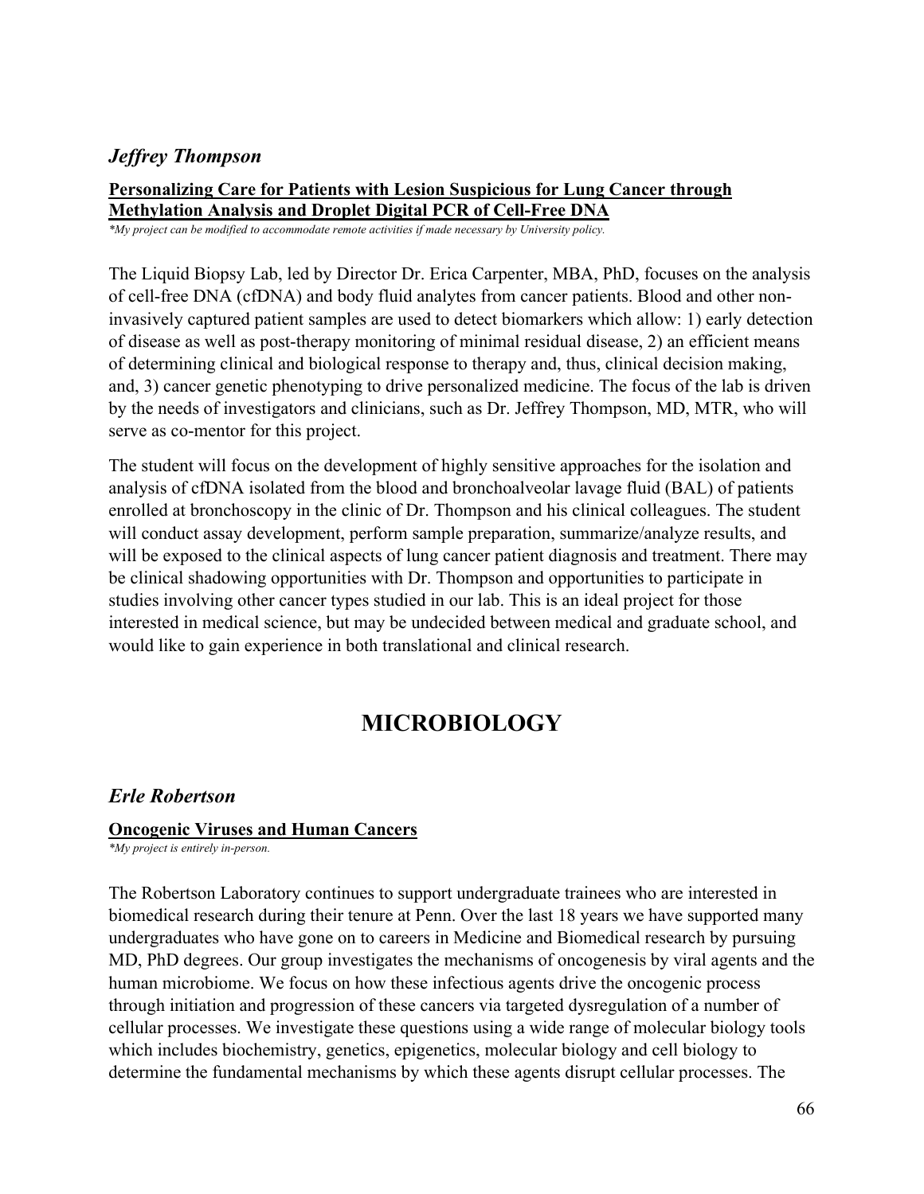### *Jeffrey Thompson*

**Personalizing Care for Patients with Lesion Suspicious for Lung Cancer through Methylation Analysis and Droplet Digital PCR of Cell-Free DNA**

*\*My project can be modified to accommodate remote activities if made necessary by University policy.*

The Liquid Biopsy Lab, led by Director Dr. Erica Carpenter, MBA, PhD, focuses on the analysis of cell-free DNA (cfDNA) and body fluid analytes from cancer patients. Blood and other non-invasively captured patient samples are used to detect biomarkers which allow: 1) early detection of disease as well as post-therapy monitoring of minimal residual disease, 2) an efficient means of determining clinical and biological response to therapy and, thus, clinical decision making, and, 3) cancer genetic phenotyping to drive personalized medicine. The focus of the lab is driven by the needs of investigators and clinicians, such as Dr. Jeffrey Thompson, MD, MTR, who will serve as co-mentor for this project.

The student will focus on the development of highly sensitive approaches for the isolation and analysis of cfDNA isolated from the blood and bronchoalveolar lavage fluid (BAL) of patients enrolled at bronchoscopy in the clinic of Dr. Thompson and his clinical colleagues. The student will conduct assay development, perform sample preparation, summarize/analyze results, and will be exposed to the clinical aspects of lung cancer patient diagnosis and treatment. There may be clinical shadowing opportunities with Dr. Thompson and opportunities to participate in studies involving other cancer types studied in our lab. This is an ideal project for those interested in medical science, but may be undecided between medical and graduate school, and would like to gain experience in both translational and clinical research.

## MICROBIOLOGY

### *Erle Robertson*

**Oncogenic Viruses and Human Cancers**

*\*My project is entirely in-person.*

The Robertson Laboratory continues to support undergraduate trainees who are interested in biomedical research during their tenure at Penn. Over the last 18 years we have supported many undergraduates who have gone on to careers in Medicine and Biomedical research by pursuing MD, PhD degrees. Our group investigates the mechanisms of oncogenesis by viral agents and the human microbiome. We focus on how these infectious agents drive the oncogenic process through initiation and progression of these cancers via targeted dysregulation of a number of cellular processes. We investigate these questions using a wide range of molecular biology tools which includes biochemistry, genetics, epigenetics, molecular biology and cell biology to determine the fundamental mechanisms by which these agents disrupt cellular processes. The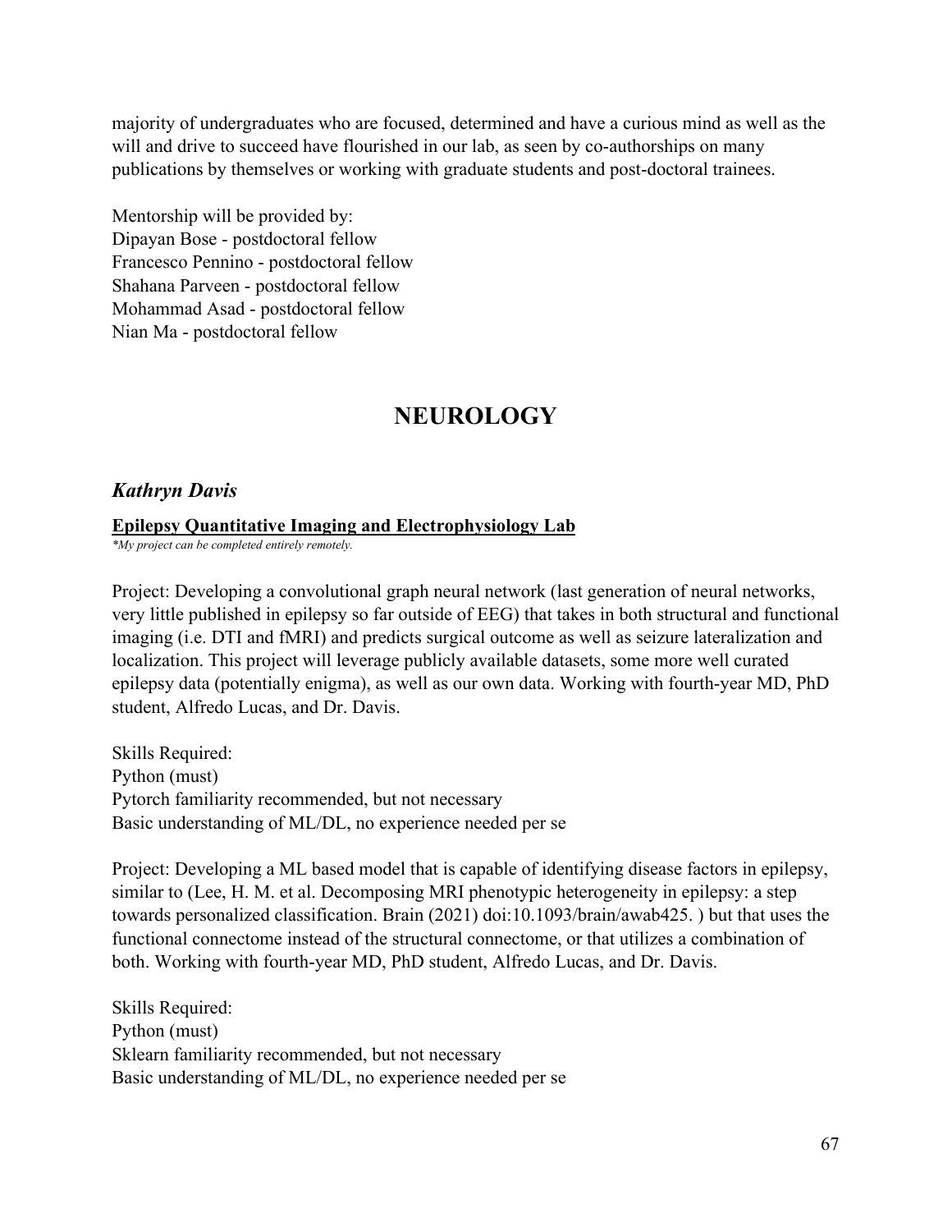majority of undergraduates who are focused, determined and have a curious mind as well as the will and drive to succeed have flourished in our lab, as seen by co-authorships on many publications by themselves or working with graduate students and post-doctoral trainees.

Mentorship will be provided by:
Dipayan Bose - postdoctoral fellow
Francesco Pennino - postdoctoral fellow
Shahana Parveen - postdoctoral fellow
Mohammad Asad - postdoctoral fellow
Nian Ma - postdoctoral fellow

# NEUROLOGY

## *Kathryn Davis*

**Epilepsy Quantitative Imaging and Electrophysiology Lab**

*\*My project can be completed entirely remotely.*

Project: Developing a convolutional graph neural network (last generation of neural networks, very little published in epilepsy so far outside of EEG) that takes in both structural and functional imaging (i.e. DTI and fMRI) and predicts surgical outcome as well as seizure lateralization and localization. This project will leverage publicly available datasets, some more well curated epilepsy data (potentially enigma), as well as our own data. Working with fourth-year MD, PhD student, Alfredo Lucas, and Dr. Davis.

Skills Required:
Python (must)
Pytorch familiarity recommended, but not necessary
Basic understanding of ML/DL, no experience needed per se

Project: Developing a ML based model that is capable of identifying disease factors in epilepsy, similar to (Lee, H. M. et al. Decomposing MRI phenotypic heterogeneity in epilepsy: a step towards personalized classification. Brain (2021) doi:10.1093/brain/awab425. ) but that uses the functional connectome instead of the structural connectome, or that utilizes a combination of both. Working with fourth-year MD, PhD student, Alfredo Lucas, and Dr. Davis.

Skills Required:
Python (must)
Sklearn familiarity recommended, but not necessary
Basic understanding of ML/DL, no experience needed per se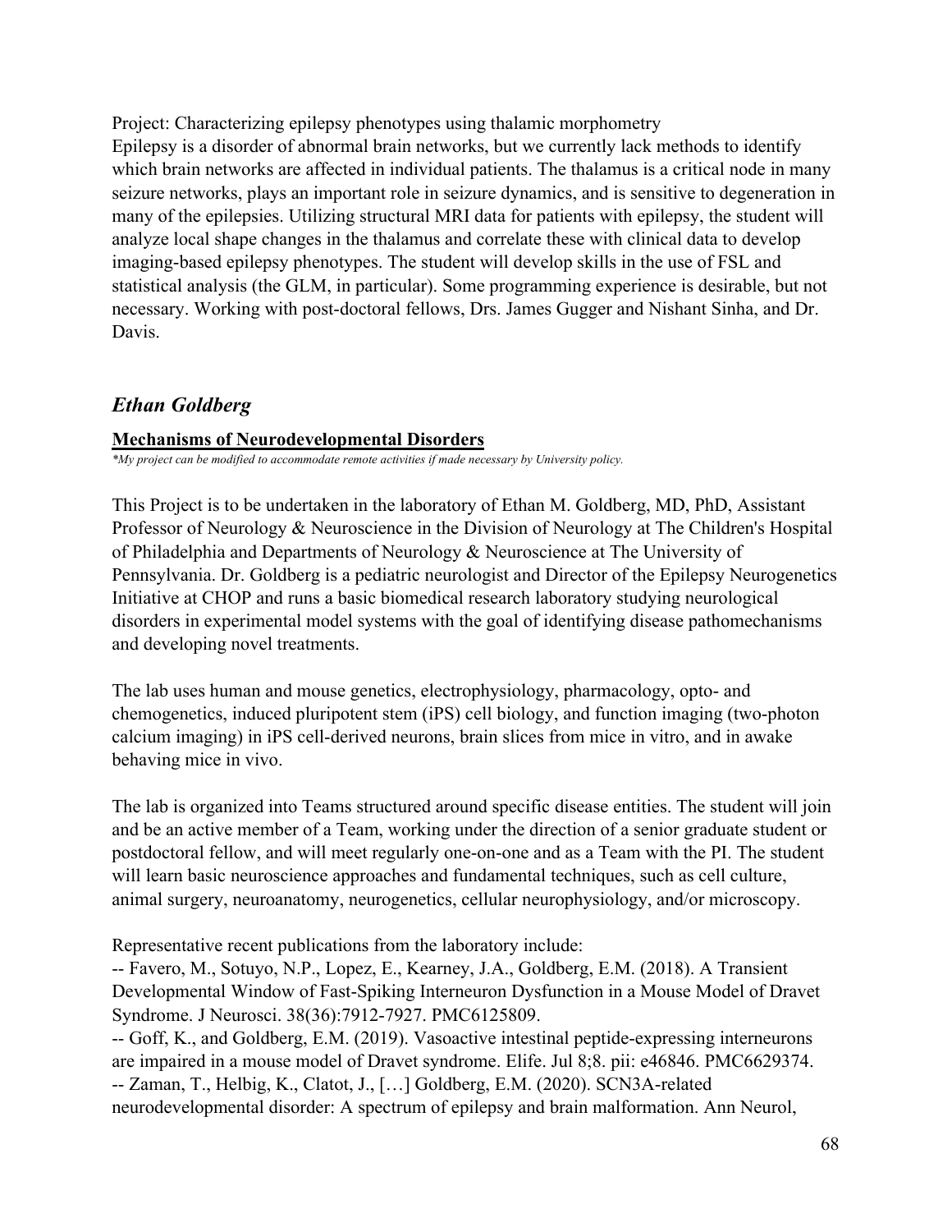Project: Characterizing epilepsy phenotypes using thalamic morphometry
Epilepsy is a disorder of abnormal brain networks, but we currently lack methods to identify which brain networks are affected in individual patients. The thalamus is a critical node in many seizure networks, plays an important role in seizure dynamics, and is sensitive to degeneration in many of the epilepsies. Utilizing structural MRI data for patients with epilepsy, the student will analyze local shape changes in the thalamus and correlate these with clinical data to develop imaging-based epilepsy phenotypes. The student will develop skills in the use of FSL and statistical analysis (the GLM, in particular). Some programming experience is desirable, but not necessary. Working with post-doctoral fellows, Drs. James Gugger and Nishant Sinha, and Dr. Davis.

## *Ethan Goldberg*

**Mechanisms of Neurodevelopmental Disorders**

*\*My project can be modified to accommodate remote activities if made necessary by University policy.*

This Project is to be undertaken in the laboratory of Ethan M. Goldberg, MD, PhD, Assistant Professor of Neurology & Neuroscience in the Division of Neurology at The Children's Hospital of Philadelphia and Departments of Neurology & Neuroscience at The University of Pennsylvania. Dr. Goldberg is a pediatric neurologist and Director of the Epilepsy Neurogenetics Initiative at CHOP and runs a basic biomedical research laboratory studying neurological disorders in experimental model systems with the goal of identifying disease pathomechanisms and developing novel treatments.

The lab uses human and mouse genetics, electrophysiology, pharmacology, opto- and chemogenetics, induced pluripotent stem (iPS) cell biology, and function imaging (two-photon calcium imaging) in iPS cell-derived neurons, brain slices from mice in vitro, and in awake behaving mice in vivo.

The lab is organized into Teams structured around specific disease entities. The student will join and be an active member of a Team, working under the direction of a senior graduate student or postdoctoral fellow, and will meet regularly one-on-one and as a Team with the PI. The student will learn basic neuroscience approaches and fundamental techniques, such as cell culture, animal surgery, neuroanatomy, neurogenetics, cellular neurophysiology, and/or microscopy.

Representative recent publications from the laboratory include:
-- Favero, M., Sotuyo, N.P., Lopez, E., Kearney, J.A., Goldberg, E.M. (2018). A Transient Developmental Window of Fast-Spiking Interneuron Dysfunction in a Mouse Model of Dravet Syndrome. J Neurosci. 38(36):7912-7927. PMC6125809.
-- Goff, K., and Goldberg, E.M. (2019). Vasoactive intestinal peptide-expressing interneurons are impaired in a mouse model of Dravet syndrome. Elife. Jul 8;8. pii: e46846. PMC6629374.
-- Zaman, T., Helbig, K., Clatot, J., […] Goldberg, E.M. (2020). SCN3A-related neurodevelopmental disorder: A spectrum of epilepsy and brain malformation. Ann Neurol,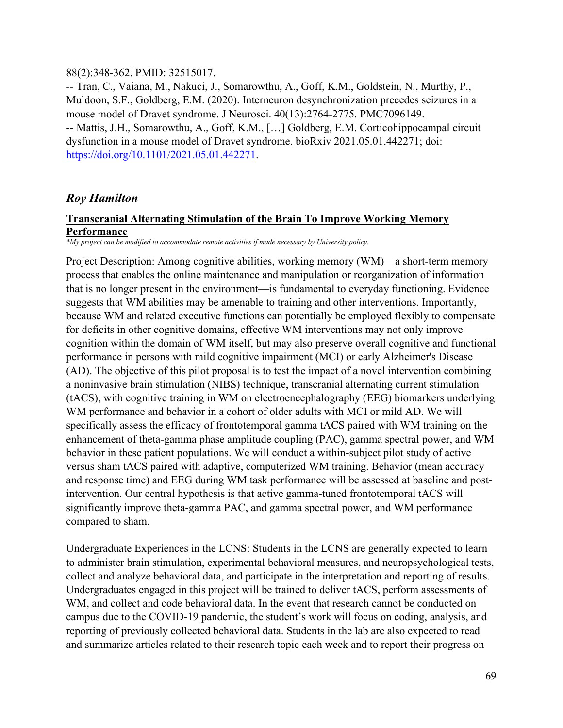88(2):348-362. PMID: 32515017.

-- Tran, C., Vaiana, M., Nakuci, J., Somarowthu, A., Goff, K.M., Goldstein, N., Murthy, P., Muldoon, S.F., Goldberg, E.M. (2020). Interneuron desynchronization precedes seizures in a mouse model of Dravet syndrome. J Neurosci. 40(13):2764-2775. PMC7096149.

-- Mattis, J.H., Somarowthu, A., Goff, K.M., […] Goldberg, E.M. Corticohippocampal circuit dysfunction in a mouse model of Dravet syndrome. bioRxiv 2021.05.01.442271; doi: https://doi.org/10.1101/2021.05.01.442271.

## *Roy Hamilton*

### **Transcranial Alternating Stimulation of the Brain To Improve Working Memory Performance**

*\*My project can be modified to accommodate remote activities if made necessary by University policy.*

Project Description: Among cognitive abilities, working memory (WM)—a short-term memory process that enables the online maintenance and manipulation or reorganization of information that is no longer present in the environment—is fundamental to everyday functioning. Evidence suggests that WM abilities may be amenable to training and other interventions. Importantly, because WM and related executive functions can potentially be employed flexibly to compensate for deficits in other cognitive domains, effective WM interventions may not only improve cognition within the domain of WM itself, but may also preserve overall cognitive and functional performance in persons with mild cognitive impairment (MCI) or early Alzheimer's Disease (AD). The objective of this pilot proposal is to test the impact of a novel intervention combining a noninvasive brain stimulation (NIBS) technique, transcranial alternating current stimulation (tACS), with cognitive training in WM on electroencephalography (EEG) biomarkers underlying WM performance and behavior in a cohort of older adults with MCI or mild AD. We will specifically assess the efficacy of frontotemporal gamma tACS paired with WM training on the enhancement of theta-gamma phase amplitude coupling (PAC), gamma spectral power, and WM behavior in these patient populations. We will conduct a within-subject pilot study of active versus sham tACS paired with adaptive, computerized WM training. Behavior (mean accuracy and response time) and EEG during WM task performance will be assessed at baseline and post-intervention. Our central hypothesis is that active gamma-tuned frontotemporal tACS will significantly improve theta-gamma PAC, and gamma spectral power, and WM performance compared to sham.

Undergraduate Experiences in the LCNS: Students in the LCNS are generally expected to learn to administer brain stimulation, experimental behavioral measures, and neuropsychological tests, collect and analyze behavioral data, and participate in the interpretation and reporting of results. Undergraduates engaged in this project will be trained to deliver tACS, perform assessments of WM, and collect and code behavioral data. In the event that research cannot be conducted on campus due to the COVID-19 pandemic, the student's work will focus on coding, analysis, and reporting of previously collected behavioral data. Students in the lab are also expected to read and summarize articles related to their research topic each week and to report their progress on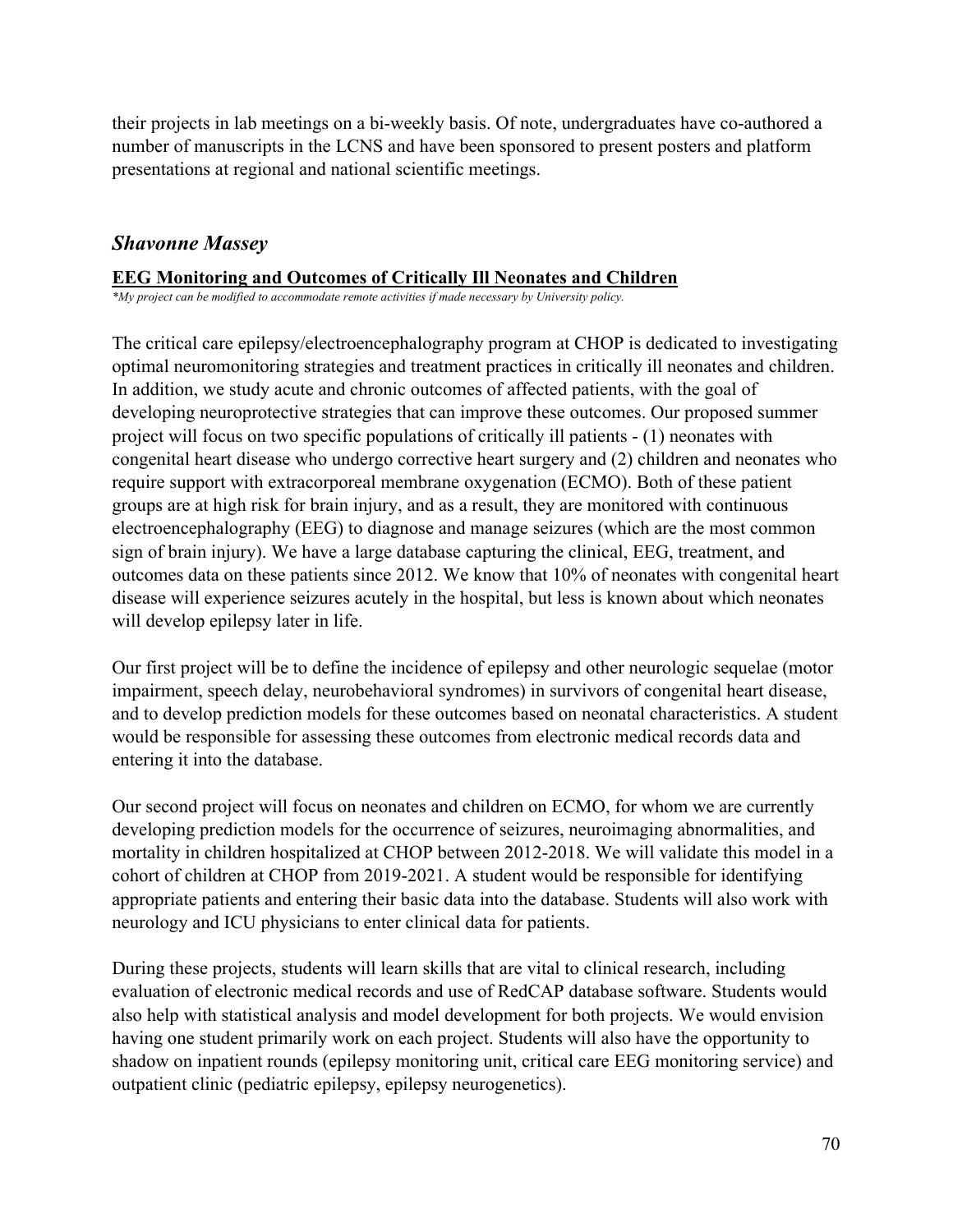their projects in lab meetings on a bi-weekly basis. Of note, undergraduates have co-authored a number of manuscripts in the LCNS and have been sponsored to present posters and platform presentations at regional and national scientific meetings.

## *Shavonne Massey*

**EG Monitoring and Outcomes of Critically Ill Neonates and Children**

*\*My project can be modified to accommodate remote activities if made necessary by University policy.*

The critical care epilepsy/electroencephalography program at CHOP is dedicated to investigating optimal neuromonitoring strategies and treatment practices in critically ill neonates and children. In addition, we study acute and chronic outcomes of affected patients, with the goal of developing neuroprotective strategies that can improve these outcomes. Our proposed summer project will focus on two specific populations of critically ill patients - (1) neonates with congenital heart disease who undergo corrective heart surgery and (2) children and neonates who require support with extracorporeal membrane oxygenation (ECMO). Both of these patient groups are at high risk for brain injury, and as a result, they are monitored with continuous electroencephalography (EEG) to diagnose and manage seizures (which are the most common sign of brain injury). We have a large database capturing the clinical, EEG, treatment, and outcomes data on these patients since 2012. We know that 10% of neonates with congenital heart disease will experience seizures acutely in the hospital, but less is known about which neonates will develop epilepsy later in life.

Our first project will be to define the incidence of epilepsy and other neurologic sequelae (motor impairment, speech delay, neurobehavioral syndromes) in survivors of congenital heart disease, and to develop prediction models for these outcomes based on neonatal characteristics. A student would be responsible for assessing these outcomes from electronic medical records data and entering it into the database.

Our second project will focus on neonates and children on ECMO, for whom we are currently developing prediction models for the occurrence of seizures, neuroimaging abnormalities, and mortality in children hospitalized at CHOP between 2012-2018. We will validate this model in a cohort of children at CHOP from 2019-2021. A student would be responsible for identifying appropriate patients and entering their basic data into the database. Students will also work with neurology and ICU physicians to enter clinical data for patients.

During these projects, students will learn skills that are vital to clinical research, including evaluation of electronic medical records and use of RedCAP database software. Students would also help with statistical analysis and model development for both projects. We would envision having one student primarily work on each project. Students will also have the opportunity to shadow on inpatient rounds (epilepsy monitoring unit, critical care EEG monitoring service) and outpatient clinic (pediatric epilepsy, epilepsy neurogenetics).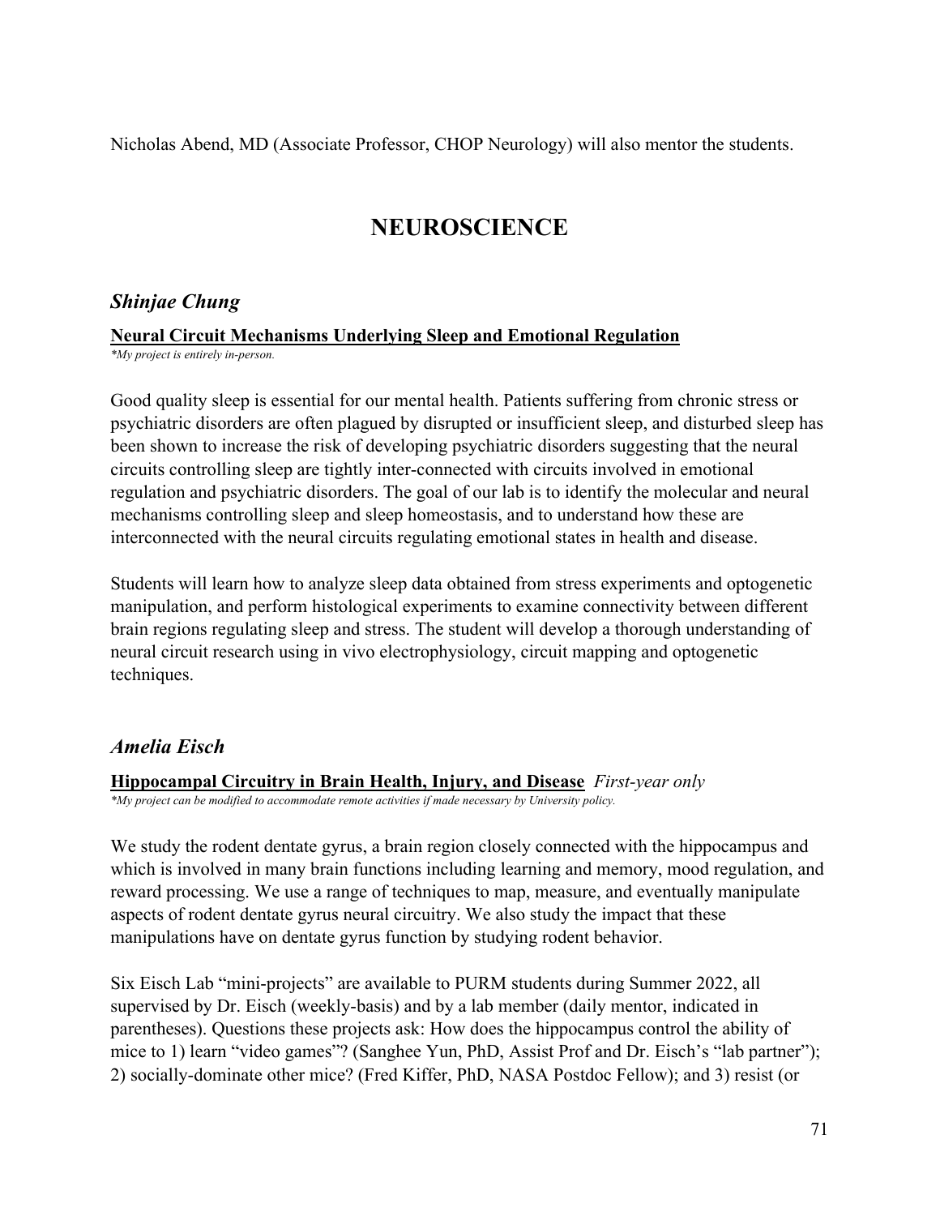Nicholas Abend, MD (Associate Professor, CHOP Neurology) will also mentor the students.

# NEUROSCIENCE

## *Shinjae Chung*

**Neural Circuit Mechanisms Underlying Sleep and Emotional Regulation**

*\*My project is entirely in-person.*

Good quality sleep is essential for our mental health. Patients suffering from chronic stress or psychiatric disorders are often plagued by disrupted or insufficient sleep, and disturbed sleep has been shown to increase the risk of developing psychiatric disorders suggesting that the neural circuits controlling sleep are tightly inter-connected with circuits involved in emotional regulation and psychiatric disorders. The goal of our lab is to identify the molecular and neural mechanisms controlling sleep and sleep homeostasis, and to understand how these are interconnected with the neural circuits regulating emotional states in health and disease.

Students will learn how to analyze sleep data obtained from stress experiments and optogenetic manipulation, and perform histological experiments to examine connectivity between different brain regions regulating sleep and stress. The student will develop a thorough understanding of neural circuit research using in vivo electrophysiology, circuit mapping and optogenetic techniques.

## *Amelia Eisch*

**Hippocampal Circuitry in Brain Health, Injury, and Disease** *First-year only*

*\*My project can be modified to accommodate remote activities if made necessary by University policy.*

We study the rodent dentate gyrus, a brain region closely connected with the hippocampus and which is involved in many brain functions including learning and memory, mood regulation, and reward processing. We use a range of techniques to map, measure, and eventually manipulate aspects of rodent dentate gyrus neural circuitry. We also study the impact that these manipulations have on dentate gyrus function by studying rodent behavior.

Six Eisch Lab "mini-projects" are available to PURM students during Summer 2022, all supervised by Dr. Eisch (weekly-basis) and by a lab member (daily mentor, indicated in parentheses). Questions these projects ask: How does the hippocampus control the ability of mice to 1) learn "video games"? (Sanghee Yun, PhD, Assist Prof and Dr. Eisch's "lab partner"); 2) socially-dominate other mice? (Fred Kiffer, PhD, NASA Postdoc Fellow); and 3) resist (or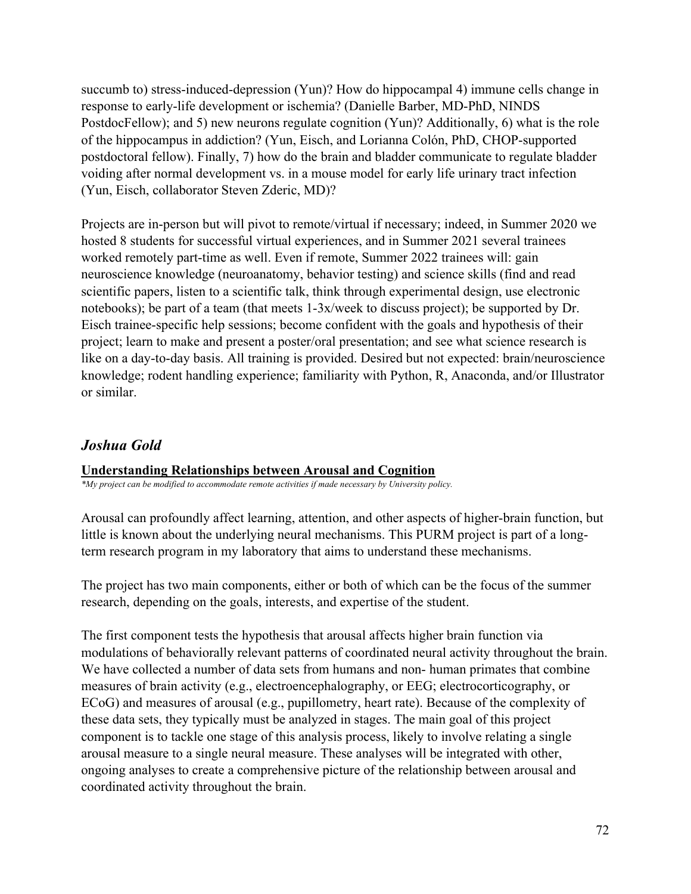succumb to) stress-induced-depression (Yun)? How do hippocampal 4) immune cells change in response to early-life development or ischemia? (Danielle Barber, MD-PhD, NINDS PostdocFellow); and 5) new neurons regulate cognition (Yun)? Additionally, 6) what is the role of the hippocampus in addiction? (Yun, Eisch, and Lorianna Colón, PhD, CHOP-supported postdoctoral fellow). Finally, 7) how do the brain and bladder communicate to regulate bladder voiding after normal development vs. in a mouse model for early life urinary tract infection (Yun, Eisch, collaborator Steven Zderic, MD)?

Projects are in-person but will pivot to remote/virtual if necessary; indeed, in Summer 2020 we hosted 8 students for successful virtual experiences, and in Summer 2021 several trainees worked remotely part-time as well. Even if remote, Summer 2022 trainees will: gain neuroscience knowledge (neuroanatomy, behavior testing) and science skills (find and read scientific papers, listen to a scientific talk, think through experimental design, use electronic notebooks); be part of a team (that meets 1-3x/week to discuss project); be supported by Dr. Eisch trainee-specific help sessions; become confident with the goals and hypothesis of their project; learn to make and present a poster/oral presentation; and see what science research is like on a day-to-day basis. All training is provided. Desired but not expected: brain/neuroscience knowledge; rodent handling experience; familiarity with Python, R, Anaconda, and/or Illustrator or similar.

## *Joshua Gold*

**Understanding Relationships between Arousal and Cognition**

*\*My project can be modified to accommodate remote activities if made necessary by University policy.*

Arousal can profoundly affect learning, attention, and other aspects of higher-brain function, but little is known about the underlying neural mechanisms. This PURM project is part of a long-term research program in my laboratory that aims to understand these mechanisms.

The project has two main components, either or both of which can be the focus of the summer research, depending on the goals, interests, and expertise of the student.

The first component tests the hypothesis that arousal affects higher brain function via modulations of behaviorally relevant patterns of coordinated neural activity throughout the brain. We have collected a number of data sets from humans and non- human primates that combine measures of brain activity (e.g., electroencephalography, or EEG; electrocorticography, or ECoG) and measures of arousal (e.g., pupillometry, heart rate). Because of the complexity of these data sets, they typically must be analyzed in stages. The main goal of this project component is to tackle one stage of this analysis process, likely to involve relating a single arousal measure to a single neural measure. These analyses will be integrated with other, ongoing analyses to create a comprehensive picture of the relationship between arousal and coordinated activity throughout the brain.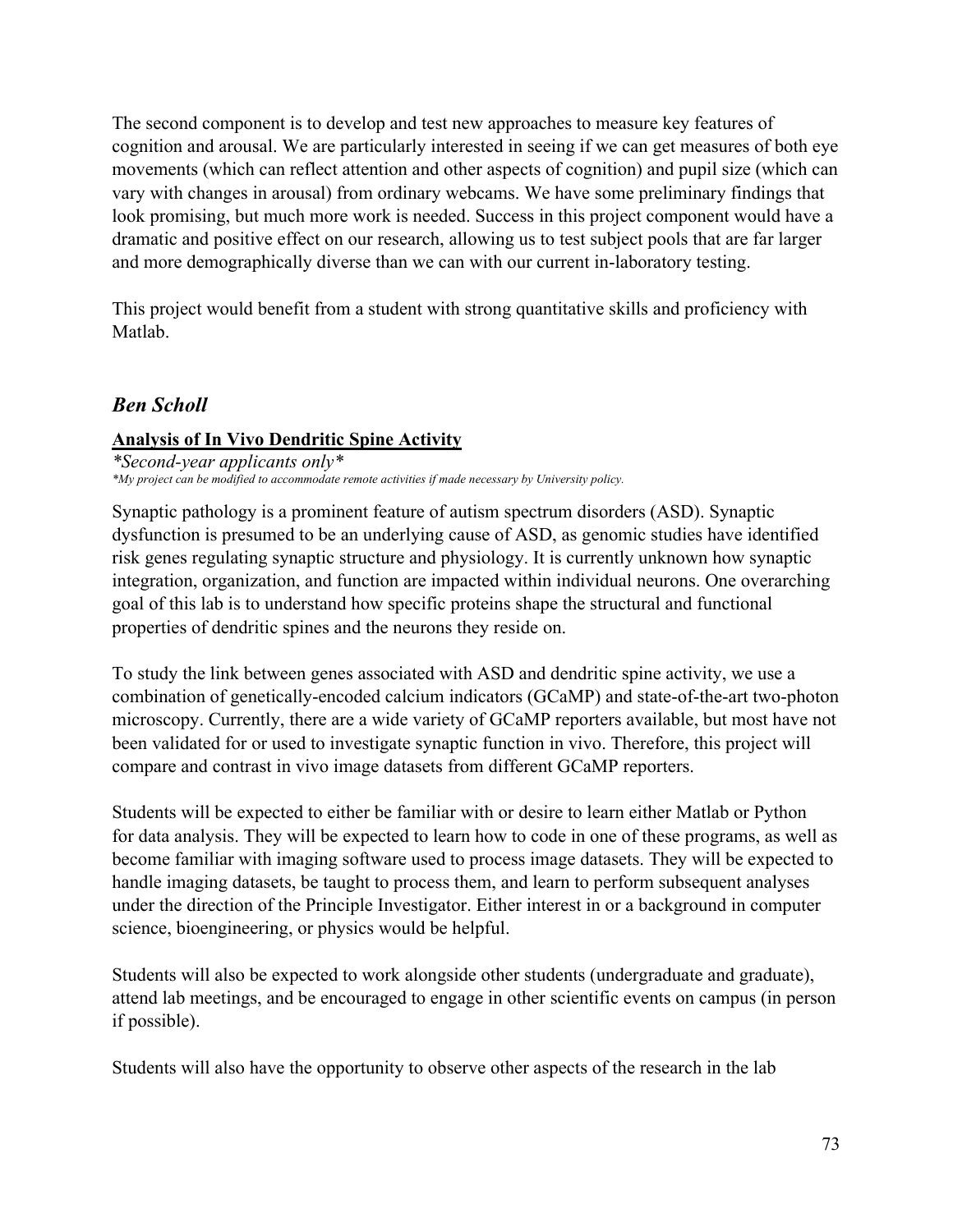The second component is to develop and test new approaches to measure key features of cognition and arousal. We are particularly interested in seeing if we can get measures of both eye movements (which can reflect attention and other aspects of cognition) and pupil size (which can vary with changes in arousal) from ordinary webcams. We have some preliminary findings that look promising, but much more work is needed. Success in this project component would have a dramatic and positive effect on our research, allowing us to test subject pools that are far larger and more demographically diverse than we can with our current in-laboratory testing.

This project would benefit from a student with strong quantitative skills and proficiency with Matlab.

## *Ben Scholl*

### Analysis of In Vivo Dendritic Spine Activity

*\*Second-year applicants only\**

*\*My project can be modified to accommodate remote activities if made necessary by University policy.*

Synaptic pathology is a prominent feature of autism spectrum disorders (ASD). Synaptic dysfunction is presumed to be an underlying cause of ASD, as genomic studies have identified risk genes regulating synaptic structure and physiology. It is currently unknown how synaptic integration, organization, and function are impacted within individual neurons. One overarching goal of this lab is to understand how specific proteins shape the structural and functional properties of dendritic spines and the neurons they reside on.

To study the link between genes associated with ASD and dendritic spine activity, we use a combination of genetically-encoded calcium indicators (GCaMP) and state-of-the-art two-photon microscopy. Currently, there are a wide variety of GCaMP reporters available, but most have not been validated for or used to investigate synaptic function in vivo. Therefore, this project will compare and contrast in vivo image datasets from different GCaMP reporters.

Students will be expected to either be familiar with or desire to learn either Matlab or Python for data analysis. They will be expected to learn how to code in one of these programs, as well as become familiar with imaging software used to process image datasets. They will be expected to handle imaging datasets, be taught to process them, and learn to perform subsequent analyses under the direction of the Principle Investigator. Either interest in or a background in computer science, bioengineering, or physics would be helpful.

Students will also be expected to work alongside other students (undergraduate and graduate), attend lab meetings, and be encouraged to engage in other scientific events on campus (in person if possible).

Students will also have the opportunity to observe other aspects of the research in the lab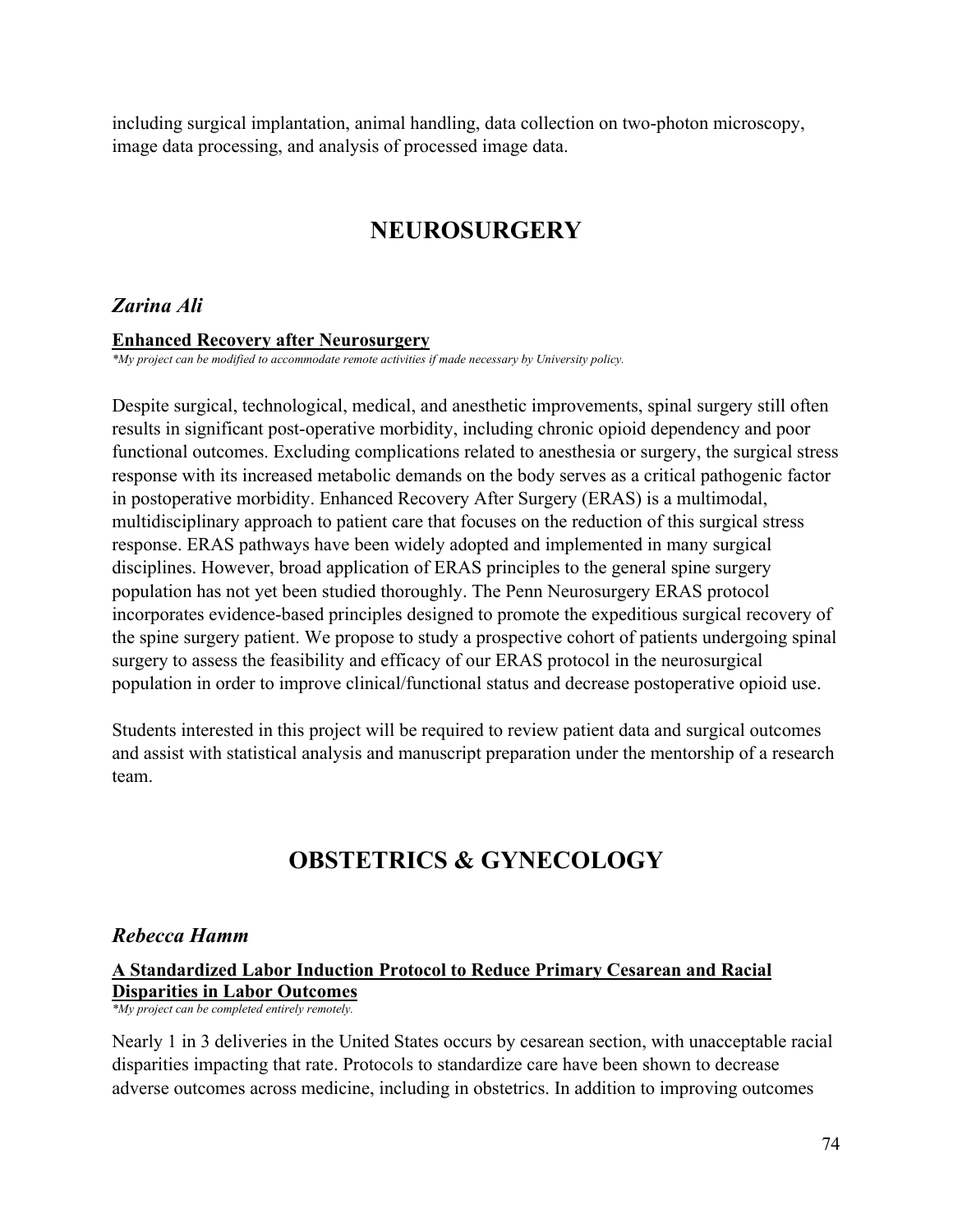including surgical implantation, animal handling, data collection on two-photon microscopy, image data processing, and analysis of processed image data.

# NEUROSURGERY

### *Zarina Ali*

**Enhanced Recovery after Neurosurgery**

*\*My project can be modified to accommodate remote activities if made necessary by University policy.*

Despite surgical, technological, medical, and anesthetic improvements, spinal surgery still often results in significant post-operative morbidity, including chronic opioid dependency and poor functional outcomes. Excluding complications related to anesthesia or surgery, the surgical stress response with its increased metabolic demands on the body serves as a critical pathogenic factor in postoperative morbidity. Enhanced Recovery After Surgery (ERAS) is a multimodal, multidisciplinary approach to patient care that focuses on the reduction of this surgical stress response. ERAS pathways have been widely adopted and implemented in many surgical disciplines. However, broad application of ERAS principles to the general spine surgery population has not yet been studied thoroughly. The Penn Neurosurgery ERAS protocol incorporates evidence-based principles designed to promote the expeditious surgical recovery of the spine surgery patient. We propose to study a prospective cohort of patients undergoing spinal surgery to assess the feasibility and efficacy of our ERAS protocol in the neurosurgical population in order to improve clinical/functional status and decrease postoperative opioid use.

Students interested in this project will be required to review patient data and surgical outcomes and assist with statistical analysis and manuscript preparation under the mentorship of a research team.

# OBSTETRICS & GYNECOLOGY

### *Rebecca Hamm*

**A Standardized Labor Induction Protocol to Reduce Primary Cesarean and Racial Disparities in Labor Outcomes**

*\*My project can be completed entirely remotely.*

Nearly 1 in 3 deliveries in the United States occurs by cesarean section, with unacceptable racial disparities impacting that rate. Protocols to standardize care have been shown to decrease adverse outcomes across medicine, including in obstetrics. In addition to improving outcomes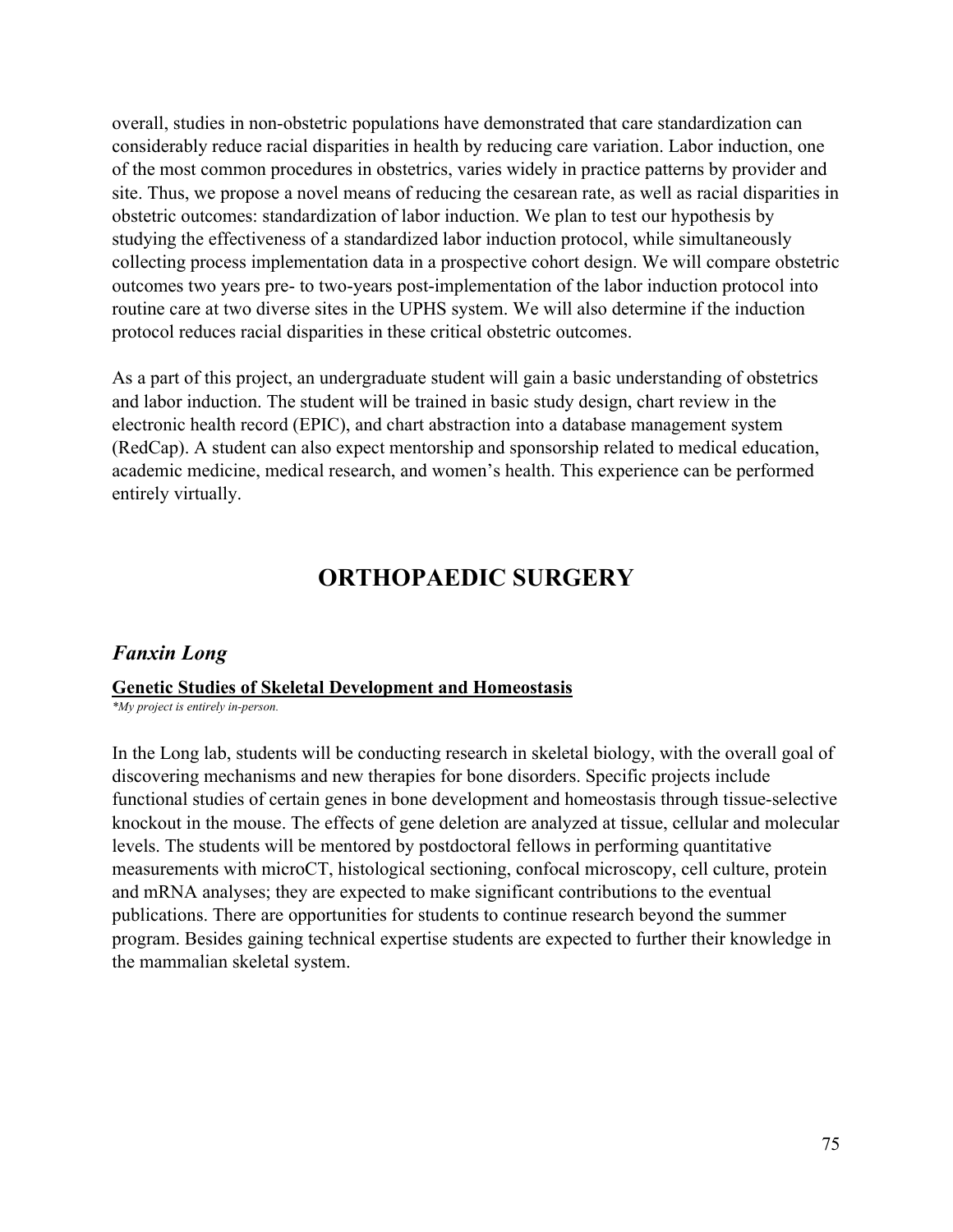overall, studies in non-obstetric populations have demonstrated that care standardization can considerably reduce racial disparities in health by reducing care variation. Labor induction, one of the most common procedures in obstetrics, varies widely in practice patterns by provider and site. Thus, we propose a novel means of reducing the cesarean rate, as well as racial disparities in obstetric outcomes: standardization of labor induction. We plan to test our hypothesis by studying the effectiveness of a standardized labor induction protocol, while simultaneously collecting process implementation data in a prospective cohort design. We will compare obstetric outcomes two years pre- to two-years post-implementation of the labor induction protocol into routine care at two diverse sites in the UPHS system. We will also determine if the induction protocol reduces racial disparities in these critical obstetric outcomes.

As a part of this project, an undergraduate student will gain a basic understanding of obstetrics and labor induction. The student will be trained in basic study design, chart review in the electronic health record (EPIC), and chart abstraction into a database management system (RedCap). A student can also expect mentorship and sponsorship related to medical education, academic medicine, medical research, and women's health. This experience can be performed entirely virtually.

# ORTHOPAEDIC SURGERY

## *Fanxin Long*

**Genetic Studies of Skeletal Development and Homeostasis**

*\*My project is entirely in-person.*

In the Long lab, students will be conducting research in skeletal biology, with the overall goal of discovering mechanisms and new therapies for bone disorders. Specific projects include functional studies of certain genes in bone development and homeostasis through tissue-selective knockout in the mouse. The effects of gene deletion are analyzed at tissue, cellular and molecular levels. The students will be mentored by postdoctoral fellows in performing quantitative measurements with microCT, histological sectioning, confocal microscopy, cell culture, protein and mRNA analyses; they are expected to make significant contributions to the eventual publications. There are opportunities for students to continue research beyond the summer program. Besides gaining technical expertise students are expected to further their knowledge in the mammalian skeletal system.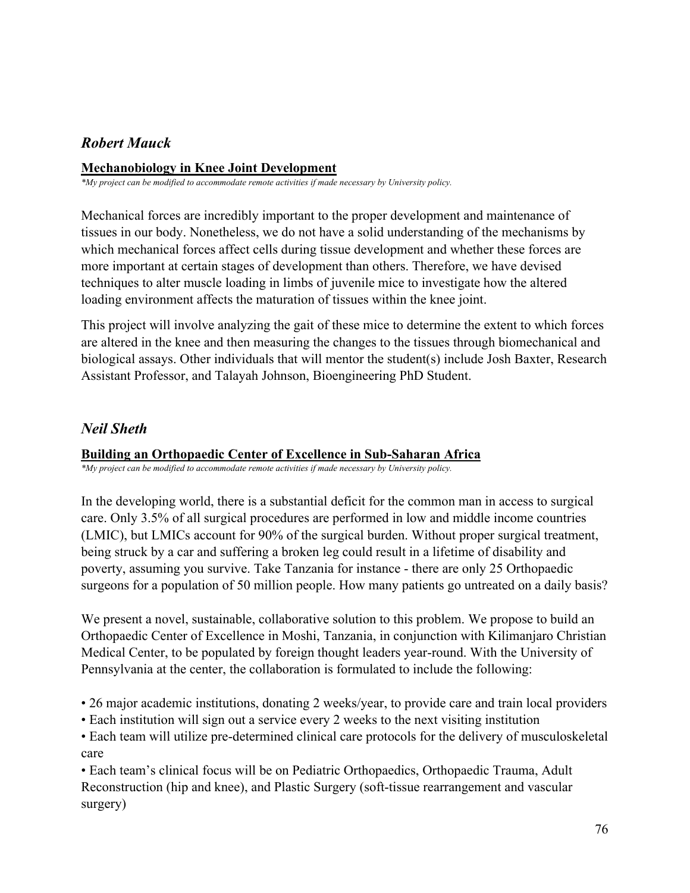## *Robert Mauck*

**Mechanobiology in Knee Joint Development**

*\*My project can be modified to accommodate remote activities if made necessary by University policy.*

Mechanical forces are incredibly important to the proper development and maintenance of tissues in our body. Nonetheless, we do not have a solid understanding of the mechanisms by which mechanical forces affect cells during tissue development and whether these forces are more important at certain stages of development than others. Therefore, we have devised techniques to alter muscle loading in limbs of juvenile mice to investigate how the altered loading environment affects the maturation of tissues within the knee joint.

This project will involve analyzing the gait of these mice to determine the extent to which forces are altered in the knee and then measuring the changes to the tissues through biomechanical and biological assays. Other individuals that will mentor the student(s) include Josh Baxter, Research Assistant Professor, and Talayah Johnson, Bioengineering PhD Student.

## *Neil Sheth*

**Building an Orthopaedic Center of Excellence in Sub-Saharan Africa**

*\*My project can be modified to accommodate remote activities if made necessary by University policy.*

In the developing world, there is a substantial deficit for the common man in access to surgical care. Only 3.5% of all surgical procedures are performed in low and middle income countries (LMIC), but LMICs account for 90% of the surgical burden. Without proper surgical treatment, being struck by a car and suffering a broken leg could result in a lifetime of disability and poverty, assuming you survive. Take Tanzania for instance - there are only 25 Orthopaedic surgeons for a population of 50 million people. How many patients go untreated on a daily basis?

We present a novel, sustainable, collaborative solution to this problem. We propose to build an Orthopaedic Center of Excellence in Moshi, Tanzania, in conjunction with Kilimanjaro Christian Medical Center, to be populated by foreign thought leaders year-round. With the University of Pennsylvania at the center, the collaboration is formulated to include the following:

- 26 major academic institutions, donating 2 weeks/year, to provide care and train local providers
- Each institution will sign out a service every 2 weeks to the next visiting institution
- Each team will utilize pre-determined clinical care protocols for the delivery of musculoskeletal care
- Each team's clinical focus will be on Pediatric Orthopaedics, Orthopaedic Trauma, Adult Reconstruction (hip and knee), and Plastic Surgery (soft-tissue rearrangement and vascular surgery)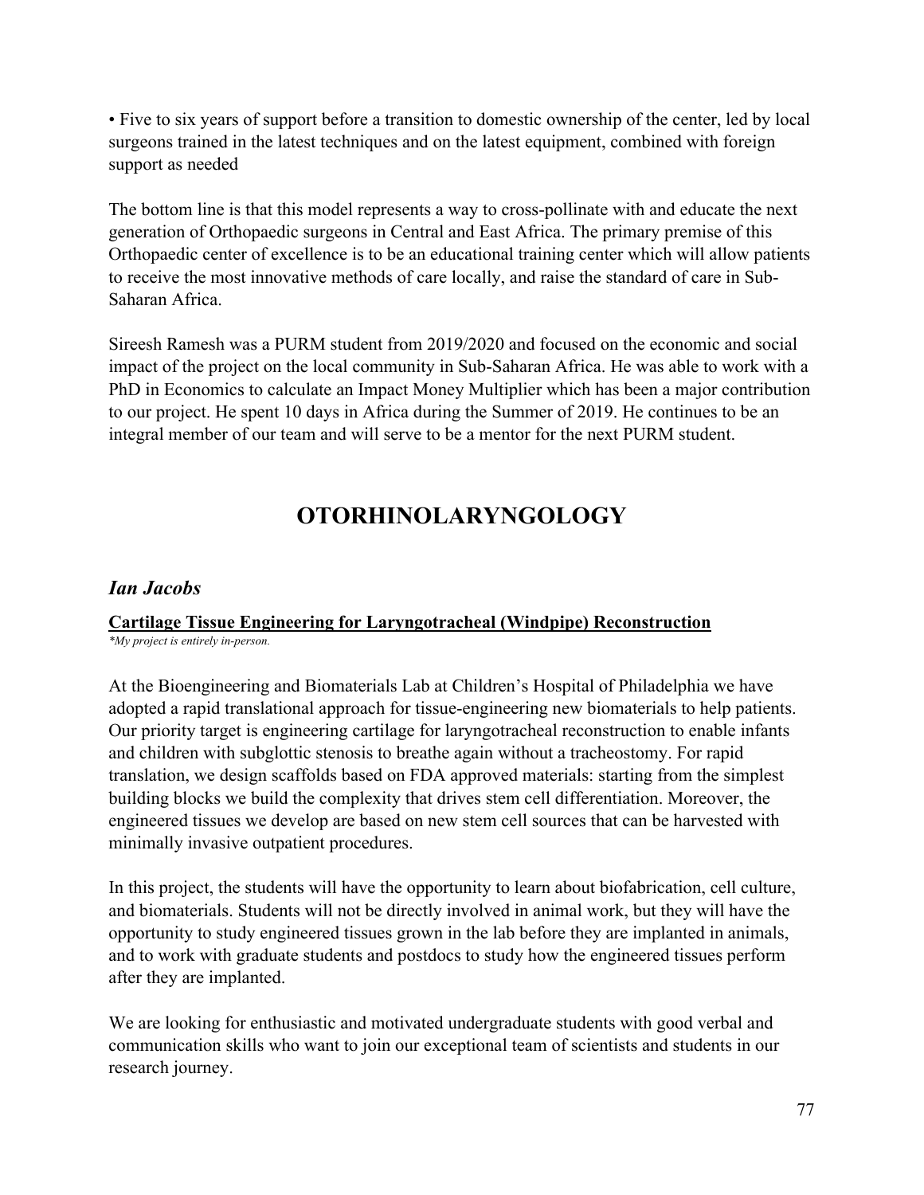• Five to six years of support before a transition to domestic ownership of the center, led by local surgeons trained in the latest techniques and on the latest equipment, combined with foreign support as needed

The bottom line is that this model represents a way to cross-pollinate with and educate the next generation of Orthopaedic surgeons in Central and East Africa. The primary premise of this Orthopaedic center of excellence is to be an educational training center which will allow patients to receive the most innovative methods of care locally, and raise the standard of care in Sub-Saharan Africa.

Sireesh Ramesh was a PURM student from 2019/2020 and focused on the economic and social impact of the project on the local community in Sub-Saharan Africa. He was able to work with a PhD in Economics to calculate an Impact Money Multiplier which has been a major contribution to our project. He spent 10 days in Africa during the Summer of 2019. He continues to be an integral member of our team and will serve to be a mentor for the next PURM student.

# OTORHINOLARYNGOLOGY

## *Ian Jacobs*

**Cartilage Tissue Engineering for Laryngotracheal (Windpipe) Reconstruction**

*\*My project is entirely in-person.*

At the Bioengineering and Biomaterials Lab at Children's Hospital of Philadelphia we have adopted a rapid translational approach for tissue-engineering new biomaterials to help patients. Our priority target is engineering cartilage for laryngotracheal reconstruction to enable infants and children with subglottic stenosis to breathe again without a tracheostomy. For rapid translation, we design scaffolds based on FDA approved materials: starting from the simplest building blocks we build the complexity that drives stem cell differentiation. Moreover, the engineered tissues we develop are based on new stem cell sources that can be harvested with minimally invasive outpatient procedures.

In this project, the students will have the opportunity to learn about biofabrication, cell culture, and biomaterials. Students will not be directly involved in animal work, but they will have the opportunity to study engineered tissues grown in the lab before they are implanted in animals, and to work with graduate students and postdocs to study how the engineered tissues perform after they are implanted.

We are looking for enthusiastic and motivated undergraduate students with good verbal and communication skills who want to join our exceptional team of scientists and students in our research journey.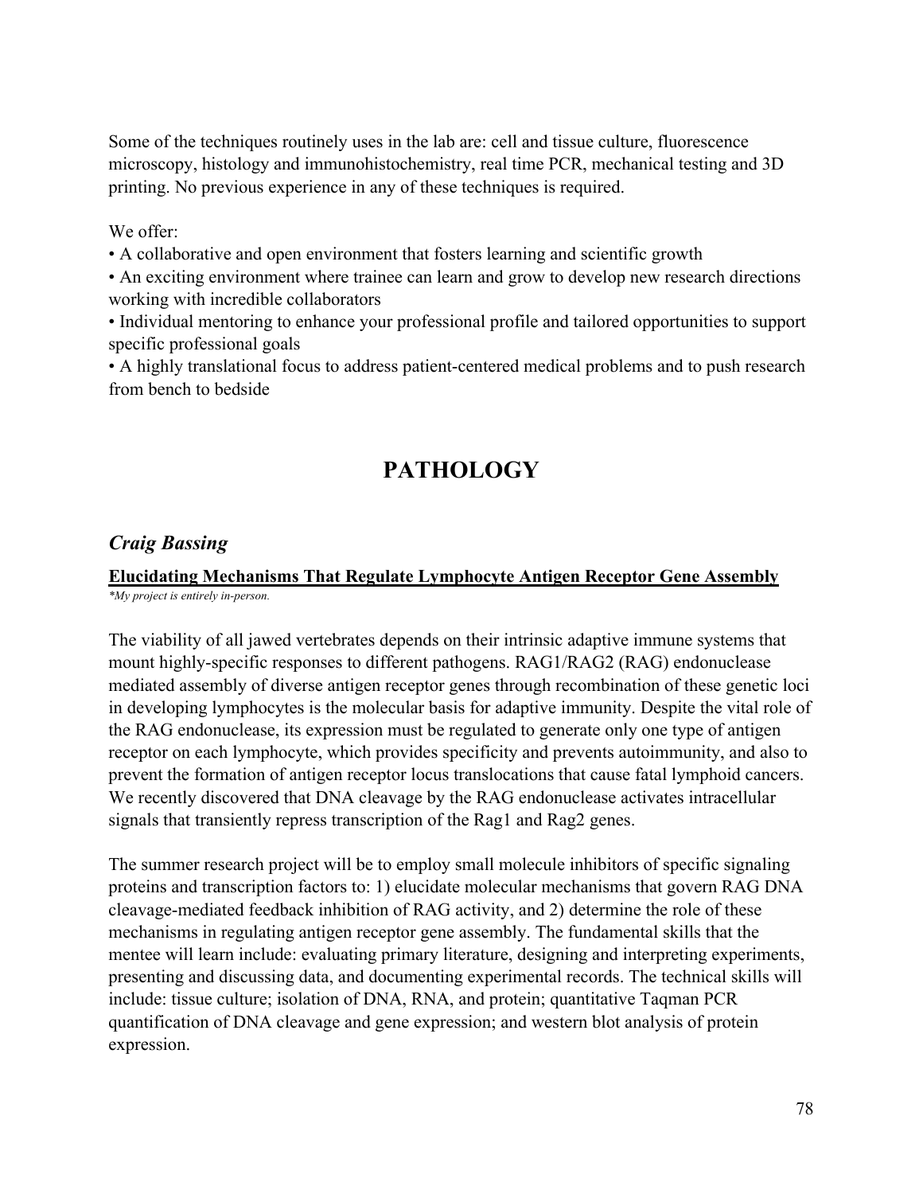Some of the techniques routinely uses in the lab are: cell and tissue culture, fluorescence microscopy, histology and immunohistochemistry, real time PCR, mechanical testing and 3D printing. No previous experience in any of these techniques is required.

We offer:

- A collaborative and open environment that fosters learning and scientific growth
- An exciting environment where trainee can learn and grow to develop new research directions working with incredible collaborators
- Individual mentoring to enhance your professional profile and tailored opportunities to support specific professional goals
- A highly translational focus to address patient-centered medical problems and to push research from bench to bedside

# PATHOLOGY

## *Craig Bassing*

**Elucidating Mechanisms That Regulate Lymphocyte Antigen Receptor Gene Assembly**

*\*My project is entirely in-person.*

The viability of all jawed vertebrates depends on their intrinsic adaptive immune systems that mount highly-specific responses to different pathogens. RAG1/RAG2 (RAG) endonuclease mediated assembly of diverse antigen receptor genes through recombination of these genetic loci in developing lymphocytes is the molecular basis for adaptive immunity. Despite the vital role of the RAG endonuclease, its expression must be regulated to generate only one type of antigen receptor on each lymphocyte, which provides specificity and prevents autoimmunity, and also to prevent the formation of antigen receptor locus translocations that cause fatal lymphoid cancers. We recently discovered that DNA cleavage by the RAG endonuclease activates intracellular signals that transiently repress transcription of the Rag1 and Rag2 genes.

The summer research project will be to employ small molecule inhibitors of specific signaling proteins and transcription factors to: 1) elucidate molecular mechanisms that govern RAG DNA cleavage-mediated feedback inhibition of RAG activity, and 2) determine the role of these mechanisms in regulating antigen receptor gene assembly. The fundamental skills that the mentee will learn include: evaluating primary literature, designing and interpreting experiments, presenting and discussing data, and documenting experimental records. The technical skills will include: tissue culture; isolation of DNA, RNA, and protein; quantitative Taqman PCR quantification of DNA cleavage and gene expression; and western blot analysis of protein expression.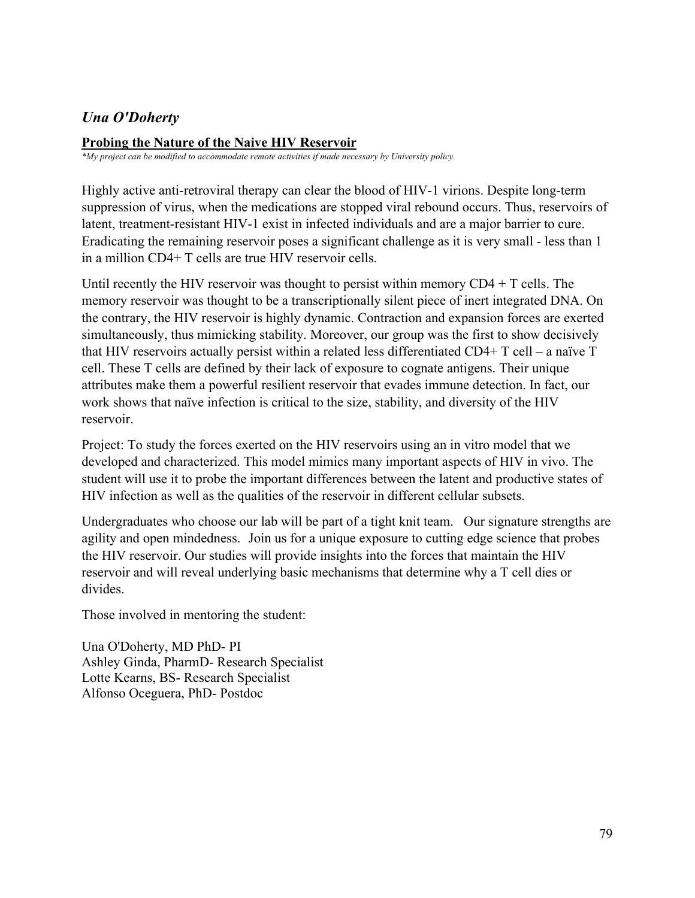## *Una O'Doherty*

### **Probing the Nature of the Naive HIV Reservoir**

*\*My project can be modified to accommodate remote activities if made necessary by University policy.*

Highly active anti-retroviral therapy can clear the blood of HIV-1 virions. Despite long-term suppression of virus, when the medications are stopped viral rebound occurs. Thus, reservoirs of latent, treatment-resistant HIV-1 exist in infected individuals and are a major barrier to cure. Eradicating the remaining reservoir poses a significant challenge as it is very small - less than 1 in a million CD4+ T cells are true HIV reservoir cells.

Until recently the HIV reservoir was thought to persist within memory CD4 + T cells. The memory reservoir was thought to be a transcriptionally silent piece of inert integrated DNA. On the contrary, the HIV reservoir is highly dynamic. Contraction and expansion forces are exerted simultaneously, thus mimicking stability. Moreover, our group was the first to show decisively that HIV reservoirs actually persist within a related less differentiated CD4+ T cell – a naïve T cell. These T cells are defined by their lack of exposure to cognate antigens. Their unique attributes make them a powerful resilient reservoir that evades immune detection. In fact, our work shows that naïve infection is critical to the size, stability, and diversity of the HIV reservoir.

Project: To study the forces exerted on the HIV reservoirs using an in vitro model that we developed and characterized. This model mimics many important aspects of HIV in vivo. The student will use it to probe the important differences between the latent and productive states of HIV infection as well as the qualities of the reservoir in different cellular subsets.

Undergraduates who choose our lab will be part of a tight knit team. Our signature strengths are agility and open mindedness. Join us for a unique exposure to cutting edge science that probes the HIV reservoir. Our studies will provide insights into the forces that maintain the HIV reservoir and will reveal underlying basic mechanisms that determine why a T cell dies or divides.

Those involved in mentoring the student:

Una O'Doherty, MD PhD- PI
Ashley Ginda, PharmD- Research Specialist
Lotte Kearns, BS- Research Specialist
Alfonso Oceguera, PhD- Postdoc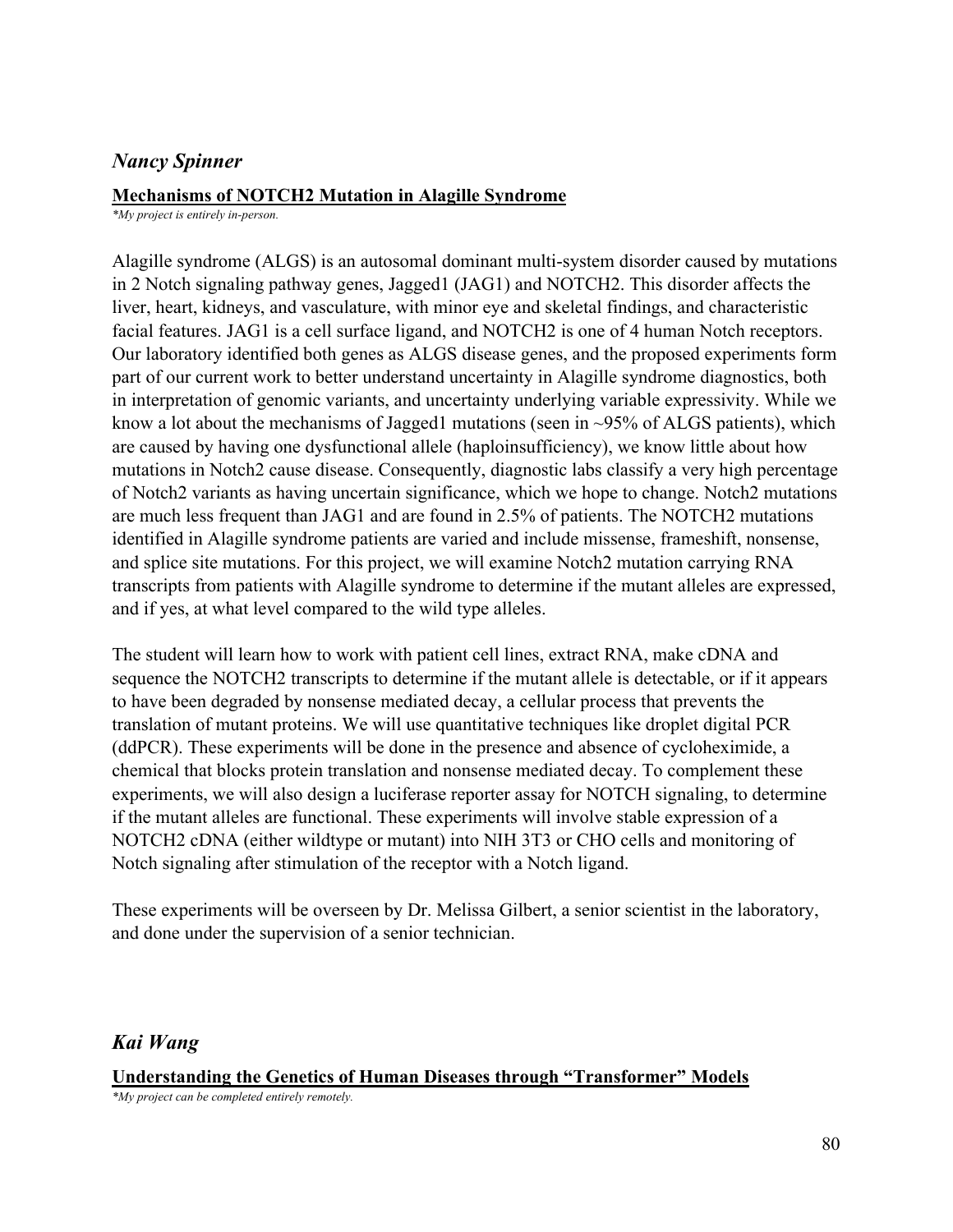## *Nancy Spinner*

**Mechanisms of NOTCH2 Mutation in Alagille Syndrome**

*\*My project is entirely in-person.*

Alagille syndrome (ALGS) is an autosomal dominant multi-system disorder caused by mutations in 2 Notch signaling pathway genes, Jagged1 (JAG1) and NOTCH2. This disorder affects the liver, heart, kidneys, and vasculature, with minor eye and skeletal findings, and characteristic facial features. JAG1 is a cell surface ligand, and NOTCH2 is one of 4 human Notch receptors. Our laboratory identified both genes as ALGS disease genes, and the proposed experiments form part of our current work to better understand uncertainty in Alagille syndrome diagnostics, both in interpretation of genomic variants, and uncertainty underlying variable expressivity. While we know a lot about the mechanisms of Jagged1 mutations (seen in ~95% of ALGS patients), which are caused by having one dysfunctional allele (haploinsufficiency), we know little about how mutations in Notch2 cause disease. Consequently, diagnostic labs classify a very high percentage of Notch2 variants as having uncertain significance, which we hope to change. Notch2 mutations are much less frequent than JAG1 and are found in 2.5% of patients. The NOTCH2 mutations identified in Alagille syndrome patients are varied and include missense, frameshift, nonsense, and splice site mutations. For this project, we will examine Notch2 mutation carrying RNA transcripts from patients with Alagille syndrome to determine if the mutant alleles are expressed, and if yes, at what level compared to the wild type alleles.

The student will learn how to work with patient cell lines, extract RNA, make cDNA and sequence the NOTCH2 transcripts to determine if the mutant allele is detectable, or if it appears to have been degraded by nonsense mediated decay, a cellular process that prevents the translation of mutant proteins. We will use quantitative techniques like droplet digital PCR (ddPCR). These experiments will be done in the presence and absence of cycloheximide, a chemical that blocks protein translation and nonsense mediated decay. To complement these experiments, we will also design a luciferase reporter assay for NOTCH signaling, to determine if the mutant alleles are functional. These experiments will involve stable expression of a NOTCH2 cDNA (either wildtype or mutant) into NIH 3T3 or CHO cells and monitoring of Notch signaling after stimulation of the receptor with a Notch ligand.

These experiments will be overseen by Dr. Melissa Gilbert, a senior scientist in the laboratory, and done under the supervision of a senior technician.

## *Kai Wang*

**Understanding the Genetics of Human Diseases through "Transformer" Models**

*\*My project can be completed entirely remotely.*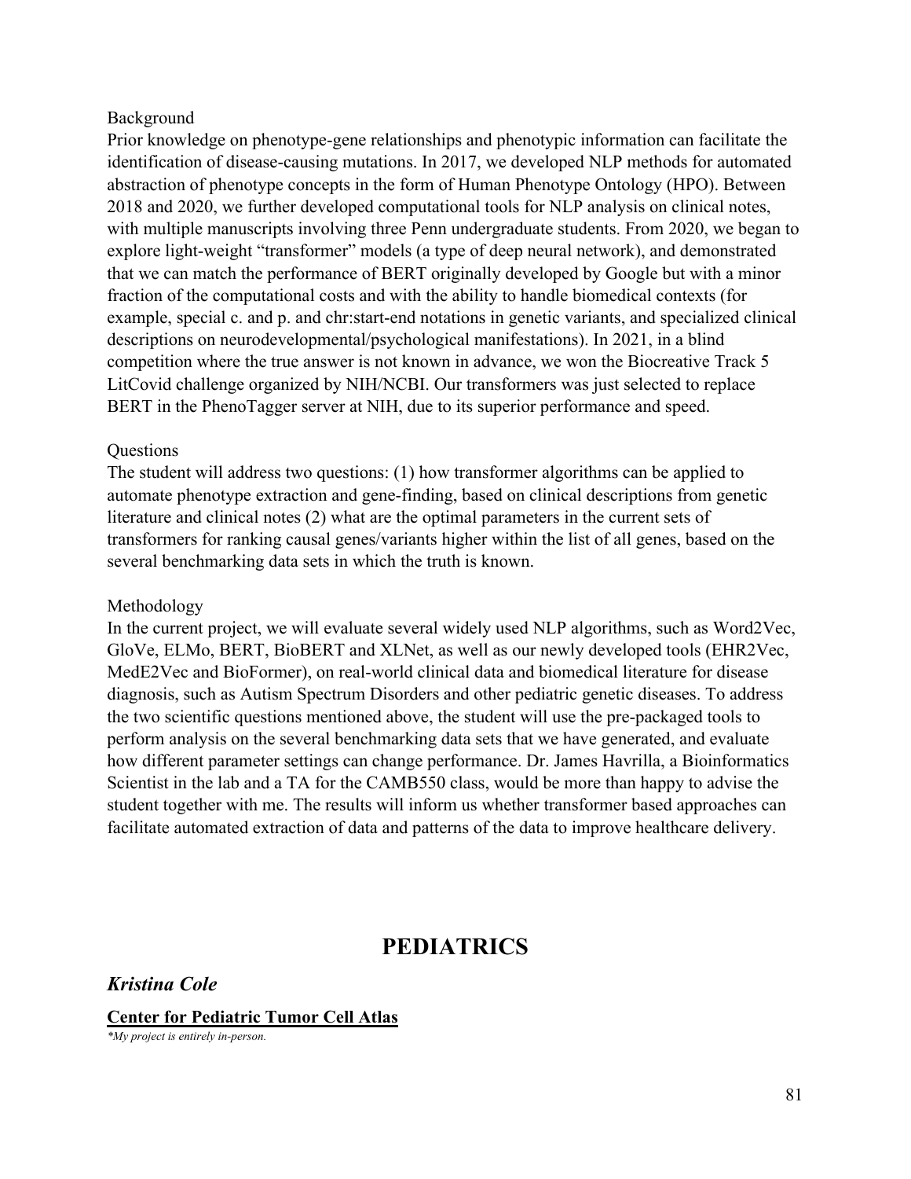Background

Prior knowledge on phenotype-gene relationships and phenotypic information can facilitate the identification of disease-causing mutations. In 2017, we developed NLP methods for automated abstraction of phenotype concepts in the form of Human Phenotype Ontology (HPO). Between 2018 and 2020, we further developed computational tools for NLP analysis on clinical notes, with multiple manuscripts involving three Penn undergraduate students. From 2020, we began to explore light-weight "transformer" models (a type of deep neural network), and demonstrated that we can match the performance of BERT originally developed by Google but with a minor fraction of the computational costs and with the ability to handle biomedical contexts (for example, special c. and p. and chr:start-end notations in genetic variants, and specialized clinical descriptions on neurodevelopmental/psychological manifestations). In 2021, in a blind competition where the true answer is not known in advance, we won the Biocreative Track 5 LitCovid challenge organized by NIH/NCBI. Our transformers was just selected to replace BERT in the PhenoTagger server at NIH, due to its superior performance and speed.

Questions

The student will address two questions: (1) how transformer algorithms can be applied to automate phenotype extraction and gene-finding, based on clinical descriptions from genetic literature and clinical notes (2) what are the optimal parameters in the current sets of transformers for ranking causal genes/variants higher within the list of all genes, based on the several benchmarking data sets in which the truth is known.

Methodology

In the current project, we will evaluate several widely used NLP algorithms, such as Word2Vec, GloVe, ELMo, BERT, BioBERT and XLNet, as well as our newly developed tools (EHR2Vec, MedE2Vec and BioFormer), on real-world clinical data and biomedical literature for disease diagnosis, such as Autism Spectrum Disorders and other pediatric genetic diseases. To address the two scientific questions mentioned above, the student will use the pre-packaged tools to perform analysis on the several benchmarking data sets that we have generated, and evaluate how different parameter settings can change performance. Dr. James Havrilla, a Bioinformatics Scientist in the lab and a TA for the CAMB550 class, would be more than happy to advise the student together with me. The results will inform us whether transformer based approaches can facilitate automated extraction of data and patterns of the data to improve healthcare delivery.

# PEDIATRICS

## *Kristina Cole*

**Center for Pediatric Tumor Cell Atlas**

*\*My project is entirely in-person.*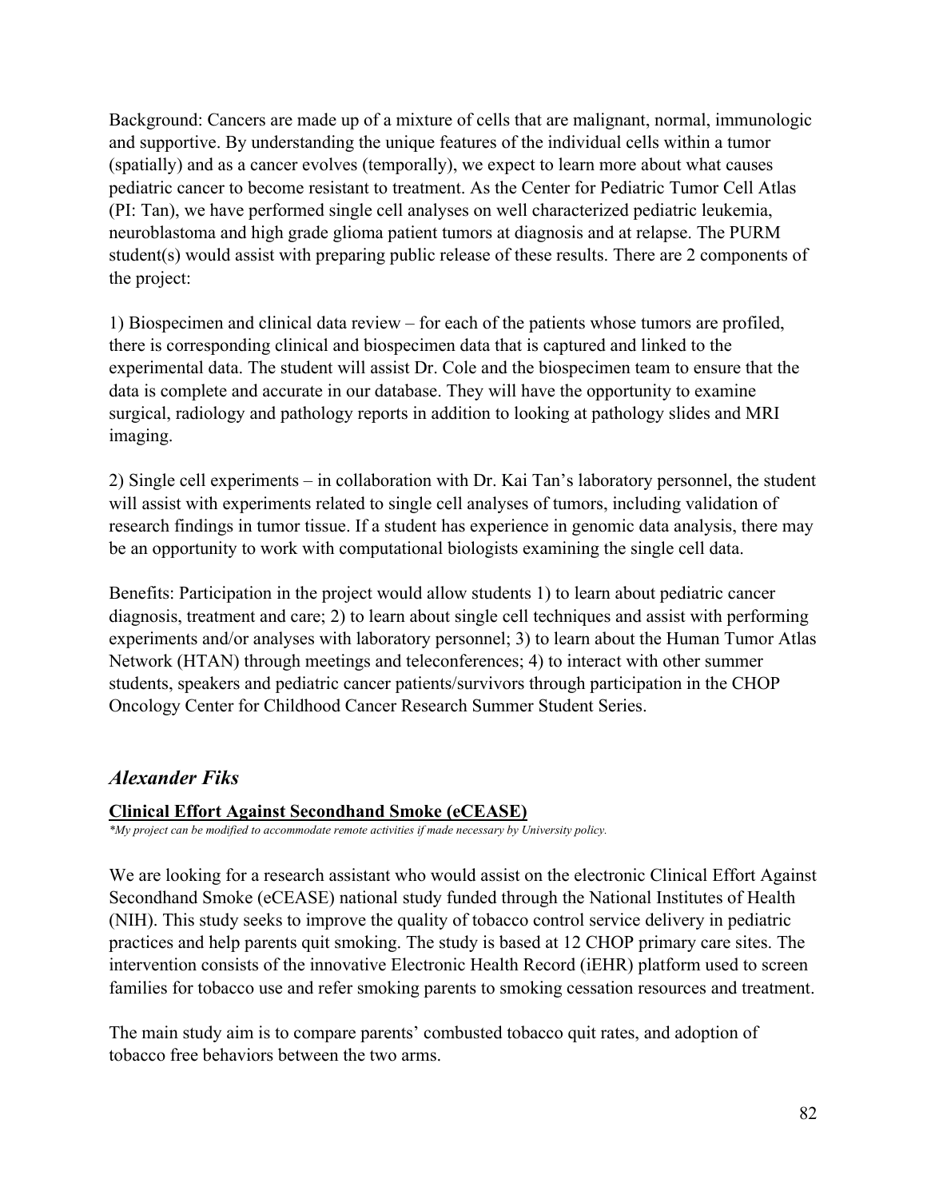Background: Cancers are made up of a mixture of cells that are malignant, normal, immunologic and supportive. By understanding the unique features of the individual cells within a tumor (spatially) and as a cancer evolves (temporally), we expect to learn more about what causes pediatric cancer to become resistant to treatment. As the Center for Pediatric Tumor Cell Atlas (PI: Tan), we have performed single cell analyses on well characterized pediatric leukemia, neuroblastoma and high grade glioma patient tumors at diagnosis and at relapse. The PURM student(s) would assist with preparing public release of these results. There are 2 components of the project:

1) Biospecimen and clinical data review – for each of the patients whose tumors are profiled, there is corresponding clinical and biospecimen data that is captured and linked to the experimental data. The student will assist Dr. Cole and the biospecimen team to ensure that the data is complete and accurate in our database. They will have the opportunity to examine surgical, radiology and pathology reports in addition to looking at pathology slides and MRI imaging.

2) Single cell experiments – in collaboration with Dr. Kai Tan's laboratory personnel, the student will assist with experiments related to single cell analyses of tumors, including validation of research findings in tumor tissue. If a student has experience in genomic data analysis, there may be an opportunity to work with computational biologists examining the single cell data.

Benefits: Participation in the project would allow students 1) to learn about pediatric cancer diagnosis, treatment and care; 2) to learn about single cell techniques and assist with performing experiments and/or analyses with laboratory personnel; 3) to learn about the Human Tumor Atlas Network (HTAN) through meetings and teleconferences; 4) to interact with other summer students, speakers and pediatric cancer patients/survivors through participation in the CHOP Oncology Center for Childhood Cancer Research Summer Student Series.

## *Alexander Fiks*

**Clinical Effort Against Secondhand Smoke (eCEASE)**

*\*My project can be modified to accommodate remote activities if made necessary by University policy.*

We are looking for a research assistant who would assist on the electronic Clinical Effort Against Secondhand Smoke (eCEASE) national study funded through the National Institutes of Health (NIH). This study seeks to improve the quality of tobacco control service delivery in pediatric practices and help parents quit smoking. The study is based at 12 CHOP primary care sites. The intervention consists of the innovative Electronic Health Record (iEHR) platform used to screen families for tobacco use and refer smoking parents to smoking cessation resources and treatment.

The main study aim is to compare parents' combusted tobacco quit rates, and adoption of tobacco free behaviors between the two arms.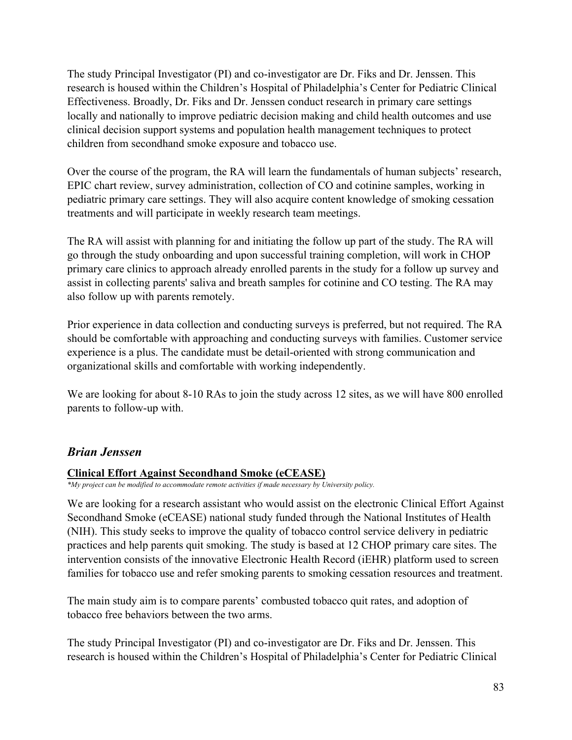The study Principal Investigator (PI) and co-investigator are Dr. Fiks and Dr. Jenssen. This research is housed within the Children's Hospital of Philadelphia's Center for Pediatric Clinical Effectiveness. Broadly, Dr. Fiks and Dr. Jenssen conduct research in primary care settings locally and nationally to improve pediatric decision making and child health outcomes and use clinical decision support systems and population health management techniques to protect children from secondhand smoke exposure and tobacco use.

Over the course of the program, the RA will learn the fundamentals of human subjects' research, EPIC chart review, survey administration, collection of CO and cotinine samples, working in pediatric primary care settings. They will also acquire content knowledge of smoking cessation treatments and will participate in weekly research team meetings.

The RA will assist with planning for and initiating the follow up part of the study. The RA will go through the study onboarding and upon successful training completion, will work in CHOP primary care clinics to approach already enrolled parents in the study for a follow up survey and assist in collecting parents' saliva and breath samples for cotinine and CO testing. The RA may also follow up with parents remotely.

Prior experience in data collection and conducting surveys is preferred, but not required. The RA should be comfortable with approaching and conducting surveys with families. Customer service experience is a plus. The candidate must be detail-oriented with strong communication and organizational skills and comfortable with working independently.

We are looking for about 8-10 RAs to join the study across 12 sites, as we will have 800 enrolled parents to follow-up with.

## *Brian Jenssen*

**Clinical Effort Against Secondhand Smoke (eCEASE)**

*\*My project can be modified to accommodate remote activities if made necessary by University policy.*

We are looking for a research assistant who would assist on the electronic Clinical Effort Against Secondhand Smoke (eCEASE) national study funded through the National Institutes of Health (NIH). This study seeks to improve the quality of tobacco control service delivery in pediatric practices and help parents quit smoking. The study is based at 12 CHOP primary care sites. The intervention consists of the innovative Electronic Health Record (iEHR) platform used to screen families for tobacco use and refer smoking parents to smoking cessation resources and treatment.

The main study aim is to compare parents' combusted tobacco quit rates, and adoption of tobacco free behaviors between the two arms.

The study Principal Investigator (PI) and co-investigator are Dr. Fiks and Dr. Jenssen. This research is housed within the Children's Hospital of Philadelphia's Center for Pediatric Clinical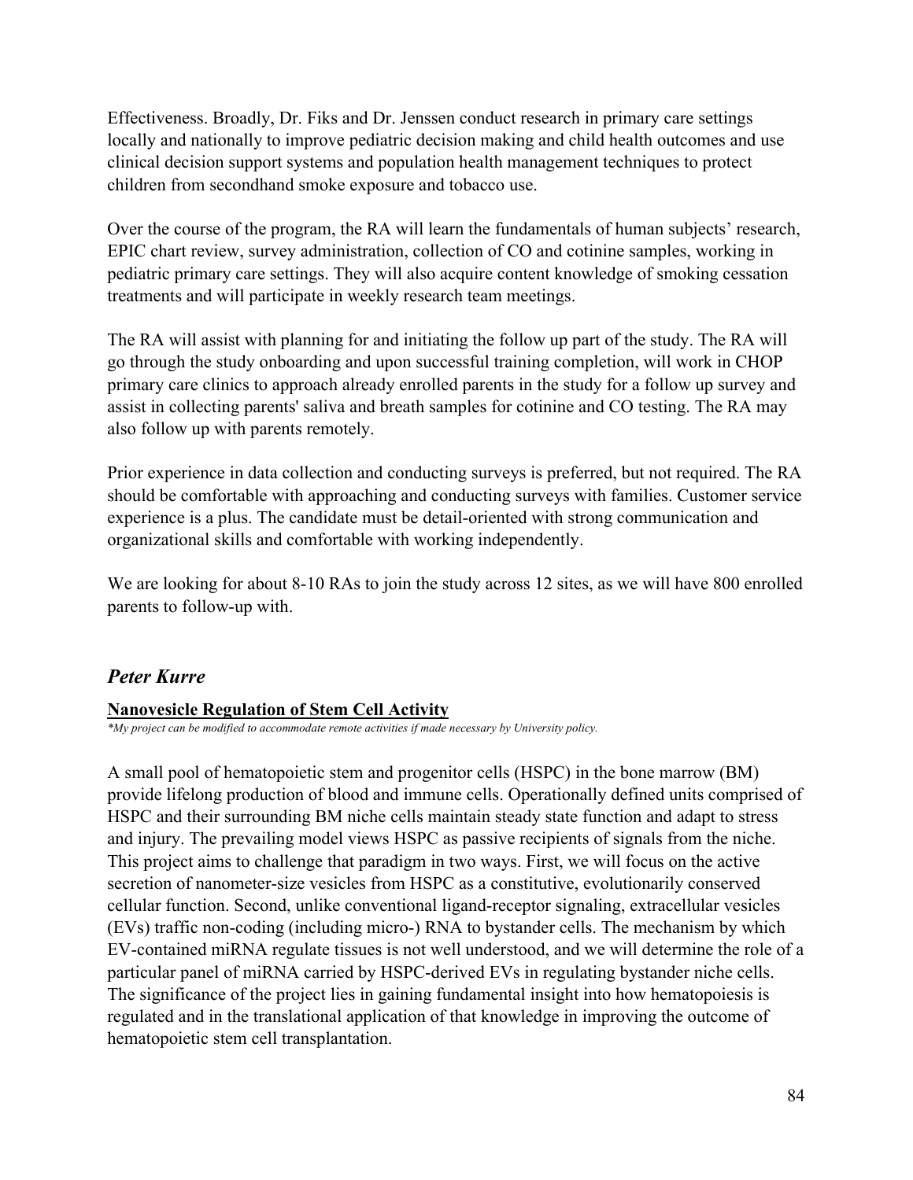Effectiveness. Broadly, Dr. Fiks and Dr. Jenssen conduct research in primary care settings locally and nationally to improve pediatric decision making and child health outcomes and use clinical decision support systems and population health management techniques to protect children from secondhand smoke exposure and tobacco use.

Over the course of the program, the RA will learn the fundamentals of human subjects' research, EPIC chart review, survey administration, collection of CO and cotinine samples, working in pediatric primary care settings. They will also acquire content knowledge of smoking cessation treatments and will participate in weekly research team meetings.

The RA will assist with planning for and initiating the follow up part of the study. The RA will go through the study onboarding and upon successful training completion, will work in CHOP primary care clinics to approach already enrolled parents in the study for a follow up survey and assist in collecting parents' saliva and breath samples for cotinine and CO testing. The RA may also follow up with parents remotely.

Prior experience in data collection and conducting surveys is preferred, but not required. The RA should be comfortable with approaching and conducting surveys with families. Customer service experience is a plus. The candidate must be detail-oriented with strong communication and organizational skills and comfortable with working independently.

We are looking for about 8-10 RAs to join the study across 12 sites, as we will have 800 enrolled parents to follow-up with.

## *Peter Kurre*

**Nanovesicle Regulation of Stem Cell Activity**

*\*My project can be modified to accommodate remote activities if made necessary by University policy.*

A small pool of hematopoietic stem and progenitor cells (HSPC) in the bone marrow (BM) provide lifelong production of blood and immune cells. Operationally defined units comprised of HSPC and their surrounding BM niche cells maintain steady state function and adapt to stress and injury. The prevailing model views HSPC as passive recipients of signals from the niche. This project aims to challenge that paradigm in two ways. First, we will focus on the active secretion of nanometer-size vesicles from HSPC as a constitutive, evolutionarily conserved cellular function. Second, unlike conventional ligand-receptor signaling, extracellular vesicles (EVs) traffic non-coding (including micro-) RNA to bystander cells. The mechanism by which EV-contained miRNA regulate tissues is not well understood, and we will determine the role of a particular panel of miRNA carried by HSPC-derived EVs in regulating bystander niche cells. The significance of the project lies in gaining fundamental insight into how hematopoiesis is regulated and in the translational application of that knowledge in improving the outcome of hematopoietic stem cell transplantation.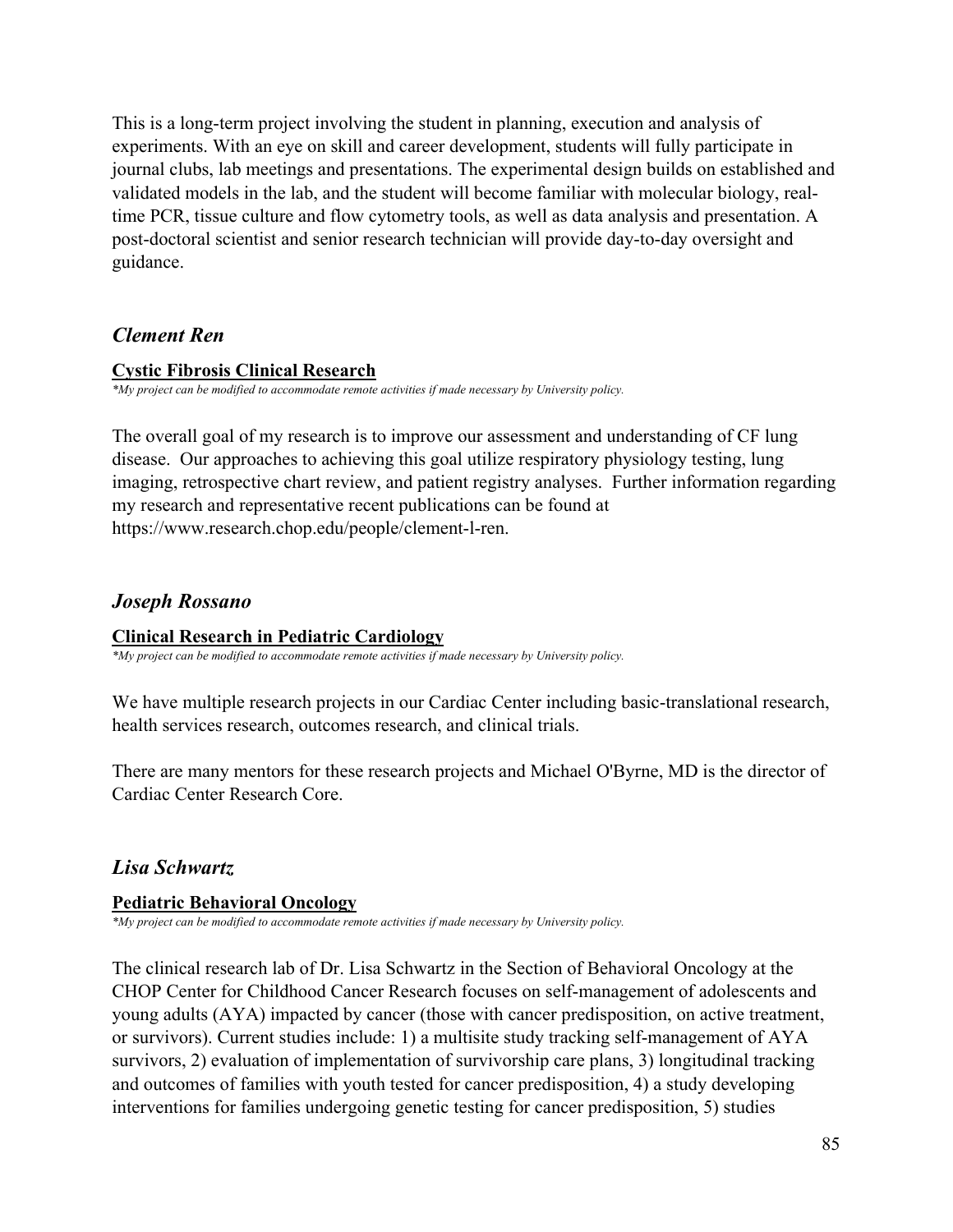This is a long-term project involving the student in planning, execution and analysis of experiments. With an eye on skill and career development, students will fully participate in journal clubs, lab meetings and presentations. The experimental design builds on established and validated models in the lab, and the student will become familiar with molecular biology, real-time PCR, tissue culture and flow cytometry tools, as well as data analysis and presentation. A post-doctoral scientist and senior research technician will provide day-to-day oversight and guidance.

## *Clement Ren*

**Cystic Fibrosis Clinical Research**

*\*My project can be modified to accommodate remote activities if made necessary by University policy.*

The overall goal of my research is to improve our assessment and understanding of CF lung disease. Our approaches to achieving this goal utilize respiratory physiology testing, lung imaging, retrospective chart review, and patient registry analyses. Further information regarding my research and representative recent publications can be found at https://www.research.chop.edu/people/clement-l-ren.

## *Joseph Rossano*

**Clinical Research in Pediatric Cardiology**

*\*My project can be modified to accommodate remote activities if made necessary by University policy.*

We have multiple research projects in our Cardiac Center including basic-translational research, health services research, outcomes research, and clinical trials.

There are many mentors for these research projects and Michael O'Byrne, MD is the director of Cardiac Center Research Core.

## *Lisa Schwartz*

**Pediatric Behavioral Oncology**

*\*My project can be modified to accommodate remote activities if made necessary by University policy.*

The clinical research lab of Dr. Lisa Schwartz in the Section of Behavioral Oncology at the CHOP Center for Childhood Cancer Research focuses on self-management of adolescents and young adults (AYA) impacted by cancer (those with cancer predisposition, on active treatment, or survivors). Current studies include: 1) a multisite study tracking self-management of AYA survivors, 2) evaluation of implementation of survivorship care plans, 3) longitudinal tracking and outcomes of families with youth tested for cancer predisposition, 4) a study developing interventions for families undergoing genetic testing for cancer predisposition, 5) studies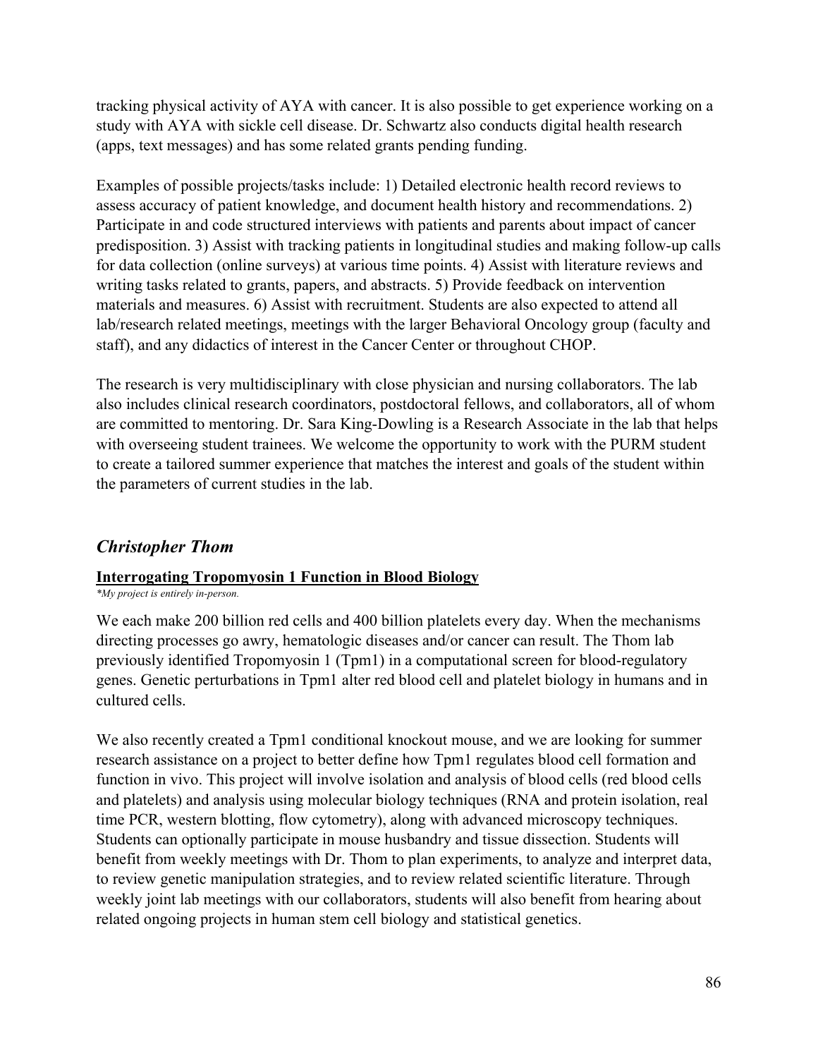tracking physical activity of AYA with cancer. It is also possible to get experience working on a study with AYA with sickle cell disease. Dr. Schwartz also conducts digital health research (apps, text messages) and has some related grants pending funding.

Examples of possible projects/tasks include: 1) Detailed electronic health record reviews to assess accuracy of patient knowledge, and document health history and recommendations. 2) Participate in and code structured interviews with patients and parents about impact of cancer predisposition. 3) Assist with tracking patients in longitudinal studies and making follow-up calls for data collection (online surveys) at various time points. 4) Assist with literature reviews and writing tasks related to grants, papers, and abstracts. 5) Provide feedback on intervention materials and measures. 6) Assist with recruitment. Students are also expected to attend all lab/research related meetings, meetings with the larger Behavioral Oncology group (faculty and staff), and any didactics of interest in the Cancer Center or throughout CHOP.

The research is very multidisciplinary with close physician and nursing collaborators. The lab also includes clinical research coordinators, postdoctoral fellows, and collaborators, all of whom are committed to mentoring. Dr. Sara King-Dowling is a Research Associate in the lab that helps with overseeing student trainees. We welcome the opportunity to work with the PURM student to create a tailored summer experience that matches the interest and goals of the student within the parameters of current studies in the lab.

## *Christopher Thom*

**Interrogating Tropomyosin 1 Function in Blood Biology**

*\*My project is entirely in-person.*

We each make 200 billion red cells and 400 billion platelets every day. When the mechanisms directing processes go awry, hematologic diseases and/or cancer can result. The Thom lab previously identified Tropomyosin 1 (Tpm1) in a computational screen for blood-regulatory genes. Genetic perturbations in Tpm1 alter red blood cell and platelet biology in humans and in cultured cells.

We also recently created a Tpm1 conditional knockout mouse, and we are looking for summer research assistance on a project to better define how Tpm1 regulates blood cell formation and function in vivo. This project will involve isolation and analysis of blood cells (red blood cells and platelets) and analysis using molecular biology techniques (RNA and protein isolation, real time PCR, western blotting, flow cytometry), along with advanced microscopy techniques. Students can optionally participate in mouse husbandry and tissue dissection. Students will benefit from weekly meetings with Dr. Thom to plan experiments, to analyze and interpret data, to review genetic manipulation strategies, and to review related scientific literature. Through weekly joint lab meetings with our collaborators, students will also benefit from hearing about related ongoing projects in human stem cell biology and statistical genetics.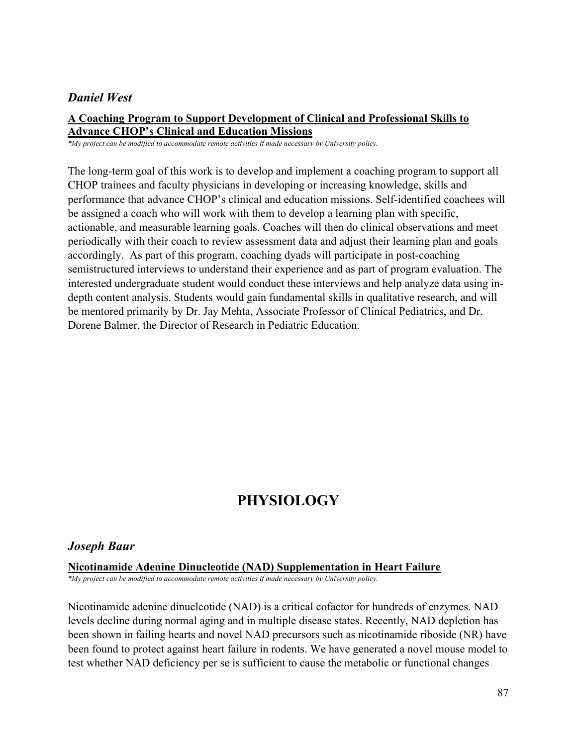### *Daniel West*

**A Coaching Program to Support Development of Clinical and Professional Skills to Advance CHOP's Clinical and Education Missions**

*\*My project can be modified to accommodate remote activities if made necessary by University policy.*

The long-term goal of this work is to develop and implement a coaching program to support all CHOP trainees and faculty physicians in developing or increasing knowledge, skills and performance that advance CHOP's clinical and education missions. Self-identified coachees will be assigned a coach who will work with them to develop a learning plan with specific, actionable, and measurable learning goals. Coaches will then do clinical observations and meet periodically with their coach to review assessment data and adjust their learning plan and goals accordingly. As part of this program, coaching dyads will participate in post-coaching semistructured interviews to understand their experience and as part of program evaluation. The interested undergraduate student would conduct these interviews and help analyze data using in-depth content analysis. Students would gain fundamental skills in qualitative research, and will be mentored primarily by Dr. Jay Mehta, Associate Professor of Clinical Pediatrics, and Dr. Dorene Balmer, the Director of Research in Pediatric Education.

## PHYSIOLOGY

### *Joseph Baur*

**Nicotinamide Adenine Dinucleotide (NAD) Supplementation in Heart Failure**

*\*My project can be modified to accommodate remote activities if made necessary by University policy.*

Nicotinamide adenine dinucleotide (NAD) is a critical cofactor for hundreds of enzymes. NAD levels decline during normal aging and in multiple disease states. Recently, NAD depletion has been shown in failing hearts and novel NAD precursors such as nicotinamide riboside (NR) have been found to protect against heart failure in rodents. We have generated a novel mouse model to test whether NAD deficiency per se is sufficient to cause the metabolic or functional changes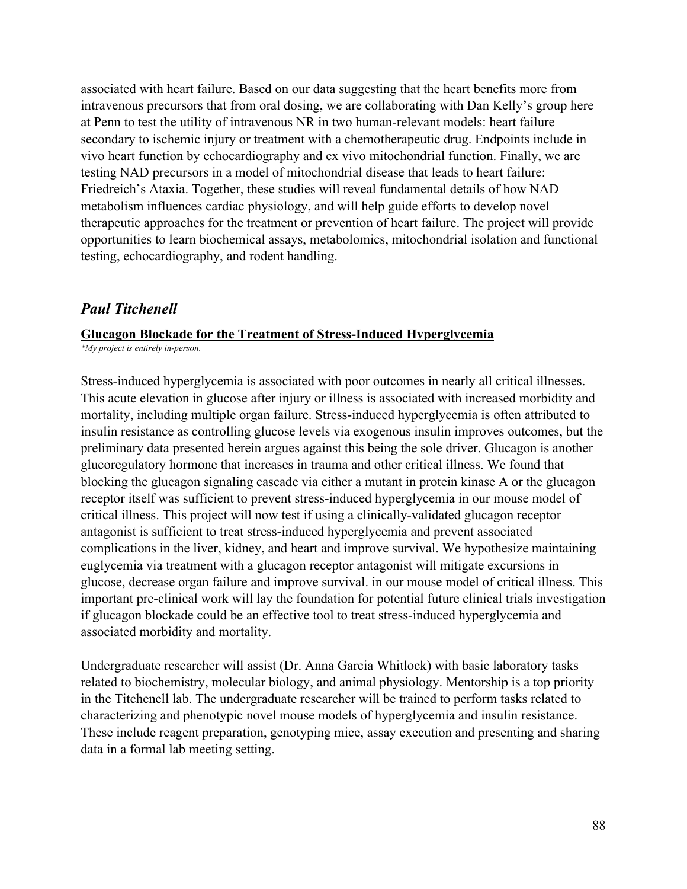associated with heart failure. Based on our data suggesting that the heart benefits more from intravenous precursors that from oral dosing, we are collaborating with Dan Kelly's group here at Penn to test the utility of intravenous NR in two human-relevant models: heart failure secondary to ischemic injury or treatment with a chemotherapeutic drug. Endpoints include in vivo heart function by echocardiography and ex vivo mitochondrial function. Finally, we are testing NAD precursors in a model of mitochondrial disease that leads to heart failure: Friedreich's Ataxia. Together, these studies will reveal fundamental details of how NAD metabolism influences cardiac physiology, and will help guide efforts to develop novel therapeutic approaches for the treatment or prevention of heart failure. The project will provide opportunities to learn biochemical assays, metabolomics, mitochondrial isolation and functional testing, echocardiography, and rodent handling.

## *Paul Titchenell*

**Glucagon Blockade for the Treatment of Stress-Induced Hyperglycemia**

*\*My project is entirely in-person.*

Stress-induced hyperglycemia is associated with poor outcomes in nearly all critical illnesses. This acute elevation in glucose after injury or illness is associated with increased morbidity and mortality, including multiple organ failure. Stress-induced hyperglycemia is often attributed to insulin resistance as controlling glucose levels via exogenous insulin improves outcomes, but the preliminary data presented herein argues against this being the sole driver. Glucagon is another glucoregulatory hormone that increases in trauma and other critical illness. We found that blocking the glucagon signaling cascade via either a mutant in protein kinase A or the glucagon receptor itself was sufficient to prevent stress-induced hyperglycemia in our mouse model of critical illness. This project will now test if using a clinically-validated glucagon receptor antagonist is sufficient to treat stress-induced hyperglycemia and prevent associated complications in the liver, kidney, and heart and improve survival. We hypothesize maintaining euglycemia via treatment with a glucagon receptor antagonist will mitigate excursions in glucose, decrease organ failure and improve survival. in our mouse model of critical illness. This important pre-clinical work will lay the foundation for potential future clinical trials investigation if glucagon blockade could be an effective tool to treat stress-induced hyperglycemia and associated morbidity and mortality.

Undergraduate researcher will assist (Dr. Anna Garcia Whitlock) with basic laboratory tasks related to biochemistry, molecular biology, and animal physiology. Mentorship is a top priority in the Titchenell lab. The undergraduate researcher will be trained to perform tasks related to characterizing and phenotypic novel mouse models of hyperglycemia and insulin resistance. These include reagent preparation, genotyping mice, assay execution and presenting and sharing data in a formal lab meeting setting.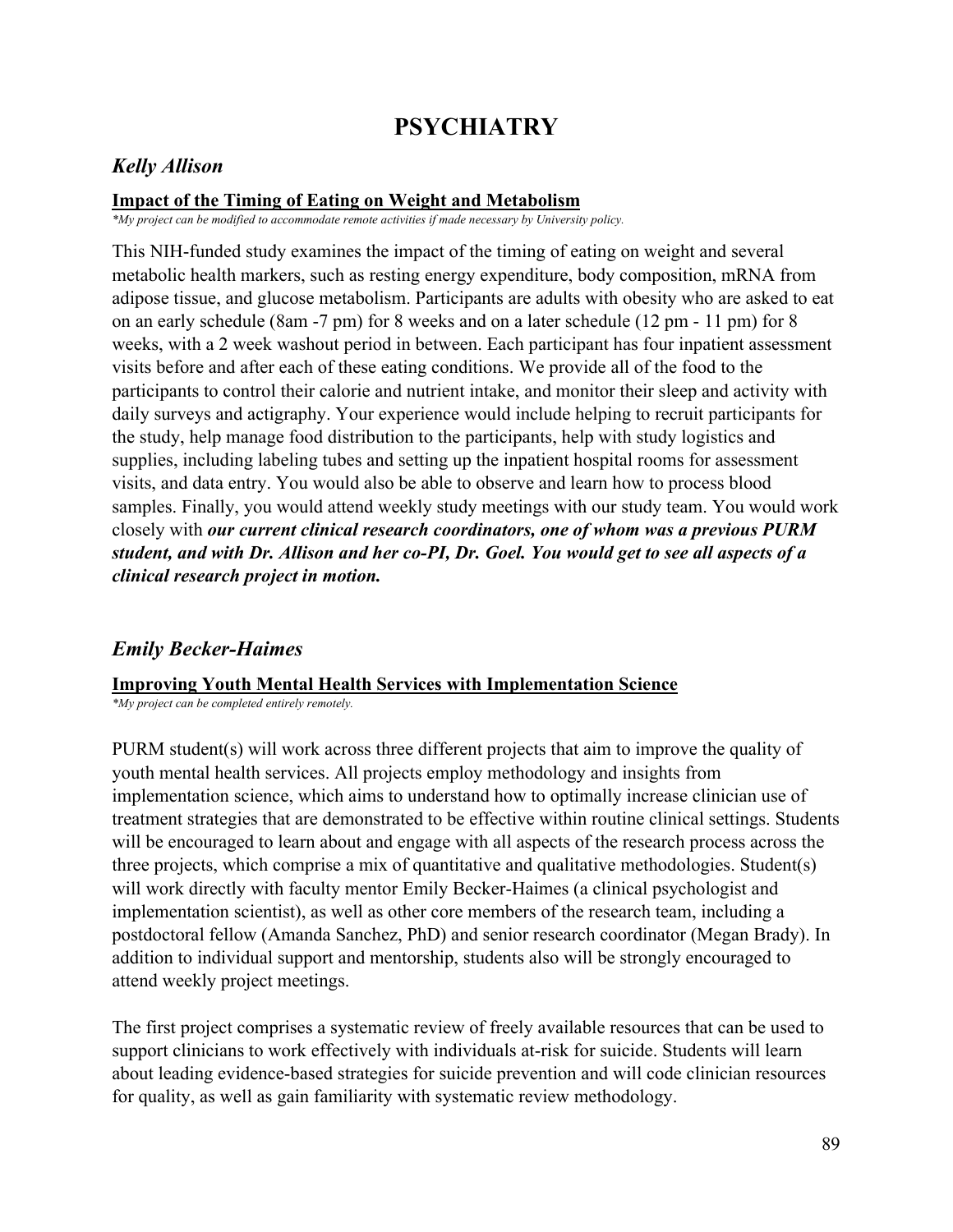# PSYCHIATRY

## *Kelly Allison*

**Impact of the Timing of Eating on Weight and Metabolism**

*\*My project can be modified to accommodate remote activities if made necessary by University policy.*

This NIH-funded study examines the impact of the timing of eating on weight and several metabolic health markers, such as resting energy expenditure, body composition, mRNA from adipose tissue, and glucose metabolism. Participants are adults with obesity who are asked to eat on an early schedule (8am -7 pm) for 8 weeks and on a later schedule (12 pm - 11 pm) for 8 weeks, with a 2 week washout period in between. Each participant has four inpatient assessment visits before and after each of these eating conditions. We provide all of the food to the participants to control their calorie and nutrient intake, and monitor their sleep and activity with daily surveys and actigraphy. Your experience would include helping to recruit participants for the study, help manage food distribution to the participants, help with study logistics and supplies, including labeling tubes and setting up the inpatient hospital rooms for assessment visits, and data entry. You would also be able to observe and learn how to process blood samples. Finally, you would attend weekly study meetings with our study team. You would work closely with ***our current clinical research coordinators, one of whom was a previous PURM student, and with Dr. Allison and her co-PI, Dr. Goel. You would get to see all aspects of a clinical research project in motion.***

## *Emily Becker-Haimes*

**Improving Youth Mental Health Services with Implementation Science**

*\*My project can be completed entirely remotely.*

PURM student(s) will work across three different projects that aim to improve the quality of youth mental health services. All projects employ methodology and insights from implementation science, which aims to understand how to optimally increase clinician use of treatment strategies that are demonstrated to be effective within routine clinical settings. Students will be encouraged to learn about and engage with all aspects of the research process across the three projects, which comprise a mix of quantitative and qualitative methodologies. Student(s) will work directly with faculty mentor Emily Becker-Haimes (a clinical psychologist and implementation scientist), as well as other core members of the research team, including a postdoctoral fellow (Amanda Sanchez, PhD) and senior research coordinator (Megan Brady). In addition to individual support and mentorship, students also will be strongly encouraged to attend weekly project meetings.

The first project comprises a systematic review of freely available resources that can be used to support clinicians to work effectively with individuals at-risk for suicide. Students will learn about leading evidence-based strategies for suicide prevention and will code clinician resources for quality, as well as gain familiarity with systematic review methodology.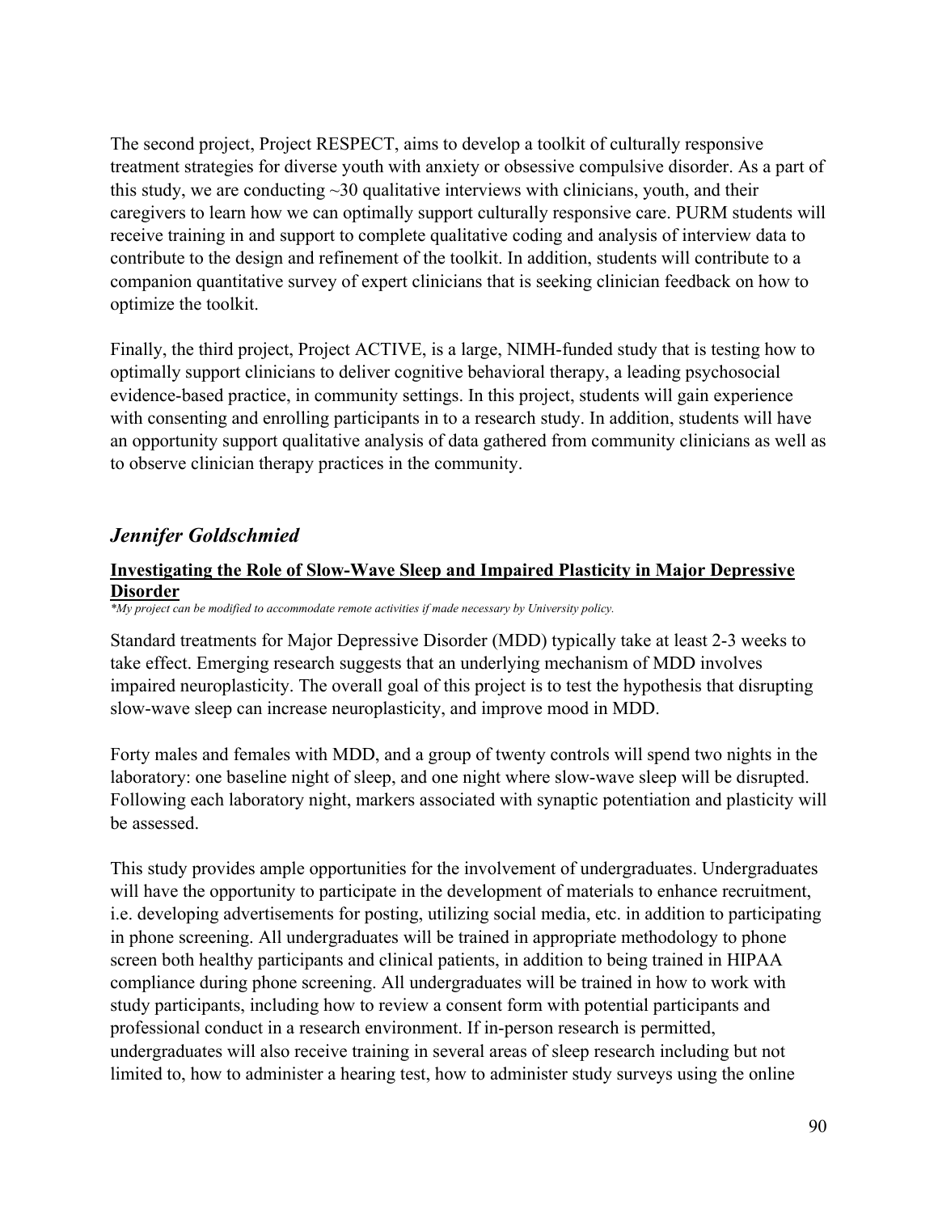The second project, Project RESPECT, aims to develop a toolkit of culturally responsive treatment strategies for diverse youth with anxiety or obsessive compulsive disorder. As a part of this study, we are conducting ~30 qualitative interviews with clinicians, youth, and their caregivers to learn how we can optimally support culturally responsive care. PURM students will receive training in and support to complete qualitative coding and analysis of interview data to contribute to the design and refinement of the toolkit. In addition, students will contribute to a companion quantitative survey of expert clinicians that is seeking clinician feedback on how to optimize the toolkit.

Finally, the third project, Project ACTIVE, is a large, NIMH-funded study that is testing how to optimally support clinicians to deliver cognitive behavioral therapy, a leading psychosocial evidence-based practice, in community settings. In this project, students will gain experience with consenting and enrolling participants in to a research study. In addition, students will have an opportunity support qualitative analysis of data gathered from community clinicians as well as to observe clinician therapy practices in the community.

## *Jennifer Goldschmied*

### Investigating the Role of Slow-Wave Sleep and Impaired Plasticity in Major Depressive Disorder

*\*My project can be modified to accommodate remote activities if made necessary by University policy.*

Standard treatments for Major Depressive Disorder (MDD) typically take at least 2-3 weeks to take effect. Emerging research suggests that an underlying mechanism of MDD involves impaired neuroplasticity. The overall goal of this project is to test the hypothesis that disrupting slow-wave sleep can increase neuroplasticity, and improve mood in MDD.

Forty males and females with MDD, and a group of twenty controls will spend two nights in the laboratory: one baseline night of sleep, and one night where slow-wave sleep will be disrupted. Following each laboratory night, markers associated with synaptic potentiation and plasticity will be assessed.

This study provides ample opportunities for the involvement of undergraduates. Undergraduates will have the opportunity to participate in the development of materials to enhance recruitment, i.e. developing advertisements for posting, utilizing social media, etc. in addition to participating in phone screening. All undergraduates will be trained in appropriate methodology to phone screen both healthy participants and clinical patients, in addition to being trained in HIPAA compliance during phone screening. All undergraduates will be trained in how to work with study participants, including how to review a consent form with potential participants and professional conduct in a research environment. If in-person research is permitted, undergraduates will also receive training in several areas of sleep research including but not limited to, how to administer a hearing test, how to administer study surveys using the online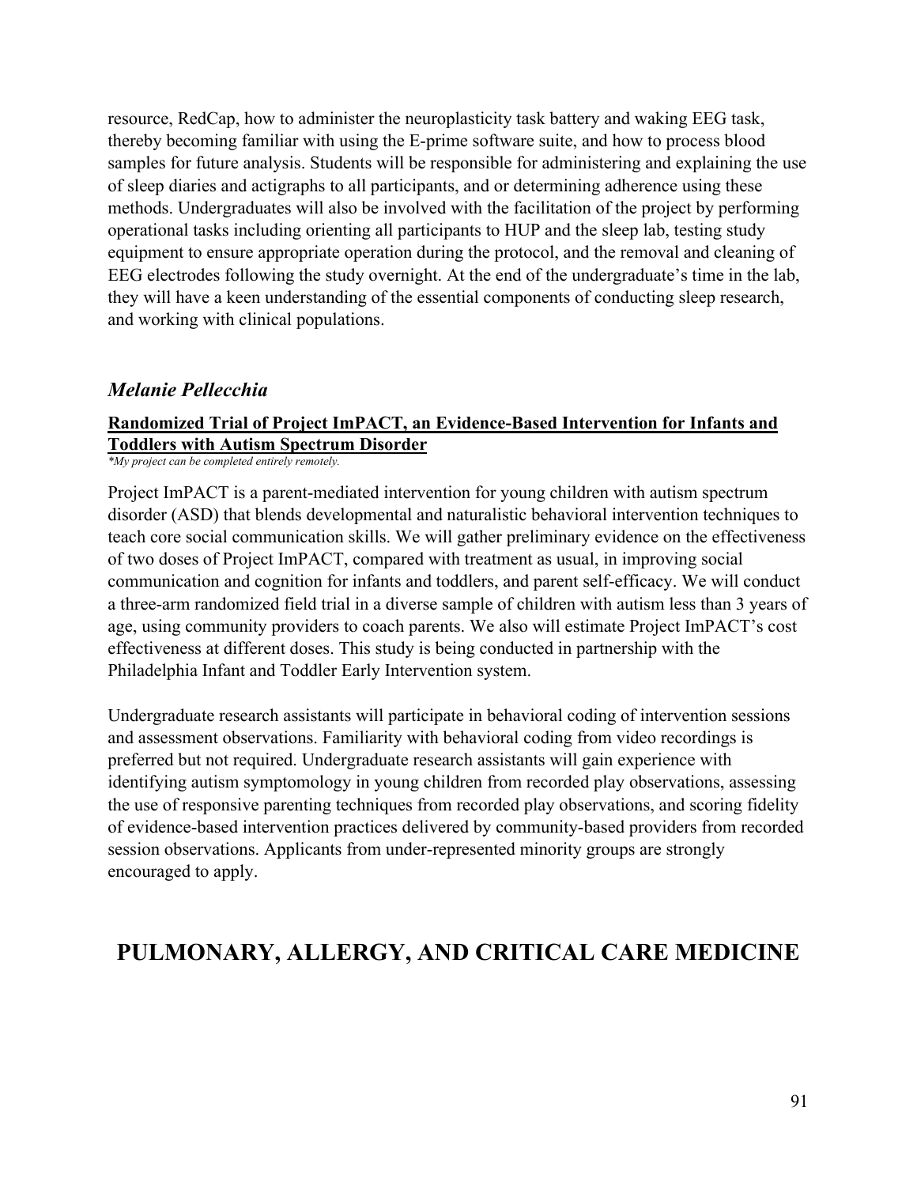resource, RedCap, how to administer the neuroplasticity task battery and waking EEG task, thereby becoming familiar with using the E-prime software suite, and how to process blood samples for future analysis. Students will be responsible for administering and explaining the use of sleep diaries and actigraphs to all participants, and or determining adherence using these methods. Undergraduates will also be involved with the facilitation of the project by performing operational tasks including orienting all participants to HUP and the sleep lab, testing study equipment to ensure appropriate operation during the protocol, and the removal and cleaning of EEG electrodes following the study overnight. At the end of the undergraduate's time in the lab, they will have a keen understanding of the essential components of conducting sleep research, and working with clinical populations.

## *Melanie Pellecchia*

**Randomized Trial of Project ImPACT, an Evidence-Based Intervention for Infants and Toddlers with Autism Spectrum Disorder**

*\*My project can be completed entirely remotely.*

Project ImPACT is a parent-mediated intervention for young children with autism spectrum disorder (ASD) that blends developmental and naturalistic behavioral intervention techniques to teach core social communication skills. We will gather preliminary evidence on the effectiveness of two doses of Project ImPACT, compared with treatment as usual, in improving social communication and cognition for infants and toddlers, and parent self-efficacy. We will conduct a three-arm randomized field trial in a diverse sample of children with autism less than 3 years of age, using community providers to coach parents. We also will estimate Project ImPACT's cost effectiveness at different doses. This study is being conducted in partnership with the Philadelphia Infant and Toddler Early Intervention system.

Undergraduate research assistants will participate in behavioral coding of intervention sessions and assessment observations. Familiarity with behavioral coding from video recordings is preferred but not required. Undergraduate research assistants will gain experience with identifying autism symptomology in young children from recorded play observations, assessing the use of responsive parenting techniques from recorded play observations, and scoring fidelity of evidence-based intervention practices delivered by community-based providers from recorded session observations. Applicants from under-represented minority groups are strongly encouraged to apply.

# PULMONARY, ALLERGY, AND CRITICAL CARE MEDICINE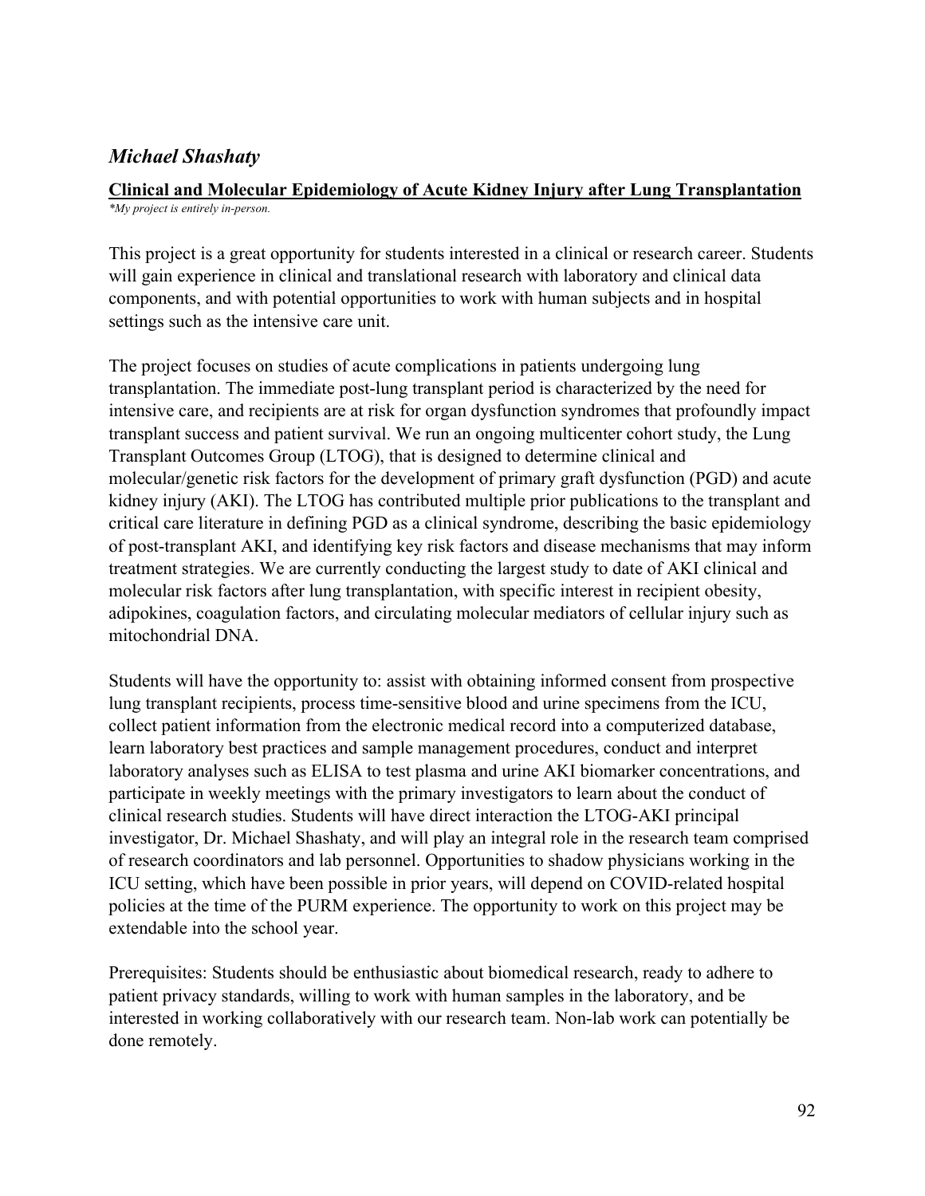## *Michael Shashaty*

**Clinical and Molecular Epidemiology of Acute Kidney Injury after Lung Transplantation**

*\*My project is entirely in-person.*

This project is a great opportunity for students interested in a clinical or research career. Students will gain experience in clinical and translational research with laboratory and clinical data components, and with potential opportunities to work with human subjects and in hospital settings such as the intensive care unit.

The project focuses on studies of acute complications in patients undergoing lung transplantation. The immediate post-lung transplant period is characterized by the need for intensive care, and recipients are at risk for organ dysfunction syndromes that profoundly impact transplant success and patient survival. We run an ongoing multicenter cohort study, the Lung Transplant Outcomes Group (LTOG), that is designed to determine clinical and molecular/genetic risk factors for the development of primary graft dysfunction (PGD) and acute kidney injury (AKI). The LTOG has contributed multiple prior publications to the transplant and critical care literature in defining PGD as a clinical syndrome, describing the basic epidemiology of post-transplant AKI, and identifying key risk factors and disease mechanisms that may inform treatment strategies. We are currently conducting the largest study to date of AKI clinical and molecular risk factors after lung transplantation, with specific interest in recipient obesity, adipokines, coagulation factors, and circulating molecular mediators of cellular injury such as mitochondrial DNA.

Students will have the opportunity to: assist with obtaining informed consent from prospective lung transplant recipients, process time-sensitive blood and urine specimens from the ICU, collect patient information from the electronic medical record into a computerized database, learn laboratory best practices and sample management procedures, conduct and interpret laboratory analyses such as ELISA to test plasma and urine AKI biomarker concentrations, and participate in weekly meetings with the primary investigators to learn about the conduct of clinical research studies. Students will have direct interaction the LTOG-AKI principal investigator, Dr. Michael Shashaty, and will play an integral role in the research team comprised of research coordinators and lab personnel. Opportunities to shadow physicians working in the ICU setting, which have been possible in prior years, will depend on COVID-related hospital policies at the time of the PURM experience. The opportunity to work on this project may be extendable into the school year.

Prerequisites: Students should be enthusiastic about biomedical research, ready to adhere to patient privacy standards, willing to work with human samples in the laboratory, and be interested in working collaboratively with our research team. Non-lab work can potentially be done remotely.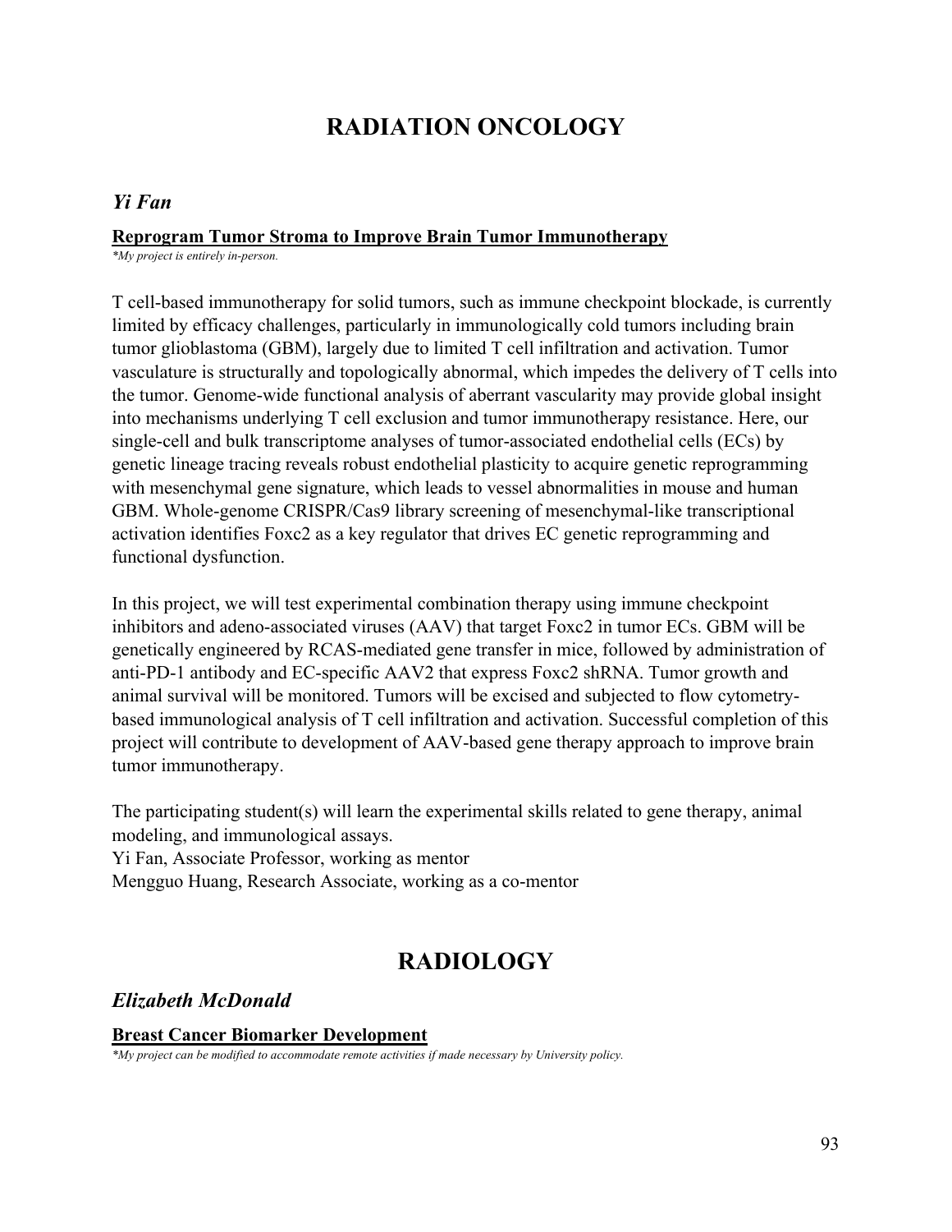# RADIATION ONCOLOGY

## *Yi Fan*

### Reprogram Tumor Stroma to Improve Brain Tumor Immunotherapy

*\*My project is entirely in-person.*

T cell-based immunotherapy for solid tumors, such as immune checkpoint blockade, is currently limited by efficacy challenges, particularly in immunologically cold tumors including brain tumor glioblastoma (GBM), largely due to limited T cell infiltration and activation. Tumor vasculature is structurally and topologically abnormal, which impedes the delivery of T cells into the tumor. Genome-wide functional analysis of aberrant vascularity may provide global insight into mechanisms underlying T cell exclusion and tumor immunotherapy resistance. Here, our single-cell and bulk transcriptome analyses of tumor-associated endothelial cells (ECs) by genetic lineage tracing reveals robust endothelial plasticity to acquire genetic reprogramming with mesenchymal gene signature, which leads to vessel abnormalities in mouse and human GBM. Whole-genome CRISPR/Cas9 library screening of mesenchymal-like transcriptional activation identifies Foxc2 as a key regulator that drives EC genetic reprogramming and functional dysfunction.

In this project, we will test experimental combination therapy using immune checkpoint inhibitors and adeno-associated viruses (AAV) that target Foxc2 in tumor ECs. GBM will be genetically engineered by RCAS-mediated gene transfer in mice, followed by administration of anti-PD-1 antibody and EC-specific AAV2 that express Foxc2 shRNA. Tumor growth and animal survival will be monitored. Tumors will be excised and subjected to flow cytometry-based immunological analysis of T cell infiltration and activation. Successful completion of this project will contribute to development of AAV-based gene therapy approach to improve brain tumor immunotherapy.

The participating student(s) will learn the experimental skills related to gene therapy, animal modeling, and immunological assays.
Yi Fan, Associate Professor, working as mentor
Mengguo Huang, Research Associate, working as a co-mentor

# RADIOLOGY

## *Elizabeth McDonald*

### Breast Cancer Biomarker Development

*\*My project can be modified to accommodate remote activities if made necessary by University policy.*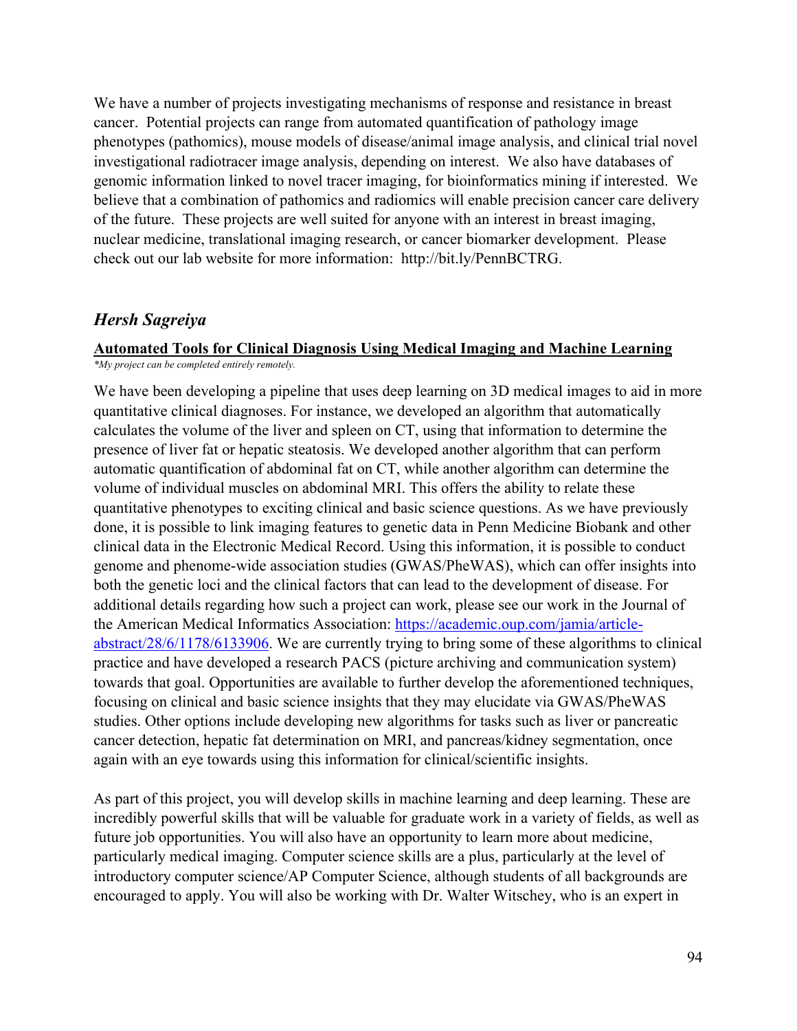We have a number of projects investigating mechanisms of response and resistance in breast cancer. Potential projects can range from automated quantification of pathology image phenotypes (pathomics), mouse models of disease/animal image analysis, and clinical trial novel investigational radiotracer image analysis, depending on interest. We also have databases of genomic information linked to novel tracer imaging, for bioinformatics mining if interested. We believe that a combination of pathomics and radiomics will enable precision cancer care delivery of the future. These projects are well suited for anyone with an interest in breast imaging, nuclear medicine, translational imaging research, or cancer biomarker development. Please check out our lab website for more information: http://bit.ly/PennBCTRG.

## *Hersh Sagreiya*

### <u>Automated Tools for Clinical Diagnosis Using Medical Imaging and Machine Learning</u>

*\*My project can be completed entirely remotely.*

We have been developing a pipeline that uses deep learning on 3D medical images to aid in more quantitative clinical diagnoses. For instance, we developed an algorithm that automatically calculates the volume of the liver and spleen on CT, using that information to determine the presence of liver fat or hepatic steatosis. We developed another algorithm that can perform automatic quantification of abdominal fat on CT, while another algorithm can determine the volume of individual muscles on abdominal MRI. This offers the ability to relate these quantitative phenotypes to exciting clinical and basic science questions. As we have previously done, it is possible to link imaging features to genetic data in Penn Medicine Biobank and other clinical data in the Electronic Medical Record. Using this information, it is possible to conduct genome and phenome-wide association studies (GWAS/PheWAS), which can offer insights into both the genetic loci and the clinical factors that can lead to the development of disease. For additional details regarding how such a project can work, please see our work in the Journal of the American Medical Informatics Association: [https://academic.oup.com/jamia/article-abstract/28/6/1178/6133906](https://academic.oup.com/jamia/article-abstract/28/6/1178/6133906). We are currently trying to bring some of these algorithms to clinical practice and have developed a research PACS (picture archiving and communication system) towards that goal. Opportunities are available to further develop the aforementioned techniques, focusing on clinical and basic science insights that they may elucidate via GWAS/PheWAS studies. Other options include developing new algorithms for tasks such as liver or pancreatic cancer detection, hepatic fat determination on MRI, and pancreas/kidney segmentation, once again with an eye towards using this information for clinical/scientific insights.

As part of this project, you will develop skills in machine learning and deep learning. These are incredibly powerful skills that will be valuable for graduate work in a variety of fields, as well as future job opportunities. You will also have an opportunity to learn more about medicine, particularly medical imaging. Computer science skills are a plus, particularly at the level of introductory computer science/AP Computer Science, although students of all backgrounds are encouraged to apply. You will also be working with Dr. Walter Witschey, who is an expert in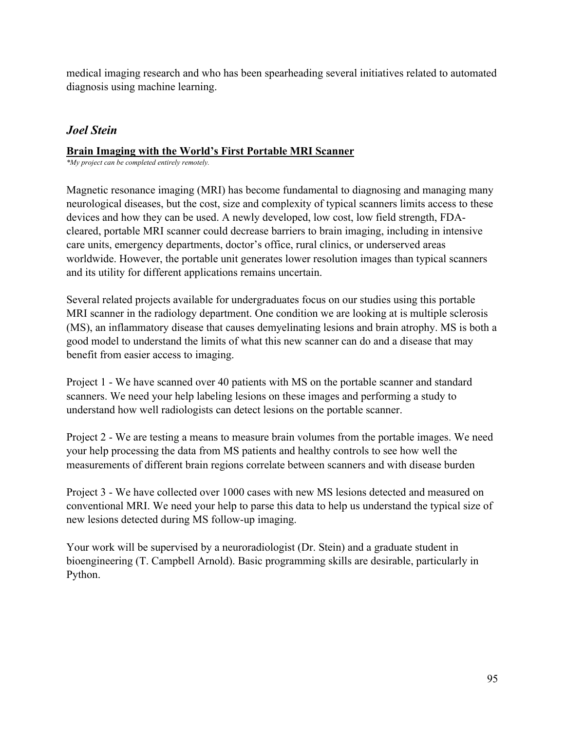medical imaging research and who has been spearheading several initiatives related to automated diagnosis using machine learning.

## *Joel Stein*

**Brain Imaging with the World's First Portable MRI Scanner**

*\*My project can be completed entirely remotely.*

Magnetic resonance imaging (MRI) has become fundamental to diagnosing and managing many neurological diseases, but the cost, size and complexity of typical scanners limits access to these devices and how they can be used. A newly developed, low cost, low field strength, FDA-cleared, portable MRI scanner could decrease barriers to brain imaging, including in intensive care units, emergency departments, doctor's office, rural clinics, or underserved areas worldwide. However, the portable unit generates lower resolution images than typical scanners and its utility for different applications remains uncertain.

Several related projects available for undergraduates focus on our studies using this portable MRI scanner in the radiology department. One condition we are looking at is multiple sclerosis (MS), an inflammatory disease that causes demyelinating lesions and brain atrophy. MS is both a good model to understand the limits of what this new scanner can do and a disease that may benefit from easier access to imaging.

Project 1 - We have scanned over 40 patients with MS on the portable scanner and standard scanners. We need your help labeling lesions on these images and performing a study to understand how well radiologists can detect lesions on the portable scanner.

Project 2 - We are testing a means to measure brain volumes from the portable images. We need your help processing the data from MS patients and healthy controls to see how well the measurements of different brain regions correlate between scanners and with disease burden

Project 3 - We have collected over 1000 cases with new MS lesions detected and measured on conventional MRI. We need your help to parse this data to help us understand the typical size of new lesions detected during MS follow-up imaging.

Your work will be supervised by a neuroradiologist (Dr. Stein) and a graduate student in bioengineering (T. Campbell Arnold). Basic programming skills are desirable, particularly in Python.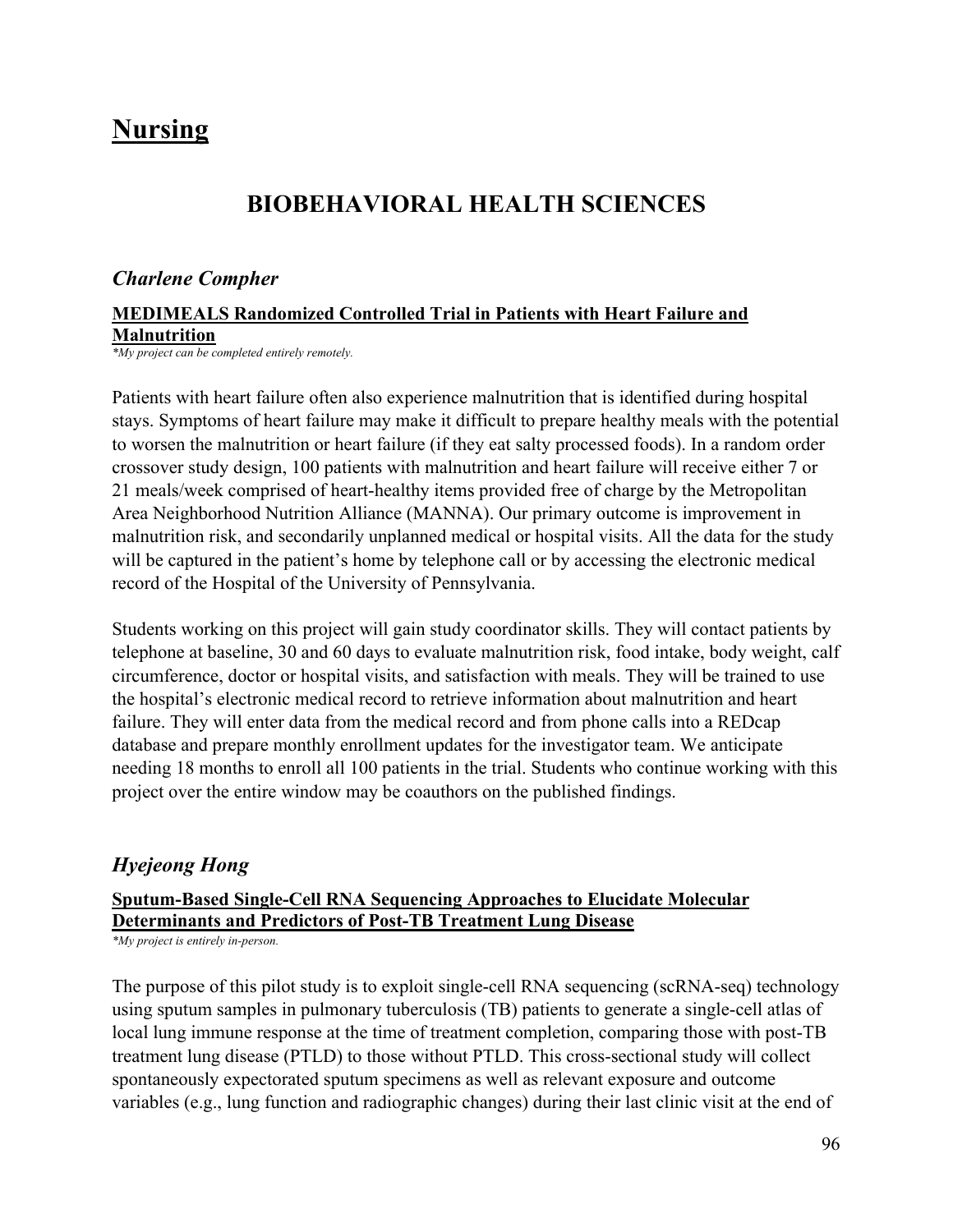# Nursing

## BIOBEHAVIORAL HEALTH SCIENCES

### *Charlene Compher*

**MEDIMEALS Randomized Controlled Trial in Patients with Heart Failure and Malnutrition**

*\*My project can be completed entirely remotely.*

Patients with heart failure often also experience malnutrition that is identified during hospital stays. Symptoms of heart failure may make it difficult to prepare healthy meals with the potential to worsen the malnutrition or heart failure (if they eat salty processed foods). In a random order crossover study design, 100 patients with malnutrition and heart failure will receive either 7 or 21 meals/week comprised of heart-healthy items provided free of charge by the Metropolitan Area Neighborhood Nutrition Alliance (MANNA). Our primary outcome is improvement in malnutrition risk, and secondarily unplanned medical or hospital visits. All the data for the study will be captured in the patient's home by telephone call or by accessing the electronic medical record of the Hospital of the University of Pennsylvania.

Students working on this project will gain study coordinator skills. They will contact patients by telephone at baseline, 30 and 60 days to evaluate malnutrition risk, food intake, body weight, calf circumference, doctor or hospital visits, and satisfaction with meals. They will be trained to use the hospital's electronic medical record to retrieve information about malnutrition and heart failure. They will enter data from the medical record and from phone calls into a REDcap database and prepare monthly enrollment updates for the investigator team. We anticipate needing 18 months to enroll all 100 patients in the trial. Students who continue working with this project over the entire window may be coauthors on the published findings.

### *Hyejeong Hong*

**Sputum-Based Single-Cell RNA Sequencing Approaches to Elucidate Molecular Determinants and Predictors of Post-TB Treatment Lung Disease**

*\*My project is entirely in-person.*

The purpose of this pilot study is to exploit single-cell RNA sequencing (scRNA-seq) technology using sputum samples in pulmonary tuberculosis (TB) patients to generate a single-cell atlas of local lung immune response at the time of treatment completion, comparing those with post-TB treatment lung disease (PTLD) to those without PTLD. This cross-sectional study will collect spontaneously expectorated sputum specimens as well as relevant exposure and outcome variables (e.g., lung function and radiographic changes) during their last clinic visit at the end of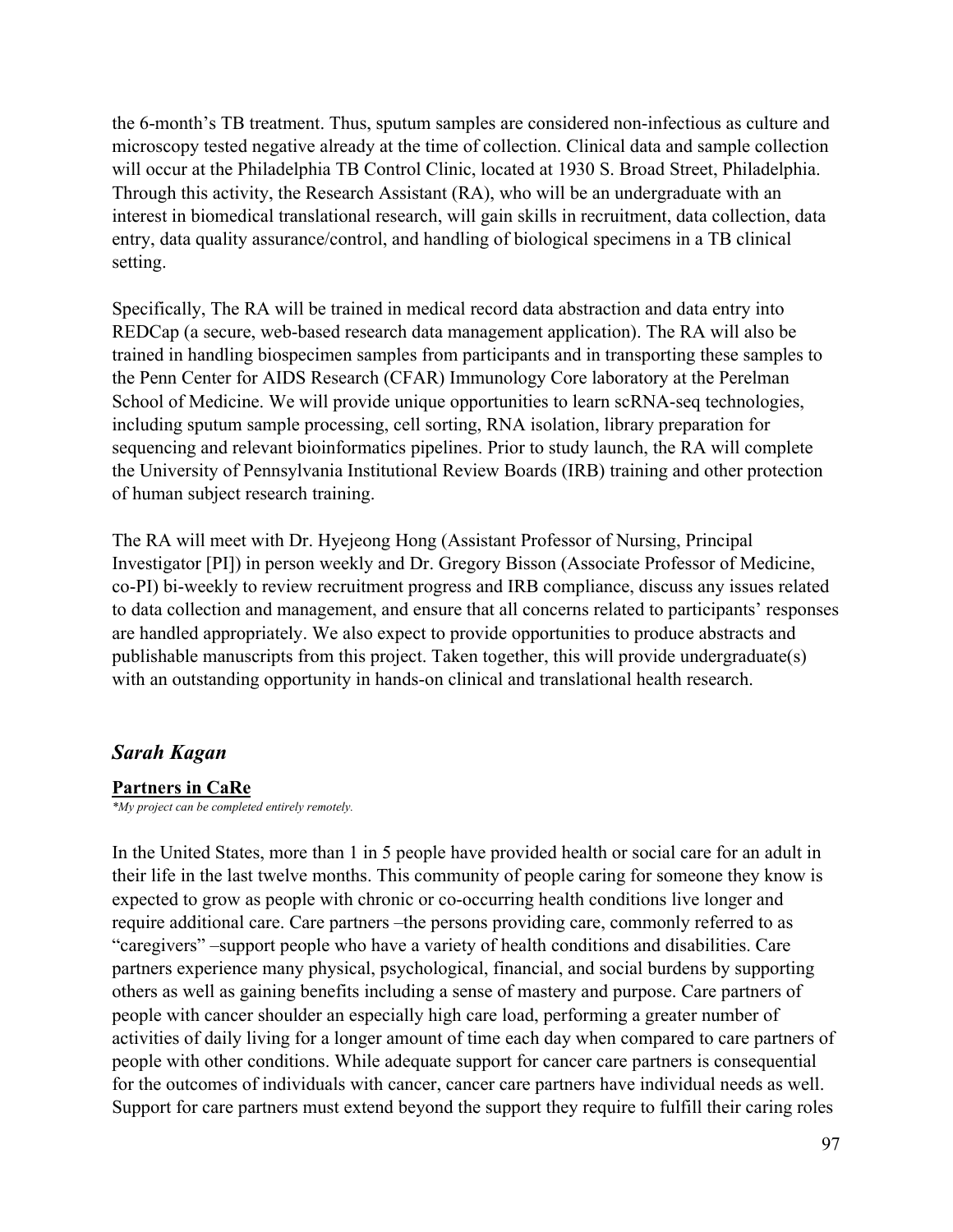the 6-month's TB treatment. Thus, sputum samples are considered non-infectious as culture and microscopy tested negative already at the time of collection. Clinical data and sample collection will occur at the Philadelphia TB Control Clinic, located at 1930 S. Broad Street, Philadelphia. Through this activity, the Research Assistant (RA), who will be an undergraduate with an interest in biomedical translational research, will gain skills in recruitment, data collection, data entry, data quality assurance/control, and handling of biological specimens in a TB clinical setting.

Specifically, The RA will be trained in medical record data abstraction and data entry into REDCap (a secure, web-based research data management application). The RA will also be trained in handling biospecimen samples from participants and in transporting these samples to the Penn Center for AIDS Research (CFAR) Immunology Core laboratory at the Perelman School of Medicine. We will provide unique opportunities to learn scRNA-seq technologies, including sputum sample processing, cell sorting, RNA isolation, library preparation for sequencing and relevant bioinformatics pipelines. Prior to study launch, the RA will complete the University of Pennsylvania Institutional Review Boards (IRB) training and other protection of human subject research training.

The RA will meet with Dr. Hyejeong Hong (Assistant Professor of Nursing, Principal Investigator [PI]) in person weekly and Dr. Gregory Bisson (Associate Professor of Medicine, co-PI) bi-weekly to review recruitment progress and IRB compliance, discuss any issues related to data collection and management, and ensure that all concerns related to participants' responses are handled appropriately. We also expect to provide opportunities to produce abstracts and publishable manuscripts from this project. Taken together, this will provide undergraduate(s) with an outstanding opportunity in hands-on clinical and translational health research.

## *Sarah Kagan*

### **Partners in CaRe**

*\*My project can be completed entirely remotely.*

In the United States, more than 1 in 5 people have provided health or social care for an adult in their life in the last twelve months. This community of people caring for someone they know is expected to grow as people with chronic or co-occurring health conditions live longer and require additional care. Care partners –the persons providing care, commonly referred to as "caregivers" –support people who have a variety of health conditions and disabilities. Care partners experience many physical, psychological, financial, and social burdens by supporting others as well as gaining benefits including a sense of mastery and purpose. Care partners of people with cancer shoulder an especially high care load, performing a greater number of activities of daily living for a longer amount of time each day when compared to care partners of people with other conditions. While adequate support for cancer care partners is consequential for the outcomes of individuals with cancer, cancer care partners have individual needs as well. Support for care partners must extend beyond the support they require to fulfill their caring roles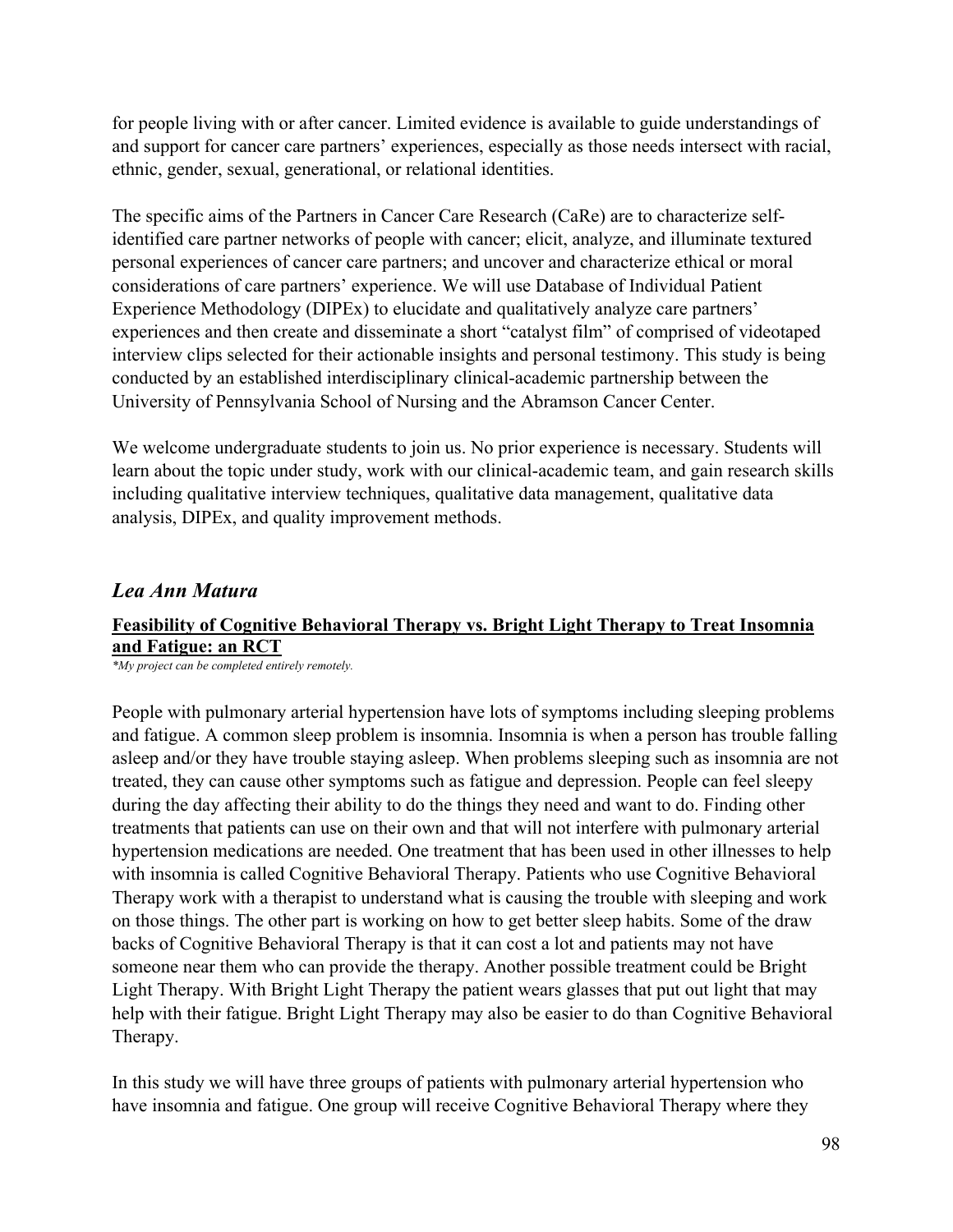for people living with or after cancer. Limited evidence is available to guide understandings of and support for cancer care partners' experiences, especially as those needs intersect with racial, ethnic, gender, sexual, generational, or relational identities.

The specific aims of the Partners in Cancer Care Research (CaRe) are to characterize self-identified care partner networks of people with cancer; elicit, analyze, and illuminate textured personal experiences of cancer care partners; and uncover and characterize ethical or moral considerations of care partners' experience. We will use Database of Individual Patient Experience Methodology (DIPEx) to elucidate and qualitatively analyze care partners' experiences and then create and disseminate a short "catalyst film" of comprised of videotaped interview clips selected for their actionable insights and personal testimony. This study is being conducted by an established interdisciplinary clinical-academic partnership between the University of Pennsylvania School of Nursing and the Abramson Cancer Center.

We welcome undergraduate students to join us. No prior experience is necessary. Students will learn about the topic under study, work with our clinical-academic team, and gain research skills including qualitative interview techniques, qualitative data management, qualitative data analysis, DIPEx, and quality improvement methods.

## *Lea Ann Matura*

### **Feasibility of Cognitive Behavioral Therapy vs. Bright Light Therapy to Treat Insomnia and Fatigue: an RCT**

*\*My project can be completed entirely remotely.*

People with pulmonary arterial hypertension have lots of symptoms including sleeping problems and fatigue. A common sleep problem is insomnia. Insomnia is when a person has trouble falling asleep and/or they have trouble staying asleep. When problems sleeping such as insomnia are not treated, they can cause other symptoms such as fatigue and depression. People can feel sleepy during the day affecting their ability to do the things they need and want to do. Finding other treatments that patients can use on their own and that will not interfere with pulmonary arterial hypertension medications are needed. One treatment that has been used in other illnesses to help with insomnia is called Cognitive Behavioral Therapy. Patients who use Cognitive Behavioral Therapy work with a therapist to understand what is causing the trouble with sleeping and work on those things. The other part is working on how to get better sleep habits. Some of the draw backs of Cognitive Behavioral Therapy is that it can cost a lot and patients may not have someone near them who can provide the therapy. Another possible treatment could be Bright Light Therapy. With Bright Light Therapy the patient wears glasses that put out light that may help with their fatigue. Bright Light Therapy may also be easier to do than Cognitive Behavioral Therapy.

In this study we will have three groups of patients with pulmonary arterial hypertension who have insomnia and fatigue. One group will receive Cognitive Behavioral Therapy where they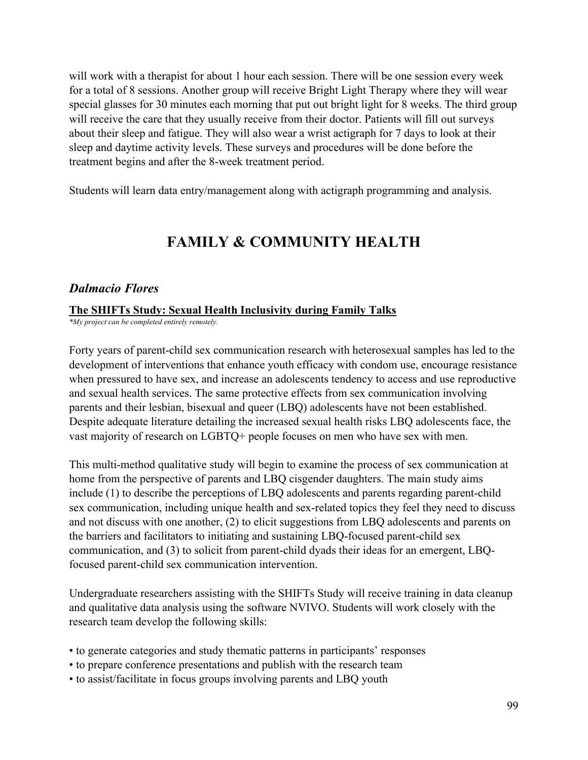will work with a therapist for about 1 hour each session. There will be one session every week for a total of 8 sessions. Another group will receive Bright Light Therapy where they will wear special glasses for 30 minutes each morning that put out bright light for 8 weeks. The third group will receive the care that they usually receive from their doctor. Patients will fill out surveys about their sleep and fatigue. They will also wear a wrist actigraph for 7 days to look at their sleep and daytime activity levels. These surveys and procedures will be done before the treatment begins and after the 8-week treatment period.

Students will learn data entry/management along with actigraph programming and analysis.

# FAMILY & COMMUNITY HEALTH

### *Dalmacio Flores*

**<u>The SHIFTs Study: Sexual Health Inclusivity during Family Talks</u>**

*\*My project can be completed entirely remotely.*

Forty years of parent-child sex communication research with heterosexual samples has led to the development of interventions that enhance youth efficacy with condom use, encourage resistance when pressured to have sex, and increase an adolescents tendency to access and use reproductive and sexual health services. The same protective effects from sex communication involving parents and their lesbian, bisexual and queer (LBQ) adolescents have not been established. Despite adequate literature detailing the increased sexual health risks LBQ adolescents face, the vast majority of research on LGBTQ+ people focuses on men who have sex with men.

This multi-method qualitative study will begin to examine the process of sex communication at home from the perspective of parents and LBQ cisgender daughters. The main study aims include (1) to describe the perceptions of LBQ adolescents and parents regarding parent-child sex communication, including unique health and sex-related topics they feel they need to discuss and not discuss with one another, (2) to elicit suggestions from LBQ adolescents and parents on the barriers and facilitators to initiating and sustaining LBQ-focused parent-child sex communication, and (3) to solicit from parent-child dyads their ideas for an emergent, LBQ-focused parent-child sex communication intervention.

Undergraduate researchers assisting with the SHIFTs Study will receive training in data cleanup and qualitative data analysis using the software NVIVO. Students will work closely with the research team develop the following skills:

- to generate categories and study thematic patterns in participants' responses
- to prepare conference presentations and publish with the research team
- to assist/facilitate in focus groups involving parents and LBQ youth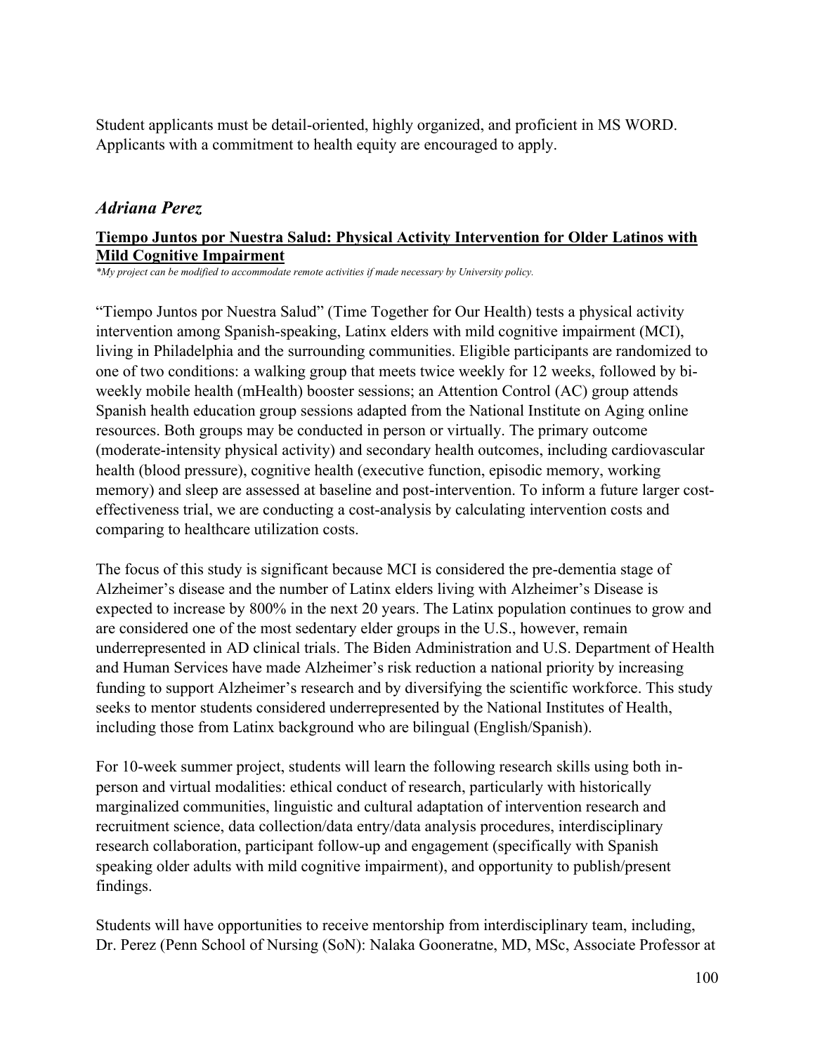Student applicants must be detail-oriented, highly organized, and proficient in MS WORD. Applicants with a commitment to health equity are encouraged to apply.

## *Adriana Perez*

### Tiempo Juntos por Nuestra Salud: Physical Activity Intervention for Older Latinos with Mild Cognitive Impairment

*\*My project can be modified to accommodate remote activities if made necessary by University policy.*

"Tiempo Juntos por Nuestra Salud" (Time Together for Our Health) tests a physical activity intervention among Spanish-speaking, Latinx elders with mild cognitive impairment (MCI), living in Philadelphia and the surrounding communities. Eligible participants are randomized to one of two conditions: a walking group that meets twice weekly for 12 weeks, followed by bi-weekly mobile health (mHealth) booster sessions; an Attention Control (AC) group attends Spanish health education group sessions adapted from the National Institute on Aging online resources. Both groups may be conducted in person or virtually. The primary outcome (moderate-intensity physical activity) and secondary health outcomes, including cardiovascular health (blood pressure), cognitive health (executive function, episodic memory, working memory) and sleep are assessed at baseline and post-intervention. To inform a future larger cost-effectiveness trial, we are conducting a cost-analysis by calculating intervention costs and comparing to healthcare utilization costs.

The focus of this study is significant because MCI is considered the pre-dementia stage of Alzheimer's disease and the number of Latinx elders living with Alzheimer's Disease is expected to increase by 800% in the next 20 years. The Latinx population continues to grow and are considered one of the most sedentary elder groups in the U.S., however, remain underrepresented in AD clinical trials. The Biden Administration and U.S. Department of Health and Human Services have made Alzheimer's risk reduction a national priority by increasing funding to support Alzheimer's research and by diversifying the scientific workforce. This study seeks to mentor students considered underrepresented by the National Institutes of Health, including those from Latinx background who are bilingual (English/Spanish).

For 10-week summer project, students will learn the following research skills using both in-person and virtual modalities: ethical conduct of research, particularly with historically marginalized communities, linguistic and cultural adaptation of intervention research and recruitment science, data collection/data entry/data analysis procedures, interdisciplinary research collaboration, participant follow-up and engagement (specifically with Spanish speaking older adults with mild cognitive impairment), and opportunity to publish/present findings.

Students will have opportunities to receive mentorship from interdisciplinary team, including, Dr. Perez (Penn School of Nursing (SoN): Nalaka Gooneratne, MD, MSc, Associate Professor at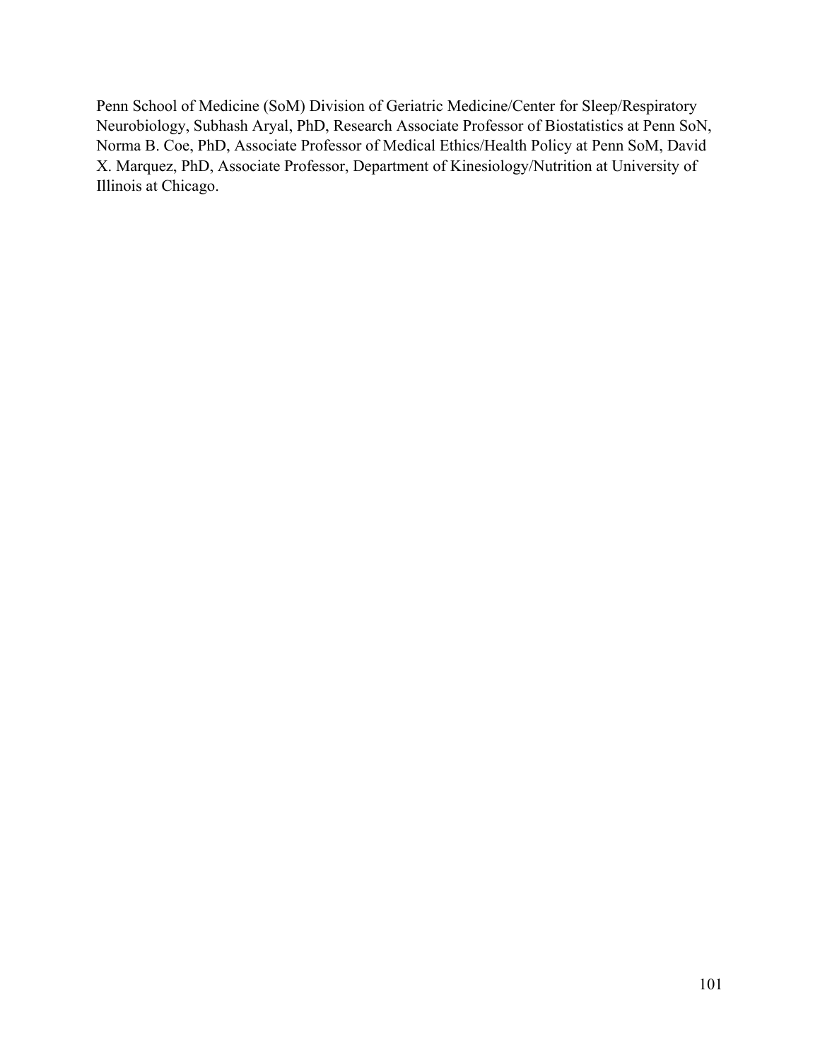Penn School of Medicine (SoM) Division of Geriatric Medicine/Center for Sleep/Respiratory Neurobiology, Subhash Aryal, PhD, Research Associate Professor of Biostatistics at Penn SoN, Norma B. Coe, PhD, Associate Professor of Medical Ethics/Health Policy at Penn SoM, David X. Marquez, PhD, Associate Professor, Department of Kinesiology/Nutrition at University of Illinois at Chicago.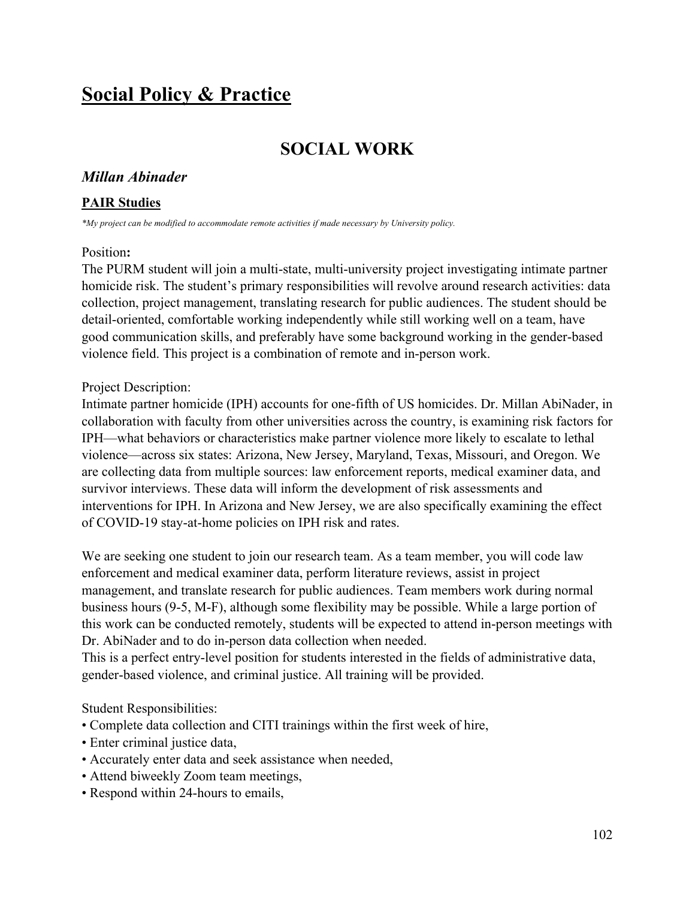# Social Policy & Practice

## SOCIAL WORK

### *Millan Abinader*

#### PAIR Studies

*\*My project can be modified to accommodate remote activities if made necessary by University policy.*

Position**:**
The PURM student will join a multi-state, multi-university project investigating intimate partner homicide risk. The student's primary responsibilities will revolve around research activities: data collection, project management, translating research for public audiences. The student should be detail-oriented, comfortable working independently while still working well on a team, have good communication skills, and preferably have some background working in the gender-based violence field. This project is a combination of remote and in-person work.

Project Description:
Intimate partner homicide (IPH) accounts for one-fifth of US homicides. Dr. Millan AbiNader, in collaboration with faculty from other universities across the country, is examining risk factors for IPH—what behaviors or characteristics make partner violence more likely to escalate to lethal violence—across six states: Arizona, New Jersey, Maryland, Texas, Missouri, and Oregon. We are collecting data from multiple sources: law enforcement reports, medical examiner data, and survivor interviews. These data will inform the development of risk assessments and interventions for IPH. In Arizona and New Jersey, we are also specifically examining the effect of COVID-19 stay-at-home policies on IPH risk and rates.

We are seeking one student to join our research team. As a team member, you will code law enforcement and medical examiner data, perform literature reviews, assist in project management, and translate research for public audiences. Team members work during normal business hours (9-5, M-F), although some flexibility may be possible. While a large portion of this work can be conducted remotely, students will be expected to attend in-person meetings with Dr. AbiNader and to do in-person data collection when needed.
This is a perfect entry-level position for students interested in the fields of administrative data, gender-based violence, and criminal justice. All training will be provided.

Student Responsibilities:
- Complete data collection and CITI trainings within the first week of hire,
- Enter criminal justice data,
- Accurately enter data and seek assistance when needed,
- Attend biweekly Zoom team meetings,
- Respond within 24-hours to emails,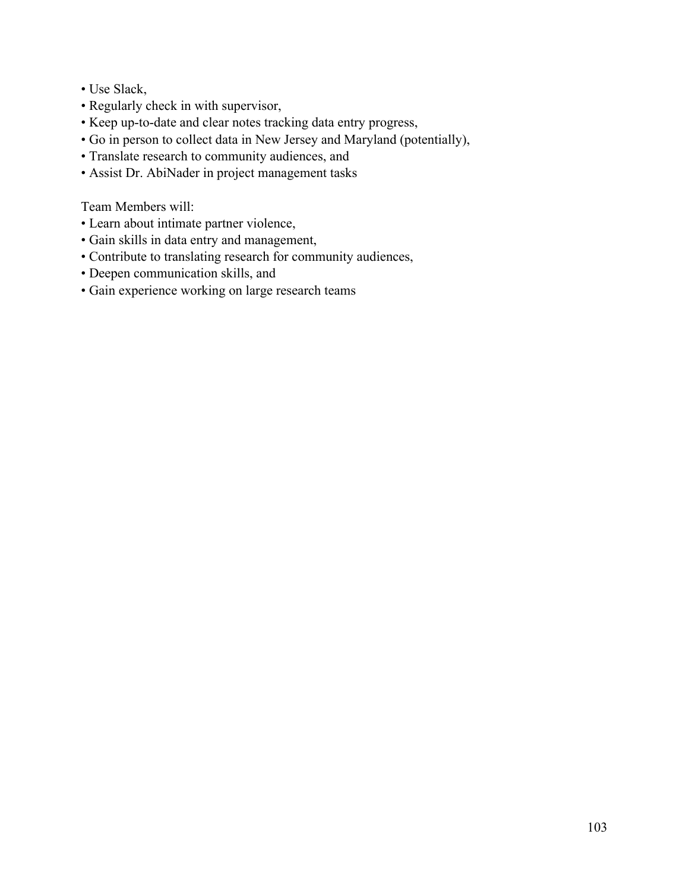- Use Slack,
- Regularly check in with supervisor,
- Keep up-to-date and clear notes tracking data entry progress,
- Go in person to collect data in New Jersey and Maryland (potentially),
- Translate research to community audiences, and
- Assist Dr. AbiNader in project management tasks

Team Members will:

- Learn about intimate partner violence,
- Gain skills in data entry and management,
- Contribute to translating research for community audiences,
- Deepen communication skills, and
- Gain experience working on large research teams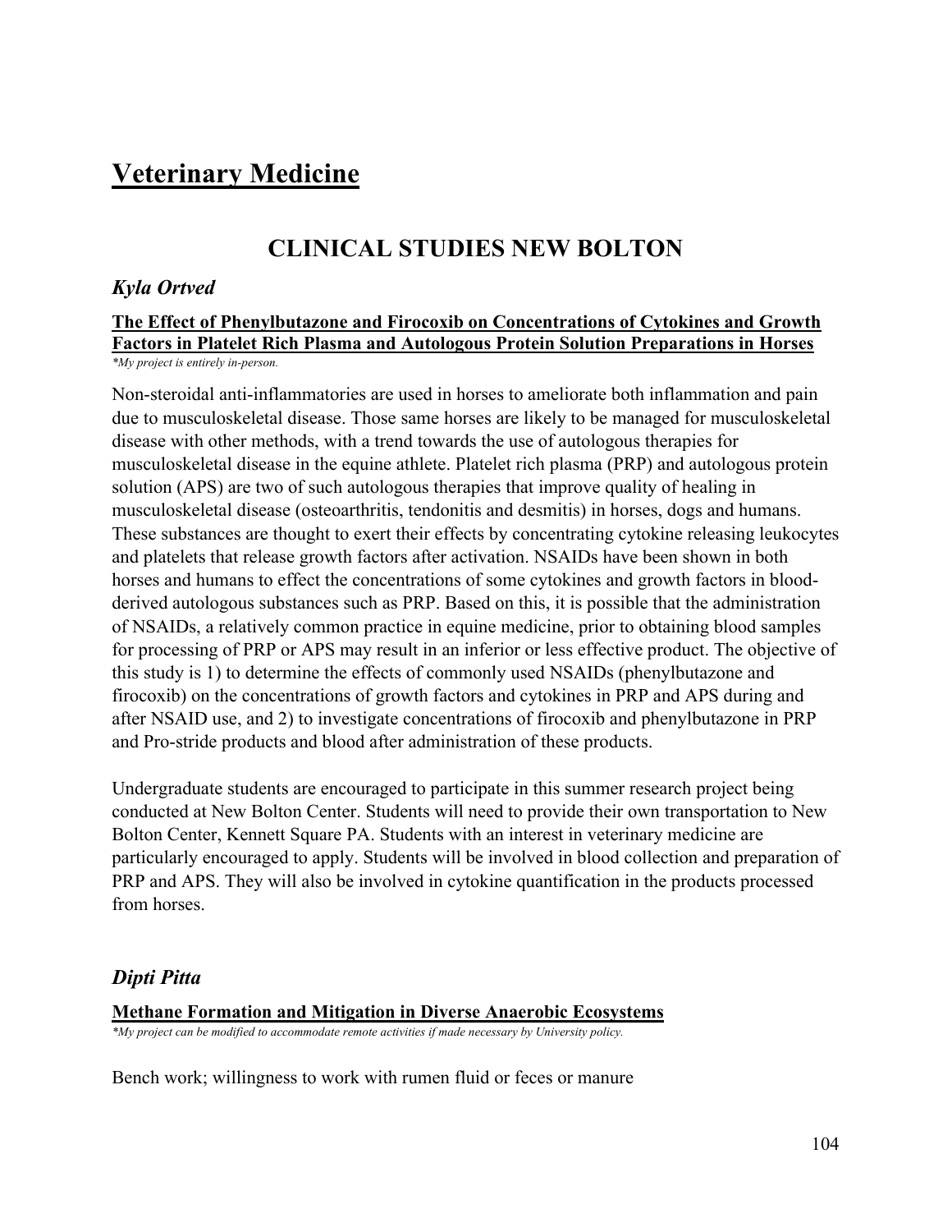# Veterinary Medicine

## CLINICAL STUDIES NEW BOLTON

### *Kyla Ortved*

**The Effect of Phenylbutazone and Firocoxib on Concentrations of Cytokines and Growth Factors in Platelet Rich Plasma and Autologous Protein Solution Preparations in Horses**

*\*My project is entirely in-person.*

Non-steroidal anti-inflammatories are used in horses to ameliorate both inflammation and pain due to musculoskeletal disease. Those same horses are likely to be managed for musculoskeletal disease with other methods, with a trend towards the use of autologous therapies for musculoskeletal disease in the equine athlete. Platelet rich plasma (PRP) and autologous protein solution (APS) are two of such autologous therapies that improve quality of healing in musculoskeletal disease (osteoarthritis, tendonitis and desmitis) in horses, dogs and humans. These substances are thought to exert their effects by concentrating cytokine releasing leukocytes and platelets that release growth factors after activation. NSAIDs have been shown in both horses and humans to effect the concentrations of some cytokines and growth factors in blood-derived autologous substances such as PRP. Based on this, it is possible that the administration of NSAIDs, a relatively common practice in equine medicine, prior to obtaining blood samples for processing of PRP or APS may result in an inferior or less effective product. The objective of this study is 1) to determine the effects of commonly used NSAIDs (phenylbutazone and firocoxib) on the concentrations of growth factors and cytokines in PRP and APS during and after NSAID use, and 2) to investigate concentrations of firocoxib and phenylbutazone in PRP and Pro-stride products and blood after administration of these products.

Undergraduate students are encouraged to participate in this summer research project being conducted at New Bolton Center. Students will need to provide their own transportation to New Bolton Center, Kennett Square PA. Students with an interest in veterinary medicine are particularly encouraged to apply. Students will be involved in blood collection and preparation of PRP and APS. They will also be involved in cytokine quantification in the products processed from horses.

### *Dipti Pitta*

**Methane Formation and Mitigation in Diverse Anaerobic Ecosystems**

*\*My project can be modified to accommodate remote activities if made necessary by University policy.*

Bench work; willingness to work with rumen fluid or feces or manure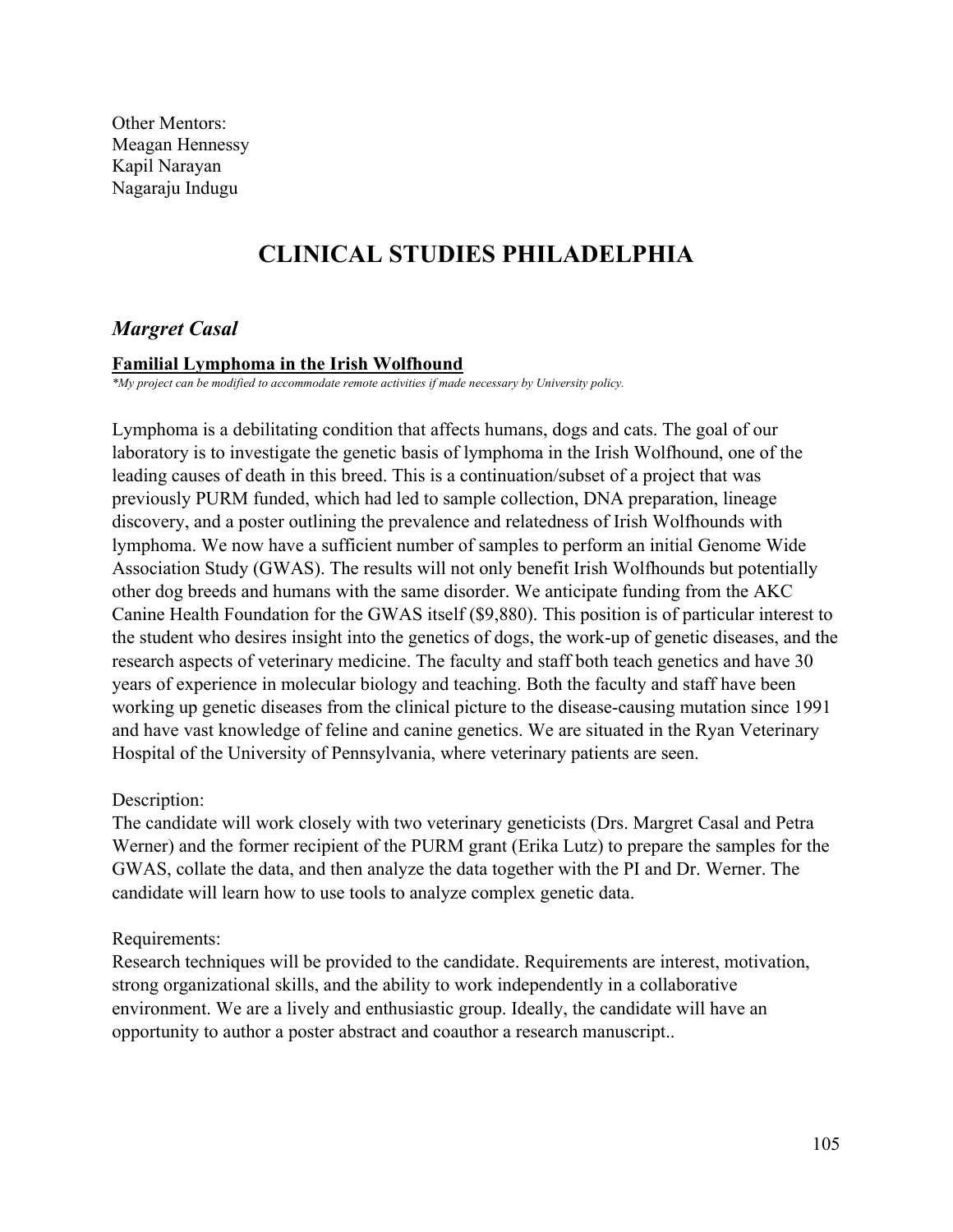Other Mentors:
Meagan Hennessy
Kapil Narayan
Nagaraju Indugu

# CLINICAL STUDIES PHILADELPHIA

## *Margret Casal*

**Familial Lymphoma in the Irish Wolfhound**

*\*My project can be modified to accommodate remote activities if made necessary by University policy.*

Lymphoma is a debilitating condition that affects humans, dogs and cats. The goal of our laboratory is to investigate the genetic basis of lymphoma in the Irish Wolfhound, one of the leading causes of death in this breed. This is a continuation/subset of a project that was previously PURM funded, which had led to sample collection, DNA preparation, lineage discovery, and a poster outlining the prevalence and relatedness of Irish Wolfhounds with lymphoma. We now have a sufficient number of samples to perform an initial Genome Wide Association Study (GWAS). The results will not only benefit Irish Wolfhounds but potentially other dog breeds and humans with the same disorder. We anticipate funding from the AKC Canine Health Foundation for the GWAS itself ($9,880). This position is of particular interest to the student who desires insight into the genetics of dogs, the work-up of genetic diseases, and the research aspects of veterinary medicine. The faculty and staff both teach genetics and have 30 years of experience in molecular biology and teaching. Both the faculty and staff have been working up genetic diseases from the clinical picture to the disease-causing mutation since 1991 and have vast knowledge of feline and canine genetics. We are situated in the Ryan Veterinary Hospital of the University of Pennsylvania, where veterinary patients are seen.

Description:
The candidate will work closely with two veterinary geneticists (Drs. Margret Casal and Petra Werner) and the former recipient of the PURM grant (Erika Lutz) to prepare the samples for the GWAS, collate the data, and then analyze the data together with the PI and Dr. Werner. The candidate will learn how to use tools to analyze complex genetic data.

Requirements:
Research techniques will be provided to the candidate. Requirements are interest, motivation, strong organizational skills, and the ability to work independently in a collaborative environment. We are a lively and enthusiastic group. Ideally, the candidate will have an opportunity to author a poster abstract and coauthor a research manuscript..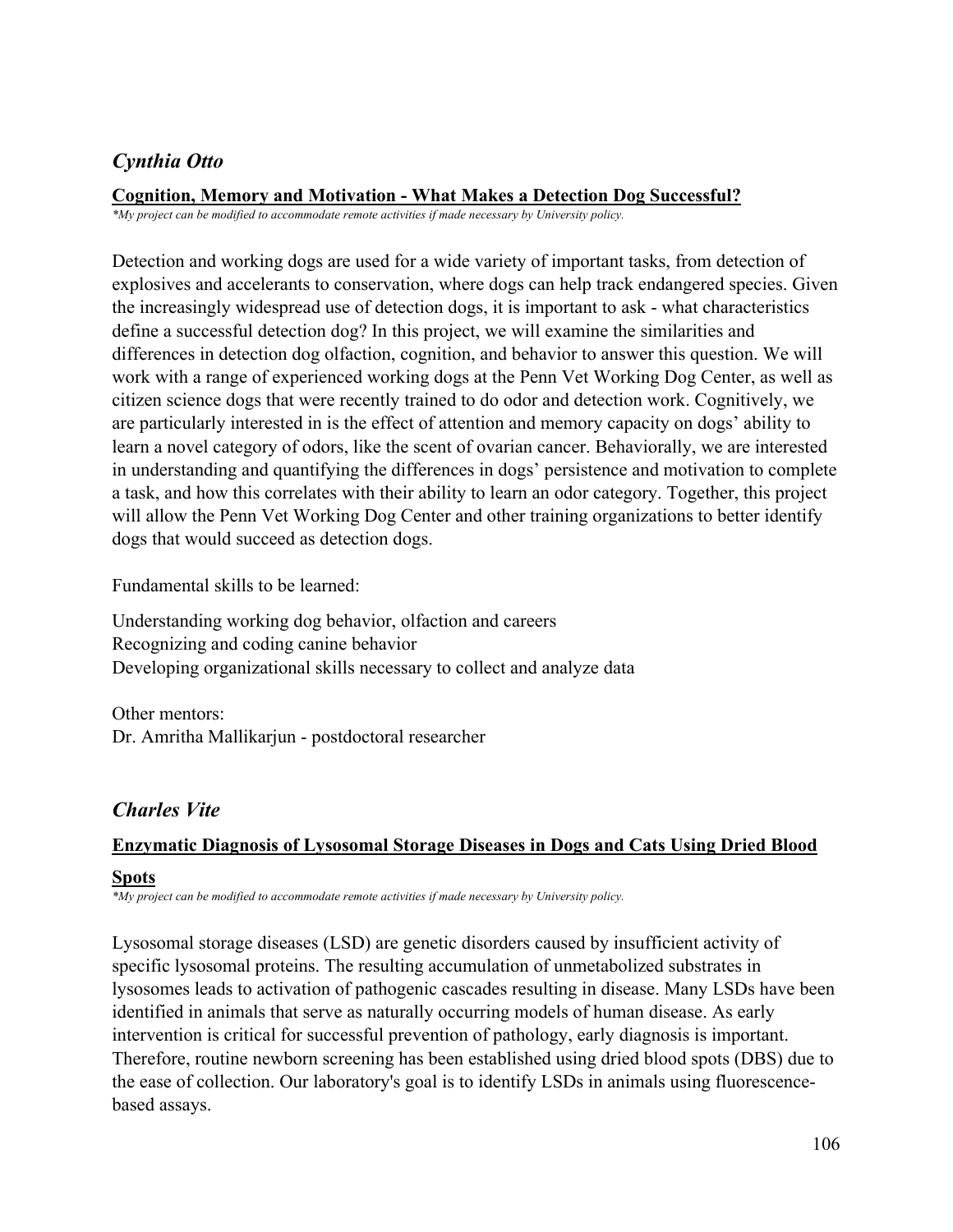## *Cynthia Otto*

**Cognition, Memory and Motivation - What Makes a Detection Dog Successful?**

*\*My project can be modified to accommodate remote activities if made necessary by University policy.*

Detection and working dogs are used for a wide variety of important tasks, from detection of explosives and accelerants to conservation, where dogs can help track endangered species. Given the increasingly widespread use of detection dogs, it is important to ask - what characteristics define a successful detection dog? In this project, we will examine the similarities and differences in detection dog olfaction, cognition, and behavior to answer this question. We will work with a range of experienced working dogs at the Penn Vet Working Dog Center, as well as citizen science dogs that were recently trained to do odor and detection work. Cognitively, we are particularly interested in is the effect of attention and memory capacity on dogs' ability to learn a novel category of odors, like the scent of ovarian cancer. Behaviorally, we are interested in understanding and quantifying the differences in dogs' persistence and motivation to complete a task, and how this correlates with their ability to learn an odor category. Together, this project will allow the Penn Vet Working Dog Center and other training organizations to better identify dogs that would succeed as detection dogs.

Fundamental skills to be learned:

Understanding working dog behavior, olfaction and careers
Recognizing and coding canine behavior
Developing organizational skills necessary to collect and analyze data

Other mentors:
Dr. Amritha Mallikarjun - postdoctoral researcher

## *Charles Vite*

**Enzymatic Diagnosis of Lysosomal Storage Diseases in Dogs and Cats Using Dried Blood Spots**

*\*My project can be modified to accommodate remote activities if made necessary by University policy.*

Lysosomal storage diseases (LSD) are genetic disorders caused by insufficient activity of specific lysosomal proteins. The resulting accumulation of unmetabolized substrates in lysosomes leads to activation of pathogenic cascades resulting in disease. Many LSDs have been identified in animals that serve as naturally occurring models of human disease. As early intervention is critical for successful prevention of pathology, early diagnosis is important. Therefore, routine newborn screening has been established using dried blood spots (DBS) due to the ease of collection. Our laboratory's goal is to identify LSDs in animals using fluorescence-based assays.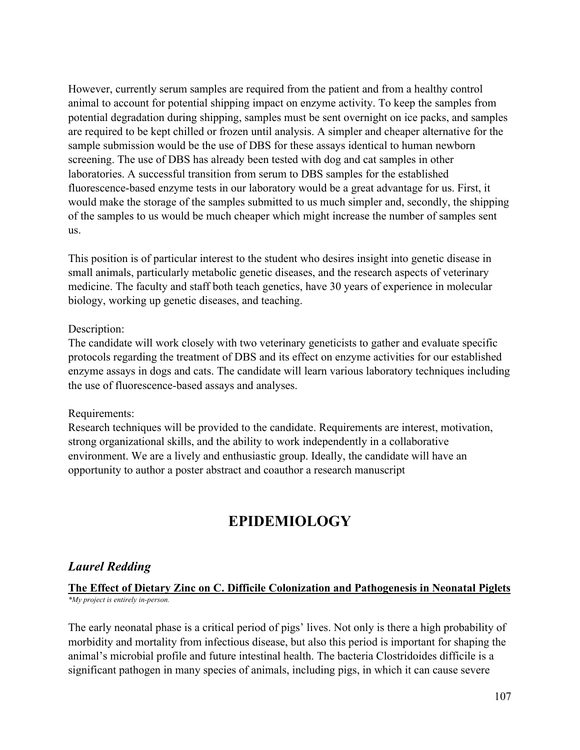However, currently serum samples are required from the patient and from a healthy control animal to account for potential shipping impact on enzyme activity. To keep the samples from potential degradation during shipping, samples must be sent overnight on ice packs, and samples are required to be kept chilled or frozen until analysis. A simpler and cheaper alternative for the sample submission would be the use of DBS for these assays identical to human newborn screening. The use of DBS has already been tested with dog and cat samples in other laboratories. A successful transition from serum to DBS samples for the established fluorescence-based enzyme tests in our laboratory would be a great advantage for us. First, it would make the storage of the samples submitted to us much simpler and, secondly, the shipping of the samples to us would be much cheaper which might increase the number of samples sent us.

This position is of particular interest to the student who desires insight into genetic disease in small animals, particularly metabolic genetic diseases, and the research aspects of veterinary medicine. The faculty and staff both teach genetics, have 30 years of experience in molecular biology, working up genetic diseases, and teaching.

Description:
The candidate will work closely with two veterinary geneticists to gather and evaluate specific protocols regarding the treatment of DBS and its effect on enzyme activities for our established enzyme assays in dogs and cats. The candidate will learn various laboratory techniques including the use of fluorescence-based assays and analyses.

Requirements:
Research techniques will be provided to the candidate. Requirements are interest, motivation, strong organizational skills, and the ability to work independently in a collaborative environment. We are a lively and enthusiastic group. Ideally, the candidate will have an opportunity to author a poster abstract and coauthor a research manuscript

# EPIDEMIOLOGY

## *Laurel Redding*

**The Effect of Dietary Zinc on C. Difficile Colonization and Pathogenesis in Neonatal Piglets**

*\*My project is entirely in-person.*

The early neonatal phase is a critical period of pigs' lives. Not only is there a high probability of morbidity and mortality from infectious disease, but also this period is important for shaping the animal's microbial profile and future intestinal health. The bacteria Clostridoides difficile is a significant pathogen in many species of animals, including pigs, in which it can cause severe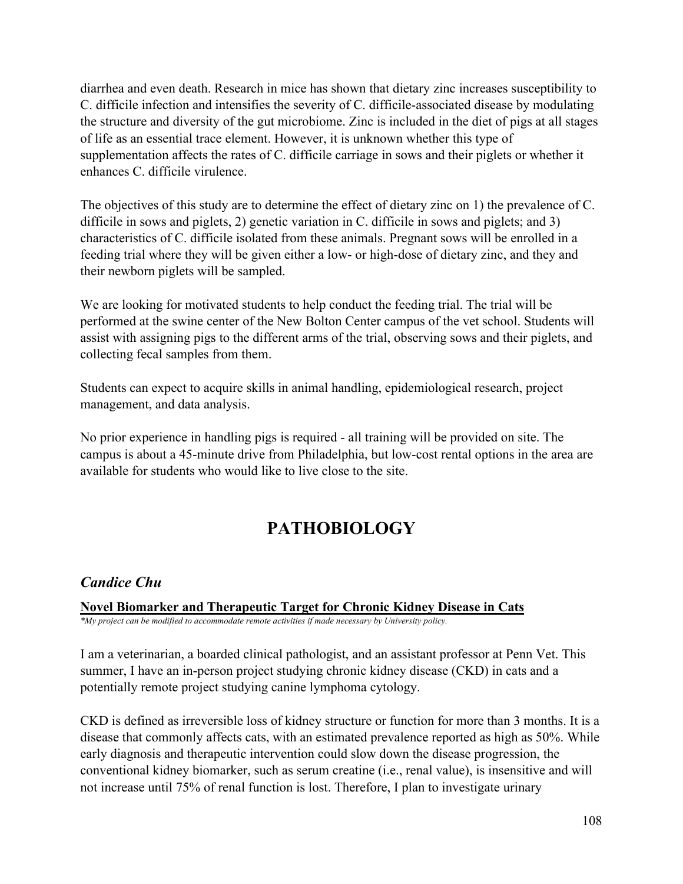diarrhea and even death. Research in mice has shown that dietary zinc increases susceptibility to C. difficile infection and intensifies the severity of C. difficile-associated disease by modulating the structure and diversity of the gut microbiome. Zinc is included in the diet of pigs at all stages of life as an essential trace element. However, it is unknown whether this type of supplementation affects the rates of C. difficile carriage in sows and their piglets or whether it enhances C. difficile virulence.

The objectives of this study are to determine the effect of dietary zinc on 1) the prevalence of C. difficile in sows and piglets, 2) genetic variation in C. difficile in sows and piglets; and 3) characteristics of C. difficile isolated from these animals. Pregnant sows will be enrolled in a feeding trial where they will be given either a low- or high-dose of dietary zinc, and they and their newborn piglets will be sampled.

We are looking for motivated students to help conduct the feeding trial. The trial will be performed at the swine center of the New Bolton Center campus of the vet school. Students will assist with assigning pigs to the different arms of the trial, observing sows and their piglets, and collecting fecal samples from them.

Students can expect to acquire skills in animal handling, epidemiological research, project management, and data analysis.

No prior experience in handling pigs is required - all training will be provided on site. The campus is about a 45-minute drive from Philadelphia, but low-cost rental options in the area are available for students who would like to live close to the site.

# PATHOBIOLOGY

### *Candice Chu*

**Novel Biomarker and Therapeutic Target for Chronic Kidney Disease in Cats**

*\*My project can be modified to accommodate remote activities if made necessary by University policy.*

I am a veterinarian, a boarded clinical pathologist, and an assistant professor at Penn Vet. This summer, I have an in-person project studying chronic kidney disease (CKD) in cats and a potentially remote project studying canine lymphoma cytology.

CKD is defined as irreversible loss of kidney structure or function for more than 3 months. It is a disease that commonly affects cats, with an estimated prevalence reported as high as 50%. While early diagnosis and therapeutic intervention could slow down the disease progression, the conventional kidney biomarker, such as serum creatine (i.e., renal value), is insensitive and will not increase until 75% of renal function is lost. Therefore, I plan to investigate urinary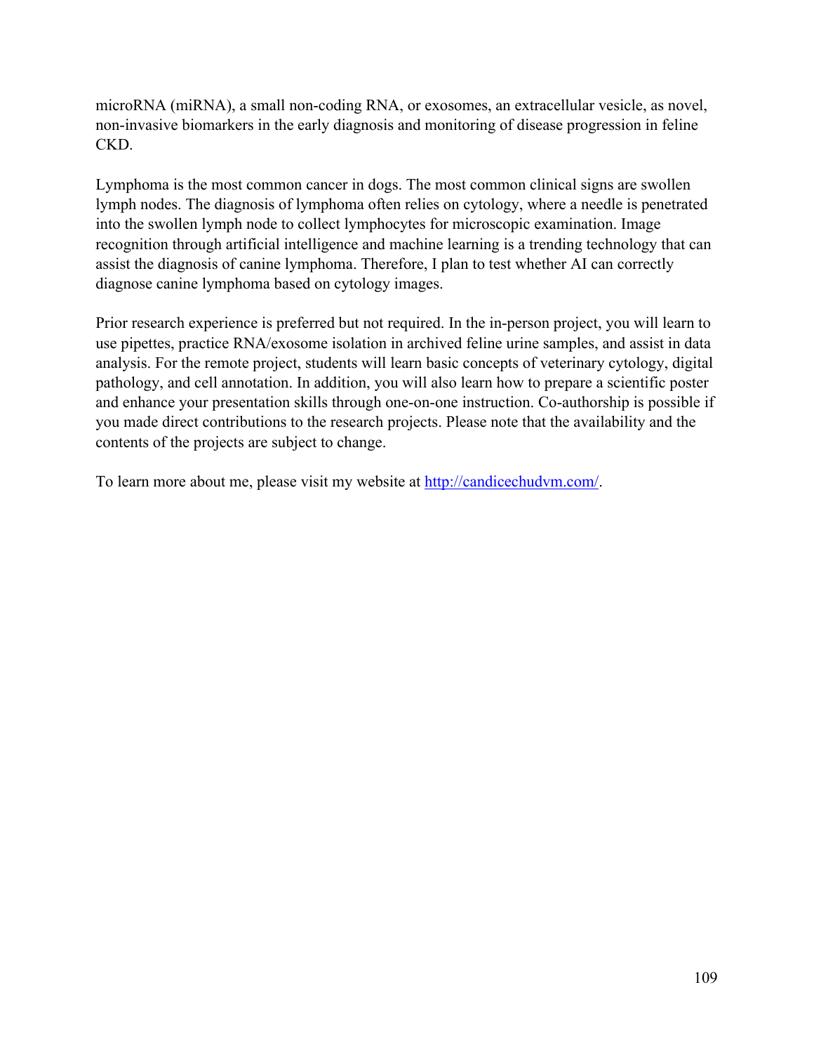microRNA (miRNA), a small non-coding RNA, or exosomes, an extracellular vesicle, as novel, non-invasive biomarkers in the early diagnosis and monitoring of disease progression in feline CKD.

Lymphoma is the most common cancer in dogs. The most common clinical signs are swollen lymph nodes. The diagnosis of lymphoma often relies on cytology, where a needle is penetrated into the swollen lymph node to collect lymphocytes for microscopic examination. Image recognition through artificial intelligence and machine learning is a trending technology that can assist the diagnosis of canine lymphoma. Therefore, I plan to test whether AI can correctly diagnose canine lymphoma based on cytology images.

Prior research experience is preferred but not required. In the in-person project, you will learn to use pipettes, practice RNA/exosome isolation in archived feline urine samples, and assist in data analysis. For the remote project, students will learn basic concepts of veterinary cytology, digital pathology, and cell annotation. In addition, you will also learn how to prepare a scientific poster and enhance your presentation skills through one-on-one instruction. Co-authorship is possible if you made direct contributions to the research projects. Please note that the availability and the contents of the projects are subject to change.

To learn more about me, please visit my website at [http://candicechudvm.com/](http://candicechudvm.com/).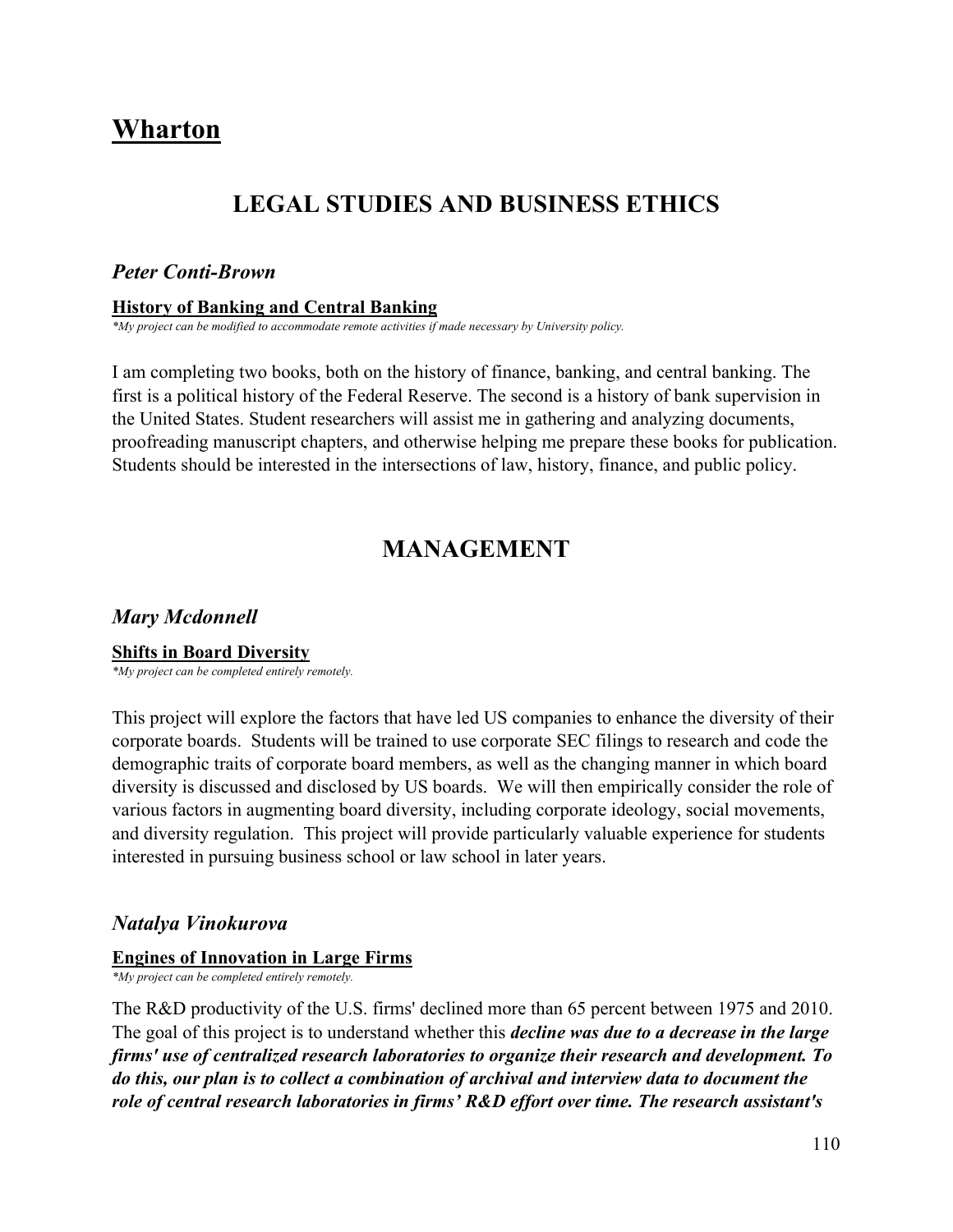# Wharton

## LEGAL STUDIES AND BUSINESS ETHICS

### *Peter Conti-Brown*

**History of Banking and Central Banking**

*\*My project can be modified to accommodate remote activities if made necessary by University policy.*

I am completing two books, both on the history of finance, banking, and central banking. The first is a political history of the Federal Reserve. The second is a history of bank supervision in the United States. Student researchers will assist me in gathering and analyzing documents, proofreading manuscript chapters, and otherwise helping me prepare these books for publication. Students should be interested in the intersections of law, history, finance, and public policy.

## MANAGEMENT

### *Mary Mcdonnell*

**Shifts in Board Diversity**

*\*My project can be completed entirely remotely.*

This project will explore the factors that have led US companies to enhance the diversity of their corporate boards. Students will be trained to use corporate SEC filings to research and code the demographic traits of corporate board members, as well as the changing manner in which board diversity is discussed and disclosed by US boards. We will then empirically consider the role of various factors in augmenting board diversity, including corporate ideology, social movements, and diversity regulation. This project will provide particularly valuable experience for students interested in pursuing business school or law school in later years.

### *Natalya Vinokurova*

**Engines of Innovation in Large Firms**

*\*My project can be completed entirely remotely.*

The R&D productivity of the U.S. firms' declined more than 65 percent between 1975 and 2010. The goal of this project is to understand whether this ***decline was due to a decrease in the large firms' use of centralized research laboratories to organize their research and development. To do this, our plan is to collect a combination of archival and interview data to document the role of central research laboratories in firms' R&D effort over time. The research assistant's***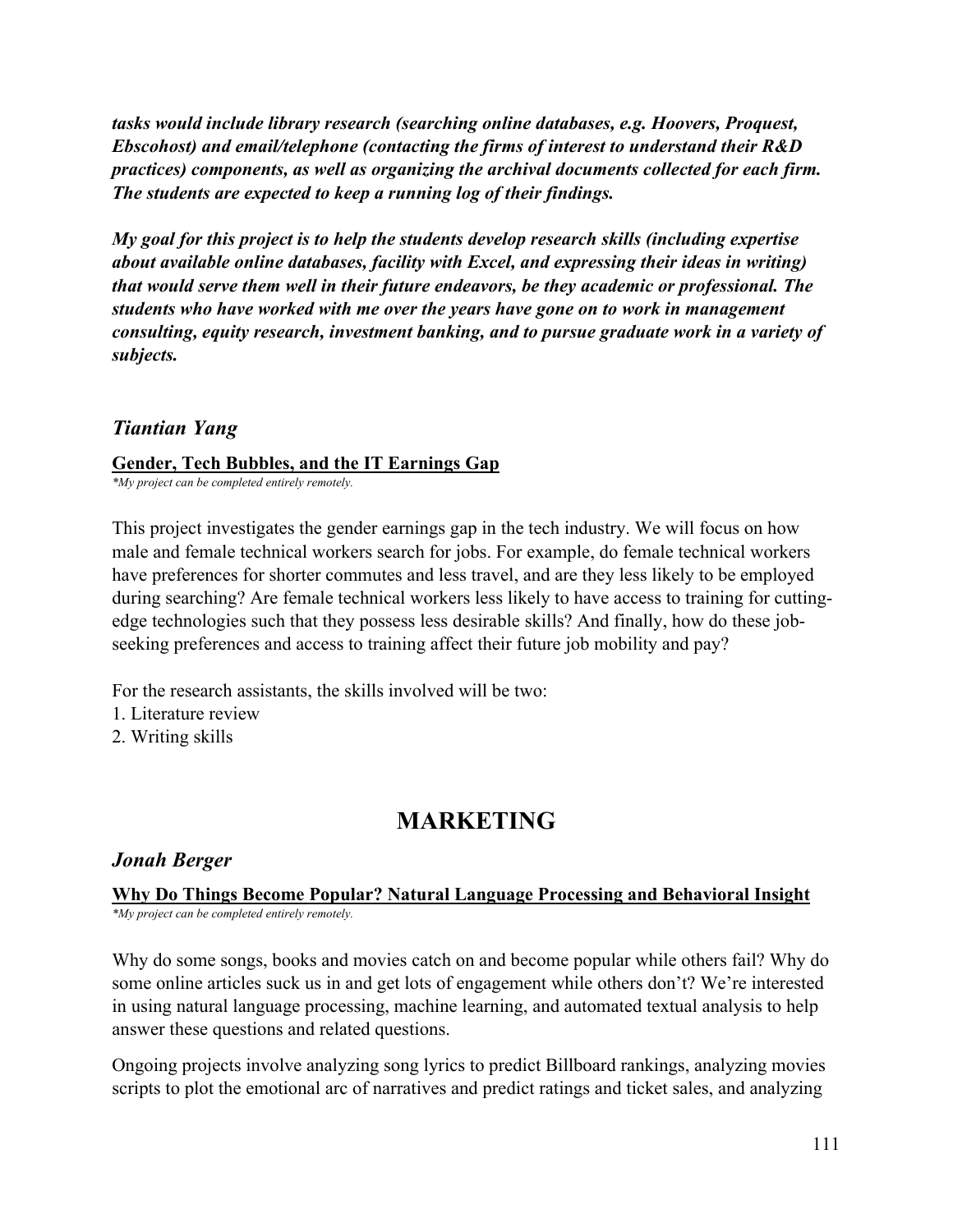***tasks would include library research (searching online databases, e.g. Hoovers, Proquest, Ebscohost) and email/telephone (contacting the firms of interest to understand their R&D practices) components, as well as organizing the archival documents collected for each firm. The students are expected to keep a running log of their findings.***

***My goal for this project is to help the students develop research skills (including expertise about available online databases, facility with Excel, and expressing their ideas in writing) that would serve them well in their future endeavors, be they academic or professional. The students who have worked with me over the years have gone on to work in management consulting, equity research, investment banking, and to pursue graduate work in a variety of subjects.***

### *Tiantian Yang*

**Gender, Tech Bubbles, and the IT Earnings Gap**

*\*My project can be completed entirely remotely.*

This project investigates the gender earnings gap in the tech industry. We will focus on how male and female technical workers search for jobs. For example, do female technical workers have preferences for shorter commutes and less travel, and are they less likely to be employed during searching? Are female technical workers less likely to have access to training for cutting-edge technologies such that they possess less desirable skills? And finally, how do these job-seeking preferences and access to training affect their future job mobility and pay?

For the research assistants, the skills involved will be two:

1. Literature review
2. Writing skills

## MARKETING

### *Jonah Berger*

**Why Do Things Become Popular? Natural Language Processing and Behavioral Insight**

*\*My project can be completed entirely remotely.*

Why do some songs, books and movies catch on and become popular while others fail? Why do some online articles suck us in and get lots of engagement while others don't? We're interested in using natural language processing, machine learning, and automated textual analysis to help answer these questions and related questions.

Ongoing projects involve analyzing song lyrics to predict Billboard rankings, analyzing movies scripts to plot the emotional arc of narratives and predict ratings and ticket sales, and analyzing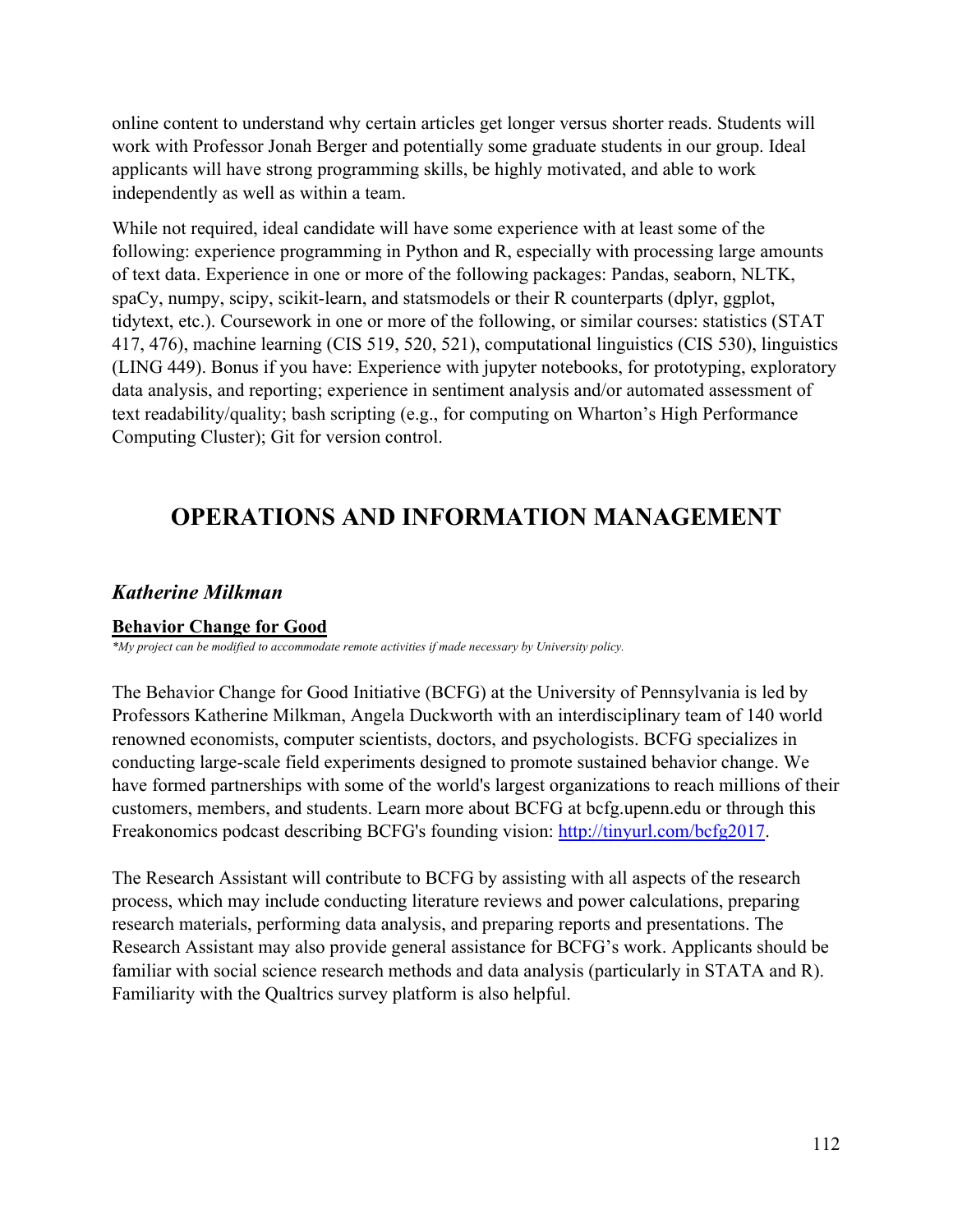online content to understand why certain articles get longer versus shorter reads. Students will work with Professor Jonah Berger and potentially some graduate students in our group. Ideal applicants will have strong programming skills, be highly motivated, and able to work independently as well as within a team.

While not required, ideal candidate will have some experience with at least some of the following: experience programming in Python and R, especially with processing large amounts of text data. Experience in one or more of the following packages: Pandas, seaborn, NLTK, spaCy, numpy, scipy, scikit-learn, and statsmodels or their R counterparts (dplyr, ggplot, tidytext, etc.). Coursework in one or more of the following, or similar courses: statistics (STAT 417, 476), machine learning (CIS 519, 520, 521), computational linguistics (CIS 530), linguistics (LING 449). Bonus if you have: Experience with jupyter notebooks, for prototyping, exploratory data analysis, and reporting; experience in sentiment analysis and/or automated assessment of text readability/quality; bash scripting (e.g., for computing on Wharton's High Performance Computing Cluster); Git for version control.

# OPERATIONS AND INFORMATION MANAGEMENT

## *Katherine Milkman*

**Behavior Change for Good**

*\*My project can be modified to accommodate remote activities if made necessary by University policy.*

The Behavior Change for Good Initiative (BCFG) at the University of Pennsylvania is led by Professors Katherine Milkman, Angela Duckworth with an interdisciplinary team of 140 world renowned economists, computer scientists, doctors, and psychologists. BCFG specializes in conducting large-scale field experiments designed to promote sustained behavior change. We have formed partnerships with some of the world's largest organizations to reach millions of their customers, members, and students. Learn more about BCFG at bcfg.upenn.edu or through this Freakonomics podcast describing BCFG's founding vision: http://tinyurl.com/bcfg2017.

The Research Assistant will contribute to BCFG by assisting with all aspects of the research process, which may include conducting literature reviews and power calculations, preparing research materials, performing data analysis, and preparing reports and presentations. The Research Assistant may also provide general assistance for BCFG's work. Applicants should be familiar with social science research methods and data analysis (particularly in STATA and R). Familiarity with the Qualtrics survey platform is also helpful.